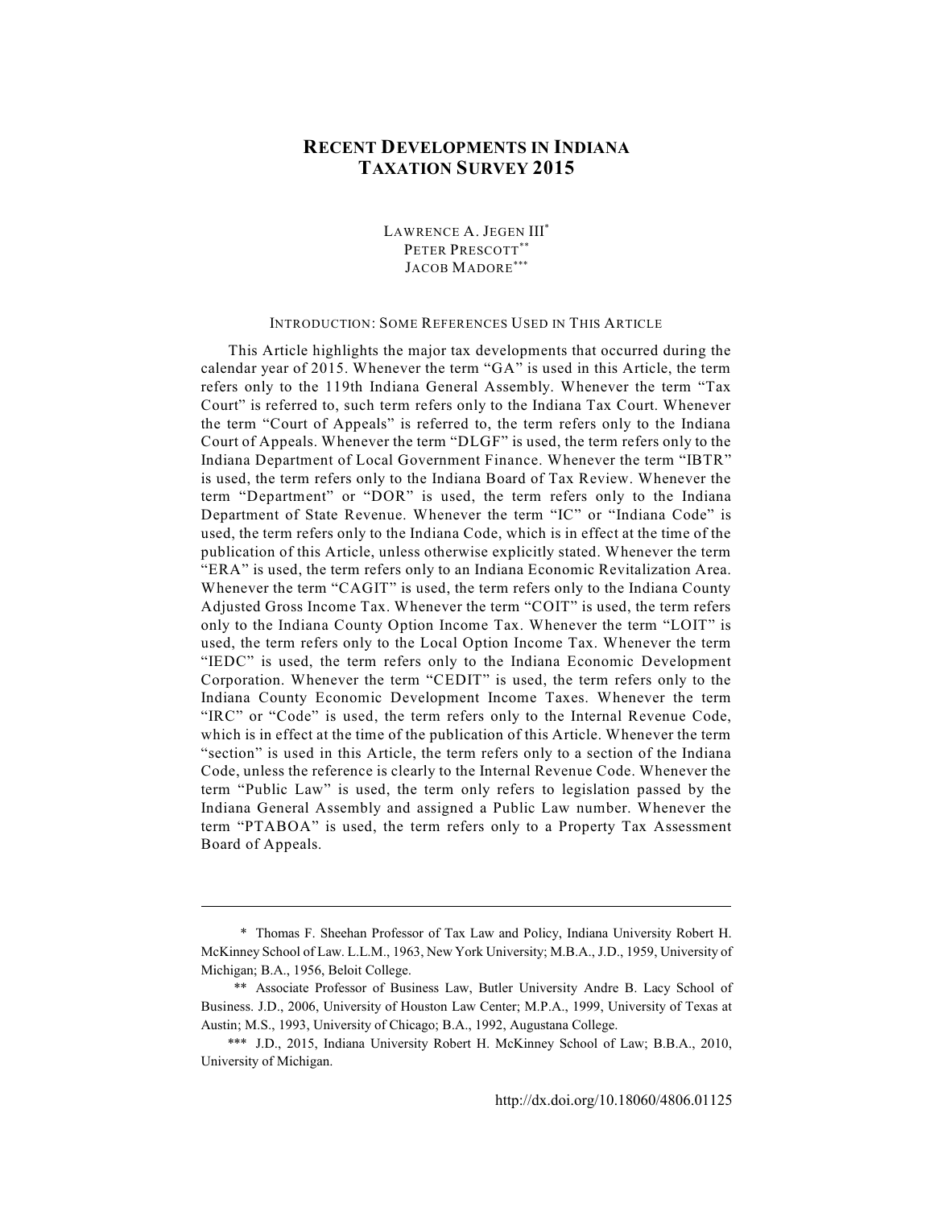# RECENT DEVELOPMENTS IN INDIANA TAXATION SURVEY 2015

LAWRENCE A. JEGEN III[*]
PETER PRESCOTT[**]
JACOB MADORE[***]

## INTRODUCTION: SOME REFERENCES USED IN THIS ARTICLE

This Article highlights the major tax developments that occurred during the calendar year of 2015. Whenever the term "GA" is used in this Article, the term refers only to the 119th Indiana General Assembly. Whenever the term "Tax Court" is referred to, such term refers only to the Indiana Tax Court. Whenever the term "Court of Appeals" is referred to, the term refers only to the Indiana Court of Appeals. Whenever the term "DLGF" is used, the term refers only to the Indiana Department of Local Government Finance. Whenever the term "IBTR" is used, the term refers only to the Indiana Board of Tax Review. Whenever the term "Department" or "DOR" is used, the term refers only to the Indiana Department of State Revenue. Whenever the term "IC" or "Indiana Code" is used, the term refers only to the Indiana Code, which is in effect at the time of the publication of this Article, unless otherwise explicitly stated. Whenever the term "ERA" is used, the term refers only to an Indiana Economic Revitalization Area. Whenever the term "CAGIT" is used, the term refers only to the Indiana County Adjusted Gross Income Tax. Whenever the term "COIT" is used, the term refers only to the Indiana County Option Income Tax. Whenever the term "LOIT" is used, the term refers only to the Local Option Income Tax. Whenever the term "IEDC" is used, the term refers only to the Indiana Economic Development Corporation. Whenever the term "CEDIT" is used, the term refers only to the Indiana County Economic Development Income Taxes. Whenever the term "IRC" or "Code" is used, the term refers only to the Internal Revenue Code, which is in effect at the time of the publication of this Article. Whenever the term "section" is used in this Article, the term refers only to a section of the Indiana Code, unless the reference is clearly to the Internal Revenue Code. Whenever the term "Public Law" is used, the term only refers to legislation passed by the Indiana General Assembly and assigned a Public Law number. Whenever the term "PTABOA" is used, the term refers only to a Property Tax Assessment Board of Appeals.

---

[*] Thomas F. Sheehan Professor of Tax Law and Policy, Indiana University Robert H. McKinney School of Law. L.L.M., 1963, New York University; M.B.A., J.D., 1959, University of Michigan; B.A., 1956, Beloit College.

[**] Associate Professor of Business Law, Butler University Andre B. Lacy School of Business. J.D., 2006, University of Houston Law Center; M.P.A., 1999, University of Texas at Austin; M.S., 1993, University of Chicago; B.A., 1992, Augustana College.

[***] J.D., 2015, Indiana University Robert H. McKinney School of Law; B.B.A., 2010, University of Michigan.

http://dx.doi.org/10.18060/4806.01125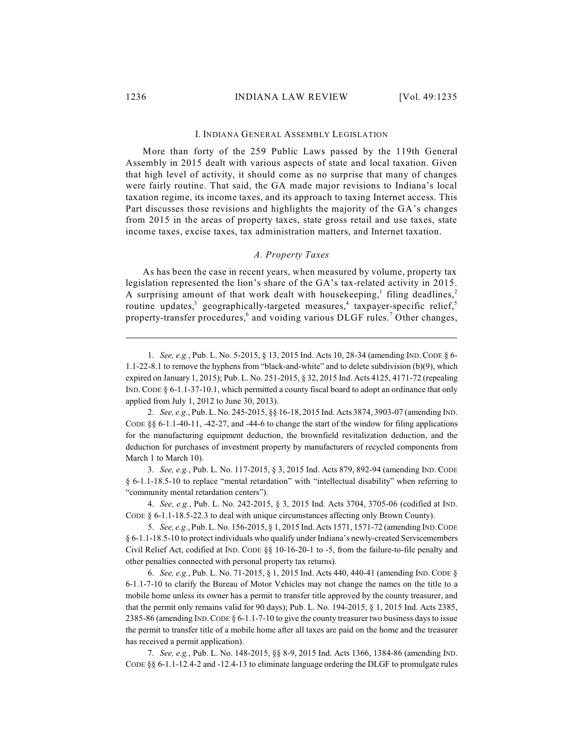## I. Indiana General Assembly Legislation

More than forty of the 259 Public Laws passed by the 119th General Assembly in 2015 dealt with various aspects of state and local taxation. Given that high level of activity, it should come as no surprise that many of changes were fairly routine. That said, the GA made major revisions to Indiana's local taxation regime, its income taxes, and its approach to taxing Internet access. This Part discusses those revisions and highlights the majority of the GA's changes from 2015 in the areas of property taxes, state gross retail and use taxes, state income taxes, excise taxes, tax administration matters, and Internet taxation.

### *A. Property Taxes*

As has been the case in recent years, when measured by volume, property tax legislation represented the lion's share of the GA's tax-related activity in 2015. A surprising amount of that work dealt with housekeeping,[1] filing deadlines,[2] routine updates,[3] geographically-targeted measures,[4] taxpayer-specific relief,[5] property-transfer procedures,[6] and voiding various DLGF rules.[7] Other changes,

---

1. *See, e.g.*, Pub. L. No. 5-2015, § 13, 2015 Ind. Acts 10, 28-34 (amending IND. CODE § 6-1.1-22-8.1 to remove the hyphens from "black-and-white" and to delete subdivision (b)(9), which expired on January 1, 2015); Pub. L. No. 251-2015, § 32, 2015 Ind. Acts 4125, 4171-72 (repealing IND. CODE § 6-1.1-37-10.1, which permitted a county fiscal board to adopt an ordinance that only applied from July 1, 2012 to June 30, 2013).

2. *See, e.g.*, Pub. L. No. 245-2015, §§ 16-18, 2015 Ind. Acts 3874, 3903-07 (amending IND. CODE §§ 6-1.1-40-11, -42-27, and -44-6 to change the start of the window for filing applications for the manufacturing equipment deduction, the brownfield revitalization deduction, and the deduction for purchases of investment property by manufacturers of recycled components from March 1 to March 10).

3. *See, e.g.*, Pub. L. No. 117-2015, § 3, 2015 Ind. Acts 879, 892-94 (amending IND. CODE § 6-1.1-18.5-10 to replace "mental retardation" with "intellectual disability" when referring to "community mental retardation centers").

4. *See, e.g.*, Pub. L. No. 242-2015, § 3, 2015 Ind. Acts 3704, 3705-06 (codified at IND. CODE § 6-1.1-18.5-22.3 to deal with unique circumstances affecting only Brown County).

5. *See, e.g.*, Pub. L. No. 156-2015, § 1, 2015 Ind. Acts 1571, 1571-72 (amending IND. CODE § 6-1.1-18.5-10 to protect individuals who qualify under Indiana's newly-created Servicemembers Civil Relief Act, codified at IND. CODE §§ 10-16-20-1 to -5, from the failure-to-file penalty and other penalties connected with personal property tax returns).

6. *See, e.g.*, Pub. L. No. 71-2015, § 1, 2015 Ind. Acts 440, 440-41 (amending IND. CODE § 6-1.1-7-10 to clarify the Bureau of Motor Vehicles may not change the names on the title to a mobile home unless its owner has a permit to transfer title approved by the county treasurer, and that the permit only remains valid for 90 days); Pub. L. No. 194-2015, § 1, 2015 Ind. Acts 2385, 2385-86 (amending IND. CODE § 6-1.1-7-10 to give the county treasurer two business days to issue the permit to transfer title of a mobile home after all taxes are paid on the home and the treasurer has received a permit application).

7. *See, e.g.*, Pub. L. No. 148-2015, §§ 8-9, 2015 Ind. Acts 1366, 1384-86 (amending IND. CODE §§ 6-1.1-12.4-2 and -12.4-13 to eliminate language ordering the DLGF to promulgate rules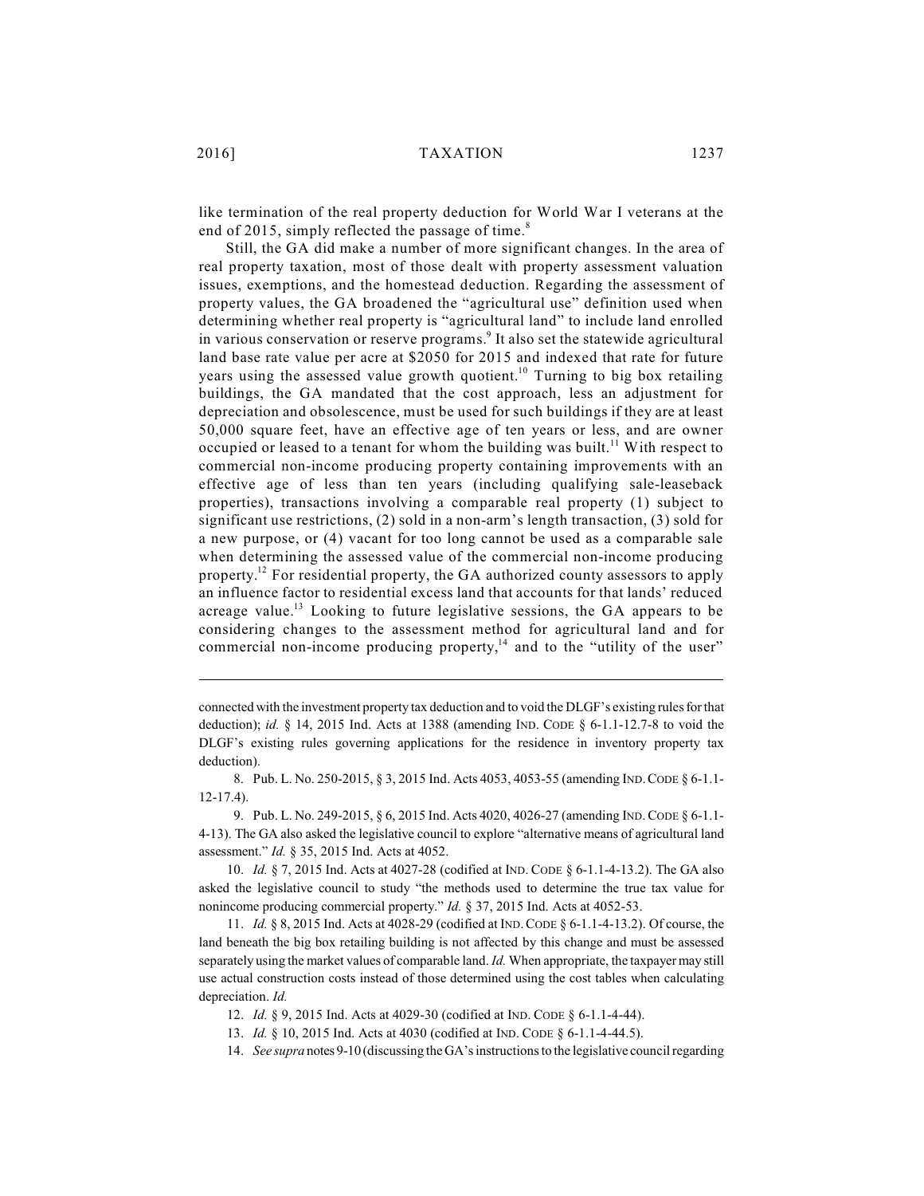like termination of the real property deduction for World War I veterans at the end of 2015, simply reflected the passage of time.[8]

Still, the GA did make a number of more significant changes. In the area of real property taxation, most of those dealt with property assessment valuation issues, exemptions, and the homestead deduction. Regarding the assessment of property values, the GA broadened the "agricultural use" definition used when determining whether real property is "agricultural land" to include land enrolled in various conservation or reserve programs.[9] It also set the statewide agricultural land base rate value per acre at $2050 for 2015 and indexed that rate for future years using the assessed value growth quotient.[10] Turning to big box retailing buildings, the GA mandated that the cost approach, less an adjustment for depreciation and obsolescence, must be used for such buildings if they are at least 50,000 square feet, have an effective age of ten years or less, and are owner occupied or leased to a tenant for whom the building was built.[11] With respect to commercial non-income producing property containing improvements with an effective age of less than ten years (including qualifying sale-leaseback properties), transactions involving a comparable real property (1) subject to significant use restrictions, (2) sold in a non-arm's length transaction, (3) sold for a new purpose, or (4) vacant for too long cannot be used as a comparable sale when determining the assessed value of the commercial non-income producing property.[12] For residential property, the GA authorized county assessors to apply an influence factor to residential excess land that accounts for that lands' reduced acreage value.[13] Looking to future legislative sessions, the GA appears to be considering changes to the assessment method for agricultural land and for commercial non-income producing property,[14] and to the "utility of the user"

---

connected with the investment property tax deduction and to void the DLGF's existing rules for that deduction); *id.* § 14, 2015 Ind. Acts at 1388 (amending IND. CODE § 6-1.1-12.7-8 to void the DLGF's existing rules governing applications for the residence in inventory property tax deduction).

8. Pub. L. No. 250-2015, § 3, 2015 Ind. Acts 4053, 4053-55 (amending IND. CODE § 6-1.1-12-17.4).

9. Pub. L. No. 249-2015, § 6, 2015 Ind. Acts 4020, 4026-27 (amending IND. CODE § 6-1.1-4-13). The GA also asked the legislative council to explore "alternative means of agricultural land assessment." *Id.* § 35, 2015 Ind. Acts at 4052.

10. *Id.* § 7, 2015 Ind. Acts at 4027-28 (codified at IND. CODE § 6-1.1-4-13.2). The GA also asked the legislative council to study "the methods used to determine the true tax value for nonincome producing commercial property." *Id.* § 37, 2015 Ind. Acts at 4052-53.

11. *Id.* § 8, 2015 Ind. Acts at 4028-29 (codified at IND. CODE § 6-1.1-4-13.2). Of course, the land beneath the big box retailing building is not affected by this change and must be assessed separately using the market values of comparable land. *Id.* When appropriate, the taxpayer may still use actual construction costs instead of those determined using the cost tables when calculating depreciation. *Id.*

12. *Id.* § 9, 2015 Ind. Acts at 4029-30 (codified at IND. CODE § 6-1.1-4-44).

13. *Id.* § 10, 2015 Ind. Acts at 4030 (codified at IND. CODE § 6-1.1-4-44.5).

14. *See supra* notes 9-10 (discussing the GA's instructions to the legislative council regarding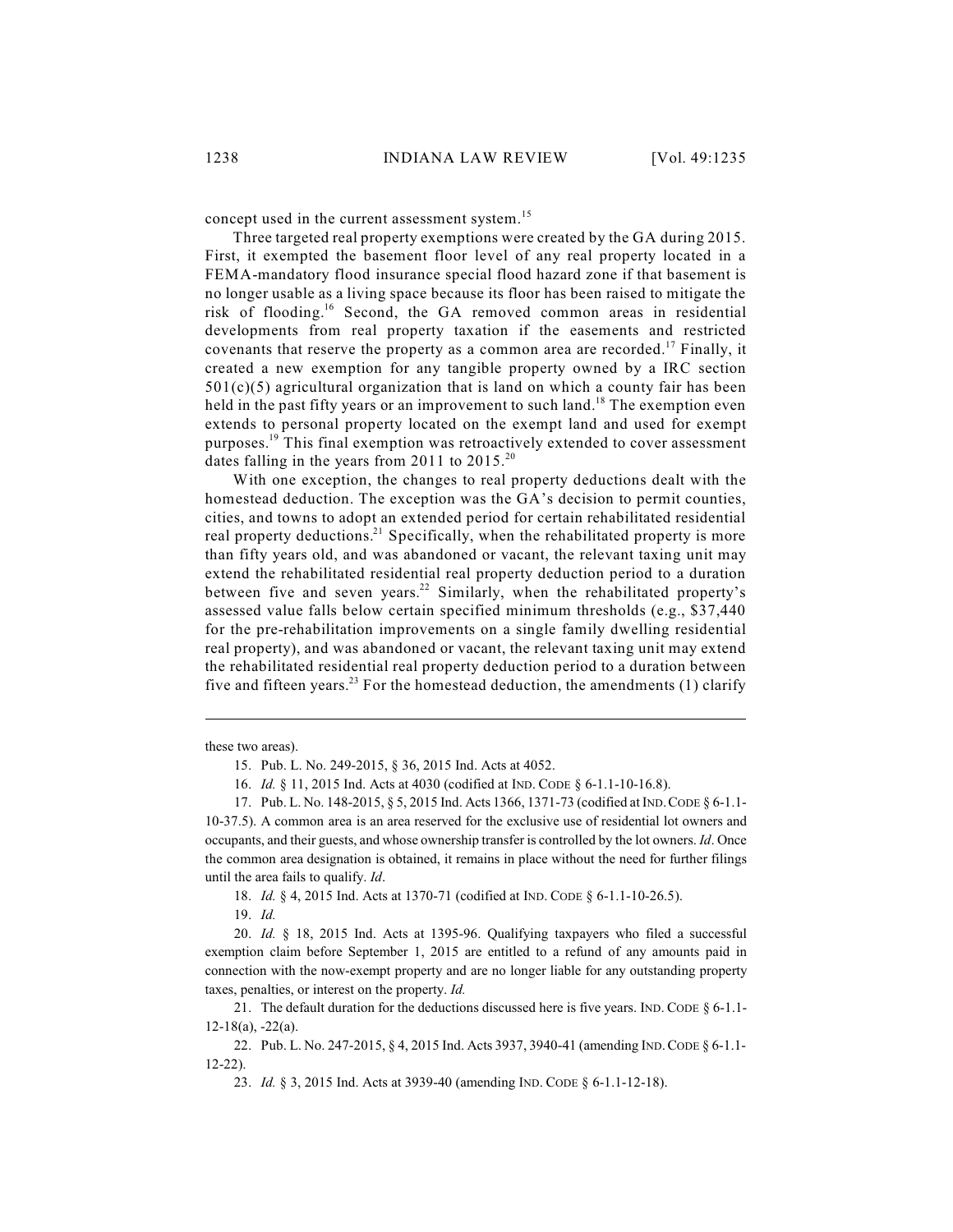concept used in the current assessment system.[15]

Three targeted real property exemptions were created by the GA during 2015. First, it exempted the basement floor level of any real property located in a FEMA-mandatory flood insurance special flood hazard zone if that basement is no longer usable as a living space because its floor has been raised to mitigate the risk of flooding.[16] Second, the GA removed common areas in residential developments from real property taxation if the easements and restricted covenants that reserve the property as a common area are recorded.[17] Finally, it created a new exemption for any tangible property owned by a IRC section 501(c)(5) agricultural organization that is land on which a county fair has been held in the past fifty years or an improvement to such land.[18] The exemption even extends to personal property located on the exempt land and used for exempt purposes.[19] This final exemption was retroactively extended to cover assessment dates falling in the years from 2011 to 2015.[20]

With one exception, the changes to real property deductions dealt with the homestead deduction. The exception was the GA's decision to permit counties, cities, and towns to adopt an extended period for certain rehabilitated residential real property deductions.[21] Specifically, when the rehabilitated property is more than fifty years old, and was abandoned or vacant, the relevant taxing unit may extend the rehabilitated residential real property deduction period to a duration between five and seven years.[22] Similarly, when the rehabilitated property's assessed value falls below certain specified minimum thresholds (e.g., $37,440 for the pre-rehabilitation improvements on a single family dwelling residential real property), and was abandoned or vacant, the relevant taxing unit may extend the rehabilitated residential real property deduction period to a duration between five and fifteen years.[23] For the homestead deduction, the amendments (1) clarify

---

these two areas).

15. Pub. L. No. 249-2015, § 36, 2015 Ind. Acts at 4052.

16. *Id.* § 11, 2015 Ind. Acts at 4030 (codified at IND. CODE § 6-1.1-10-16.8).

17. Pub. L. No. 148-2015, § 5, 2015 Ind. Acts 1366, 1371-73 (codified at IND. CODE § 6-1.1-10-37.5). A common area is an area reserved for the exclusive use of residential lot owners and occupants, and their guests, and whose ownership transfer is controlled by the lot owners. *Id*. Once the common area designation is obtained, it remains in place without the need for further filings until the area fails to qualify. *Id*.

18. *Id.* § 4, 2015 Ind. Acts at 1370-71 (codified at IND. CODE § 6-1.1-10-26.5).

19. *Id.*

20. *Id.* § 18, 2015 Ind. Acts at 1395-96. Qualifying taxpayers who filed a successful exemption claim before September 1, 2015 are entitled to a refund of any amounts paid in connection with the now-exempt property and are no longer liable for any outstanding property taxes, penalties, or interest on the property. *Id.*

21. The default duration for the deductions discussed here is five years. IND. CODE § 6-1.1-12-18(a), -22(a).

22. Pub. L. No. 247-2015, § 4, 2015 Ind. Acts 3937, 3940-41 (amending IND. CODE § 6-1.1-12-22).

23. *Id.* § 3, 2015 Ind. Acts at 3939-40 (amending IND. CODE § 6-1.1-12-18).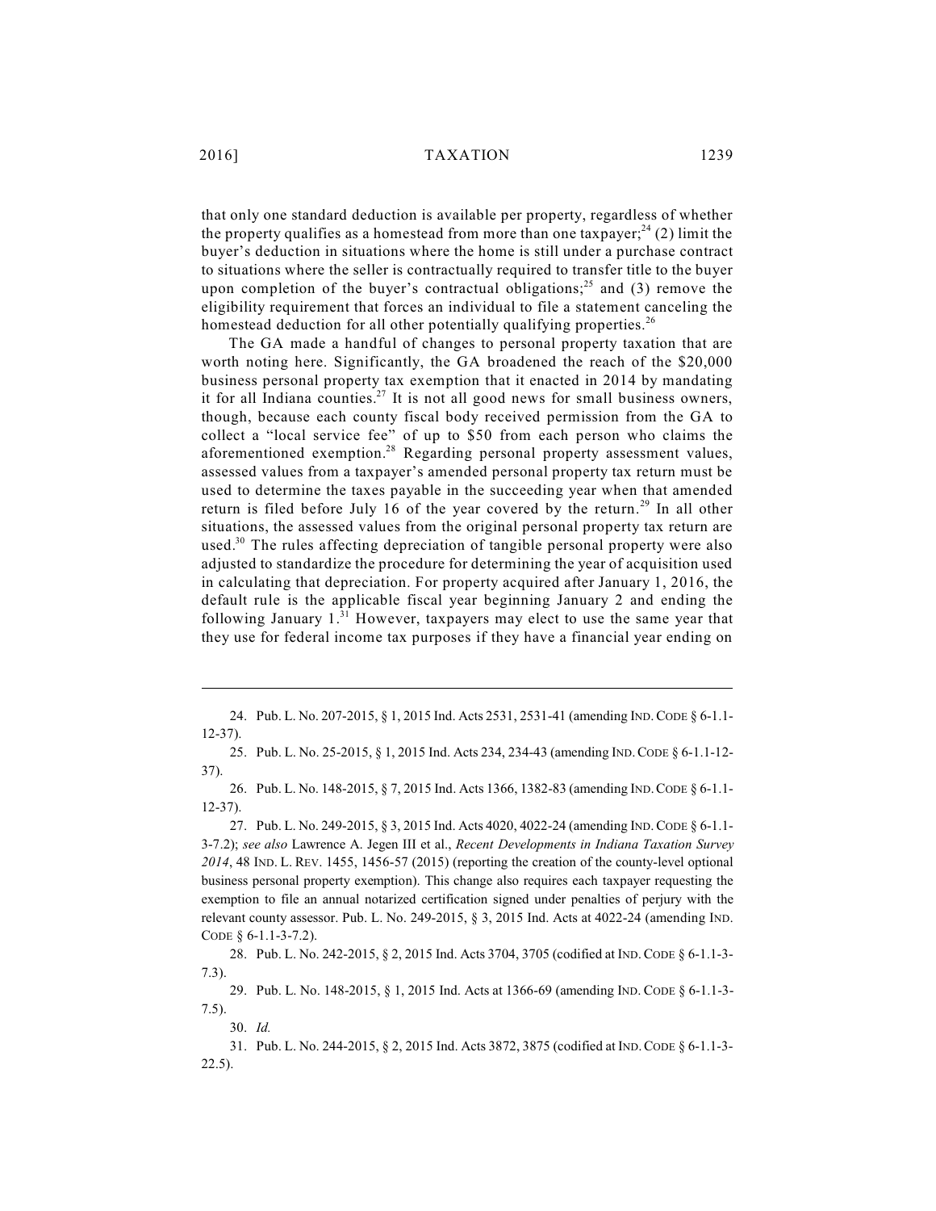that only one standard deduction is available per property, regardless of whether the property qualifies as a homestead from more than one taxpayer;[24] (2) limit the buyer's deduction in situations where the home is still under a purchase contract to situations where the seller is contractually required to transfer title to the buyer upon completion of the buyer's contractual obligations;[25] and (3) remove the eligibility requirement that forces an individual to file a statement canceling the homestead deduction for all other potentially qualifying properties.[26]

The GA made a handful of changes to personal property taxation that are worth noting here. Significantly, the GA broadened the reach of the $20,000 business personal property tax exemption that it enacted in 2014 by mandating it for all Indiana counties.[27] It is not all good news for small business owners, though, because each county fiscal body received permission from the GA to collect a "local service fee" of up to $50 from each person who claims the aforementioned exemption.[28] Regarding personal property assessment values, assessed values from a taxpayer's amended personal property tax return must be used to determine the taxes payable in the succeeding year when that amended return is filed before July 16 of the year covered by the return.[29] In all other situations, the assessed values from the original personal property tax return are used.[30] The rules affecting depreciation of tangible personal property were also adjusted to standardize the procedure for determining the year of acquisition used in calculating that depreciation. For property acquired after January 1, 2016, the default rule is the applicable fiscal year beginning January 2 and ending the following January 1.[31] However, taxpayers may elect to use the same year that they use for federal income tax purposes if they have a financial year ending on

---

24. Pub. L. No. 207-2015, § 1, 2015 Ind. Acts 2531, 2531-41 (amending IND. CODE § 6-1.1-12-37).

25. Pub. L. No. 25-2015, § 1, 2015 Ind. Acts 234, 234-43 (amending IND. CODE § 6-1.1-12-37).

26. Pub. L. No. 148-2015, § 7, 2015 Ind. Acts 1366, 1382-83 (amending IND. CODE § 6-1.1-12-37).

27. Pub. L. No. 249-2015, § 3, 2015 Ind. Acts 4020, 4022-24 (amending IND. CODE § 6-1.1-3-7.2); *see also* Lawrence A. Jegen III et al., *Recent Developments in Indiana Taxation Survey 2014*, 48 IND. L. REV. 1455, 1456-57 (2015) (reporting the creation of the county-level optional business personal property exemption). This change also requires each taxpayer requesting the exemption to file an annual notarized certification signed under penalties of perjury with the relevant county assessor. Pub. L. No. 249-2015, § 3, 2015 Ind. Acts at 4022-24 (amending IND. CODE § 6-1.1-3-7.2).

28. Pub. L. No. 242-2015, § 2, 2015 Ind. Acts 3704, 3705 (codified at IND. CODE § 6-1.1-3-7.3).

29. Pub. L. No. 148-2015, § 1, 2015 Ind. Acts at 1366-69 (amending IND. CODE § 6-1.1-3-7.5).

30. *Id.*

31. Pub. L. No. 244-2015, § 2, 2015 Ind. Acts 3872, 3875 (codified at IND. CODE § 6-1.1-3-22.5).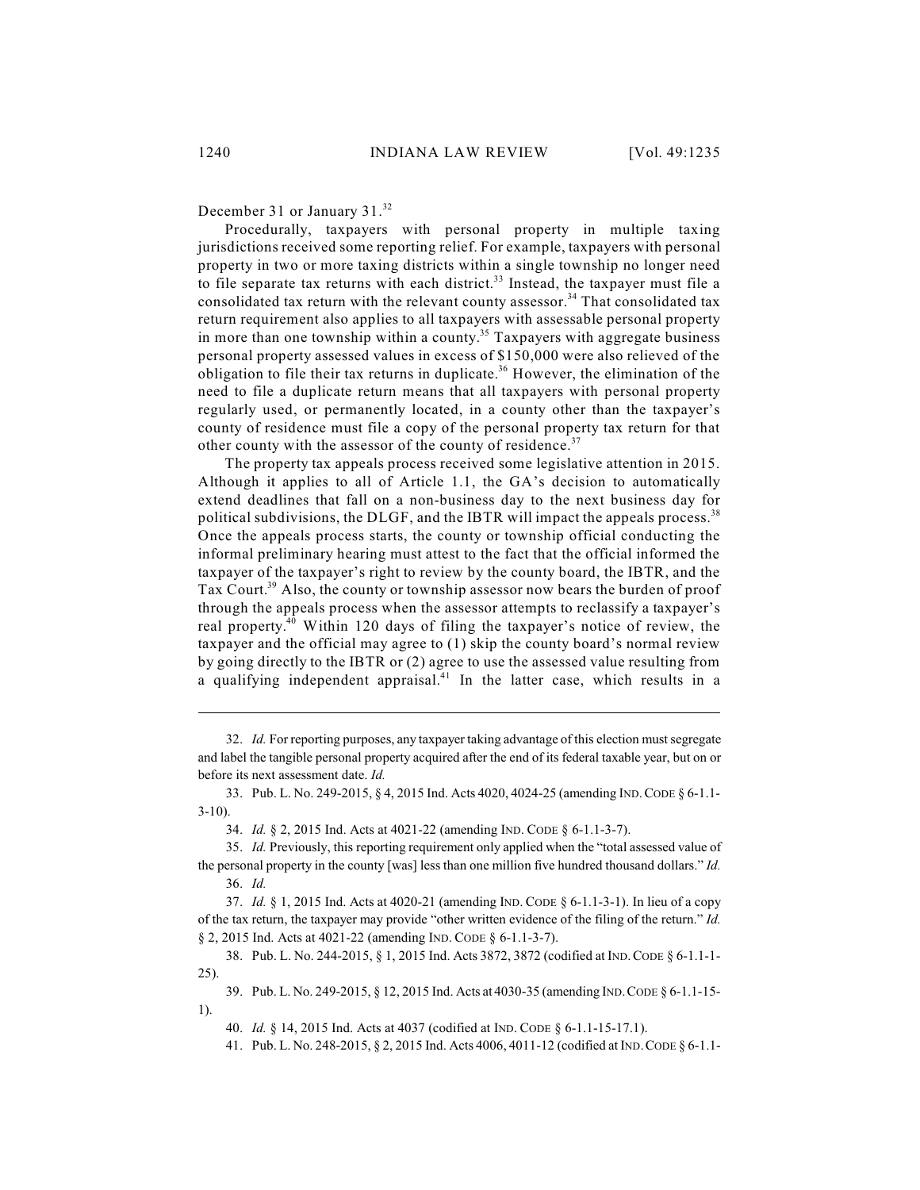December 31 or January 31.[32]

Procedurally, taxpayers with personal property in multiple taxing jurisdictions received some reporting relief. For example, taxpayers with personal property in two or more taxing districts within a single township no longer need to file separate tax returns with each district.[33] Instead, the taxpayer must file a consolidated tax return with the relevant county assessor.[34] That consolidated tax return requirement also applies to all taxpayers with assessable personal property in more than one township within a county.[35] Taxpayers with aggregate business personal property assessed values in excess of $150,000 were also relieved of the obligation to file their tax returns in duplicate.[36] However, the elimination of the need to file a duplicate return means that all taxpayers with personal property regularly used, or permanently located, in a county other than the taxpayer's county of residence must file a copy of the personal property tax return for that other county with the assessor of the county of residence.[37]

The property tax appeals process received some legislative attention in 2015. Although it applies to all of Article 1.1, the GA's decision to automatically extend deadlines that fall on a non-business day to the next business day for political subdivisions, the DLGF, and the IBTR will impact the appeals process.[38] Once the appeals process starts, the county or township official conducting the informal preliminary hearing must attest to the fact that the official informed the taxpayer of the taxpayer's right to review by the county board, the IBTR, and the Tax Court.[39] Also, the county or township assessor now bears the burden of proof through the appeals process when the assessor attempts to reclassify a taxpayer's real property.[40] Within 120 days of filing the taxpayer's notice of review, the taxpayer and the official may agree to (1) skip the county board's normal review by going directly to the IBTR or (2) agree to use the assessed value resulting from a qualifying independent appraisal.[41] In the latter case, which results in a

---

32. *Id.* For reporting purposes, any taxpayer taking advantage of this election must segregate and label the tangible personal property acquired after the end of its federal taxable year, but on or before its next assessment date. *Id.*

33. Pub. L. No. 249-2015, § 4, 2015 Ind. Acts 4020, 4024-25 (amending IND. CODE § 6-1.1-3-10).

34. *Id.* § 2, 2015 Ind. Acts at 4021-22 (amending IND. CODE § 6-1.1-3-7).

35. *Id.* Previously, this reporting requirement only applied when the "total assessed value of the personal property in the county [was] less than one million five hundred thousand dollars." *Id.*

36. *Id.*

37. *Id.* § 1, 2015 Ind. Acts at 4020-21 (amending IND. CODE § 6-1.1-3-1). In lieu of a copy of the tax return, the taxpayer may provide "other written evidence of the filing of the return." *Id.* § 2, 2015 Ind. Acts at 4021-22 (amending IND. CODE § 6-1.1-3-7).

38. Pub. L. No. 244-2015, § 1, 2015 Ind. Acts 3872, 3872 (codified at IND. CODE § 6-1.1-1-25).

39. Pub. L. No. 249-2015, § 12, 2015 Ind. Acts at 4030-35 (amending IND. CODE § 6-1.1-15-1).

40. *Id.* § 14, 2015 Ind. Acts at 4037 (codified at IND. CODE § 6-1.1-15-17.1).

41. Pub. L. No. 248-2015, § 2, 2015 Ind. Acts 4006, 4011-12 (codified at IND. CODE § 6-1.1-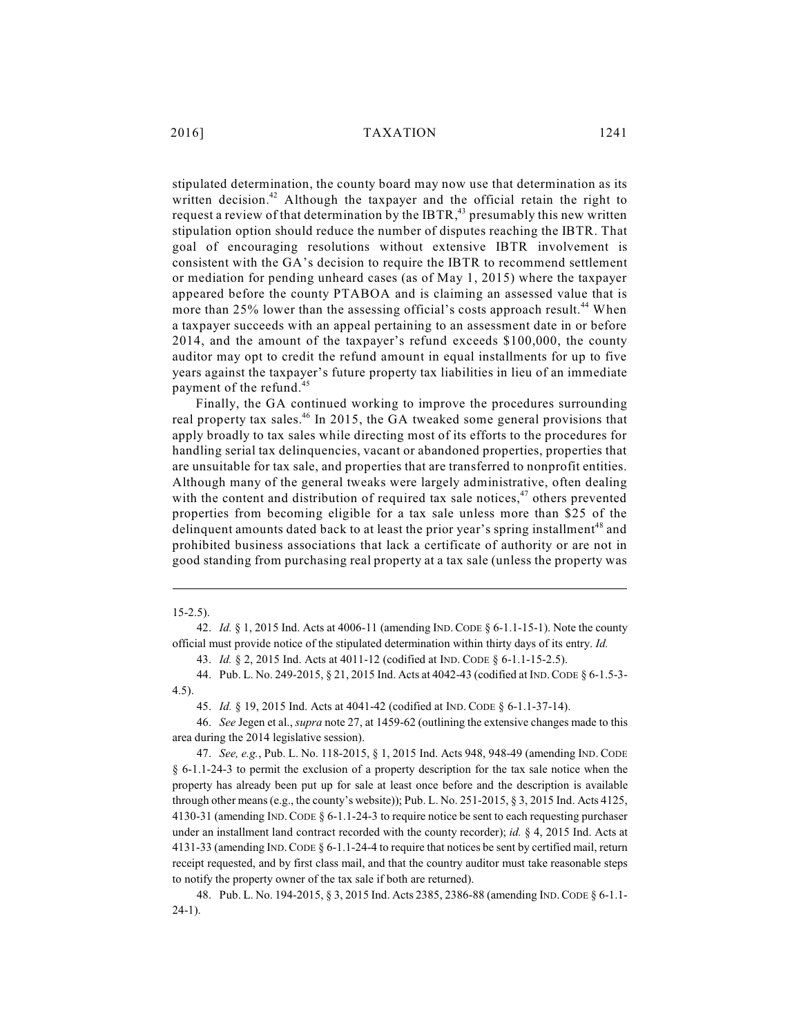stipulated determination, the county board may now use that determination as its written decision.[42] Although the taxpayer and the official retain the right to request a review of that determination by the IBTR,[43] presumably this new written stipulation option should reduce the number of disputes reaching the IBTR. That goal of encouraging resolutions without extensive IBTR involvement is consistent with the GA's decision to require the IBTR to recommend settlement or mediation for pending unheard cases (as of May 1, 2015) where the taxpayer appeared before the county PTABOA and is claiming an assessed value that is more than 25% lower than the assessing official's costs approach result.[44] When a taxpayer succeeds with an appeal pertaining to an assessment date in or before 2014, and the amount of the taxpayer's refund exceeds $100,000, the county auditor may opt to credit the refund amount in equal installments for up to five years against the taxpayer's future property tax liabilities in lieu of an immediate payment of the refund.[45]

Finally, the GA continued working to improve the procedures surrounding real property tax sales.[46] In 2015, the GA tweaked some general provisions that apply broadly to tax sales while directing most of its efforts to the procedures for handling serial tax delinquencies, vacant or abandoned properties, properties that are unsuitable for tax sale, and properties that are transferred to nonprofit entities. Although many of the general tweaks were largely administrative, often dealing with the content and distribution of required tax sale notices,[47] others prevented properties from becoming eligible for a tax sale unless more than $25 of the delinquent amounts dated back to at least the prior year's spring installment[48] and prohibited business associations that lack a certificate of authority or are not in good standing from purchasing real property at a tax sale (unless the property was

---

15-2.5).

42. *Id.* § 1, 2015 Ind. Acts at 4006-11 (amending IND. CODE § 6-1.1-15-1). Note the county official must provide notice of the stipulated determination within thirty days of its entry. *Id.*

43. *Id.* § 2, 2015 Ind. Acts at 4011-12 (codified at IND. CODE § 6-1.1-15-2.5).

44. Pub. L. No. 249-2015, § 21, 2015 Ind. Acts at 4042-43 (codified at IND. CODE § 6-1.5-3-4.5).

45. *Id.* § 19, 2015 Ind. Acts at 4041-42 (codified at IND. CODE § 6-1.1-37-14).

46. *See* Jegen et al., *supra* note 27, at 1459-62 (outlining the extensive changes made to this area during the 2014 legislative session).

47. *See, e.g.*, Pub. L. No. 118-2015, § 1, 2015 Ind. Acts 948, 948-49 (amending IND. CODE § 6-1.1-24-3 to permit the exclusion of a property description for the tax sale notice when the property has already been put up for sale at least once before and the description is available through other means (e.g., the county's website)); Pub. L. No. 251-2015, § 3, 2015 Ind. Acts 4125, 4130-31 (amending IND. CODE § 6-1.1-24-3 to require notice be sent to each requesting purchaser under an installment land contract recorded with the county recorder); *id.* § 4, 2015 Ind. Acts at 4131-33 (amending IND. CODE § 6-1.1-24-4 to require that notices be sent by certified mail, return receipt requested, and by first class mail, and that the country auditor must take reasonable steps to notify the property owner of the tax sale if both are returned).

48. Pub. L. No. 194-2015, § 3, 2015 Ind. Acts 2385, 2386-88 (amending IND. CODE § 6-1.1-24-1).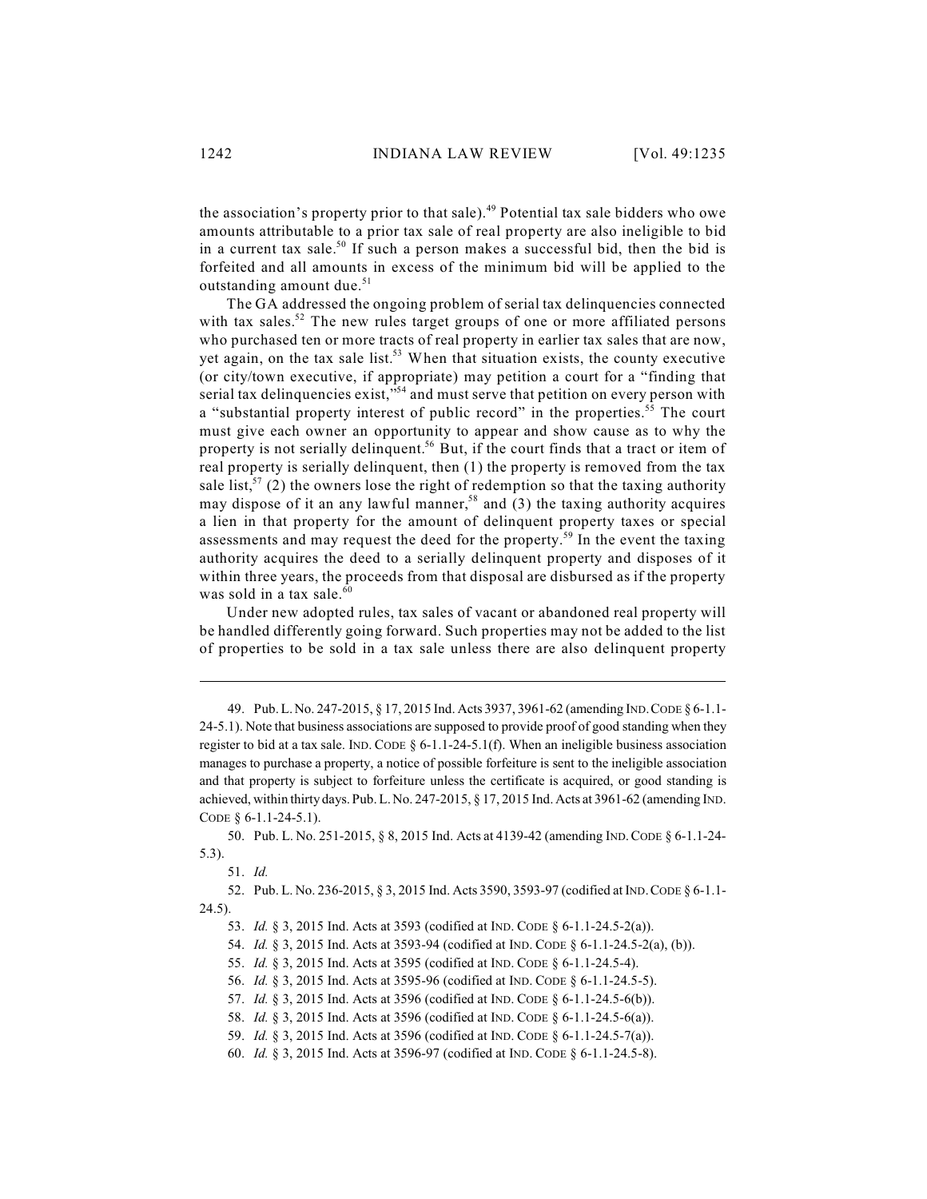the association's property prior to that sale).[49] Potential tax sale bidders who owe amounts attributable to a prior tax sale of real property are also ineligible to bid in a current tax sale.[50] If such a person makes a successful bid, then the bid is forfeited and all amounts in excess of the minimum bid will be applied to the outstanding amount due.[51]

The GA addressed the ongoing problem of serial tax delinquencies connected with tax sales.[52] The new rules target groups of one or more affiliated persons who purchased ten or more tracts of real property in earlier tax sales that are now, yet again, on the tax sale list.[53] When that situation exists, the county executive (or city/town executive, if appropriate) may petition a court for a "finding that serial tax delinquencies exist,"[54] and must serve that petition on every person with a "substantial property interest of public record" in the properties.[55] The court must give each owner an opportunity to appear and show cause as to why the property is not serially delinquent.[56] But, if the court finds that a tract or item of real property is serially delinquent, then (1) the property is removed from the tax sale list,[57] (2) the owners lose the right of redemption so that the taxing authority may dispose of it an any lawful manner,[58] and (3) the taxing authority acquires a lien in that property for the amount of delinquent property taxes or special assessments and may request the deed for the property.[59] In the event the taxing authority acquires the deed to a serially delinquent property and disposes of it within three years, the proceeds from that disposal are disbursed as if the property was sold in a tax sale.[60]

Under new adopted rules, tax sales of vacant or abandoned real property will be handled differently going forward. Such properties may not be added to the list of properties to be sold in a tax sale unless there are also delinquent property

---

49. Pub. L. No. 247-2015, § 17, 2015 Ind. Acts 3937, 3961-62 (amending IND. CODE § 6-1.1-24-5.1). Note that business associations are supposed to provide proof of good standing when they register to bid at a tax sale. IND. CODE § 6-1.1-24-5.1(f). When an ineligible business association manages to purchase a property, a notice of possible forfeiture is sent to the ineligible association and that property is subject to forfeiture unless the certificate is acquired, or good standing is achieved, within thirty days. Pub. L. No. 247-2015, § 17, 2015 Ind. Acts at 3961-62 (amending IND. CODE § 6-1.1-24-5.1).

50. Pub. L. No. 251-2015, § 8, 2015 Ind. Acts at 4139-42 (amending IND. CODE § 6-1.1-24-5.3).

51. *Id.*

52. Pub. L. No. 236-2015, § 3, 2015 Ind. Acts 3590, 3593-97 (codified at IND. CODE § 6-1.1-24.5).

53. *Id.* § 3, 2015 Ind. Acts at 3593 (codified at IND. CODE § 6-1.1-24.5-2(a)).

54. *Id.* § 3, 2015 Ind. Acts at 3593-94 (codified at IND. CODE § 6-1.1-24.5-2(a), (b)).

55. *Id.* § 3, 2015 Ind. Acts at 3595 (codified at IND. CODE § 6-1.1-24.5-4).

56. *Id.* § 3, 2015 Ind. Acts at 3595-96 (codified at IND. CODE § 6-1.1-24.5-5).

57. *Id.* § 3, 2015 Ind. Acts at 3596 (codified at IND. CODE § 6-1.1-24.5-6(b)).

58. *Id.* § 3, 2015 Ind. Acts at 3596 (codified at IND. CODE § 6-1.1-24.5-6(a)).

59. *Id.* § 3, 2015 Ind. Acts at 3596 (codified at IND. CODE § 6-1.1-24.5-7(a)).

60. *Id.* § 3, 2015 Ind. Acts at 3596-97 (codified at IND. CODE § 6-1.1-24.5-8).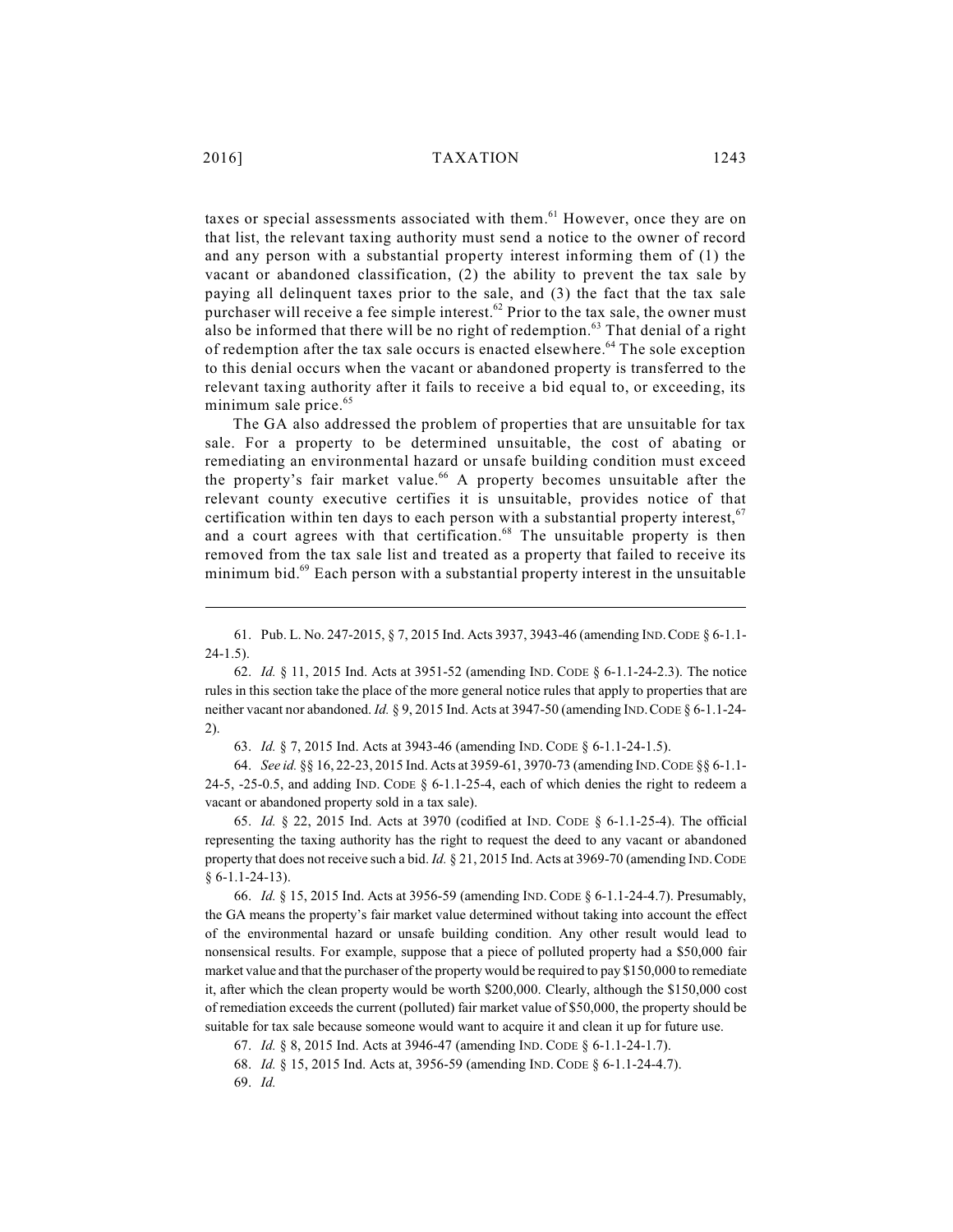taxes or special assessments associated with them.[61] However, once they are on that list, the relevant taxing authority must send a notice to the owner of record and any person with a substantial property interest informing them of (1) the vacant or abandoned classification, (2) the ability to prevent the tax sale by paying all delinquent taxes prior to the sale, and (3) the fact that the tax sale purchaser will receive a fee simple interest.[62] Prior to the tax sale, the owner must also be informed that there will be no right of redemption.[63] That denial of a right of redemption after the tax sale occurs is enacted elsewhere.[64] The sole exception to this denial occurs when the vacant or abandoned property is transferred to the relevant taxing authority after it fails to receive a bid equal to, or exceeding, its minimum sale price.[65]

The GA also addressed the problem of properties that are unsuitable for tax sale. For a property to be determined unsuitable, the cost of abating or remediating an environmental hazard or unsafe building condition must exceed the property's fair market value.[66] A property becomes unsuitable after the relevant county executive certifies it is unsuitable, provides notice of that certification within ten days to each person with a substantial property interest,[67] and a court agrees with that certification.[68] The unsuitable property is then removed from the tax sale list and treated as a property that failed to receive its minimum bid.[69] Each person with a substantial property interest in the unsuitable

---

61. Pub. L. No. 247-2015, § 7, 2015 Ind. Acts 3937, 3943-46 (amending IND. CODE § 6-1.1-24-1.5).

62. *Id.* § 11, 2015 Ind. Acts at 3951-52 (amending IND. CODE § 6-1.1-24-2.3). The notice rules in this section take the place of the more general notice rules that apply to properties that are neither vacant nor abandoned. *Id.* § 9, 2015 Ind. Acts at 3947-50 (amending IND. CODE § 6-1.1-24-2).

63. *Id.* § 7, 2015 Ind. Acts at 3943-46 (amending IND. CODE § 6-1.1-24-1.5).

64. *See id.* §§ 16, 22-23, 2015 Ind. Acts at 3959-61, 3970-73 (amending IND. CODE §§ 6-1.1-24-5, -25-0.5, and adding IND. CODE § 6-1.1-25-4, each of which denies the right to redeem a vacant or abandoned property sold in a tax sale).

65. *Id.* § 22, 2015 Ind. Acts at 3970 (codified at IND. CODE § 6-1.1-25-4). The official representing the taxing authority has the right to request the deed to any vacant or abandoned property that does not receive such a bid. *Id.* § 21, 2015 Ind. Acts at 3969-70 (amending IND. CODE § 6-1.1-24-13).

66. *Id.* § 15, 2015 Ind. Acts at 3956-59 (amending IND. CODE § 6-1.1-24-4.7). Presumably, the GA means the property's fair market value determined without taking into account the effect of the environmental hazard or unsafe building condition. Any other result would lead to nonsensical results. For example, suppose that a piece of polluted property had a $50,000 fair market value and that the purchaser of the property would be required to pay $150,000 to remediate it, after which the clean property would be worth $200,000. Clearly, although the $150,000 cost of remediation exceeds the current (polluted) fair market value of $50,000, the property should be suitable for tax sale because someone would want to acquire it and clean it up for future use.

67. *Id.* § 8, 2015 Ind. Acts at 3946-47 (amending IND. CODE § 6-1.1-24-1.7).

68. *Id.* § 15, 2015 Ind. Acts at, 3956-59 (amending IND. CODE § 6-1.1-24-4.7).

69. *Id.*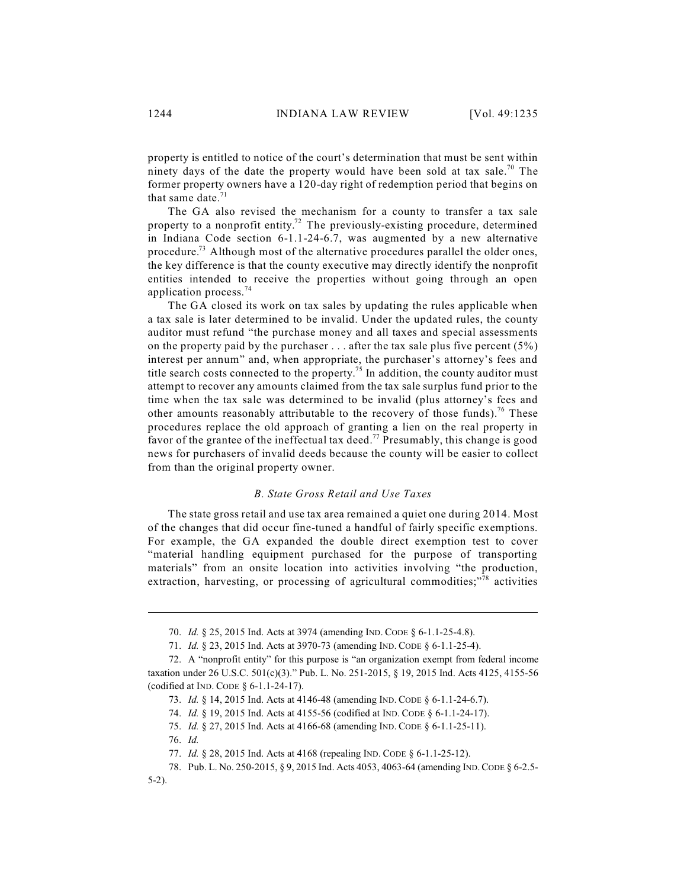property is entitled to notice of the court's determination that must be sent within ninety days of the date the property would have been sold at tax sale.[70] The former property owners have a 120-day right of redemption period that begins on that same date.[71]

The GA also revised the mechanism for a county to transfer a tax sale property to a nonprofit entity.[72] The previously-existing procedure, determined in Indiana Code section 6-1.1-24-6.7, was augmented by a new alternative procedure.[73] Although most of the alternative procedures parallel the older ones, the key difference is that the county executive may directly identify the nonprofit entities intended to receive the properties without going through an open application process.[74]

The GA closed its work on tax sales by updating the rules applicable when a tax sale is later determined to be invalid. Under the updated rules, the county auditor must refund "the purchase money and all taxes and special assessments on the property paid by the purchaser . . . after the tax sale plus five percent (5%) interest per annum" and, when appropriate, the purchaser's attorney's fees and title search costs connected to the property.[75] In addition, the county auditor must attempt to recover any amounts claimed from the tax sale surplus fund prior to the time when the tax sale was determined to be invalid (plus attorney's fees and other amounts reasonably attributable to the recovery of those funds).[76] These procedures replace the old approach of granting a lien on the real property in favor of the grantee of the ineffectual tax deed.[77] Presumably, this change is good news for purchasers of invalid deeds because the county will be easier to collect from than the original property owner.

### *B. State Gross Retail and Use Taxes*

The state gross retail and use tax area remained a quiet one during 2014. Most of the changes that did occur fine-tuned a handful of fairly specific exemptions. For example, the GA expanded the double direct exemption test to cover "material handling equipment purchased for the purpose of transporting materials" from an onsite location into activities involving "the production, extraction, harvesting, or processing of agricultural commodities;"[78] activities

---

70. *Id.* § 25, 2015 Ind. Acts at 3974 (amending IND. CODE § 6-1.1-25-4.8).

71. *Id.* § 23, 2015 Ind. Acts at 3970-73 (amending IND. CODE § 6-1.1-25-4).

72. A "nonprofit entity" for this purpose is "an organization exempt from federal income taxation under 26 U.S.C. 501(c)(3)." Pub. L. No. 251-2015, § 19, 2015 Ind. Acts 4125, 4155-56 (codified at IND. CODE § 6-1.1-24-17).

73. *Id.* § 14, 2015 Ind. Acts at 4146-48 (amending IND. CODE § 6-1.1-24-6.7).

74. *Id.* § 19, 2015 Ind. Acts at 4155-56 (codified at IND. CODE § 6-1.1-24-17).

75. *Id.* § 27, 2015 Ind. Acts at 4166-68 (amending IND. CODE § 6-1.1-25-11).

76. *Id.*

77. *Id.* § 28, 2015 Ind. Acts at 4168 (repealing IND. CODE § 6-1.1-25-12).

78. Pub. L. No. 250-2015, § 9, 2015 Ind. Acts 4053, 4063-64 (amending IND. CODE § 6-2.5-5-2).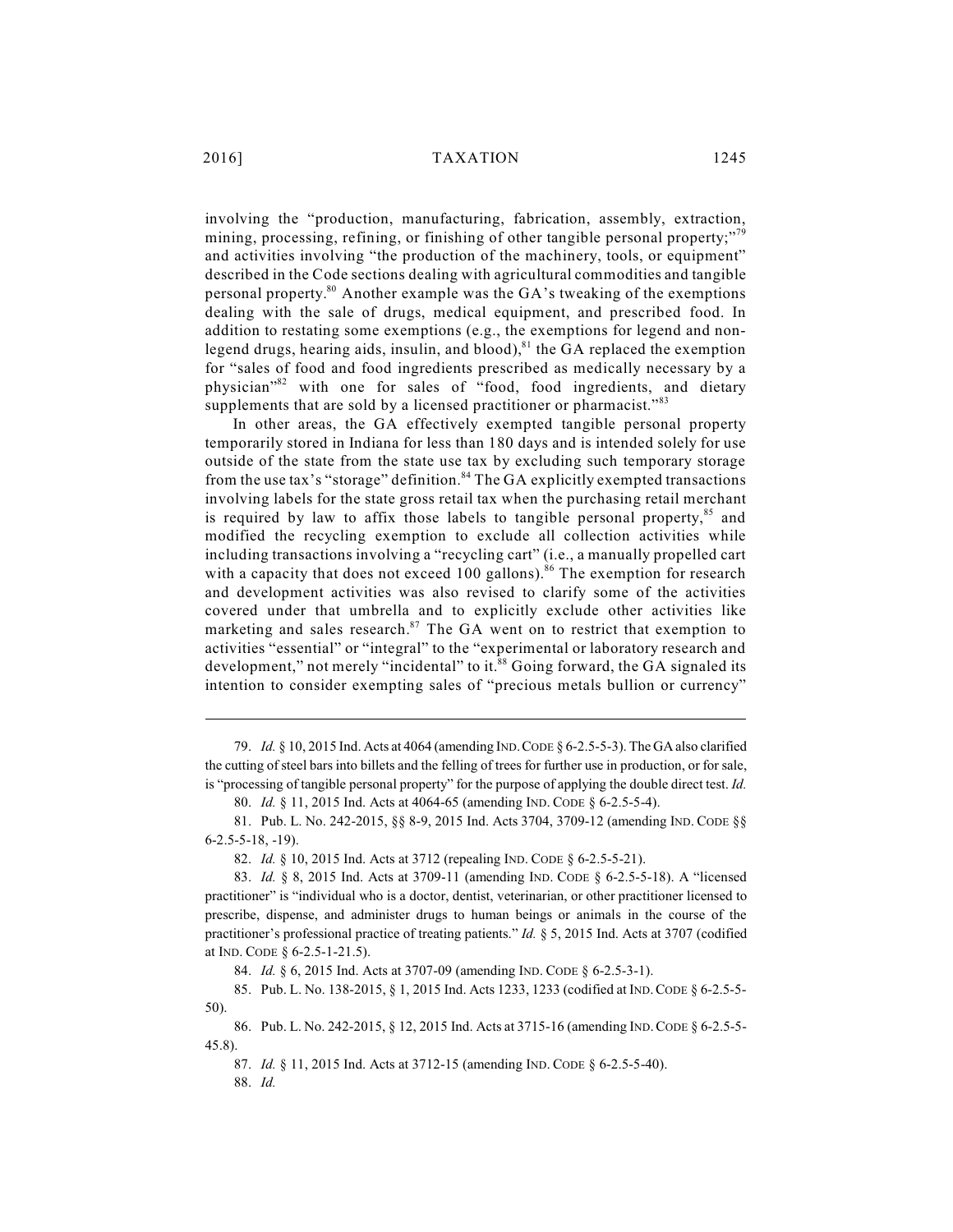involving the "production, manufacturing, fabrication, assembly, extraction, mining, processing, refining, or finishing of other tangible personal property;"[79] and activities involving "the production of the machinery, tools, or equipment" described in the Code sections dealing with agricultural commodities and tangible personal property.[80] Another example was the GA's tweaking of the exemptions dealing with the sale of drugs, medical equipment, and prescribed food. In addition to restating some exemptions (e.g., the exemptions for legend and non-legend drugs, hearing aids, insulin, and blood),[81] the GA replaced the exemption for "sales of food and food ingredients prescribed as medically necessary by a physician"[82] with one for sales of "food, food ingredients, and dietary supplements that are sold by a licensed practitioner or pharmacist."[83]

In other areas, the GA effectively exempted tangible personal property temporarily stored in Indiana for less than 180 days and is intended solely for use outside of the state from the state use tax by excluding such temporary storage from the use tax's "storage" definition.[84] The GA explicitly exempted transactions involving labels for the state gross retail tax when the purchasing retail merchant is required by law to affix those labels to tangible personal property,[85] and modified the recycling exemption to exclude all collection activities while including transactions involving a "recycling cart" (i.e., a manually propelled cart with a capacity that does not exceed 100 gallons).[86] The exemption for research and development activities was also revised to clarify some of the activities covered under that umbrella and to explicitly exclude other activities like marketing and sales research.[87] The GA went on to restrict that exemption to activities "essential" or "integral" to the "experimental or laboratory research and development," not merely "incidental" to it.[88] Going forward, the GA signaled its intention to consider exempting sales of "precious metals bullion or currency"

---

79. *Id.* § 10, 2015 Ind. Acts at 4064 (amending IND. CODE § 6-2.5-5-3). The GA also clarified the cutting of steel bars into billets and the felling of trees for further use in production, or for sale, is "processing of tangible personal property" for the purpose of applying the double direct test. *Id.*

80. *Id.* § 11, 2015 Ind. Acts at 4064-65 (amending IND. CODE § 6-2.5-5-4).

81. Pub. L. No. 242-2015, §§ 8-9, 2015 Ind. Acts 3704, 3709-12 (amending IND. CODE §§ 6-2.5-5-18, -19).

82. *Id.* § 10, 2015 Ind. Acts at 3712 (repealing IND. CODE § 6-2.5-5-21).

83. *Id.* § 8, 2015 Ind. Acts at 3709-11 (amending IND. CODE § 6-2.5-5-18). A "licensed practitioner" is "individual who is a doctor, dentist, veterinarian, or other practitioner licensed to prescribe, dispense, and administer drugs to human beings or animals in the course of the practitioner's professional practice of treating patients." *Id.* § 5, 2015 Ind. Acts at 3707 (codified at IND. CODE § 6-2.5-1-21.5).

84. *Id.* § 6, 2015 Ind. Acts at 3707-09 (amending IND. CODE § 6-2.5-3-1).

85. Pub. L. No. 138-2015, § 1, 2015 Ind. Acts 1233, 1233 (codified at IND. CODE § 6-2.5-5-50).

86. Pub. L. No. 242-2015, § 12, 2015 Ind. Acts at 3715-16 (amending IND. CODE § 6-2.5-5-45.8).

87. *Id.* § 11, 2015 Ind. Acts at 3712-15 (amending IND. CODE § 6-2.5-5-40).

88. *Id.*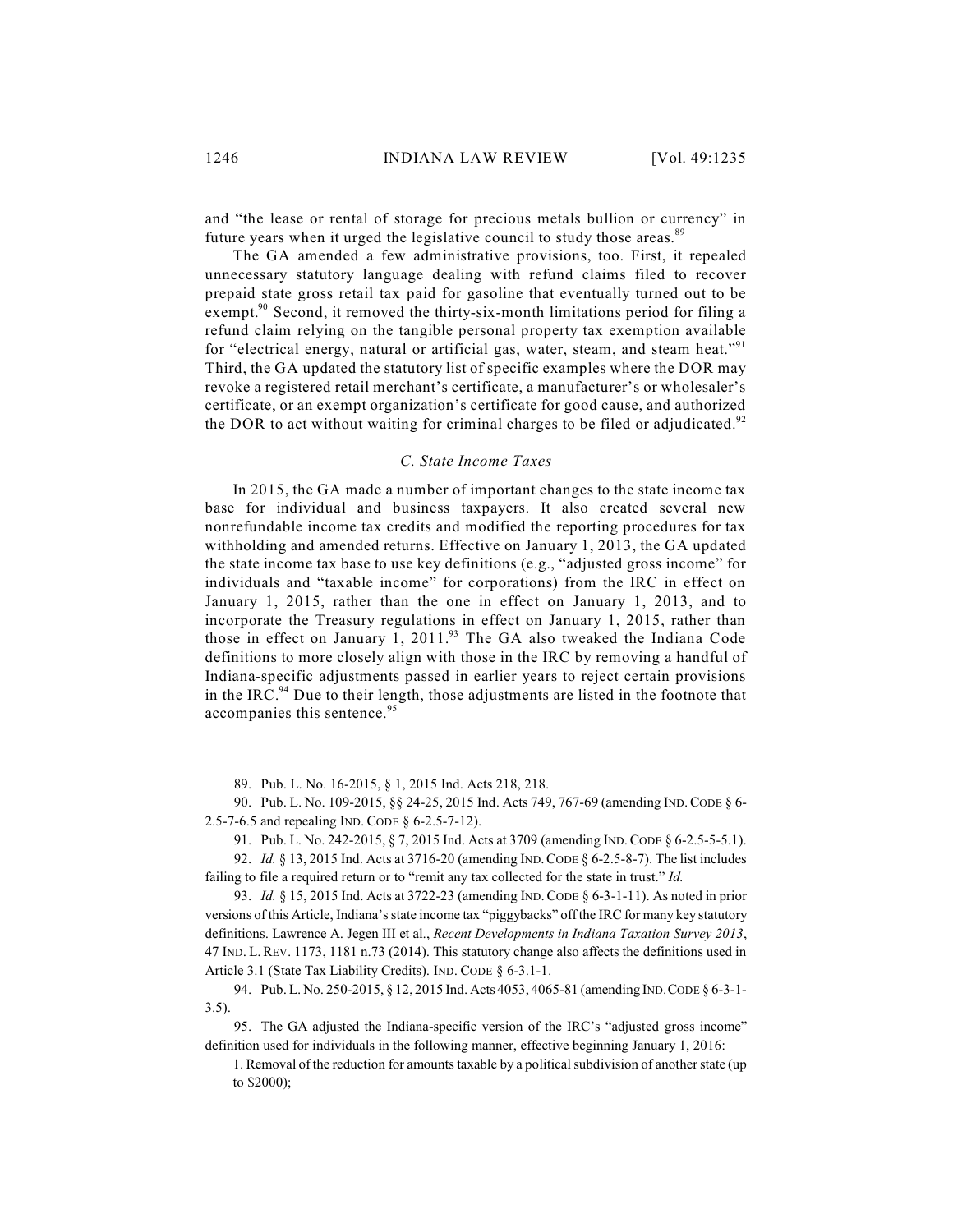and "the lease or rental of storage for precious metals bullion or currency" in future years when it urged the legislative council to study those areas.[89]

The GA amended a few administrative provisions, too. First, it repealed unnecessary statutory language dealing with refund claims filed to recover prepaid state gross retail tax paid for gasoline that eventually turned out to be exempt.[90] Second, it removed the thirty-six-month limitations period for filing a refund claim relying on the tangible personal property tax exemption available for "electrical energy, natural or artificial gas, water, steam, and steam heat."[91] Third, the GA updated the statutory list of specific examples where the DOR may revoke a registered retail merchant's certificate, a manufacturer's or wholesaler's certificate, or an exempt organization's certificate for good cause, and authorized the DOR to act without waiting for criminal charges to be filed or adjudicated.[92]

### *C. State Income Taxes*

In 2015, the GA made a number of important changes to the state income tax base for individual and business taxpayers. It also created several new nonrefundable income tax credits and modified the reporting procedures for tax withholding and amended returns. Effective on January 1, 2013, the GA updated the state income tax base to use key definitions (e.g., "adjusted gross income" for individuals and "taxable income" for corporations) from the IRC in effect on January 1, 2015, rather than the one in effect on January 1, 2013, and to incorporate the Treasury regulations in effect on January 1, 2015, rather than those in effect on January 1, 2011.[93] The GA also tweaked the Indiana Code definitions to more closely align with those in the IRC by removing a handful of Indiana-specific adjustments passed in earlier years to reject certain provisions in the IRC.[94] Due to their length, those adjustments are listed in the footnote that accompanies this sentence.[95]

---

89. Pub. L. No. 16-2015, § 1, 2015 Ind. Acts 218, 218.

90. Pub. L. No. 109-2015, §§ 24-25, 2015 Ind. Acts 749, 767-69 (amending IND. CODE § 6-2.5-7-6.5 and repealing IND. CODE § 6-2.5-7-12).

91. Pub. L. No. 242-2015, § 7, 2015 Ind. Acts at 3709 (amending IND. CODE § 6-2.5-5-5.1).

92. *Id.* § 13, 2015 Ind. Acts at 3716-20 (amending IND. CODE § 6-2.5-8-7). The list includes failing to file a required return or to "remit any tax collected for the state in trust." *Id.*

93. *Id.* § 15, 2015 Ind. Acts at 3722-23 (amending IND. CODE § 6-3-1-11). As noted in prior versions of this Article, Indiana's state income tax "piggybacks" off the IRC for many key statutory definitions. Lawrence A. Jegen III et al., *Recent Developments in Indiana Taxation Survey 2013*, 47 IND. L. REV. 1173, 1181 n.73 (2014). This statutory change also affects the definitions used in Article 3.1 (State Tax Liability Credits). IND. CODE § 6-3.1-1.

94. Pub. L. No. 250-2015, § 12, 2015 Ind. Acts 4053, 4065-81 (amending IND. CODE § 6-3-1-3.5).

95. The GA adjusted the Indiana-specific version of the IRC's "adjusted gross income" definition used for individuals in the following manner, effective beginning January 1, 2016:

1. Removal of the reduction for amounts taxable by a political subdivision of another state (up to $2000);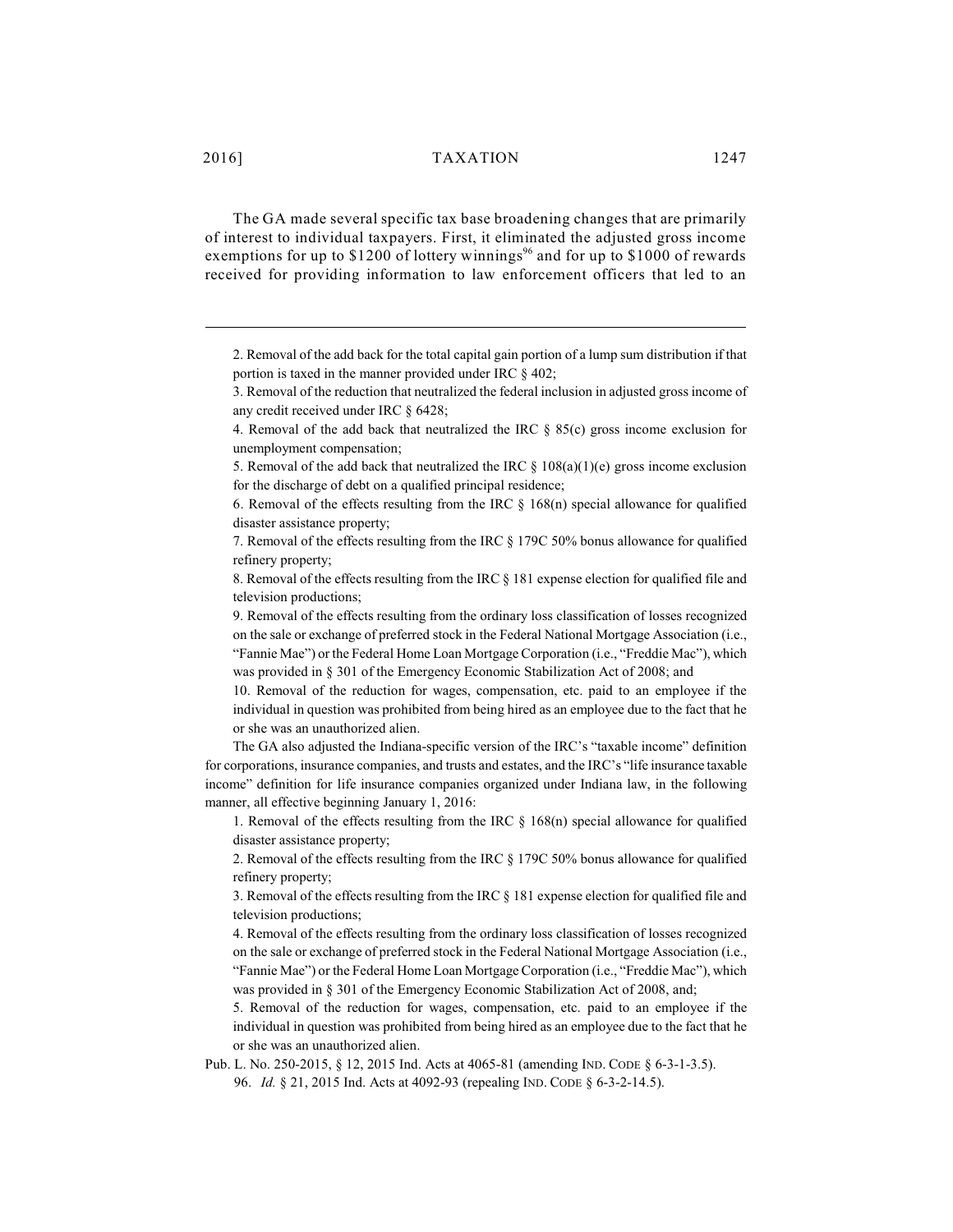The GA made several specific tax base broadening changes that are primarily of interest to individual taxpayers. First, it eliminated the adjusted gross income exemptions for up to $1200 of lottery winnings[96] and for up to $1000 of rewards received for providing information to law enforcement officers that led to an

---

2. Removal of the add back for the total capital gain portion of a lump sum distribution if that portion is taxed in the manner provided under IRC § 402;

3. Removal of the reduction that neutralized the federal inclusion in adjusted gross income of any credit received under IRC § 6428;

4. Removal of the add back that neutralized the IRC § 85(c) gross income exclusion for unemployment compensation;

5. Removal of the add back that neutralized the IRC § 108(a)(1)(e) gross income exclusion for the discharge of debt on a qualified principal residence;

6. Removal of the effects resulting from the IRC § 168(n) special allowance for qualified disaster assistance property;

7. Removal of the effects resulting from the IRC § 179C 50% bonus allowance for qualified refinery property;

8. Removal of the effects resulting from the IRC § 181 expense election for qualified file and television productions;

9. Removal of the effects resulting from the ordinary loss classification of losses recognized on the sale or exchange of preferred stock in the Federal National Mortgage Association (i.e., "Fannie Mae") or the Federal Home Loan Mortgage Corporation (i.e., "Freddie Mac"), which was provided in § 301 of the Emergency Economic Stabilization Act of 2008; and

10. Removal of the reduction for wages, compensation, etc. paid to an employee if the individual in question was prohibited from being hired as an employee due to the fact that he or she was an unauthorized alien.

The GA also adjusted the Indiana-specific version of the IRC's "taxable income" definition for corporations, insurance companies, and trusts and estates, and the IRC's "life insurance taxable income" definition for life insurance companies organized under Indiana law, in the following manner, all effective beginning January 1, 2016:

1. Removal of the effects resulting from the IRC § 168(n) special allowance for qualified disaster assistance property;

2. Removal of the effects resulting from the IRC § 179C 50% bonus allowance for qualified refinery property;

3. Removal of the effects resulting from the IRC § 181 expense election for qualified file and television productions;

4. Removal of the effects resulting from the ordinary loss classification of losses recognized on the sale or exchange of preferred stock in the Federal National Mortgage Association (i.e., "Fannie Mae") or the Federal Home Loan Mortgage Corporation (i.e., "Freddie Mac"), which was provided in § 301 of the Emergency Economic Stabilization Act of 2008, and;

5. Removal of the reduction for wages, compensation, etc. paid to an employee if the individual in question was prohibited from being hired as an employee due to the fact that he or she was an unauthorized alien.

Pub. L. No. 250-2015, § 12, 2015 Ind. Acts at 4065-81 (amending IND. CODE § 6-3-1-3.5).

96. *Id.* § 21, 2015 Ind. Acts at 4092-93 (repealing IND. CODE § 6-3-2-14.5).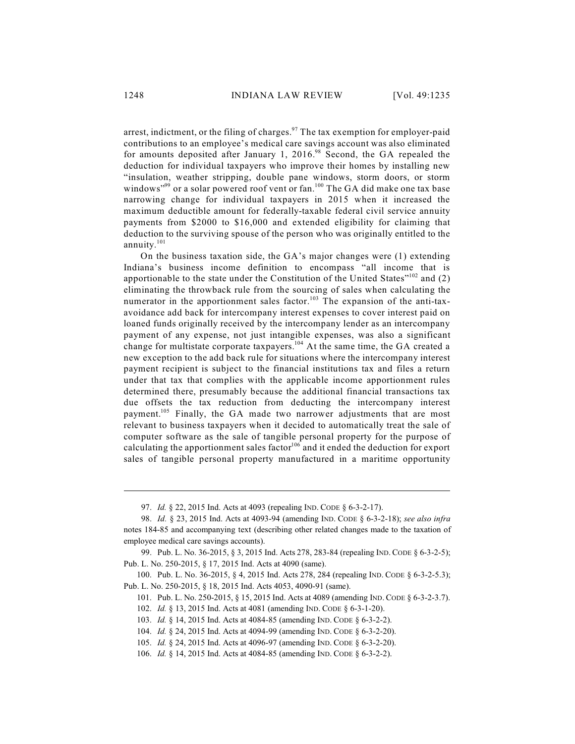arrest, indictment, or the filing of charges.[97] The tax exemption for employer-paid contributions to an employee's medical care savings account was also eliminated for amounts deposited after January 1, 2016.[98] Second, the GA repealed the deduction for individual taxpayers who improve their homes by installing new "insulation, weather stripping, double pane windows, storm doors, or storm windows"[99] or a solar powered roof vent or fan.[100] The GA did make one tax base narrowing change for individual taxpayers in 2015 when it increased the maximum deductible amount for federally-taxable federal civil service annuity payments from $2000 to $16,000 and extended eligibility for claiming that deduction to the surviving spouse of the person who was originally entitled to the annuity.[101]

On the business taxation side, the GA's major changes were (1) extending Indiana's business income definition to encompass "all income that is apportionable to the state under the Constitution of the United States"[102] and (2) eliminating the throwback rule from the sourcing of sales when calculating the numerator in the apportionment sales factor.[103] The expansion of the anti-tax-avoidance add back for intercompany interest expenses to cover interest paid on loaned funds originally received by the intercompany lender as an intercompany payment of any expense, not just intangible expenses, was also a significant change for multistate corporate taxpayers.[104] At the same time, the GA created a new exception to the add back rule for situations where the intercompany interest payment recipient is subject to the financial institutions tax and files a return under that tax that complies with the applicable income apportionment rules determined there, presumably because the additional financial transactions tax due offsets the tax reduction from deducting the intercompany interest payment.[105] Finally, the GA made two narrower adjustments that are most relevant to business taxpayers when it decided to automatically treat the sale of computer software as the sale of tangible personal property for the purpose of calculating the apportionment sales factor[106] and it ended the deduction for export sales of tangible personal property manufactured in a maritime opportunity

---

97. *Id.* § 22, 2015 Ind. Acts at 4093 (repealing IND. CODE § 6-3-2-17).

98. *Id.* § 23, 2015 Ind. Acts at 4093-94 (amending IND. CODE § 6-3-2-18); *see also infra* notes 184-85 and accompanying text (describing other related changes made to the taxation of employee medical care savings accounts).

99. Pub. L. No. 36-2015, § 3, 2015 Ind. Acts 278, 283-84 (repealing IND. CODE § 6-3-2-5); Pub. L. No. 250-2015, § 17, 2015 Ind. Acts at 4090 (same).

100. Pub. L. No. 36-2015, § 4, 2015 Ind. Acts 278, 284 (repealing IND. CODE § 6-3-2-5.3); Pub. L. No. 250-2015, § 18, 2015 Ind. Acts 4053, 4090-91 (same).

101. Pub. L. No. 250-2015, § 15, 2015 Ind. Acts at 4089 (amending IND. CODE § 6-3-2-3.7).

102. *Id.* § 13, 2015 Ind. Acts at 4081 (amending IND. CODE § 6-3-1-20).

103. *Id.* § 14, 2015 Ind. Acts at 4084-85 (amending IND. CODE § 6-3-2-2).

104. *Id.* § 24, 2015 Ind. Acts at 4094-99 (amending IND. CODE § 6-3-2-20).

105. *Id.* § 24, 2015 Ind. Acts at 4096-97 (amending IND. CODE § 6-3-2-20).

106. *Id.* § 14, 2015 Ind. Acts at 4084-85 (amending IND. CODE § 6-3-2-2).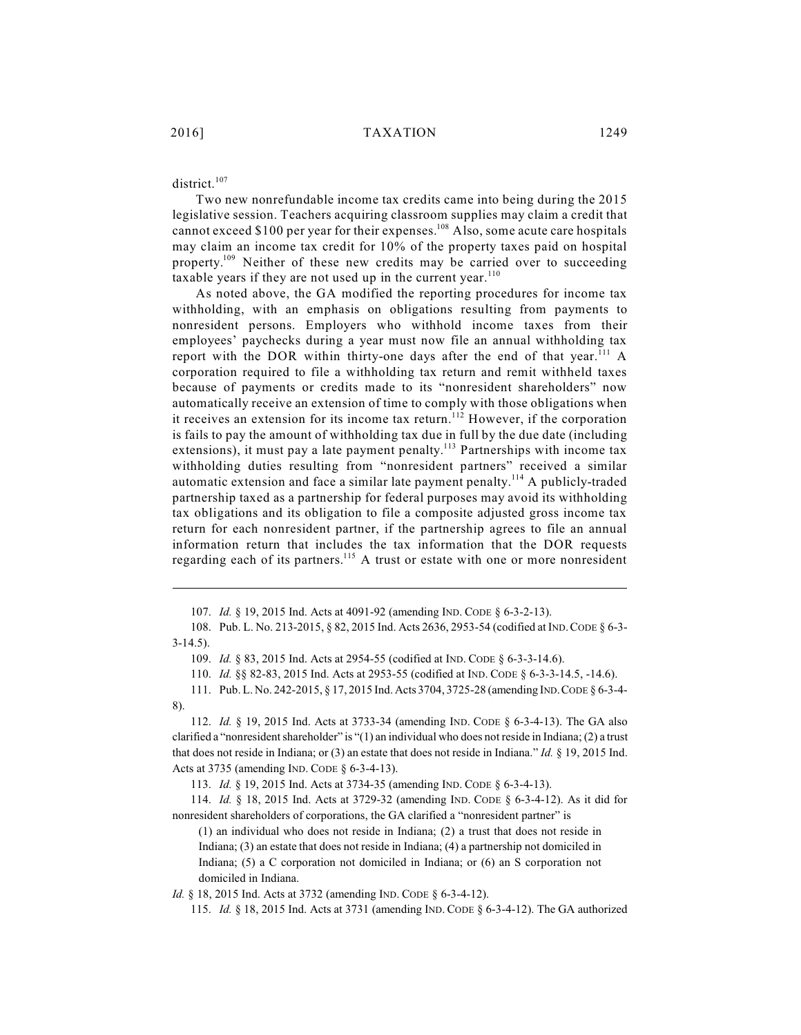district.[107]

Two new nonrefundable income tax credits came into being during the 2015 legislative session. Teachers acquiring classroom supplies may claim a credit that cannot exceed $100 per year for their expenses.[108] Also, some acute care hospitals may claim an income tax credit for 10% of the property taxes paid on hospital property.[109] Neither of these new credits may be carried over to succeeding taxable years if they are not used up in the current year.[110]

As noted above, the GA modified the reporting procedures for income tax withholding, with an emphasis on obligations resulting from payments to nonresident persons. Employers who withhold income taxes from their employees' paychecks during a year must now file an annual withholding tax report with the DOR within thirty-one days after the end of that year.[111] A corporation required to file a withholding tax return and remit withheld taxes because of payments or credits made to its "nonresident shareholders" now automatically receive an extension of time to comply with those obligations when it receives an extension for its income tax return.[112] However, if the corporation is fails to pay the amount of withholding tax due in full by the due date (including extensions), it must pay a late payment penalty.[113] Partnerships with income tax withholding duties resulting from "nonresident partners" received a similar automatic extension and face a similar late payment penalty.[114] A publicly-traded partnership taxed as a partnership for federal purposes may avoid its withholding tax obligations and its obligation to file a composite adjusted gross income tax return for each nonresident partner, if the partnership agrees to file an annual information return that includes the tax information that the DOR requests regarding each of its partners.[115] A trust or estate with one or more nonresident

---

107. *Id.* § 19, 2015 Ind. Acts at 4091-92 (amending IND. CODE § 6-3-2-13).

108. Pub. L. No. 213-2015, § 82, 2015 Ind. Acts 2636, 2953-54 (codified at IND. CODE § 6-3-3-14.5).

109. *Id.* § 83, 2015 Ind. Acts at 2954-55 (codified at IND. CODE § 6-3-3-14.6).

110. *Id.* §§ 82-83, 2015 Ind. Acts at 2953-55 (codified at IND. CODE § 6-3-3-14.5, -14.6).

111. Pub. L. No. 242-2015, § 17, 2015 Ind. Acts 3704, 3725-28 (amending IND. CODE § 6-3-4-8).

112. *Id.* § 19, 2015 Ind. Acts at 3733-34 (amending IND. CODE § 6-3-4-13). The GA also clarified a "nonresident shareholder" is "(1) an individual who does not reside in Indiana; (2) a trust that does not reside in Indiana; or (3) an estate that does not reside in Indiana." *Id.* § 19, 2015 Ind. Acts at 3735 (amending IND. CODE § 6-3-4-13).

113. *Id.* § 19, 2015 Ind. Acts at 3734-35 (amending IND. CODE § 6-3-4-13).

114. *Id.* § 18, 2015 Ind. Acts at 3729-32 (amending IND. CODE § 6-3-4-12). As it did for nonresident shareholders of corporations, the GA clarified a "nonresident partner" is

> (1) an individual who does not reside in Indiana; (2) a trust that does not reside in Indiana; (3) an estate that does not reside in Indiana; (4) a partnership not domiciled in Indiana; (5) a C corporation not domiciled in Indiana; or (6) an S corporation not domiciled in Indiana.

*Id.* § 18, 2015 Ind. Acts at 3732 (amending IND. CODE § 6-3-4-12).

115. *Id.* § 18, 2015 Ind. Acts at 3731 (amending IND. CODE § 6-3-4-12). The GA authorized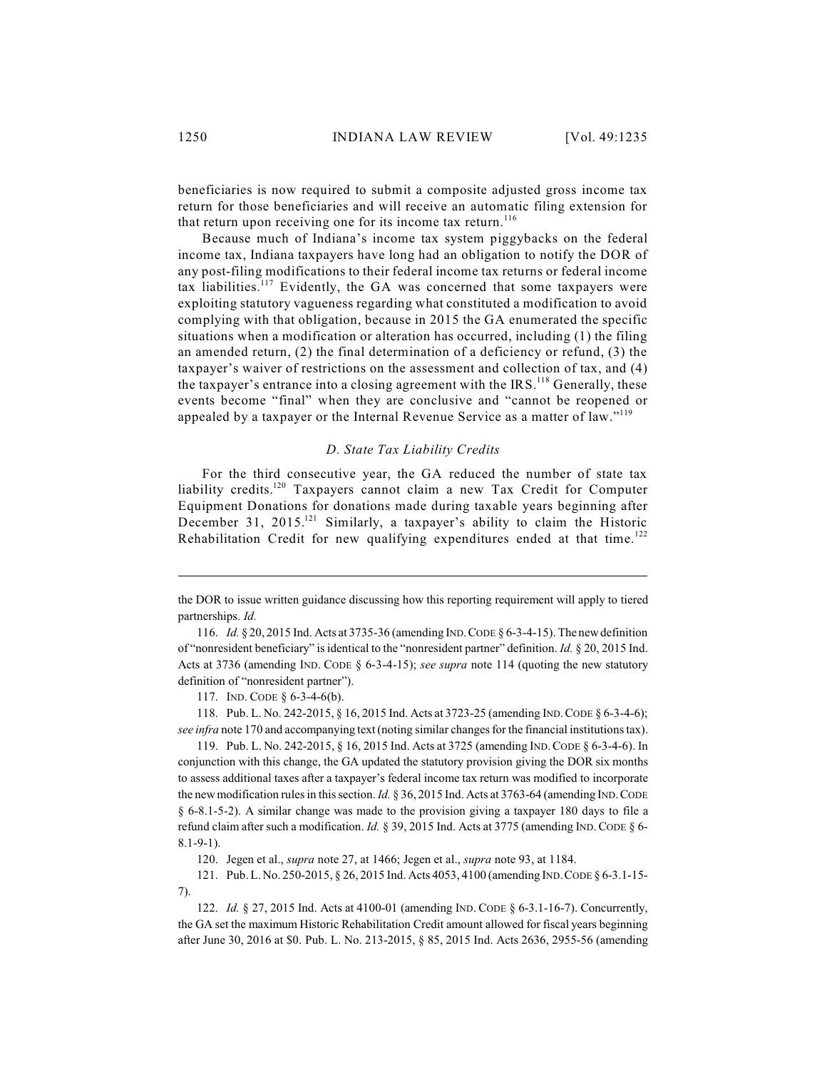beneficiaries is now required to submit a composite adjusted gross income tax return for those beneficiaries and will receive an automatic filing extension for that return upon receiving one for its income tax return.[116]

Because much of Indiana's income tax system piggybacks on the federal income tax, Indiana taxpayers have long had an obligation to notify the DOR of any post-filing modifications to their federal income tax returns or federal income tax liabilities.[117] Evidently, the GA was concerned that some taxpayers were exploiting statutory vagueness regarding what constituted a modification to avoid complying with that obligation, because in 2015 the GA enumerated the specific situations when a modification or alteration has occurred, including (1) the filing an amended return, (2) the final determination of a deficiency or refund, (3) the taxpayer's waiver of restrictions on the assessment and collection of tax, and (4) the taxpayer's entrance into a closing agreement with the IRS.[118] Generally, these events become "final" when they are conclusive and "cannot be reopened or appealed by a taxpayer or the Internal Revenue Service as a matter of law."[119]

### *D. State Tax Liability Credits*

For the third consecutive year, the GA reduced the number of state tax liability credits.[120] Taxpayers cannot claim a new Tax Credit for Computer Equipment Donations for donations made during taxable years beginning after December 31, 2015.[121] Similarly, a taxpayer's ability to claim the Historic Rehabilitation Credit for new qualifying expenditures ended at that time.[122]

---

the DOR to issue written guidance discussing how this reporting requirement will apply to tiered partnerships. *Id.*

116. *Id.* § 20, 2015 Ind. Acts at 3735-36 (amending IND. CODE § 6-3-4-15). The new definition of "nonresident beneficiary" is identical to the "nonresident partner" definition. *Id.* § 20, 2015 Ind. Acts at 3736 (amending IND. CODE § 6-3-4-15); *see supra* note 114 (quoting the new statutory definition of "nonresident partner").

117. IND. CODE § 6-3-4-6(b).

118. Pub. L. No. 242-2015, § 16, 2015 Ind. Acts at 3723-25 (amending IND. CODE § 6-3-4-6); *see infra* note 170 and accompanying text (noting similar changes for the financial institutions tax).

119. Pub. L. No. 242-2015, § 16, 2015 Ind. Acts at 3725 (amending IND. CODE § 6-3-4-6). In conjunction with this change, the GA updated the statutory provision giving the DOR six months to assess additional taxes after a taxpayer's federal income tax return was modified to incorporate the new modification rules in this section. *Id.* § 36, 2015 Ind. Acts at 3763-64 (amending IND. CODE § 6-8.1-5-2). A similar change was made to the provision giving a taxpayer 180 days to file a refund claim after such a modification. *Id.* § 39, 2015 Ind. Acts at 3775 (amending IND. CODE § 6-8.1-9-1).

120. Jegen et al., *supra* note 27, at 1466; Jegen et al., *supra* note 93, at 1184.

121. Pub. L. No. 250-2015, § 26, 2015 Ind. Acts 4053, 4100 (amending IND. CODE § 6-3.1-15-7).

122. *Id.* § 27, 2015 Ind. Acts at 4100-01 (amending IND. CODE § 6-3.1-16-7). Concurrently, the GA set the maximum Historic Rehabilitation Credit amount allowed for fiscal years beginning after June 30, 2016 at $0. Pub. L. No. 213-2015, § 85, 2015 Ind. Acts 2636, 2955-56 (amending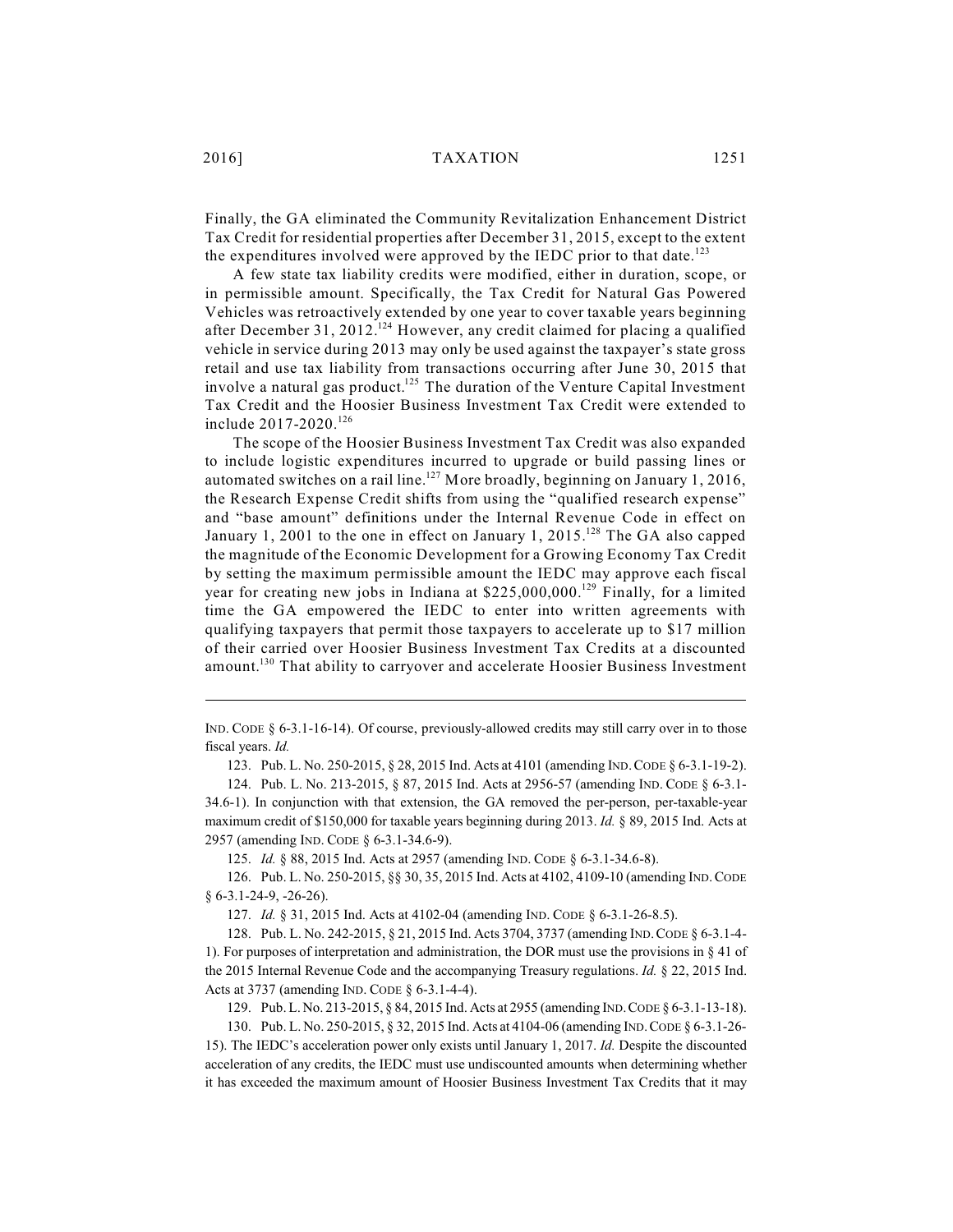Finally, the GA eliminated the Community Revitalization Enhancement District Tax Credit for residential properties after December 31, 2015, except to the extent the expenditures involved were approved by the IEDC prior to that date.[123]

A few state tax liability credits were modified, either in duration, scope, or in permissible amount. Specifically, the Tax Credit for Natural Gas Powered Vehicles was retroactively extended by one year to cover taxable years beginning after December 31, 2012.[124] However, any credit claimed for placing a qualified vehicle in service during 2013 may only be used against the taxpayer's state gross retail and use tax liability from transactions occurring after June 30, 2015 that involve a natural gas product.[125] The duration of the Venture Capital Investment Tax Credit and the Hoosier Business Investment Tax Credit were extended to include 2017-2020.[126]

The scope of the Hoosier Business Investment Tax Credit was also expanded to include logistic expenditures incurred to upgrade or build passing lines or automated switches on a rail line.[127] More broadly, beginning on January 1, 2016, the Research Expense Credit shifts from using the "qualified research expense" and "base amount" definitions under the Internal Revenue Code in effect on January 1, 2001 to the one in effect on January 1, 2015.[128] The GA also capped the magnitude of the Economic Development for a Growing Economy Tax Credit by setting the maximum permissible amount the IEDC may approve each fiscal year for creating new jobs in Indiana at $225,000,000.[129] Finally, for a limited time the GA empowered the IEDC to enter into written agreements with qualifying taxpayers that permit those taxpayers to accelerate up to $17 million of their carried over Hoosier Business Investment Tax Credits at a discounted amount.[130] That ability to carryover and accelerate Hoosier Business Investment

---

IND. CODE § 6-3.1-16-14). Of course, previously-allowed credits may still carry over in to those fiscal years. *Id.*

123. Pub. L. No. 250-2015, § 28, 2015 Ind. Acts at 4101 (amending IND. CODE § 6-3.1-19-2).

124. Pub. L. No. 213-2015, § 87, 2015 Ind. Acts at 2956-57 (amending IND. CODE § 6-3.1-34.6-1). In conjunction with that extension, the GA removed the per-person, per-taxable-year maximum credit of $150,000 for taxable years beginning during 2013. *Id.* § 89, 2015 Ind. Acts at 2957 (amending IND. CODE § 6-3.1-34.6-9).

125. *Id.* § 88, 2015 Ind. Acts at 2957 (amending IND. CODE § 6-3.1-34.6-8).

126. Pub. L. No. 250-2015, §§ 30, 35, 2015 Ind. Acts at 4102, 4109-10 (amending IND. CODE § 6-3.1-24-9, -26-26).

127. *Id.* § 31, 2015 Ind. Acts at 4102-04 (amending IND. CODE § 6-3.1-26-8.5).

128. Pub. L. No. 242-2015, § 21, 2015 Ind. Acts 3704, 3737 (amending IND. CODE § 6-3.1-4-1). For purposes of interpretation and administration, the DOR must use the provisions in § 41 of the 2015 Internal Revenue Code and the accompanying Treasury regulations. *Id.* § 22, 2015 Ind. Acts at 3737 (amending IND. CODE § 6-3.1-4-4).

129. Pub. L. No. 213-2015, § 84, 2015 Ind. Acts at 2955 (amending IND. CODE § 6-3.1-13-18).

130. Pub. L. No. 250-2015, § 32, 2015 Ind. Acts at 4104-06 (amending IND. CODE § 6-3.1-26-15). The IEDC's acceleration power only exists until January 1, 2017. *Id.* Despite the discounted acceleration of any credits, the IEDC must use undiscounted amounts when determining whether it has exceeded the maximum amount of Hoosier Business Investment Tax Credits that it may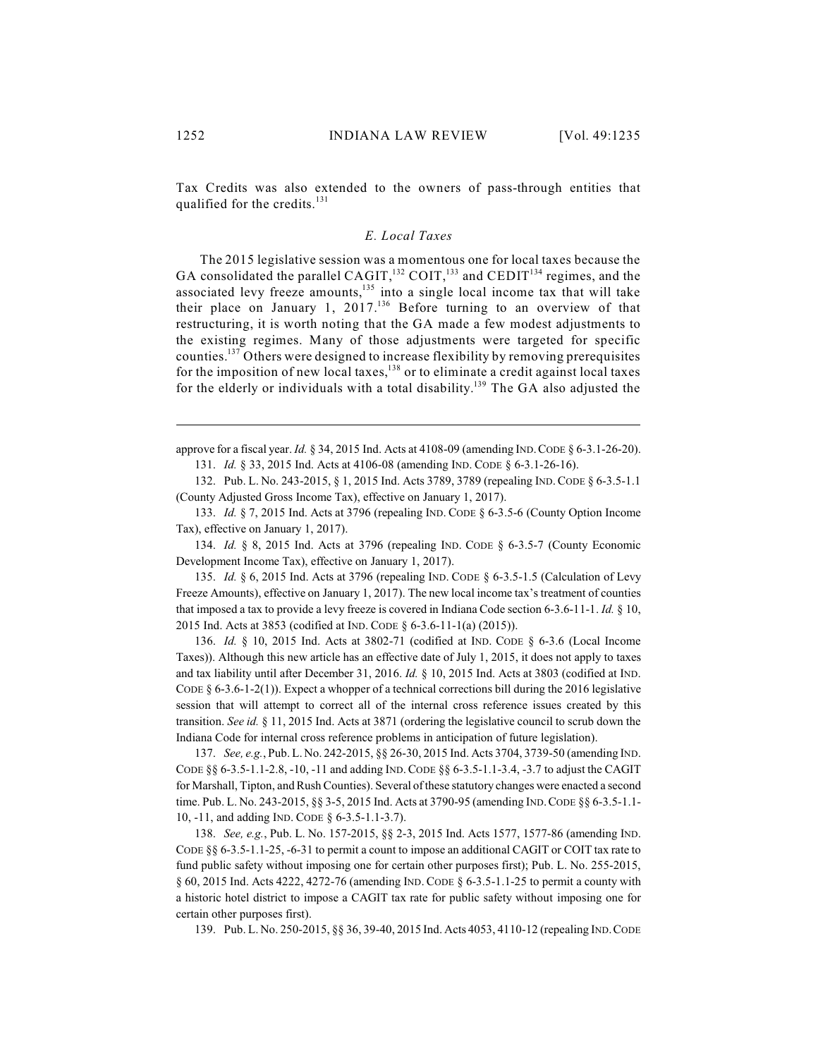Tax Credits was also extended to the owners of pass-through entities that qualified for the credits.[131]

### *E. Local Taxes*

The 2015 legislative session was a momentous one for local taxes because the GA consolidated the parallel CAGIT,[132] COIT,[133] and CEDIT[134] regimes, and the associated levy freeze amounts,[135] into a single local income tax that will take their place on January 1, 2017.[136] Before turning to an overview of that restructuring, it is worth noting that the GA made a few modest adjustments to the existing regimes. Many of those adjustments were targeted for specific counties.[137] Others were designed to increase flexibility by removing prerequisites for the imposition of new local taxes,[138] or to eliminate a credit against local taxes for the elderly or individuals with a total disability.[139] The GA also adjusted the

---

approve for a fiscal year. *Id.* § 34, 2015 Ind. Acts at 4108-09 (amending IND. CODE § 6-3.1-26-20).

131. *Id.* § 33, 2015 Ind. Acts at 4106-08 (amending IND. CODE § 6-3.1-26-16).

132. Pub. L. No. 243-2015, § 1, 2015 Ind. Acts 3789, 3789 (repealing IND. CODE § 6-3.5-1.1 (County Adjusted Gross Income Tax), effective on January 1, 2017).

133. *Id.* § 7, 2015 Ind. Acts at 3796 (repealing IND. CODE § 6-3.5-6 (County Option Income Tax), effective on January 1, 2017).

134. *Id.* § 8, 2015 Ind. Acts at 3796 (repealing IND. CODE § 6-3.5-7 (County Economic Development Income Tax), effective on January 1, 2017).

135. *Id.* § 6, 2015 Ind. Acts at 3796 (repealing IND. CODE § 6-3.5-1.5 (Calculation of Levy Freeze Amounts), effective on January 1, 2017). The new local income tax's treatment of counties that imposed a tax to provide a levy freeze is covered in Indiana Code section 6-3.6-11-1. *Id.* § 10, 2015 Ind. Acts at 3853 (codified at IND. CODE § 6-3.6-11-1(a) (2015)).

136. *Id.* § 10, 2015 Ind. Acts at 3802-71 (codified at IND. CODE § 6-3.6 (Local Income Taxes)). Although this new article has an effective date of July 1, 2015, it does not apply to taxes and tax liability until after December 31, 2016. *Id.* § 10, 2015 Ind. Acts at 3803 (codified at IND. CODE § 6-3.6-1-2(1)). Expect a whopper of a technical corrections bill during the 2016 legislative session that will attempt to correct all of the internal cross reference issues created by this transition. *See id.* § 11, 2015 Ind. Acts at 3871 (ordering the legislative council to scrub down the Indiana Code for internal cross reference problems in anticipation of future legislation).

137. *See, e.g.*, Pub. L. No. 242-2015, §§ 26-30, 2015 Ind. Acts 3704, 3739-50 (amending IND. CODE §§ 6-3.5-1.1-2.8, -10, -11 and adding IND. CODE §§ 6-3.5-1.1-3.4, -3.7 to adjust the CAGIT for Marshall, Tipton, and Rush Counties). Several of these statutory changes were enacted a second time. Pub. L. No. 243-2015, §§ 3-5, 2015 Ind. Acts at 3790-95 (amending IND. CODE §§ 6-3.5-1.1-10, -11, and adding IND. CODE § 6-3.5-1.1-3.7).

138. *See, e.g.*, Pub. L. No. 157-2015, §§ 2-3, 2015 Ind. Acts 1577, 1577-86 (amending IND. CODE §§ 6-3.5-1.1-25, -6-31 to permit a count to impose an additional CAGIT or COIT tax rate to fund public safety without imposing one for certain other purposes first); Pub. L. No. 255-2015, § 60, 2015 Ind. Acts 4222, 4272-76 (amending IND. CODE § 6-3.5-1.1-25 to permit a county with a historic hotel district to impose a CAGIT tax rate for public safety without imposing one for certain other purposes first).

139. Pub. L. No. 250-2015, §§ 36, 39-40, 2015 Ind. Acts 4053, 4110-12 (repealing IND. CODE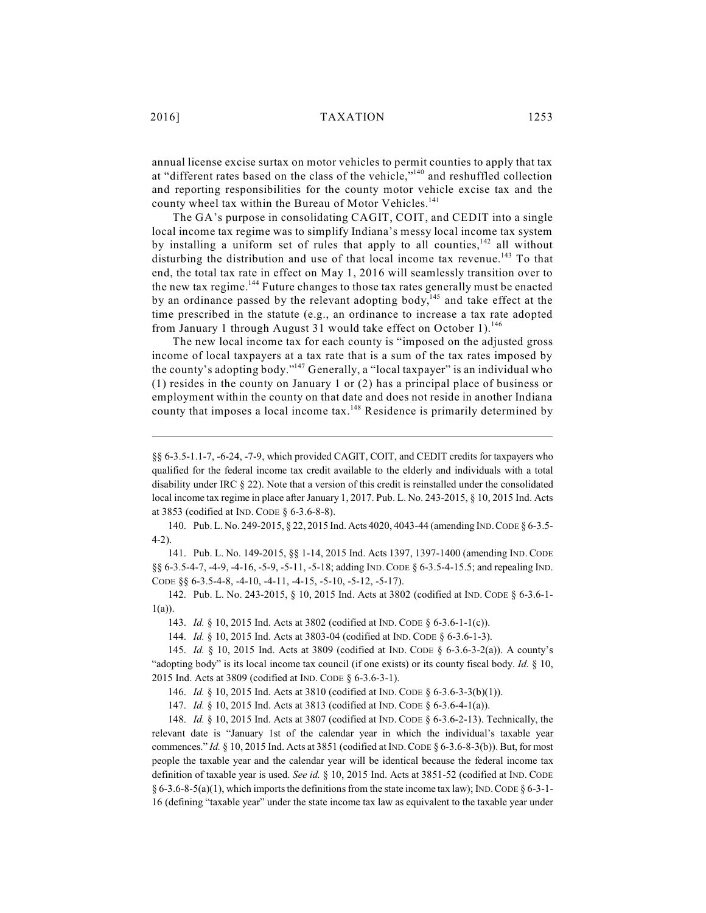annual license excise surtax on motor vehicles to permit counties to apply that tax at "different rates based on the class of the vehicle,"[140] and reshuffled collection and reporting responsibilities for the county motor vehicle excise tax and the county wheel tax within the Bureau of Motor Vehicles.[141]

The GA's purpose in consolidating CAGIT, COIT, and CEDIT into a single local income tax regime was to simplify Indiana's messy local income tax system by installing a uniform set of rules that apply to all counties,[142] all without disturbing the distribution and use of that local income tax revenue.[143] To that end, the total tax rate in effect on May 1, 2016 will seamlessly transition over to the new tax regime.[144] Future changes to those tax rates generally must be enacted by an ordinance passed by the relevant adopting body,[145] and take effect at the time prescribed in the statute (e.g., an ordinance to increase a tax rate adopted from January 1 through August 31 would take effect on October 1).[146]

The new local income tax for each county is "imposed on the adjusted gross income of local taxpayers at a tax rate that is a sum of the tax rates imposed by the county's adopting body."[147] Generally, a "local taxpayer" is an individual who (1) resides in the county on January 1 or (2) has a principal place of business or employment within the county on that date and does not reside in another Indiana county that imposes a local income tax.[148] Residence is primarily determined by

---

§§ 6-3.5-1.1-7, -6-24, -7-9, which provided CAGIT, COIT, and CEDIT credits for taxpayers who qualified for the federal income tax credit available to the elderly and individuals with a total disability under IRC § 22). Note that a version of this credit is reinstalled under the consolidated local income tax regime in place after January 1, 2017. Pub. L. No. 243-2015, § 10, 2015 Ind. Acts at 3853 (codified at IND. CODE § 6-3.6-8-8).

140. Pub. L. No. 249-2015, § 22, 2015 Ind. Acts 4020, 4043-44 (amending IND. CODE § 6-3.5-4-2).

141. Pub. L. No. 149-2015, §§ 1-14, 2015 Ind. Acts 1397, 1397-1400 (amending IND. CODE §§ 6-3.5-4-7, -4-9, -4-16, -5-9, -5-11, -5-18; adding IND. CODE § 6-3.5-4-15.5; and repealing IND. CODE §§ 6-3.5-4-8, -4-10, -4-11, -4-15, -5-10, -5-12, -5-17).

142. Pub. L. No. 243-2015, § 10, 2015 Ind. Acts at 3802 (codified at IND. CODE § 6-3.6-1-1(a)).

143. *Id.* § 10, 2015 Ind. Acts at 3802 (codified at IND. CODE § 6-3.6-1-1(c)).

144. *Id.* § 10, 2015 Ind. Acts at 3803-04 (codified at IND. CODE § 6-3.6-1-3).

145. *Id.* § 10, 2015 Ind. Acts at 3809 (codified at IND. CODE § 6-3.6-3-2(a)). A county's "adopting body" is its local income tax council (if one exists) or its county fiscal body. *Id.* § 10, 2015 Ind. Acts at 3809 (codified at IND. CODE § 6-3.6-3-1).

146. *Id.* § 10, 2015 Ind. Acts at 3810 (codified at IND. CODE § 6-3.6-3-3(b)(1)).

147. *Id.* § 10, 2015 Ind. Acts at 3813 (codified at IND. CODE § 6-3.6-4-1(a)).

148. *Id.* § 10, 2015 Ind. Acts at 3807 (codified at IND. CODE § 6-3.6-2-13). Technically, the relevant date is "January 1st of the calendar year in which the individual's taxable year commences." *Id.* § 10, 2015 Ind. Acts at 3851 (codified at IND. CODE § 6-3.6-8-3(b)). But, for most people the taxable year and the calendar year will be identical because the federal income tax definition of taxable year is used. *See id.* § 10, 2015 Ind. Acts at 3851-52 (codified at IND. CODE § 6-3.6-8-5(a)(1), which imports the definitions from the state income tax law); IND. CODE § 6-3-1-16 (defining "taxable year" under the state income tax law as equivalent to the taxable year under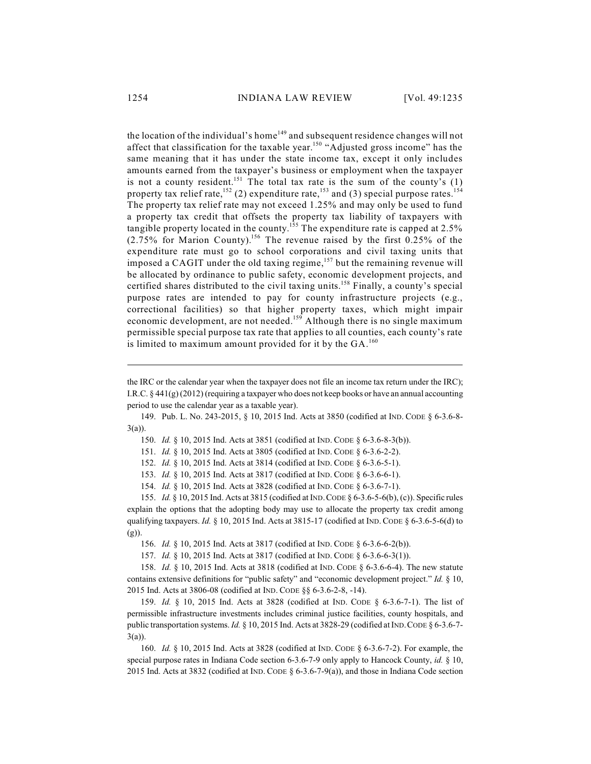the location of the individual's home[149] and subsequent residence changes will not affect that classification for the taxable year.[150] "Adjusted gross income" has the same meaning that it has under the state income tax, except it only includes amounts earned from the taxpayer's business or employment when the taxpayer is not a county resident.[151] The total tax rate is the sum of the county's (1) property tax relief rate,[152] (2) expenditure rate,[153] and (3) special purpose rates.[154] The property tax relief rate may not exceed 1.25% and may only be used to fund a property tax credit that offsets the property tax liability of taxpayers with tangible property located in the county.[155] The expenditure rate is capped at 2.5% (2.75% for Marion County).[156] The revenue raised by the first 0.25% of the expenditure rate must go to school corporations and civil taxing units that imposed a CAGIT under the old taxing regime,[157] but the remaining revenue will be allocated by ordinance to public safety, economic development projects, and certified shares distributed to the civil taxing units.[158] Finally, a county's special purpose rates are intended to pay for county infrastructure projects (e.g., correctional facilities) so that higher property taxes, which might impair economic development, are not needed.[159] Although there is no single maximum permissible special purpose tax rate that applies to all counties, each county's rate is limited to maximum amount provided for it by the GA.[160]

---

the IRC or the calendar year when the taxpayer does not file an income tax return under the IRC); I.R.C. § 441(g) (2012) (requiring a taxpayer who does not keep books or have an annual accounting period to use the calendar year as a taxable year).

149. Pub. L. No. 243-2015, § 10, 2015 Ind. Acts at 3850 (codified at IND. CODE § 6-3.6-8-3(a)).

150. *Id.* § 10, 2015 Ind. Acts at 3851 (codified at IND. CODE § 6-3.6-8-3(b)).

151. *Id.* § 10, 2015 Ind. Acts at 3805 (codified at IND. CODE § 6-3.6-2-2).

152. *Id.* § 10, 2015 Ind. Acts at 3814 (codified at IND. CODE § 6-3.6-5-1).

153. *Id.* § 10, 2015 Ind. Acts at 3817 (codified at IND. CODE § 6-3.6-6-1).

154. *Id.* § 10, 2015 Ind. Acts at 3828 (codified at IND. CODE § 6-3.6-7-1).

155. *Id.* § 10, 2015 Ind. Acts at 3815 (codified at IND. CODE § 6-3.6-5-6(b), (c)). Specific rules explain the options that the adopting body may use to allocate the property tax credit among qualifying taxpayers. *Id.* § 10, 2015 Ind. Acts at 3815-17 (codified at IND. CODE § 6-3.6-5-6(d) to (g)).

156. *Id.* § 10, 2015 Ind. Acts at 3817 (codified at IND. CODE § 6-3.6-6-2(b)).

157. *Id.* § 10, 2015 Ind. Acts at 3817 (codified at IND. CODE § 6-3.6-6-3(1)).

158. *Id.* § 10, 2015 Ind. Acts at 3818 (codified at IND. CODE § 6-3.6-6-4). The new statute contains extensive definitions for "public safety" and "economic development project." *Id.* § 10, 2015 Ind. Acts at 3806-08 (codified at IND. CODE §§ 6-3.6-2-8, -14).

159. *Id.* § 10, 2015 Ind. Acts at 3828 (codified at IND. CODE § 6-3.6-7-1). The list of permissible infrastructure investments includes criminal justice facilities, county hospitals, and public transportation systems. *Id.* § 10, 2015 Ind. Acts at 3828-29 (codified at IND. CODE § 6-3.6-7-3(a)).

160. *Id.* § 10, 2015 Ind. Acts at 3828 (codified at IND. CODE § 6-3.6-7-2). For example, the special purpose rates in Indiana Code section 6-3.6-7-9 only apply to Hancock County, *id.* § 10, 2015 Ind. Acts at 3832 (codified at IND. CODE § 6-3.6-7-9(a)), and those in Indiana Code section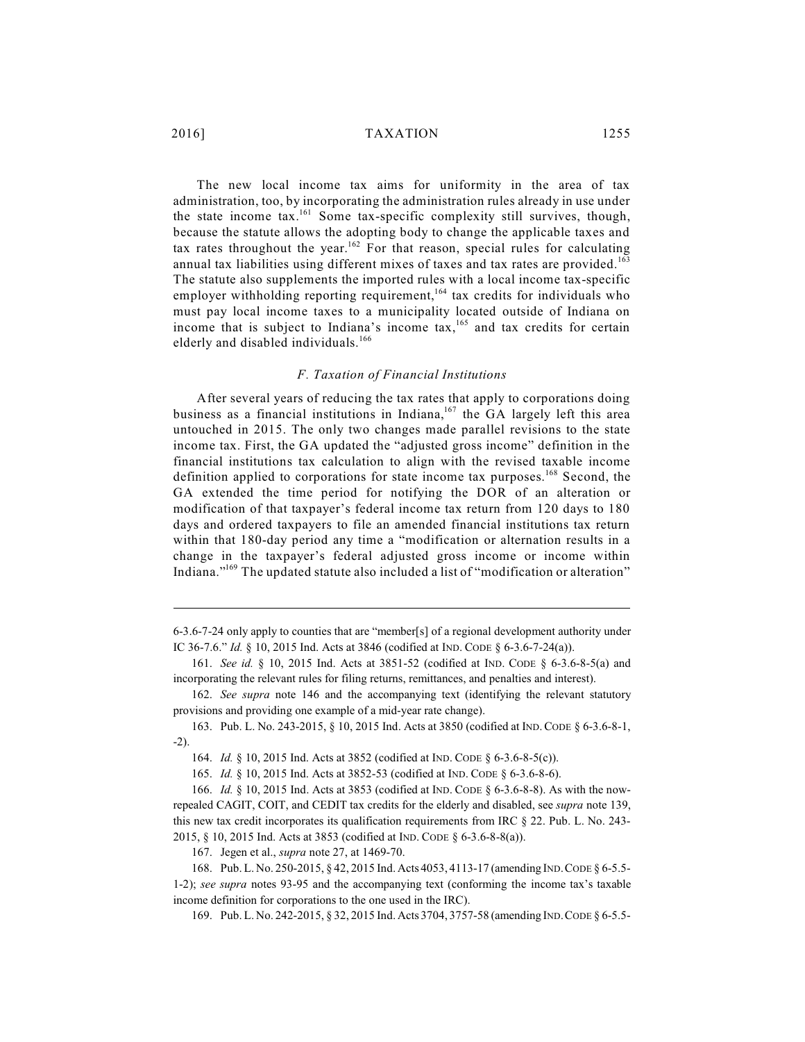The new local income tax aims for uniformity in the area of tax administration, too, by incorporating the administration rules already in use under the state income tax.[161] Some tax-specific complexity still survives, though, because the statute allows the adopting body to change the applicable taxes and tax rates throughout the year.[162] For that reason, special rules for calculating annual tax liabilities using different mixes of taxes and tax rates are provided.[163] The statute also supplements the imported rules with a local income tax-specific employer withholding reporting requirement,[164] tax credits for individuals who must pay local income taxes to a municipality located outside of Indiana on income that is subject to Indiana's income tax,[165] and tax credits for certain elderly and disabled individuals.[166]

### *F. Taxation of Financial Institutions*

After several years of reducing the tax rates that apply to corporations doing business as a financial institutions in Indiana,[167] the GA largely left this area untouched in 2015. The only two changes made parallel revisions to the state income tax. First, the GA updated the "adjusted gross income" definition in the financial institutions tax calculation to align with the revised taxable income definition applied to corporations for state income tax purposes.[168] Second, the GA extended the time period for notifying the DOR of an alteration or modification of that taxpayer's federal income tax return from 120 days to 180 days and ordered taxpayers to file an amended financial institutions tax return within that 180-day period any time a "modification or alternation results in a change in the taxpayer's federal adjusted gross income or income within Indiana."[169] The updated statute also included a list of "modification or alteration"

---

6-3.6-7-24 only apply to counties that are "member[s] of a regional development authority under IC 36-7.6." *Id.* § 10, 2015 Ind. Acts at 3846 (codified at IND. CODE § 6-3.6-7-24(a)).

161. *See id.* § 10, 2015 Ind. Acts at 3851-52 (codified at IND. CODE § 6-3.6-8-5(a) and incorporating the relevant rules for filing returns, remittances, and penalties and interest).

162. *See supra* note 146 and the accompanying text (identifying the relevant statutory provisions and providing one example of a mid-year rate change).

163. Pub. L. No. 243-2015, § 10, 2015 Ind. Acts at 3850 (codified at IND. CODE § 6-3.6-8-1, -2).

164. *Id.* § 10, 2015 Ind. Acts at 3852 (codified at IND. CODE § 6-3.6-8-5(c)).

165. *Id.* § 10, 2015 Ind. Acts at 3852-53 (codified at IND. CODE § 6-3.6-8-6).

166. *Id.* § 10, 2015 Ind. Acts at 3853 (codified at IND. CODE § 6-3.6-8-8). As with the now-repealed CAGIT, COIT, and CEDIT tax credits for the elderly and disabled, see *supra* note 139, this new tax credit incorporates its qualification requirements from IRC § 22. Pub. L. No. 243-2015, § 10, 2015 Ind. Acts at 3853 (codified at IND. CODE § 6-3.6-8-8(a)).

167. Jegen et al., *supra* note 27, at 1469-70.

168. Pub. L. No. 250-2015, § 42, 2015 Ind. Acts 4053, 4113-17 (amending IND. CODE § 6-5.5-1-2); *see supra* notes 93-95 and the accompanying text (conforming the income tax's taxable income definition for corporations to the one used in the IRC).

169. Pub. L. No. 242-2015, § 32, 2015 Ind. Acts 3704, 3757-58 (amending IND. CODE § 6-5.5-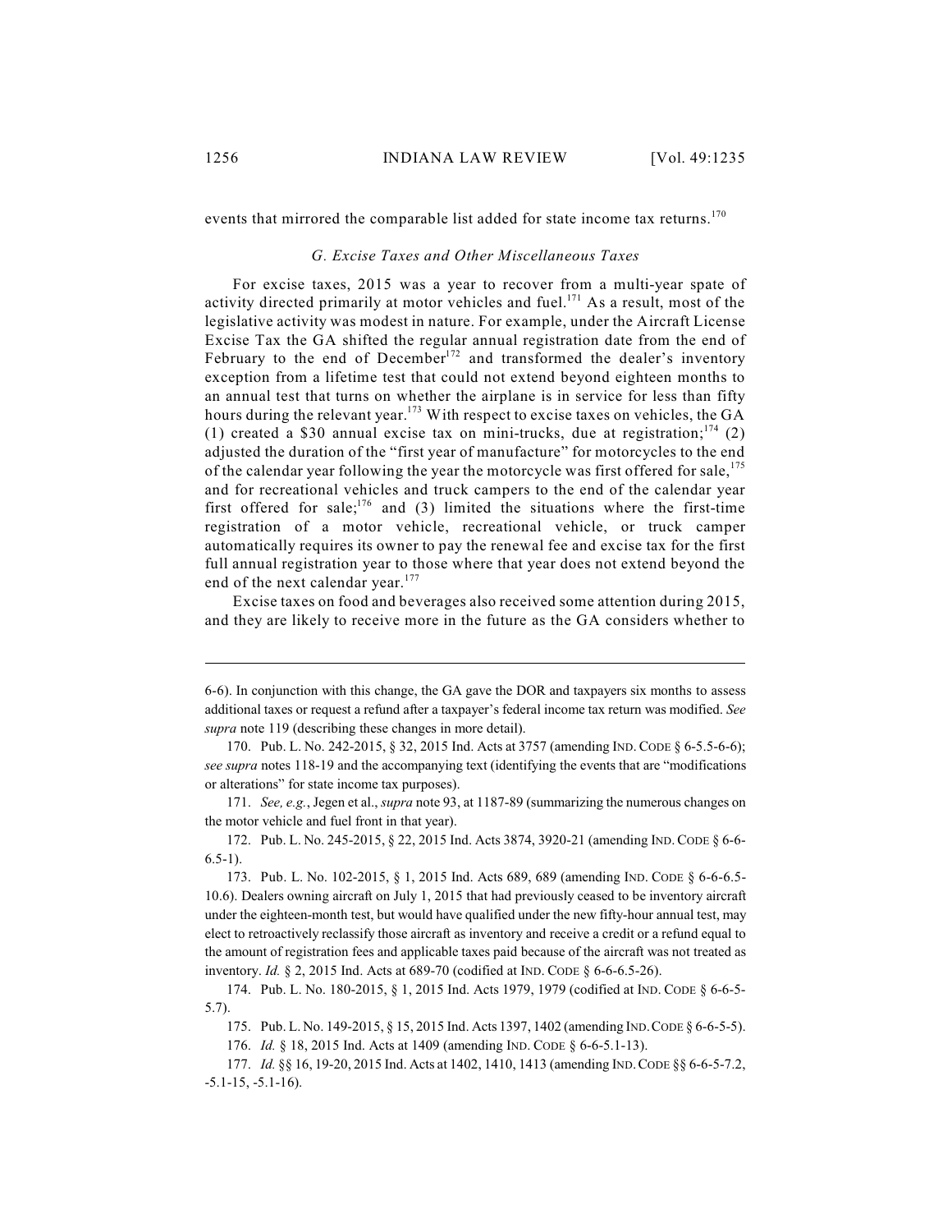events that mirrored the comparable list added for state income tax returns.[170]

### *G. Excise Taxes and Other Miscellaneous Taxes*

For excise taxes, 2015 was a year to recover from a multi-year spate of activity directed primarily at motor vehicles and fuel.[171] As a result, most of the legislative activity was modest in nature. For example, under the Aircraft License Excise Tax the GA shifted the regular annual registration date from the end of February to the end of December[172] and transformed the dealer's inventory exception from a lifetime test that could not extend beyond eighteen months to an annual test that turns on whether the airplane is in service for less than fifty hours during the relevant year.[173] With respect to excise taxes on vehicles, the GA (1) created a $30 annual excise tax on mini-trucks, due at registration;[174] (2) adjusted the duration of the "first year of manufacture" for motorcycles to the end of the calendar year following the year the motorcycle was first offered for sale,[175] and for recreational vehicles and truck campers to the end of the calendar year first offered for sale;[176] and (3) limited the situations where the first-time registration of a motor vehicle, recreational vehicle, or truck camper automatically requires its owner to pay the renewal fee and excise tax for the first full annual registration year to those where that year does not extend beyond the end of the next calendar year.[177]

Excise taxes on food and beverages also received some attention during 2015, and they are likely to receive more in the future as the GA considers whether to

---

6-6). In conjunction with this change, the GA gave the DOR and taxpayers six months to assess additional taxes or request a refund after a taxpayer's federal income tax return was modified. *See supra* note 119 (describing these changes in more detail).

170. Pub. L. No. 242-2015, § 32, 2015 Ind. Acts at 3757 (amending IND. CODE § 6-5.5-6-6); *see supra* notes 118-19 and the accompanying text (identifying the events that are "modifications or alterations" for state income tax purposes).

171. *See, e.g.*, Jegen et al., *supra* note 93, at 1187-89 (summarizing the numerous changes on the motor vehicle and fuel front in that year).

172. Pub. L. No. 245-2015, § 22, 2015 Ind. Acts 3874, 3920-21 (amending IND. CODE § 6-6-6.5-1).

173. Pub. L. No. 102-2015, § 1, 2015 Ind. Acts 689, 689 (amending IND. CODE § 6-6-6.5-10.6). Dealers owning aircraft on July 1, 2015 that had previously ceased to be inventory aircraft under the eighteen-month test, but would have qualified under the new fifty-hour annual test, may elect to retroactively reclassify those aircraft as inventory and receive a credit or a refund equal to the amount of registration fees and applicable taxes paid because of the aircraft was not treated as inventory. *Id.* § 2, 2015 Ind. Acts at 689-70 (codified at IND. CODE § 6-6-6.5-26).

174. Pub. L. No. 180-2015, § 1, 2015 Ind. Acts 1979, 1979 (codified at IND. CODE § 6-6-5-5.7).

175. Pub. L. No. 149-2015, § 15, 2015 Ind. Acts 1397, 1402 (amending IND. CODE § 6-6-5-5).

176. *Id.* § 18, 2015 Ind. Acts at 1409 (amending IND. CODE § 6-6-5.1-13).

177. *Id.* §§ 16, 19-20, 2015 Ind. Acts at 1402, 1410, 1413 (amending IND. CODE §§ 6-6-5-7.2, -5.1-15, -5.1-16).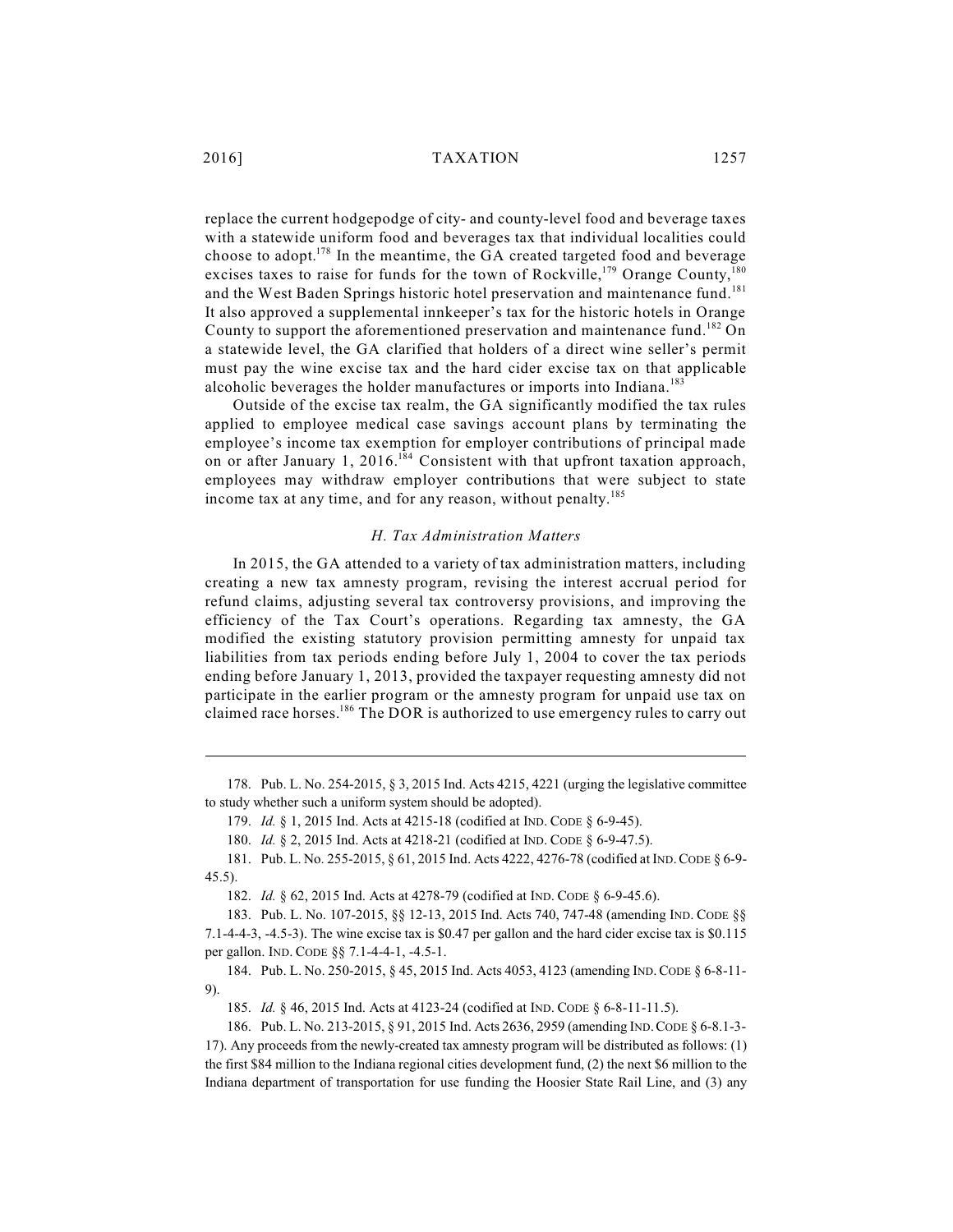replace the current hodgepodge of city- and county-level food and beverage taxes with a statewide uniform food and beverages tax that individual localities could choose to adopt.[178] In the meantime, the GA created targeted food and beverage excises taxes to raise for funds for the town of Rockville,[179] Orange County,[180] and the West Baden Springs historic hotel preservation and maintenance fund.[181] It also approved a supplemental innkeeper's tax for the historic hotels in Orange County to support the aforementioned preservation and maintenance fund.[182] On a statewide level, the GA clarified that holders of a direct wine seller's permit must pay the wine excise tax and the hard cider excise tax on that applicable alcoholic beverages the holder manufactures or imports into Indiana.[183]

Outside of the excise tax realm, the GA significantly modified the tax rules applied to employee medical case savings account plans by terminating the employee's income tax exemption for employer contributions of principal made on or after January 1, 2016.[184] Consistent with that upfront taxation approach, employees may withdraw employer contributions that were subject to state income tax at any time, and for any reason, without penalty.[185]

### *H. Tax Administration Matters*

In 2015, the GA attended to a variety of tax administration matters, including creating a new tax amnesty program, revising the interest accrual period for refund claims, adjusting several tax controversy provisions, and improving the efficiency of the Tax Court's operations. Regarding tax amnesty, the GA modified the existing statutory provision permitting amnesty for unpaid tax liabilities from tax periods ending before July 1, 2004 to cover the tax periods ending before January 1, 2013, provided the taxpayer requesting amnesty did not participate in the earlier program or the amnesty program for unpaid use tax on claimed race horses.[186] The DOR is authorized to use emergency rules to carry out

---

178. Pub. L. No. 254-2015, § 3, 2015 Ind. Acts 4215, 4221 (urging the legislative committee to study whether such a uniform system should be adopted).

179. *Id.* § 1, 2015 Ind. Acts at 4215-18 (codified at IND. CODE § 6-9-45).

180. *Id.* § 2, 2015 Ind. Acts at 4218-21 (codified at IND. CODE § 6-9-47.5).

181. Pub. L. No. 255-2015, § 61, 2015 Ind. Acts 4222, 4276-78 (codified at IND. CODE § 6-9-45.5).

182. *Id.* § 62, 2015 Ind. Acts at 4278-79 (codified at IND. CODE § 6-9-45.6).

183. Pub. L. No. 107-2015, §§ 12-13, 2015 Ind. Acts 740, 747-48 (amending IND. CODE §§ 7.1-4-4-3, -4.5-3). The wine excise tax is $0.47 per gallon and the hard cider excise tax is $0.115 per gallon. IND. CODE §§ 7.1-4-4-1, -4.5-1.

184. Pub. L. No. 250-2015, § 45, 2015 Ind. Acts 4053, 4123 (amending IND. CODE § 6-8-11-9).

185. *Id.* § 46, 2015 Ind. Acts at 4123-24 (codified at IND. CODE § 6-8-11-11.5).

186. Pub. L. No. 213-2015, § 91, 2015 Ind. Acts 2636, 2959 (amending IND. CODE § 6-8.1-3-17). Any proceeds from the newly-created tax amnesty program will be distributed as follows: (1) the first $84 million to the Indiana regional cities development fund, (2) the next $6 million to the Indiana department of transportation for use funding the Hoosier State Rail Line, and (3) any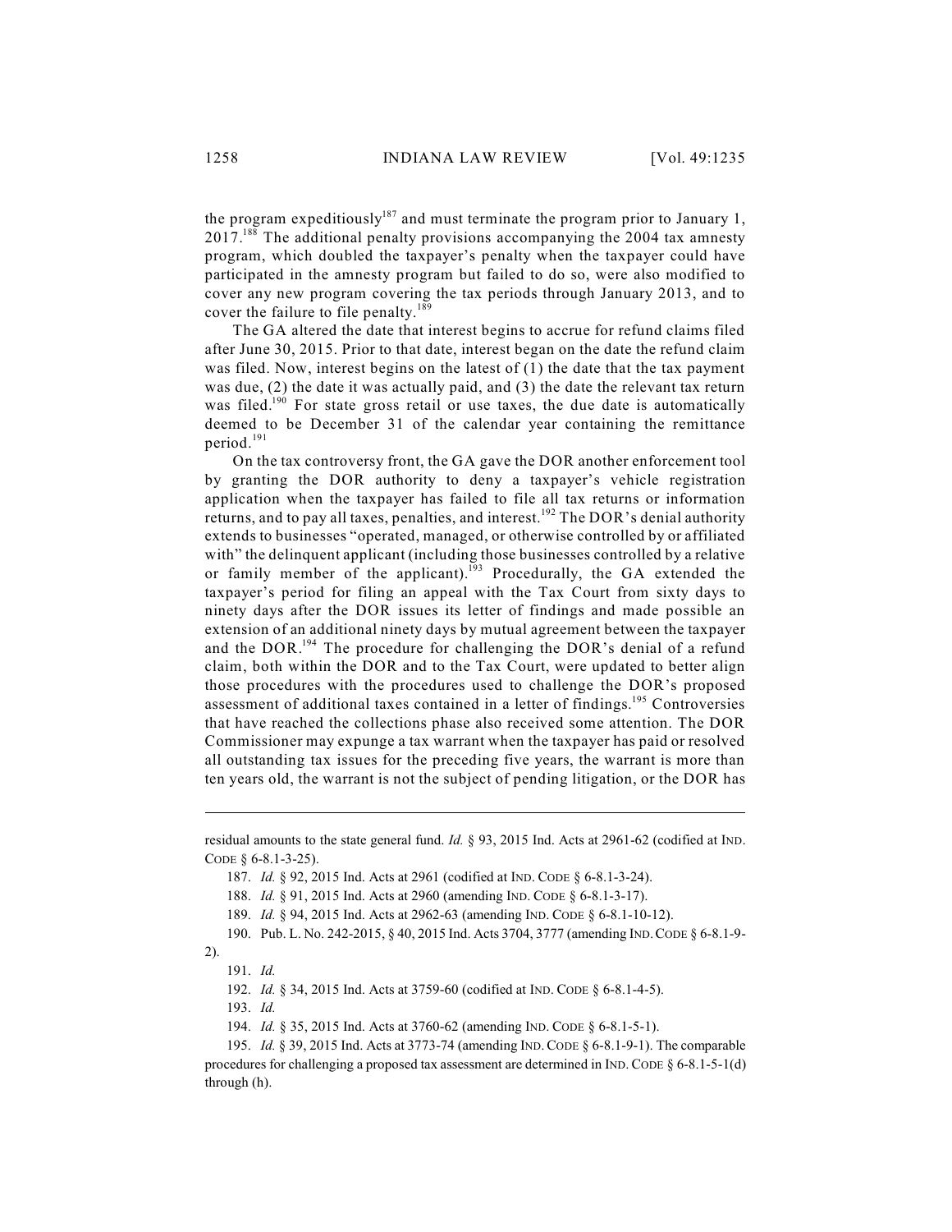the program expeditiously[187] and must terminate the program prior to January 1, 2017.[188] The additional penalty provisions accompanying the 2004 tax amnesty program, which doubled the taxpayer's penalty when the taxpayer could have participated in the amnesty program but failed to do so, were also modified to cover any new program covering the tax periods through January 2013, and to cover the failure to file penalty.[189]

The GA altered the date that interest begins to accrue for refund claims filed after June 30, 2015. Prior to that date, interest began on the date the refund claim was filed. Now, interest begins on the latest of (1) the date that the tax payment was due, (2) the date it was actually paid, and (3) the date the relevant tax return was filed.[190] For state gross retail or use taxes, the due date is automatically deemed to be December 31 of the calendar year containing the remittance period.[191]

On the tax controversy front, the GA gave the DOR another enforcement tool by granting the DOR authority to deny a taxpayer's vehicle registration application when the taxpayer has failed to file all tax returns or information returns, and to pay all taxes, penalties, and interest.[192] The DOR's denial authority extends to businesses "operated, managed, or otherwise controlled by or affiliated with" the delinquent applicant (including those businesses controlled by a relative or family member of the applicant).[193] Procedurally, the GA extended the taxpayer's period for filing an appeal with the Tax Court from sixty days to ninety days after the DOR issues its letter of findings and made possible an extension of an additional ninety days by mutual agreement between the taxpayer and the DOR.[194] The procedure for challenging the DOR's denial of a refund claim, both within the DOR and to the Tax Court, were updated to better align those procedures with the procedures used to challenge the DOR's proposed assessment of additional taxes contained in a letter of findings.[195] Controversies that have reached the collections phase also received some attention. The DOR Commissioner may expunge a tax warrant when the taxpayer has paid or resolved all outstanding tax issues for the preceding five years, the warrant is more than ten years old, the warrant is not the subject of pending litigation, or the DOR has

---

residual amounts to the state general fund. *Id.* § 93, 2015 Ind. Acts at 2961-62 (codified at IND. CODE § 6-8.1-3-25).

187. *Id.* § 92, 2015 Ind. Acts at 2961 (codified at IND. CODE § 6-8.1-3-24).

188. *Id.* § 91, 2015 Ind. Acts at 2960 (amending IND. CODE § 6-8.1-3-17).

189. *Id.* § 94, 2015 Ind. Acts at 2962-63 (amending IND. CODE § 6-8.1-10-12).

190. Pub. L. No. 242-2015, § 40, 2015 Ind. Acts 3704, 3777 (amending IND. CODE § 6-8.1-9-2).

191. *Id.*

192. *Id.* § 34, 2015 Ind. Acts at 3759-60 (codified at IND. CODE § 6-8.1-4-5).

193. *Id.*

194. *Id.* § 35, 2015 Ind. Acts at 3760-62 (amending IND. CODE § 6-8.1-5-1).

195. *Id.* § 39, 2015 Ind. Acts at 3773-74 (amending IND. CODE § 6-8.1-9-1). The comparable procedures for challenging a proposed tax assessment are determined in IND. CODE § 6-8.1-5-1(d) through (h).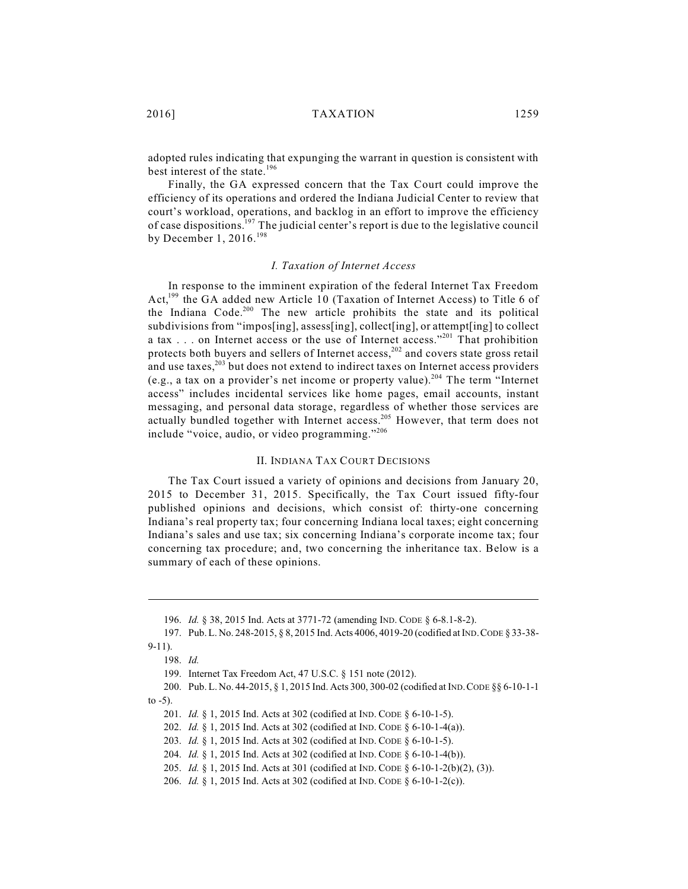adopted rules indicating that expunging the warrant in question is consistent with best interest of the state.[196]

Finally, the GA expressed concern that the Tax Court could improve the efficiency of its operations and ordered the Indiana Judicial Center to review that court's workload, operations, and backlog in an effort to improve the efficiency of case dispositions.[197] The judicial center's report is due to the legislative council by December 1, 2016.[198]

### *I. Taxation of Internet Access*

In response to the imminent expiration of the federal Internet Tax Freedom Act,[199] the GA added new Article 10 (Taxation of Internet Access) to Title 6 of the Indiana Code.[200] The new article prohibits the state and its political subdivisions from "impos[ing], assess[ing], collect[ing], or attempt[ing] to collect a tax . . . on Internet access or the use of Internet access."[201] That prohibition protects both buyers and sellers of Internet access,[202] and covers state gross retail and use taxes,[203] but does not extend to indirect taxes on Internet access providers (e.g., a tax on a provider's net income or property value).[204] The term "Internet access" includes incidental services like home pages, email accounts, instant messaging, and personal data storage, regardless of whether those services are actually bundled together with Internet access.[205] However, that term does not include "voice, audio, or video programming."[206]

## II. INDIANA TAX COURT DECISIONS

The Tax Court issued a variety of opinions and decisions from January 20, 2015 to December 31, 2015. Specifically, the Tax Court issued fifty-four published opinions and decisions, which consist of: thirty-one concerning Indiana's real property tax; four concerning Indiana local taxes; eight concerning Indiana's sales and use tax; six concerning Indiana's corporate income tax; four concerning tax procedure; and, two concerning the inheritance tax. Below is a summary of each of these opinions.

---

196. *Id.* § 38, 2015 Ind. Acts at 3771-72 (amending IND. CODE § 6-8.1-8-2).

197. Pub. L. No. 248-2015, § 8, 2015 Ind. Acts 4006, 4019-20 (codified at IND. CODE § 33-38-9-11).

198. *Id.*

199. Internet Tax Freedom Act, 47 U.S.C. § 151 note (2012).

200. Pub. L. No. 44-2015, § 1, 2015 Ind. Acts 300, 300-02 (codified at IND. CODE §§ 6-10-1-1 to -5).

201. *Id.* § 1, 2015 Ind. Acts at 302 (codified at IND. CODE § 6-10-1-5).

202. *Id.* § 1, 2015 Ind. Acts at 302 (codified at IND. CODE § 6-10-1-4(a)).

203. *Id.* § 1, 2015 Ind. Acts at 302 (codified at IND. CODE § 6-10-1-5).

204. *Id.* § 1, 2015 Ind. Acts at 302 (codified at IND. CODE § 6-10-1-4(b)).

205. *Id.* § 1, 2015 Ind. Acts at 301 (codified at IND. CODE § 6-10-1-2(b)(2), (3)).

206. *Id.* § 1, 2015 Ind. Acts at 302 (codified at IND. CODE § 6-10-1-2(c)).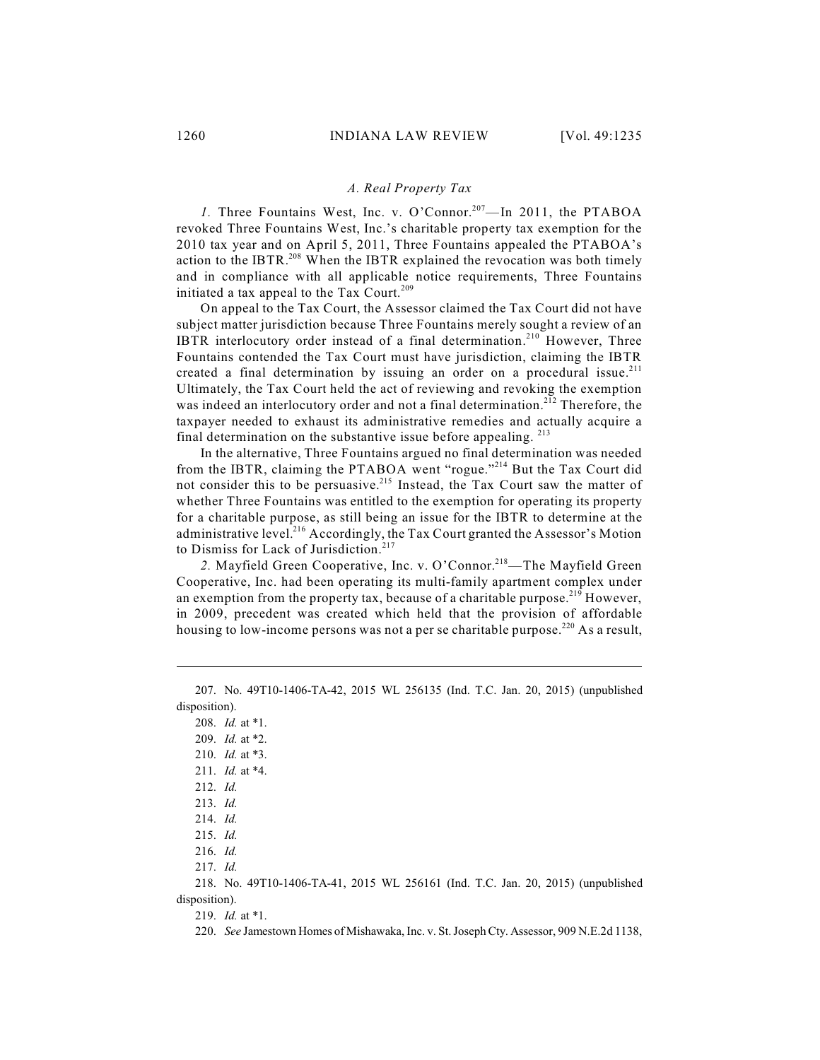### *A. Real Property Tax*

*1.* Three Fountains West, Inc. v. O'Connor.[207]—In 2011, the PTABOA revoked Three Fountains West, Inc.'s charitable property tax exemption for the 2010 tax year and on April 5, 2011, Three Fountains appealed the PTABOA's action to the IBTR.[208] When the IBTR explained the revocation was both timely and in compliance with all applicable notice requirements, Three Fountains initiated a tax appeal to the Tax Court.[209]

On appeal to the Tax Court, the Assessor claimed the Tax Court did not have subject matter jurisdiction because Three Fountains merely sought a review of an IBTR interlocutory order instead of a final determination.[210] However, Three Fountains contended the Tax Court must have jurisdiction, claiming the IBTR created a final determination by issuing an order on a procedural issue.[211] Ultimately, the Tax Court held the act of reviewing and revoking the exemption was indeed an interlocutory order and not a final determination.[212] Therefore, the taxpayer needed to exhaust its administrative remedies and actually acquire a final determination on the substantive issue before appealing. [213]

In the alternative, Three Fountains argued no final determination was needed from the IBTR, claiming the PTABOA went "rogue."[214] But the Tax Court did not consider this to be persuasive.[215] Instead, the Tax Court saw the matter of whether Three Fountains was entitled to the exemption for operating its property for a charitable purpose, as still being an issue for the IBTR to determine at the administrative level.[216] Accordingly, the Tax Court granted the Assessor's Motion to Dismiss for Lack of Jurisdiction.[217]

*2.* Mayfield Green Cooperative, Inc. v. O'Connor.[218]—The Mayfield Green Cooperative, Inc. had been operating its multi-family apartment complex under an exemption from the property tax, because of a charitable purpose.[219] However, in 2009, precedent was created which held that the provision of affordable housing to low-income persons was not a per se charitable purpose.[220] As a result,

---

207. No. 49T10-1406-TA-42, 2015 WL 256135 (Ind. T.C. Jan. 20, 2015) (unpublished disposition).

208. *Id.* at \*1.

209. *Id.* at \*2.

210. *Id.* at \*3.

211. *Id.* at \*4.

212. *Id.*

213. *Id.*

214. *Id.*

215. *Id.*

216. *Id.*

217. *Id.*

218. No. 49T10-1406-TA-41, 2015 WL 256161 (Ind. T.C. Jan. 20, 2015) (unpublished disposition).

219. *Id.* at \*1.

220. *See* Jamestown Homes of Mishawaka, Inc. v. St. Joseph Cty. Assessor, 909 N.E.2d 1138,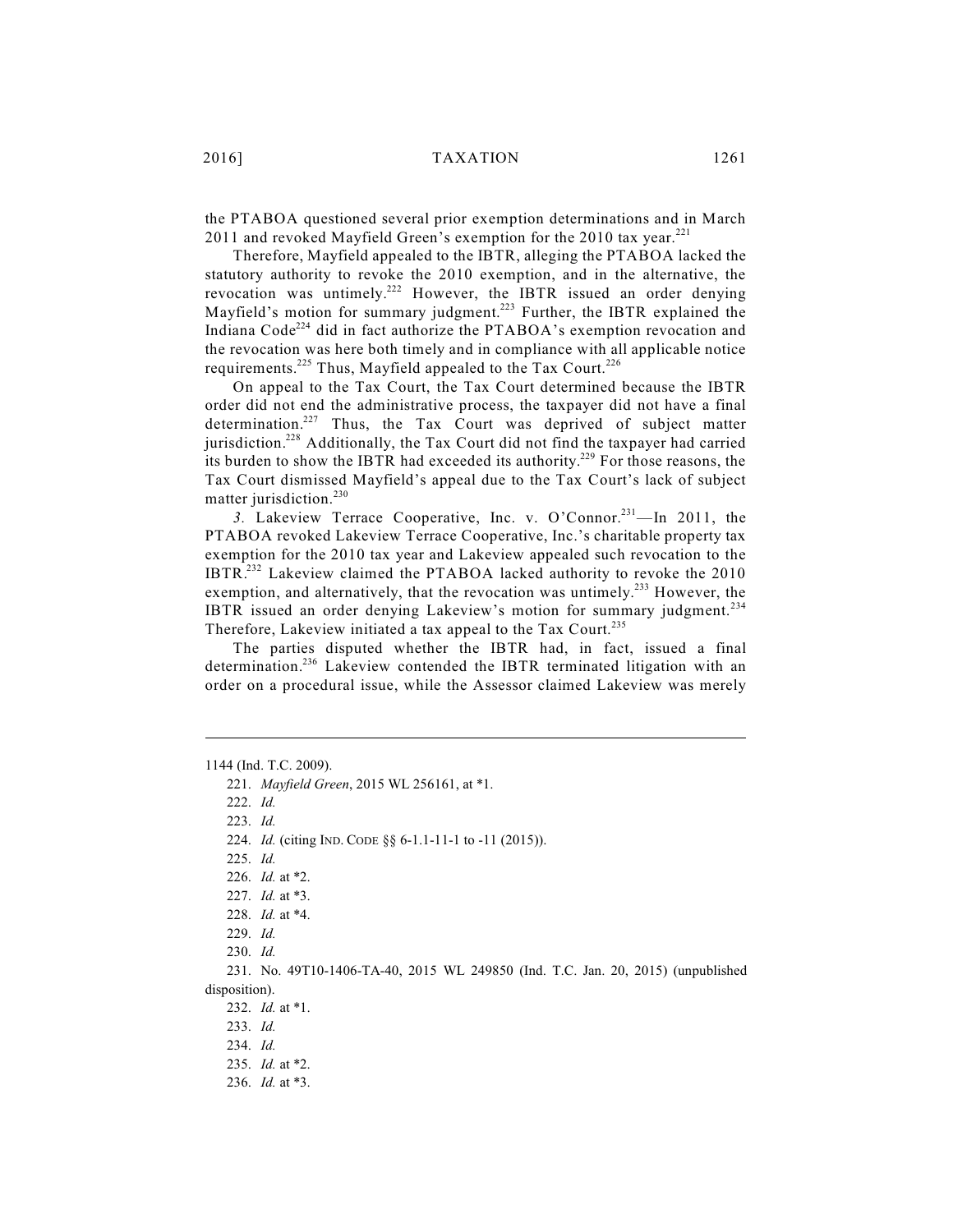the PTABOA questioned several prior exemption determinations and in March 2011 and revoked Mayfield Green's exemption for the 2010 tax year.[221]

Therefore, Mayfield appealed to the IBTR, alleging the PTABOA lacked the statutory authority to revoke the 2010 exemption, and in the alternative, the revocation was untimely.[222] However, the IBTR issued an order denying Mayfield's motion for summary judgment.[223] Further, the IBTR explained the Indiana Code[224] did in fact authorize the PTABOA's exemption revocation and the revocation was here both timely and in compliance with all applicable notice requirements.[225] Thus, Mayfield appealed to the Tax Court.[226]

On appeal to the Tax Court, the Tax Court determined because the IBTR order did not end the administrative process, the taxpayer did not have a final determination.[227] Thus, the Tax Court was deprived of subject matter jurisdiction.[228] Additionally, the Tax Court did not find the taxpayer had carried its burden to show the IBTR had exceeded its authority.[229] For those reasons, the Tax Court dismissed Mayfield's appeal due to the Tax Court's lack of subject matter jurisdiction.[230]

*3.* Lakeview Terrace Cooperative, Inc. v. O'Connor.[231]—In 2011, the PTABOA revoked Lakeview Terrace Cooperative, Inc.'s charitable property tax exemption for the 2010 tax year and Lakeview appealed such revocation to the IBTR.[232] Lakeview claimed the PTABOA lacked authority to revoke the 2010 exemption, and alternatively, that the revocation was untimely.[233] However, the IBTR issued an order denying Lakeview's motion for summary judgment.[234] Therefore, Lakeview initiated a tax appeal to the Tax Court.[235]

The parties disputed whether the IBTR had, in fact, issued a final determination.[236] Lakeview contended the IBTR terminated litigation with an order on a procedural issue, while the Assessor claimed Lakeview was merely

---

1144 (Ind. T.C. 2009).

221. *Mayfield Green*, 2015 WL 256161, at *1.

222. *Id.*

223. *Id.*

224. *Id.* (citing IND. CODE §§ 6-1.1-11-1 to -11 (2015)).

225. *Id.*

226. *Id.* at *2.

227. *Id.* at *3.

228. *Id.* at *4.

229. *Id.*

230. *Id.*

231. No. 49T10-1406-TA-40, 2015 WL 249850 (Ind. T.C. Jan. 20, 2015) (unpublished disposition).

232. *Id.* at *1.

233. *Id.*

234. *Id.*

235. *Id.* at *2.

236. *Id.* at *3.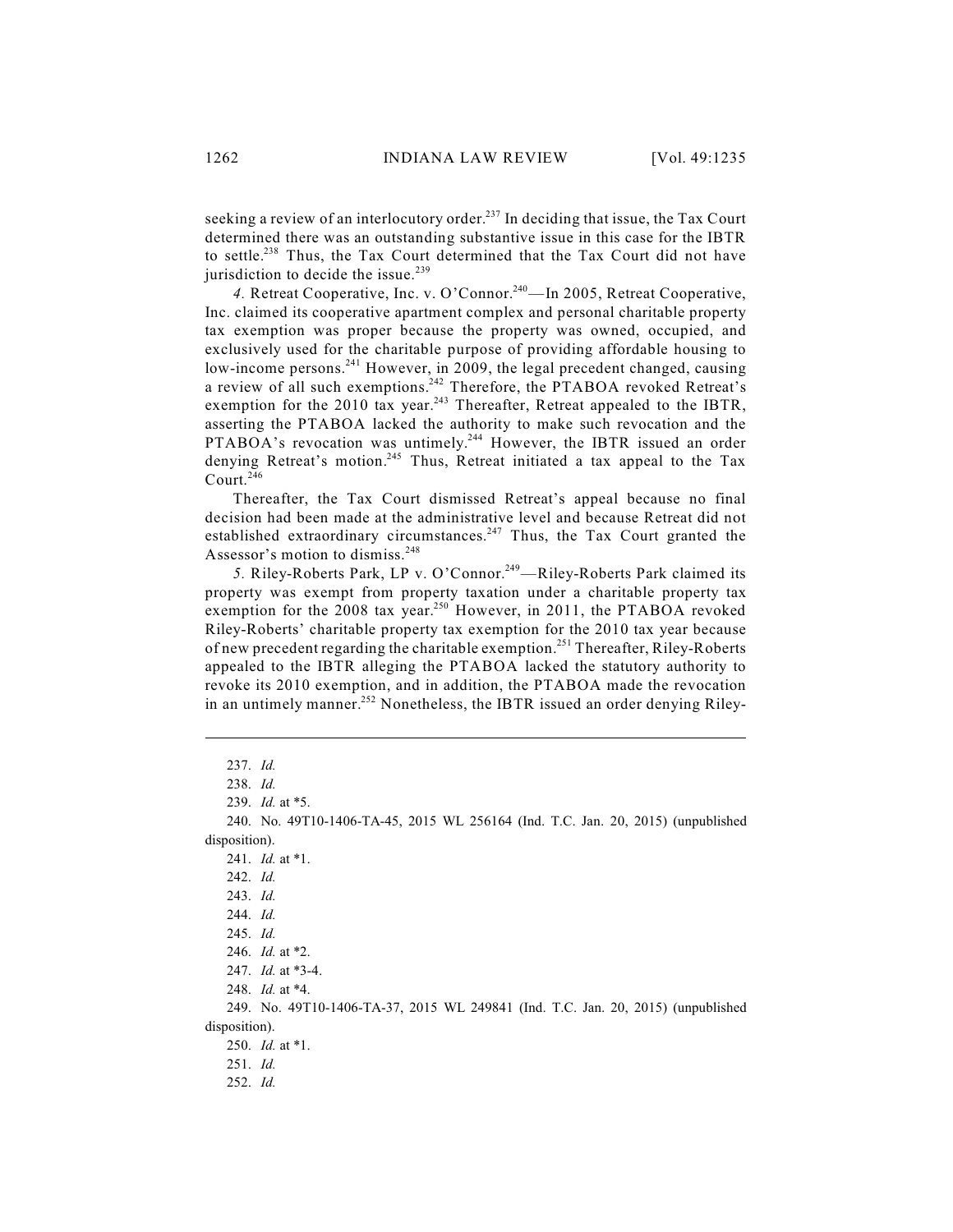seeking a review of an interlocutory order.[237] In deciding that issue, the Tax Court determined there was an outstanding substantive issue in this case for the IBTR to settle.[238] Thus, the Tax Court determined that the Tax Court did not have jurisdiction to decide the issue.[239]

*4.* Retreat Cooperative, Inc. v. O'Connor.[240]—In 2005, Retreat Cooperative, Inc. claimed its cooperative apartment complex and personal charitable property tax exemption was proper because the property was owned, occupied, and exclusively used for the charitable purpose of providing affordable housing to low-income persons.[241] However, in 2009, the legal precedent changed, causing a review of all such exemptions.[242] Therefore, the PTABOA revoked Retreat's exemption for the 2010 tax year.[243] Thereafter, Retreat appealed to the IBTR, asserting the PTABOA lacked the authority to make such revocation and the PTABOA's revocation was untimely.[244] However, the IBTR issued an order denying Retreat's motion.[245] Thus, Retreat initiated a tax appeal to the Tax Court.[246]

Thereafter, the Tax Court dismissed Retreat's appeal because no final decision had been made at the administrative level and because Retreat did not established extraordinary circumstances.[247] Thus, the Tax Court granted the Assessor's motion to dismiss.[248]

*5.* Riley-Roberts Park, LP v. O'Connor.[249]—Riley-Roberts Park claimed its property was exempt from property taxation under a charitable property tax exemption for the 2008 tax year.[250] However, in 2011, the PTABOA revoked Riley-Roberts' charitable property tax exemption for the 2010 tax year because of new precedent regarding the charitable exemption.[251] Thereafter, Riley-Roberts appealed to the IBTR alleging the PTABOA lacked the statutory authority to revoke its 2010 exemption, and in addition, the PTABOA made the revocation in an untimely manner.[252] Nonetheless, the IBTR issued an order denying Riley-

---

237. *Id.*

238. *Id.*

239. *Id.* at *5.

240. No. 49T10-1406-TA-45, 2015 WL 256164 (Ind. T.C. Jan. 20, 2015) (unpublished disposition).

241. *Id.* at *1.

242. *Id.*

243. *Id.*

244. *Id.*

245. *Id.*

246. *Id.* at *2.

247. *Id.* at *3-4.

248. *Id.* at *4.

249. No. 49T10-1406-TA-37, 2015 WL 249841 (Ind. T.C. Jan. 20, 2015) (unpublished disposition).

250. *Id.* at *1.

251. *Id.*

252. *Id.*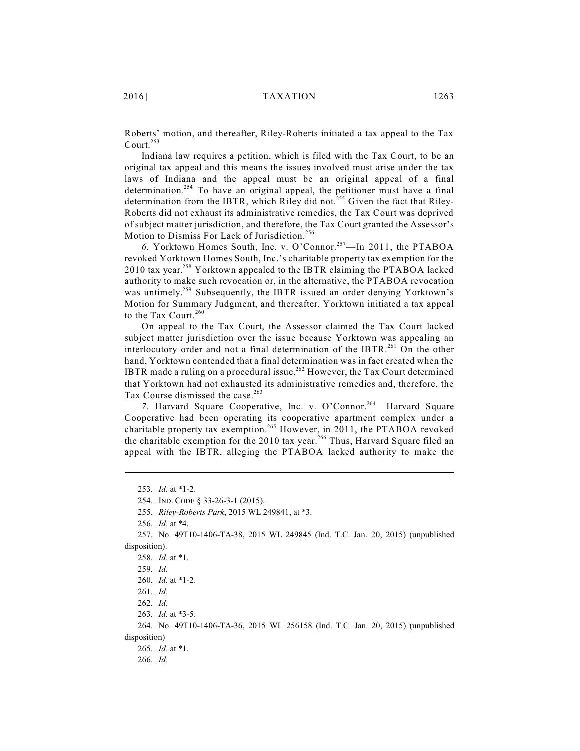Roberts' motion, and thereafter, Riley-Roberts initiated a tax appeal to the Tax Court.[253]

Indiana law requires a petition, which is filed with the Tax Court, to be an original tax appeal and this means the issues involved must arise under the tax laws of Indiana and the appeal must be an original appeal of a final determination.[254] To have an original appeal, the petitioner must have a final determination from the IBTR, which Riley did not.[255] Given the fact that Riley-Roberts did not exhaust its administrative remedies, the Tax Court was deprived of subject matter jurisdiction, and therefore, the Tax Court granted the Assessor's Motion to Dismiss For Lack of Jurisdiction.[256]

*6.* Yorktown Homes South, Inc. v. O'Connor.[257]—In 2011, the PTABOA revoked Yorktown Homes South, Inc.'s charitable property tax exemption for the 2010 tax year.[258] Yorktown appealed to the IBTR claiming the PTABOA lacked authority to make such revocation or, in the alternative, the PTABOA revocation was untimely.[259] Subsequently, the IBTR issued an order denying Yorktown's Motion for Summary Judgment, and thereafter, Yorktown initiated a tax appeal to the Tax Court.[260]

On appeal to the Tax Court, the Assessor claimed the Tax Court lacked subject matter jurisdiction over the issue because Yorktown was appealing an interlocutory order and not a final determination of the IBTR.[261] On the other hand, Yorktown contended that a final determination was in fact created when the IBTR made a ruling on a procedural issue.[262] However, the Tax Court determined that Yorktown had not exhausted its administrative remedies and, therefore, the Tax Course dismissed the case.[263]

*7.* Harvard Square Cooperative, Inc. v. O'Connor.[264]—Harvard Square Cooperative had been operating its cooperative apartment complex under a charitable property tax exemption.[265] However, in 2011, the PTABOA revoked the charitable exemption for the 2010 tax year.[266] Thus, Harvard Square filed an appeal with the IBTR, alleging the PTABOA lacked authority to make the

---

253. *Id.* at *1-2.

254. IND. CODE § 33-26-3-1 (2015).

255. *Riley-Roberts Park*, 2015 WL 249841, at *3.

256. *Id.* at *4.

257. No. 49T10-1406-TA-38, 2015 WL 249845 (Ind. T.C. Jan. 20, 2015) (unpublished disposition).

258. *Id.* at *1.

259. *Id.*

260. *Id.* at *1-2.

261. *Id.*

262. *Id.*

263. *Id.* at *3-5.

264. No. 49T10-1406-TA-36, 2015 WL 256158 (Ind. T.C. Jan. 20, 2015) (unpublished disposition)

265. *Id.* at *1.

266. *Id.*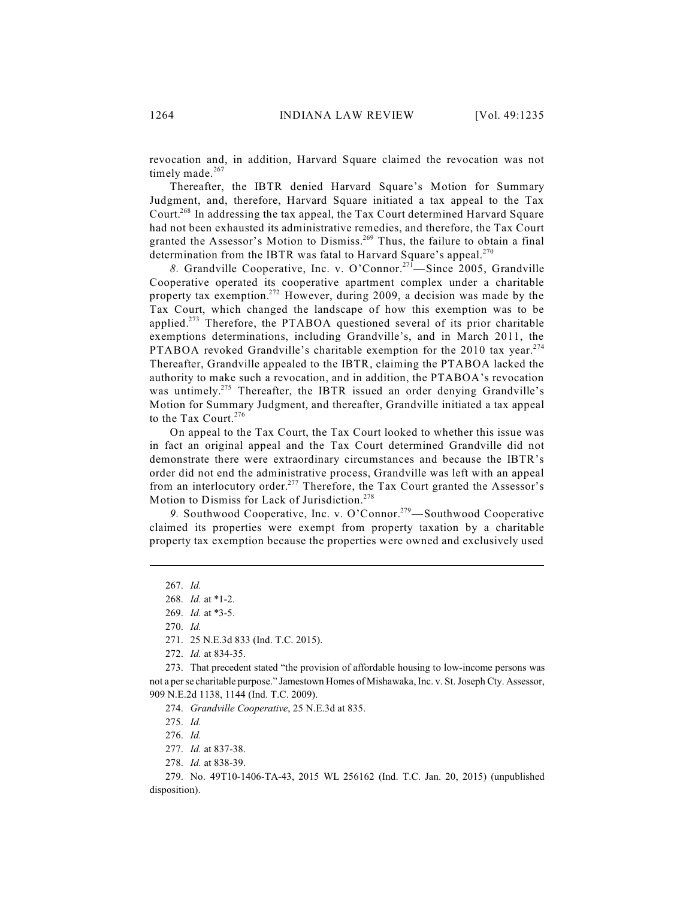revocation and, in addition, Harvard Square claimed the revocation was not timely made.[267]

Thereafter, the IBTR denied Harvard Square's Motion for Summary Judgment, and, therefore, Harvard Square initiated a tax appeal to the Tax Court.[268] In addressing the tax appeal, the Tax Court determined Harvard Square had not been exhausted its administrative remedies, and therefore, the Tax Court granted the Assessor's Motion to Dismiss.[269] Thus, the failure to obtain a final determination from the IBTR was fatal to Harvard Square's appeal.[270]

*8.* Grandville Cooperative, Inc. v. O'Connor.[271]—Since 2005, Grandville Cooperative operated its cooperative apartment complex under a charitable property tax exemption.[272] However, during 2009, a decision was made by the Tax Court, which changed the landscape of how this exemption was to be applied.[273] Therefore, the PTABOA questioned several of its prior charitable exemptions determinations, including Grandville's, and in March 2011, the PTABOA revoked Grandville's charitable exemption for the 2010 tax year.[274] Thereafter, Grandville appealed to the IBTR, claiming the PTABOA lacked the authority to make such a revocation, and in addition, the PTABOA's revocation was untimely.[275] Thereafter, the IBTR issued an order denying Grandville's Motion for Summary Judgment, and thereafter, Grandville initiated a tax appeal to the Tax Court.[276]

On appeal to the Tax Court, the Tax Court looked to whether this issue was in fact an original appeal and the Tax Court determined Grandville did not demonstrate there were extraordinary circumstances and because the IBTR's order did not end the administrative process, Grandville was left with an appeal from an interlocutory order.[277] Therefore, the Tax Court granted the Assessor's Motion to Dismiss for Lack of Jurisdiction.[278]

*9.* Southwood Cooperative, Inc. v. O'Connor.[279]—Southwood Cooperative claimed its properties were exempt from property taxation by a charitable property tax exemption because the properties were owned and exclusively used

---

267. *Id.*

268. *Id.* at *1-2.

269. *Id.* at *3-5.

270. *Id.*

271. 25 N.E.3d 833 (Ind. T.C. 2015).

272. *Id.* at 834-35.

273. That precedent stated "the provision of affordable housing to low-income persons was not a per se charitable purpose." Jamestown Homes of Mishawaka, Inc. v. St. Joseph Cty. Assessor, 909 N.E.2d 1138, 1144 (Ind. T.C. 2009).

274. *Grandville Cooperative*, 25 N.E.3d at 835.

275. *Id.*

276. *Id.*

277. *Id.* at 837-38.

278. *Id.* at 838-39.

279. No. 49T10-1406-TA-43, 2015 WL 256162 (Ind. T.C. Jan. 20, 2015) (unpublished disposition).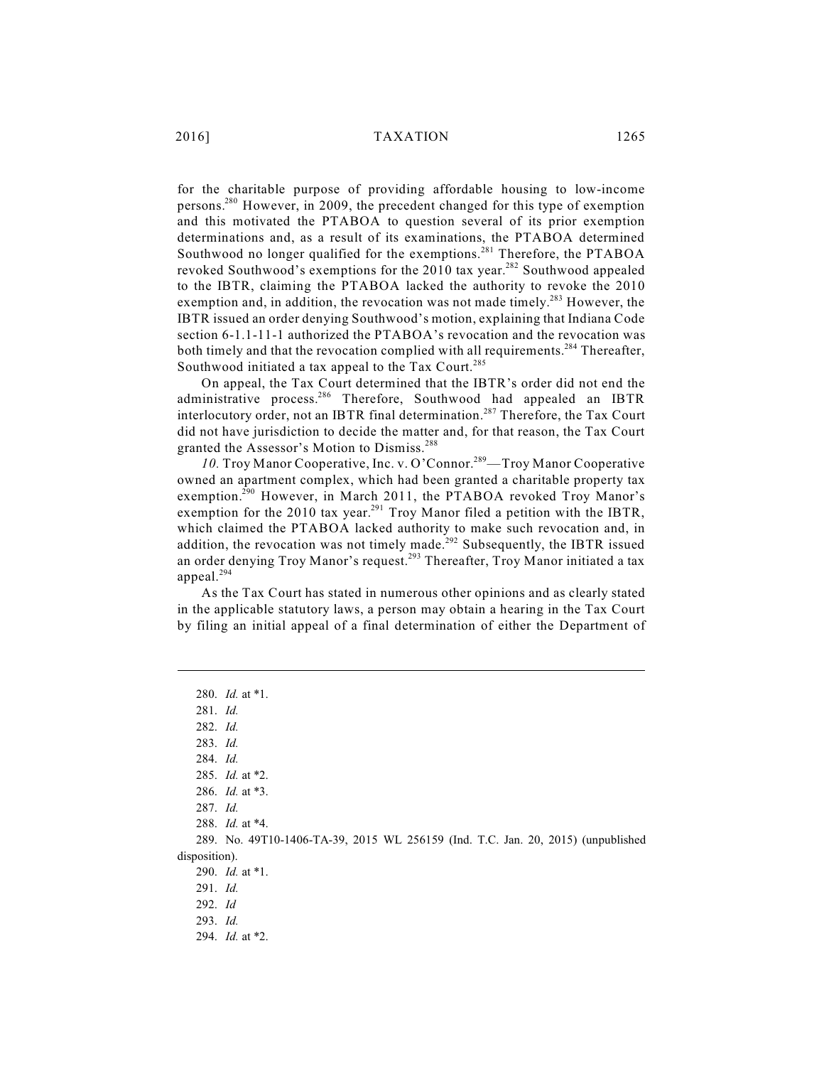for the charitable purpose of providing affordable housing to low-income persons.[280] However, in 2009, the precedent changed for this type of exemption and this motivated the PTABOA to question several of its prior exemption determinations and, as a result of its examinations, the PTABOA determined Southwood no longer qualified for the exemptions.[281] Therefore, the PTABOA revoked Southwood's exemptions for the 2010 tax year.[282] Southwood appealed to the IBTR, claiming the PTABOA lacked the authority to revoke the 2010 exemption and, in addition, the revocation was not made timely.[283] However, the IBTR issued an order denying Southwood's motion, explaining that Indiana Code section 6-1.1-11-1 authorized the PTABOA's revocation and the revocation was both timely and that the revocation complied with all requirements.[284] Thereafter, Southwood initiated a tax appeal to the Tax Court.[285]

On appeal, the Tax Court determined that the IBTR's order did not end the administrative process.[286] Therefore, Southwood had appealed an IBTR interlocutory order, not an IBTR final determination.[287] Therefore, the Tax Court did not have jurisdiction to decide the matter and, for that reason, the Tax Court granted the Assessor's Motion to Dismiss.[288]

*10.* Troy Manor Cooperative, Inc. v. O'Connor.[289]—Troy Manor Cooperative owned an apartment complex, which had been granted a charitable property tax exemption.[290] However, in March 2011, the PTABOA revoked Troy Manor's exemption for the 2010 tax year.[291] Troy Manor filed a petition with the IBTR, which claimed the PTABOA lacked authority to make such revocation and, in addition, the revocation was not timely made.[292] Subsequently, the IBTR issued an order denying Troy Manor's request.[293] Thereafter, Troy Manor initiated a tax appeal.[294]

As the Tax Court has stated in numerous other opinions and as clearly stated in the applicable statutory laws, a person may obtain a hearing in the Tax Court by filing an initial appeal of a final determination of either the Department of

---

280. *Id.* at \*1.
281. *Id.*
282. *Id.*
283. *Id.*
284. *Id.*
285. *Id.* at \*2.
286. *Id.* at \*3.
287. *Id.*
288. *Id.* at \*4.
289. No. 49T10-1406-TA-39, 2015 WL 256159 (Ind. T.C. Jan. 20, 2015) (unpublished disposition).
290. *Id.* at \*1.
291. *Id.*
292. *Id*
293. *Id.*
294. *Id.* at \*2.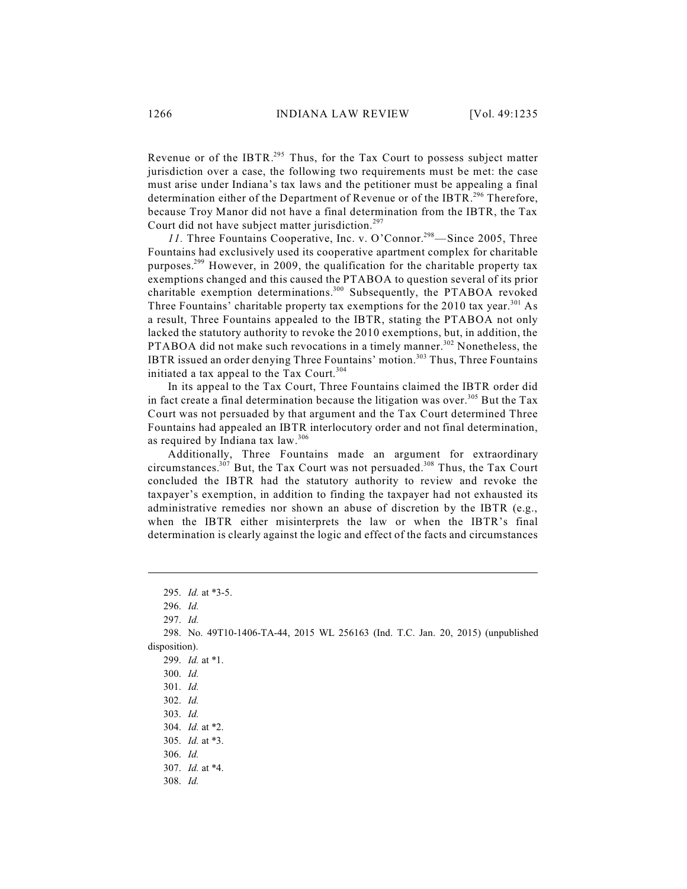Revenue or of the IBTR.[295] Thus, for the Tax Court to possess subject matter jurisdiction over a case, the following two requirements must be met: the case must arise under Indiana's tax laws and the petitioner must be appealing a final determination either of the Department of Revenue or of the IBTR.[296] Therefore, because Troy Manor did not have a final determination from the IBTR, the Tax Court did not have subject matter jurisdiction.[297]

*11.* Three Fountains Cooperative, Inc. v. O'Connor.[298]—Since 2005, Three Fountains had exclusively used its cooperative apartment complex for charitable purposes.[299] However, in 2009, the qualification for the charitable property tax exemptions changed and this caused the PTABOA to question several of its prior charitable exemption determinations.[300] Subsequently, the PTABOA revoked Three Fountains' charitable property tax exemptions for the 2010 tax year.[301] As a result, Three Fountains appealed to the IBTR, stating the PTABOA not only lacked the statutory authority to revoke the 2010 exemptions, but, in addition, the PTABOA did not make such revocations in a timely manner.[302] Nonetheless, the IBTR issued an order denying Three Fountains' motion.[303] Thus, Three Fountains initiated a tax appeal to the Tax Court.[304]

In its appeal to the Tax Court, Three Fountains claimed the IBTR order did in fact create a final determination because the litigation was over.[305] But the Tax Court was not persuaded by that argument and the Tax Court determined Three Fountains had appealed an IBTR interlocutory order and not final determination, as required by Indiana tax law.[306]

Additionally, Three Fountains made an argument for extraordinary circumstances.[307] But, the Tax Court was not persuaded.[308] Thus, the Tax Court concluded the IBTR had the statutory authority to review and revoke the taxpayer's exemption, in addition to finding the taxpayer had not exhausted its administrative remedies nor shown an abuse of discretion by the IBTR (e.g., when the IBTR either misinterprets the law or when the IBTR's final determination is clearly against the logic and effect of the facts and circumstances

---

295. *Id.* at *3-5.

296. *Id.*

297. *Id.*

298. No. 49T10-1406-TA-44, 2015 WL 256163 (Ind. T.C. Jan. 20, 2015) (unpublished disposition).

299. *Id.* at *1.

300. *Id.*

301. *Id.*

302. *Id.*

303. *Id.*

304. *Id.* at *2.

305. *Id.* at *3.

306. *Id.*

307. *Id.* at *4.

308. *Id.*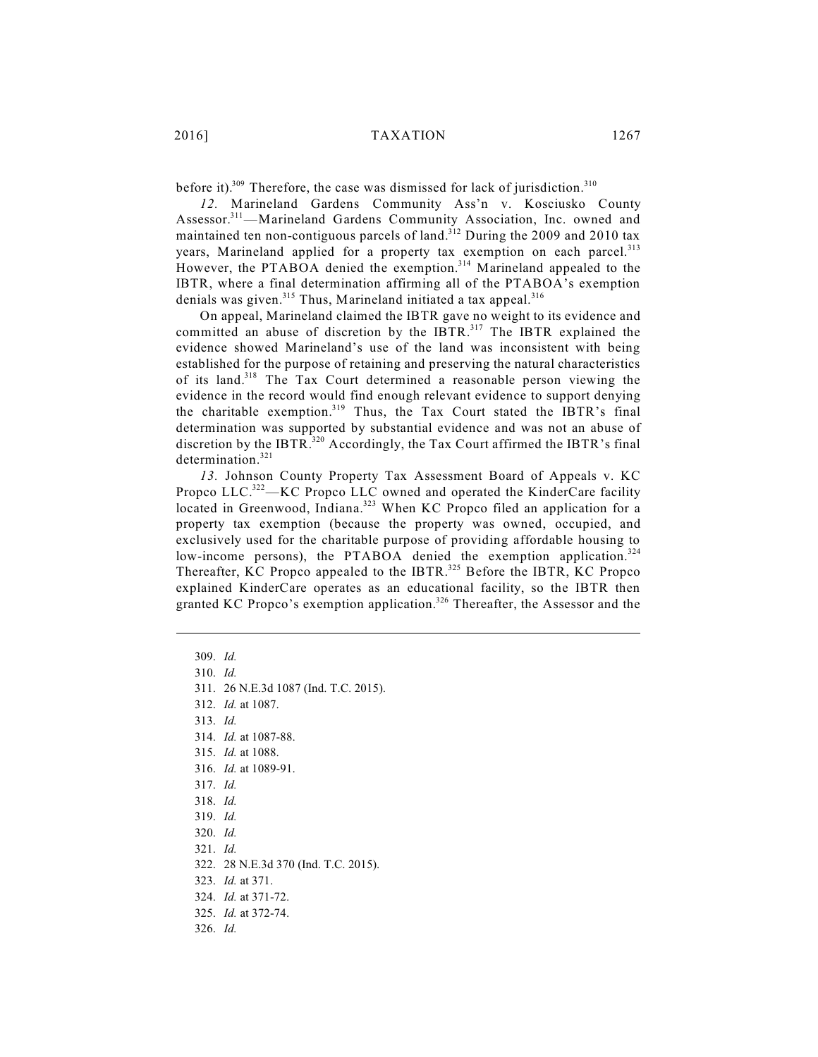before it).[309] Therefore, the case was dismissed for lack of jurisdiction.[310]

*12.* Marineland Gardens Community Ass'n v. Kosciusko County Assessor.[311]—Marineland Gardens Community Association, Inc. owned and maintained ten non-contiguous parcels of land.[312] During the 2009 and 2010 tax years, Marineland applied for a property tax exemption on each parcel.[313] However, the PTABOA denied the exemption.[314] Marineland appealed to the IBTR, where a final determination affirming all of the PTABOA's exemption denials was given.[315] Thus, Marineland initiated a tax appeal.[316]

On appeal, Marineland claimed the IBTR gave no weight to its evidence and committed an abuse of discretion by the IBTR.[317] The IBTR explained the evidence showed Marineland's use of the land was inconsistent with being established for the purpose of retaining and preserving the natural characteristics of its land.[318] The Tax Court determined a reasonable person viewing the evidence in the record would find enough relevant evidence to support denying the charitable exemption.[319] Thus, the Tax Court stated the IBTR's final determination was supported by substantial evidence and was not an abuse of discretion by the IBTR.[320] Accordingly, the Tax Court affirmed the IBTR's final determination.[321]

*13.* Johnson County Property Tax Assessment Board of Appeals v. KC Propco LLC.[322]—KC Propco LLC owned and operated the KinderCare facility located in Greenwood, Indiana.[323] When KC Propco filed an application for a property tax exemption (because the property was owned, occupied, and exclusively used for the charitable purpose of providing affordable housing to low-income persons), the PTABOA denied the exemption application.[324] Thereafter, KC Propco appealed to the IBTR.[325] Before the IBTR, KC Propco explained KinderCare operates as an educational facility, so the IBTR then granted KC Propco's exemption application.[326] Thereafter, the Assessor and the

---

309. *Id.*
310. *Id.*
311. 26 N.E.3d 1087 (Ind. T.C. 2015).
312. *Id.* at 1087.
313. *Id.*
314. *Id.* at 1087-88.
315. *Id.* at 1088.
316. *Id.* at 1089-91.
317. *Id.*
318. *Id.*
319. *Id.*
320. *Id.*
321. *Id.*
322. 28 N.E.3d 370 (Ind. T.C. 2015).
323. *Id.* at 371.
324. *Id.* at 371-72.
325. *Id.* at 372-74.
326. *Id.*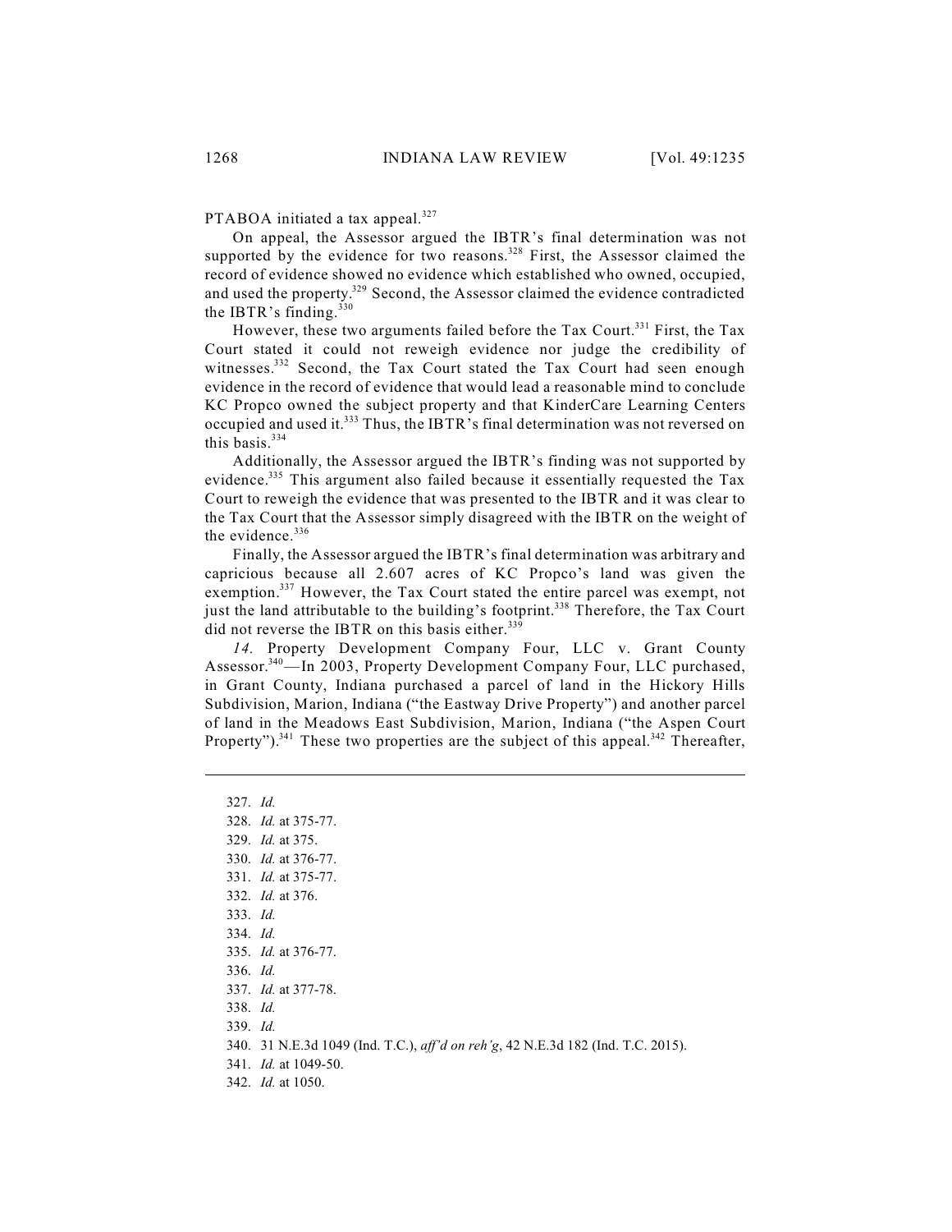PTABOA initiated a tax appeal.[327]

On appeal, the Assessor argued the IBTR's final determination was not supported by the evidence for two reasons.[328] First, the Assessor claimed the record of evidence showed no evidence which established who owned, occupied, and used the property.[329] Second, the Assessor claimed the evidence contradicted the IBTR's finding.[330]

However, these two arguments failed before the Tax Court.[331] First, the Tax Court stated it could not reweigh evidence nor judge the credibility of witnesses.[332] Second, the Tax Court stated the Tax Court had seen enough evidence in the record of evidence that would lead a reasonable mind to conclude KC Propco owned the subject property and that KinderCare Learning Centers occupied and used it.[333] Thus, the IBTR's final determination was not reversed on this basis.[334]

Additionally, the Assessor argued the IBTR's finding was not supported by evidence.[335] This argument also failed because it essentially requested the Tax Court to reweigh the evidence that was presented to the IBTR and it was clear to the Tax Court that the Assessor simply disagreed with the IBTR on the weight of the evidence.[336]

Finally, the Assessor argued the IBTR's final determination was arbitrary and capricious because all 2.607 acres of KC Propco's land was given the exemption.[337] However, the Tax Court stated the entire parcel was exempt, not just the land attributable to the building's footprint.[338] Therefore, the Tax Court did not reverse the IBTR on this basis either.[339]

*14.* Property Development Company Four, LLC v. Grant County Assessor.[340]—In 2003, Property Development Company Four, LLC purchased, in Grant County, Indiana purchased a parcel of land in the Hickory Hills Subdivision, Marion, Indiana ("the Eastway Drive Property") and another parcel of land in the Meadows East Subdivision, Marion, Indiana ("the Aspen Court Property").[341] These two properties are the subject of this appeal.[342] Thereafter,

---

327. *Id.*
328. *Id.* at 375-77.
329. *Id.* at 375.
330. *Id.* at 376-77.
331. *Id.* at 375-77.
332. *Id.* at 376.
333. *Id.*
334. *Id.*
335. *Id.* at 376-77.
336. *Id.*
337. *Id.* at 377-78.
338. *Id.*
339. *Id.*
340. 31 N.E.3d 1049 (Ind. T.C.), *aff'd on reh'g*, 42 N.E.3d 182 (Ind. T.C. 2015).
341. *Id.* at 1049-50.
342. *Id.* at 1050.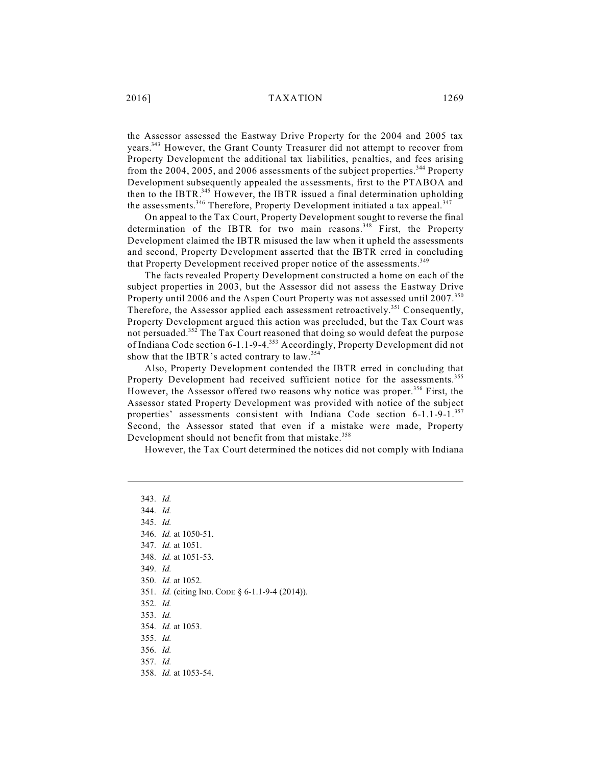the Assessor assessed the Eastway Drive Property for the 2004 and 2005 tax years.[343] However, the Grant County Treasurer did not attempt to recover from Property Development the additional tax liabilities, penalties, and fees arising from the 2004, 2005, and 2006 assessments of the subject properties.[344] Property Development subsequently appealed the assessments, first to the PTABOA and then to the IBTR.[345] However, the IBTR issued a final determination upholding the assessments.[346] Therefore, Property Development initiated a tax appeal.[347]

On appeal to the Tax Court, Property Development sought to reverse the final determination of the IBTR for two main reasons.[348] First, the Property Development claimed the IBTR misused the law when it upheld the assessments and second, Property Development asserted that the IBTR erred in concluding that Property Development received proper notice of the assessments.[349]

The facts revealed Property Development constructed a home on each of the subject properties in 2003, but the Assessor did not assess the Eastway Drive Property until 2006 and the Aspen Court Property was not assessed until 2007.[350] Therefore, the Assessor applied each assessment retroactively.[351] Consequently, Property Development argued this action was precluded, but the Tax Court was not persuaded.[352] The Tax Court reasoned that doing so would defeat the purpose of Indiana Code section 6-1.1-9-4.[353] Accordingly, Property Development did not show that the IBTR's acted contrary to law.[354]

Also, Property Development contended the IBTR erred in concluding that Property Development had received sufficient notice for the assessments.[355] However, the Assessor offered two reasons why notice was proper.[356] First, the Assessor stated Property Development was provided with notice of the subject properties' assessments consistent with Indiana Code section 6-1.1-9-1.[357] Second, the Assessor stated that even if a mistake were made, Property Development should not benefit from that mistake.[358]

However, the Tax Court determined the notices did not comply with Indiana

---

343. *Id.*
344. *Id.*
345. *Id.*
346. *Id.* at 1050-51.
347. *Id.* at 1051.
348. *Id.* at 1051-53.
349. *Id.*
350. *Id.* at 1052.
351. *Id.* (citing IND. CODE § 6-1.1-9-4 (2014)).
352. *Id.*
353. *Id.*
354. *Id.* at 1053.
355. *Id.*
356. *Id.*
357. *Id.*
358. *Id.* at 1053-54.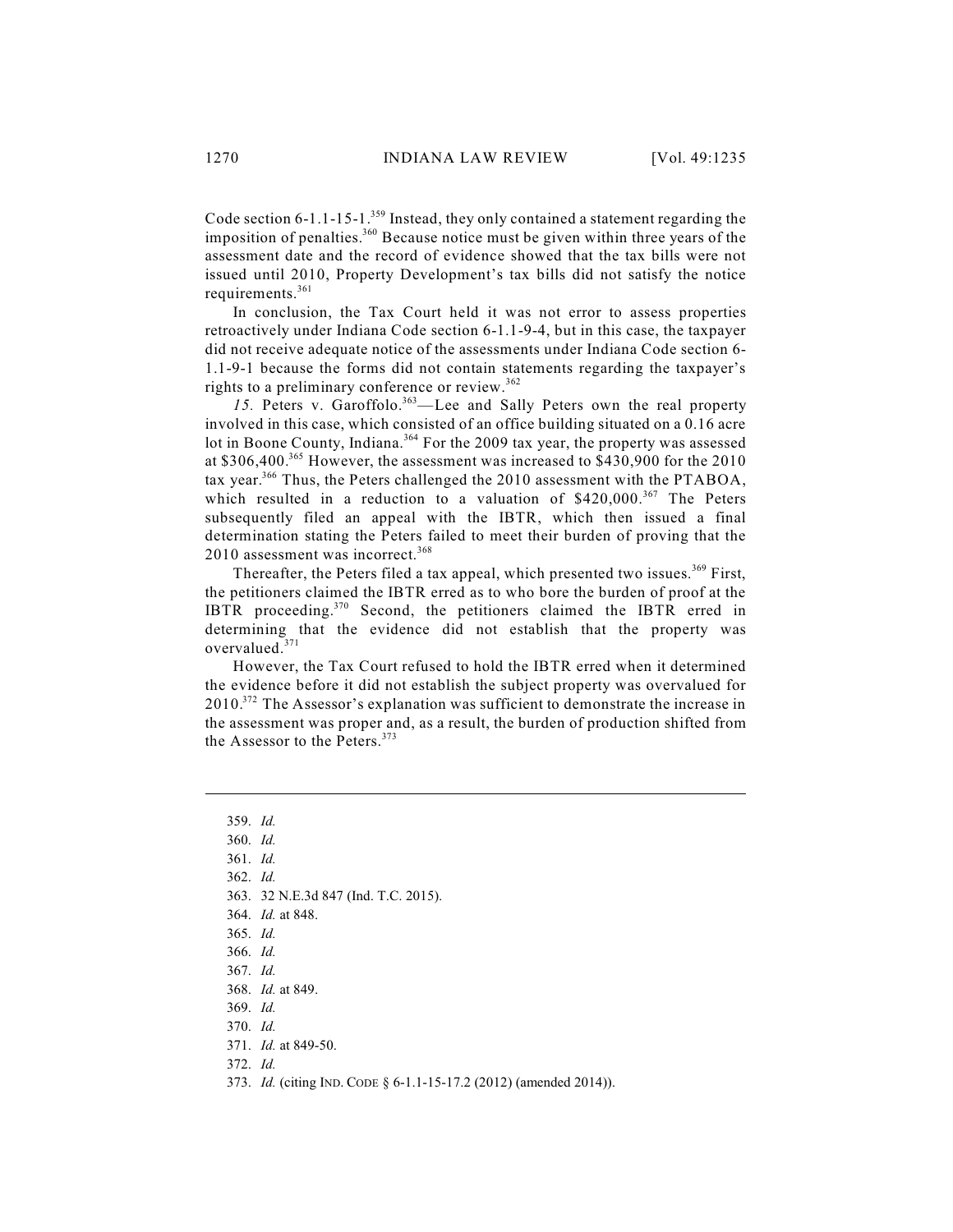Code section 6-1.1-15-1.[359] Instead, they only contained a statement regarding the imposition of penalties.[360] Because notice must be given within three years of the assessment date and the record of evidence showed that the tax bills were not issued until 2010, Property Development's tax bills did not satisfy the notice requirements.[361]

In conclusion, the Tax Court held it was not error to assess properties retroactively under Indiana Code section 6-1.1-9-4, but in this case, the taxpayer did not receive adequate notice of the assessments under Indiana Code section 6-1.1-9-1 because the forms did not contain statements regarding the taxpayer's rights to a preliminary conference or review.[362]

*15.* Peters v. Garoffolo.[363]—Lee and Sally Peters own the real property involved in this case, which consisted of an office building situated on a 0.16 acre lot in Boone County, Indiana.[364] For the 2009 tax year, the property was assessed at $306,400.[365] However, the assessment was increased to $430,900 for the 2010 tax year.[366] Thus, the Peters challenged the 2010 assessment with the PTABOA, which resulted in a reduction to a valuation of $420,000.[367] The Peters subsequently filed an appeal with the IBTR, which then issued a final determination stating the Peters failed to meet their burden of proving that the 2010 assessment was incorrect.[368]

Thereafter, the Peters filed a tax appeal, which presented two issues.[369] First, the petitioners claimed the IBTR erred as to who bore the burden of proof at the IBTR proceeding.[370] Second, the petitioners claimed the IBTR erred in determining that the evidence did not establish that the property was overvalued.[371]

However, the Tax Court refused to hold the IBTR erred when it determined the evidence before it did not establish the subject property was overvalued for 2010.[372] The Assessor's explanation was sufficient to demonstrate the increase in the assessment was proper and, as a result, the burden of production shifted from the Assessor to the Peters.[373]

---

359. *Id.*
360. *Id.*
361. *Id.*
362. *Id.*
363. 32 N.E.3d 847 (Ind. T.C. 2015).
364. *Id.* at 848.
365. *Id.*
366. *Id.*
367. *Id.*
368. *Id.* at 849.
369. *Id.*
370. *Id.*
371. *Id.* at 849-50.
372. *Id.*
373. *Id.* (citing IND. CODE § 6-1.1-15-17.2 (2012) (amended 2014)).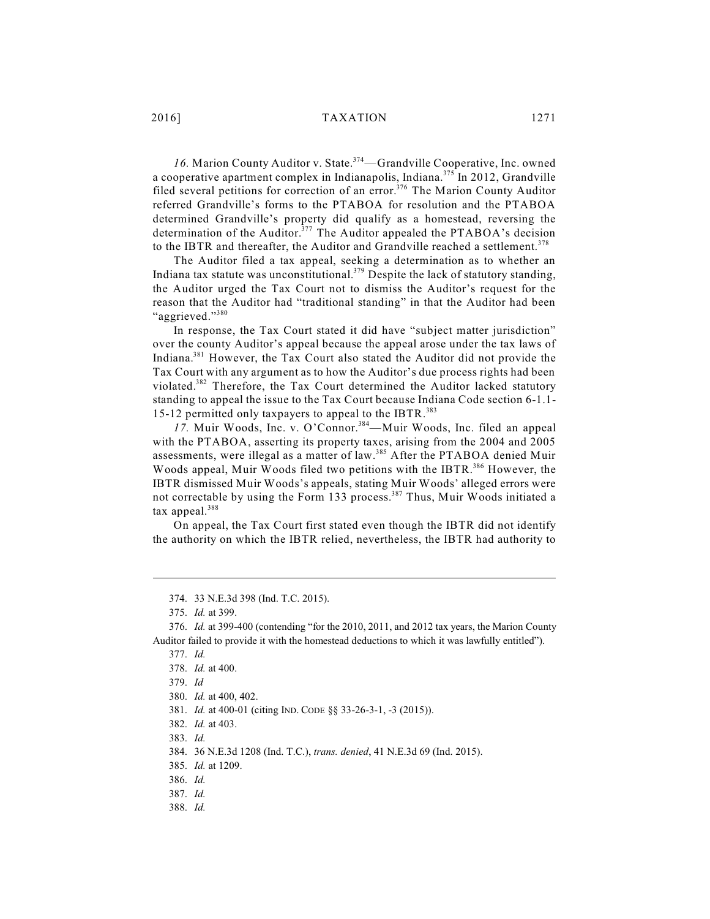*16.* Marion County Auditor v. State.[374]—Grandville Cooperative, Inc. owned a cooperative apartment complex in Indianapolis, Indiana.[375] In 2012, Grandville filed several petitions for correction of an error.[376] The Marion County Auditor referred Grandville's forms to the PTABOA for resolution and the PTABOA determined Grandville's property did qualify as a homestead, reversing the determination of the Auditor.[377] The Auditor appealed the PTABOA's decision to the IBTR and thereafter, the Auditor and Grandville reached a settlement.[378]

The Auditor filed a tax appeal, seeking a determination as to whether an Indiana tax statute was unconstitutional.[379] Despite the lack of statutory standing, the Auditor urged the Tax Court not to dismiss the Auditor's request for the reason that the Auditor had "traditional standing" in that the Auditor had been "aggrieved."[380]

In response, the Tax Court stated it did have "subject matter jurisdiction" over the county Auditor's appeal because the appeal arose under the tax laws of Indiana.[381] However, the Tax Court also stated the Auditor did not provide the Tax Court with any argument as to how the Auditor's due process rights had been violated.[382] Therefore, the Tax Court determined the Auditor lacked statutory standing to appeal the issue to the Tax Court because Indiana Code section 6-1.1-15-12 permitted only taxpayers to appeal to the IBTR.[383]

*17.* Muir Woods, Inc. v. O'Connor.[384]—Muir Woods, Inc. filed an appeal with the PTABOA, asserting its property taxes, arising from the 2004 and 2005 assessments, were illegal as a matter of law.[385] After the PTABOA denied Muir Woods appeal, Muir Woods filed two petitions with the IBTR.[386] However, the IBTR dismissed Muir Woods's appeals, stating Muir Woods' alleged errors were not correctable by using the Form 133 process.[387] Thus, Muir Woods initiated a tax appeal.[388]

On appeal, the Tax Court first stated even though the IBTR did not identify the authority on which the IBTR relied, nevertheless, the IBTR had authority to

---

374. 33 N.E.3d 398 (Ind. T.C. 2015).

375. *Id.* at 399.

376. *Id.* at 399-400 (contending "for the 2010, 2011, and 2012 tax years, the Marion County Auditor failed to provide it with the homestead deductions to which it was lawfully entitled").

377. *Id.*

378. *Id.* at 400.

379. *Id*

380. *Id.* at 400, 402.

381. *Id.* at 400-01 (citing IND. CODE §§ 33-26-3-1, -3 (2015)).

382. *Id.* at 403.

383. *Id.*

384. 36 N.E.3d 1208 (Ind. T.C.), *trans. denied*, 41 N.E.3d 69 (Ind. 2015).

385. *Id.* at 1209.

386. *Id.*

387. *Id.*

388. *Id.*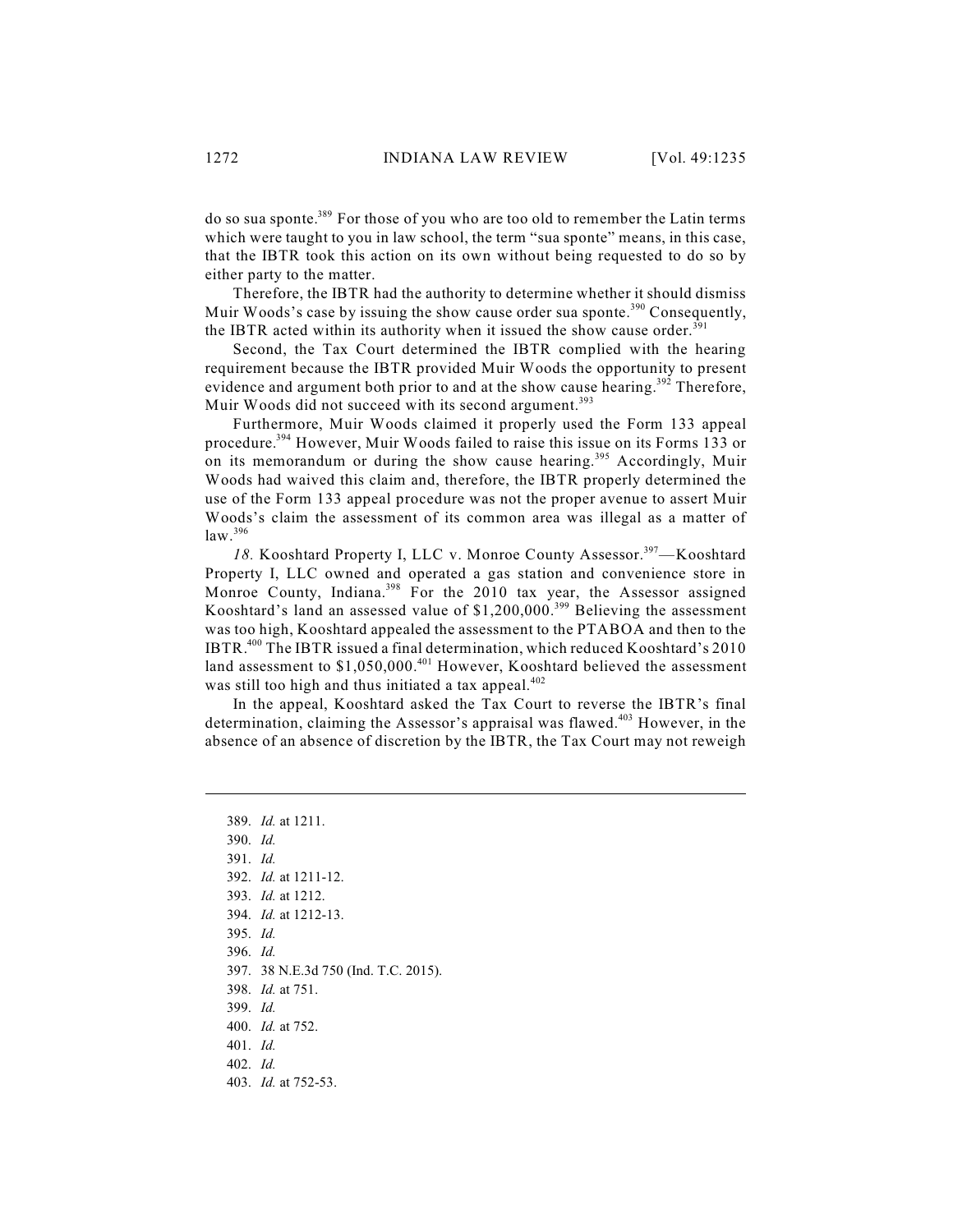do so sua sponte.[389] For those of you who are too old to remember the Latin terms which were taught to you in law school, the term "sua sponte" means, in this case, that the IBTR took this action on its own without being requested to do so by either party to the matter.

Therefore, the IBTR had the authority to determine whether it should dismiss Muir Woods's case by issuing the show cause order sua sponte.[390] Consequently, the IBTR acted within its authority when it issued the show cause order.[391]

Second, the Tax Court determined the IBTR complied with the hearing requirement because the IBTR provided Muir Woods the opportunity to present evidence and argument both prior to and at the show cause hearing.[392] Therefore, Muir Woods did not succeed with its second argument.[393]

Furthermore, Muir Woods claimed it properly used the Form 133 appeal procedure.[394] However, Muir Woods failed to raise this issue on its Forms 133 or on its memorandum or during the show cause hearing.[395] Accordingly, Muir Woods had waived this claim and, therefore, the IBTR properly determined the use of the Form 133 appeal procedure was not the proper avenue to assert Muir Woods's claim the assessment of its common area was illegal as a matter of law.[396]

*18.* Kooshtard Property I, LLC v. Monroe County Assessor.[397]—Kooshtard Property I, LLC owned and operated a gas station and convenience store in Monroe County, Indiana.[398] For the 2010 tax year, the Assessor assigned Kooshtard's land an assessed value of $1,200,000.[399] Believing the assessment was too high, Kooshtard appealed the assessment to the PTABOA and then to the IBTR.[400] The IBTR issued a final determination, which reduced Kooshtard's 2010 land assessment to $1,050,000.[401] However, Kooshtard believed the assessment was still too high and thus initiated a tax appeal.[402]

In the appeal, Kooshtard asked the Tax Court to reverse the IBTR's final determination, claiming the Assessor's appraisal was flawed.[403] However, in the absence of an absence of discretion by the IBTR, the Tax Court may not reweigh

---

389. *Id.* at 1211.
390. *Id.*
391. *Id.*
392. *Id.* at 1211-12.
393. *Id.* at 1212.
394. *Id.* at 1212-13.
395. *Id.*
396. *Id.*
397. 38 N.E.3d 750 (Ind. T.C. 2015).
398. *Id.* at 751.
399. *Id.*
400. *Id.* at 752.
401. *Id.*
402. *Id.*
403. *Id.* at 752-53.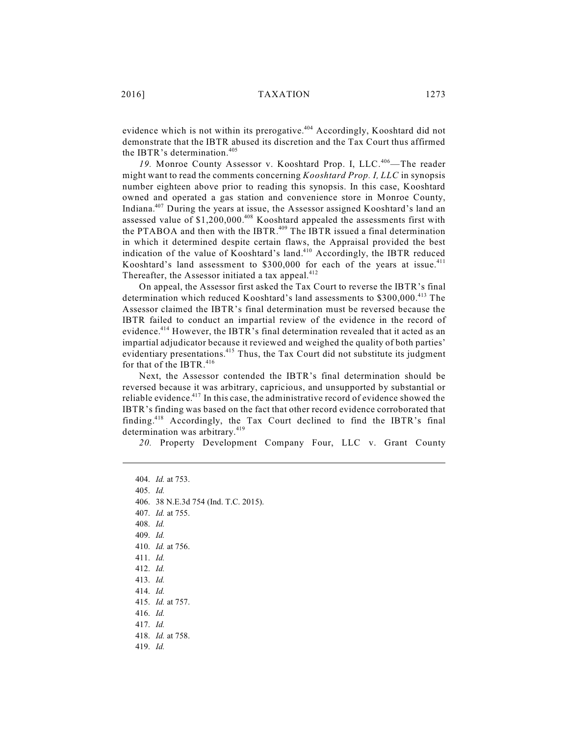evidence which is not within its prerogative.[404] Accordingly, Kooshtard did not demonstrate that the IBTR abused its discretion and the Tax Court thus affirmed the IBTR's determination.[405]

*19.* Monroe County Assessor v. Kooshtard Prop. I, LLC.[406]—The reader might want to read the comments concerning *Kooshtard Prop. I, LLC* in synopsis number eighteen above prior to reading this synopsis. In this case, Kooshtard owned and operated a gas station and convenience store in Monroe County, Indiana.[407] During the years at issue, the Assessor assigned Kooshtard's land an assessed value of $1,200,000.[408] Kooshtard appealed the assessments first with the PTABOA and then with the IBTR.[409] The IBTR issued a final determination in which it determined despite certain flaws, the Appraisal provided the best indication of the value of Kooshtard's land.[410] Accordingly, the IBTR reduced Kooshtard's land assessment to $300,000 for each of the years at issue.[411] Thereafter, the Assessor initiated a tax appeal.[412]

On appeal, the Assessor first asked the Tax Court to reverse the IBTR's final determination which reduced Kooshtard's land assessments to $300,000.[413] The Assessor claimed the IBTR's final determination must be reversed because the IBTR failed to conduct an impartial review of the evidence in the record of evidence.[414] However, the IBTR's final determination revealed that it acted as an impartial adjudicator because it reviewed and weighed the quality of both parties' evidentiary presentations.[415] Thus, the Tax Court did not substitute its judgment for that of the IBTR.[416]

Next, the Assessor contended the IBTR's final determination should be reversed because it was arbitrary, capricious, and unsupported by substantial or reliable evidence.[417] In this case, the administrative record of evidence showed the IBTR's finding was based on the fact that other record evidence corroborated that finding.[418] Accordingly, the Tax Court declined to find the IBTR's final determination was arbitrary.[419]

*20.* Property Development Company Four, LLC v. Grant County

---

404. *Id.* at 753.
405. *Id.*
406. 38 N.E.3d 754 (Ind. T.C. 2015).
407. *Id.* at 755.
408. *Id.*
409. *Id.*
410. *Id.* at 756.
411. *Id.*
412. *Id.*
413. *Id.*
414. *Id.*
415. *Id.* at 757.
416. *Id.*
417. *Id.*
418. *Id.* at 758.
419. *Id.*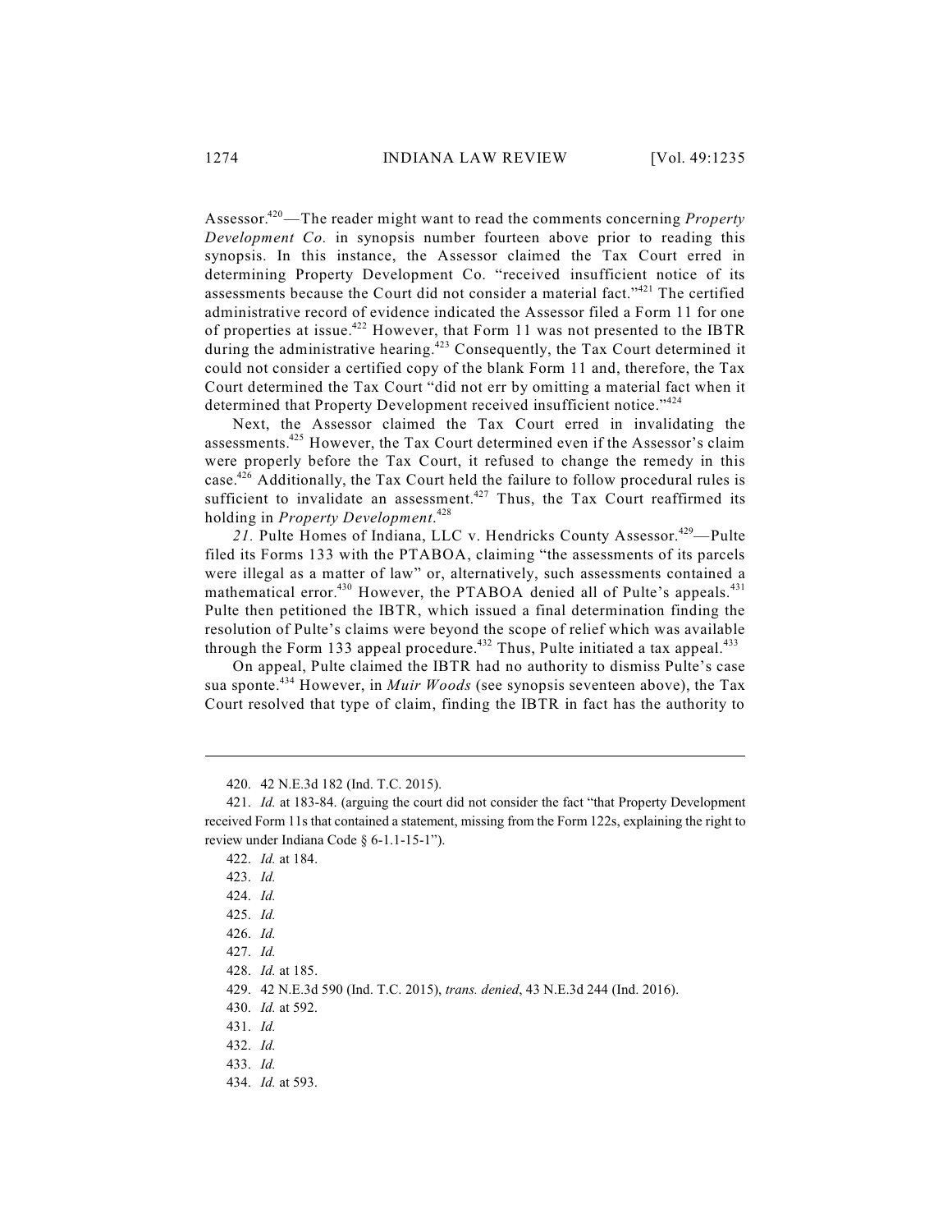Assessor.[420]—The reader might want to read the comments concerning *Property Development Co.* in synopsis number fourteen above prior to reading this synopsis. In this instance, the Assessor claimed the Tax Court erred in determining Property Development Co. "received insufficient notice of its assessments because the Court did not consider a material fact."[421] The certified administrative record of evidence indicated the Assessor filed a Form 11 for one of properties at issue.[422] However, that Form 11 was not presented to the IBTR during the administrative hearing.[423] Consequently, the Tax Court determined it could not consider a certified copy of the blank Form 11 and, therefore, the Tax Court determined the Tax Court "did not err by omitting a material fact when it determined that Property Development received insufficient notice."[424]

Next, the Assessor claimed the Tax Court erred in invalidating the assessments.[425] However, the Tax Court determined even if the Assessor's claim were properly before the Tax Court, it refused to change the remedy in this case.[426] Additionally, the Tax Court held the failure to follow procedural rules is sufficient to invalidate an assessment.[427] Thus, the Tax Court reaffirmed its holding in *Property Development*.[428]

*21.* Pulte Homes of Indiana, LLC v. Hendricks County Assessor.[429]—Pulte filed its Forms 133 with the PTABOA, claiming "the assessments of its parcels were illegal as a matter of law" or, alternatively, such assessments contained a mathematical error.[430] However, the PTABOA denied all of Pulte's appeals.[431] Pulte then petitioned the IBTR, which issued a final determination finding the resolution of Pulte's claims were beyond the scope of relief which was available through the Form 133 appeal procedure.[432] Thus, Pulte initiated a tax appeal.[433]

On appeal, Pulte claimed the IBTR had no authority to dismiss Pulte's case sua sponte.[434] However, in *Muir Woods* (see synopsis seventeen above), the Tax Court resolved that type of claim, finding the IBTR in fact has the authority to

---

420. 42 N.E.3d 182 (Ind. T.C. 2015).

421. *Id.* at 183-84. (arguing the court did not consider the fact "that Property Development received Form 11s that contained a statement, missing from the Form 122s, explaining the right to review under Indiana Code § 6-1.1-15-1").

422. *Id.* at 184.

423. *Id.*

424. *Id.*

425. *Id.*

426. *Id.*

427. *Id.*

428. *Id.* at 185.

429. 42 N.E.3d 590 (Ind. T.C. 2015), *trans. denied*, 43 N.E.3d 244 (Ind. 2016).

430. *Id.* at 592.

431. *Id.*

432. *Id.*

433. *Id.*

434. *Id.* at 593.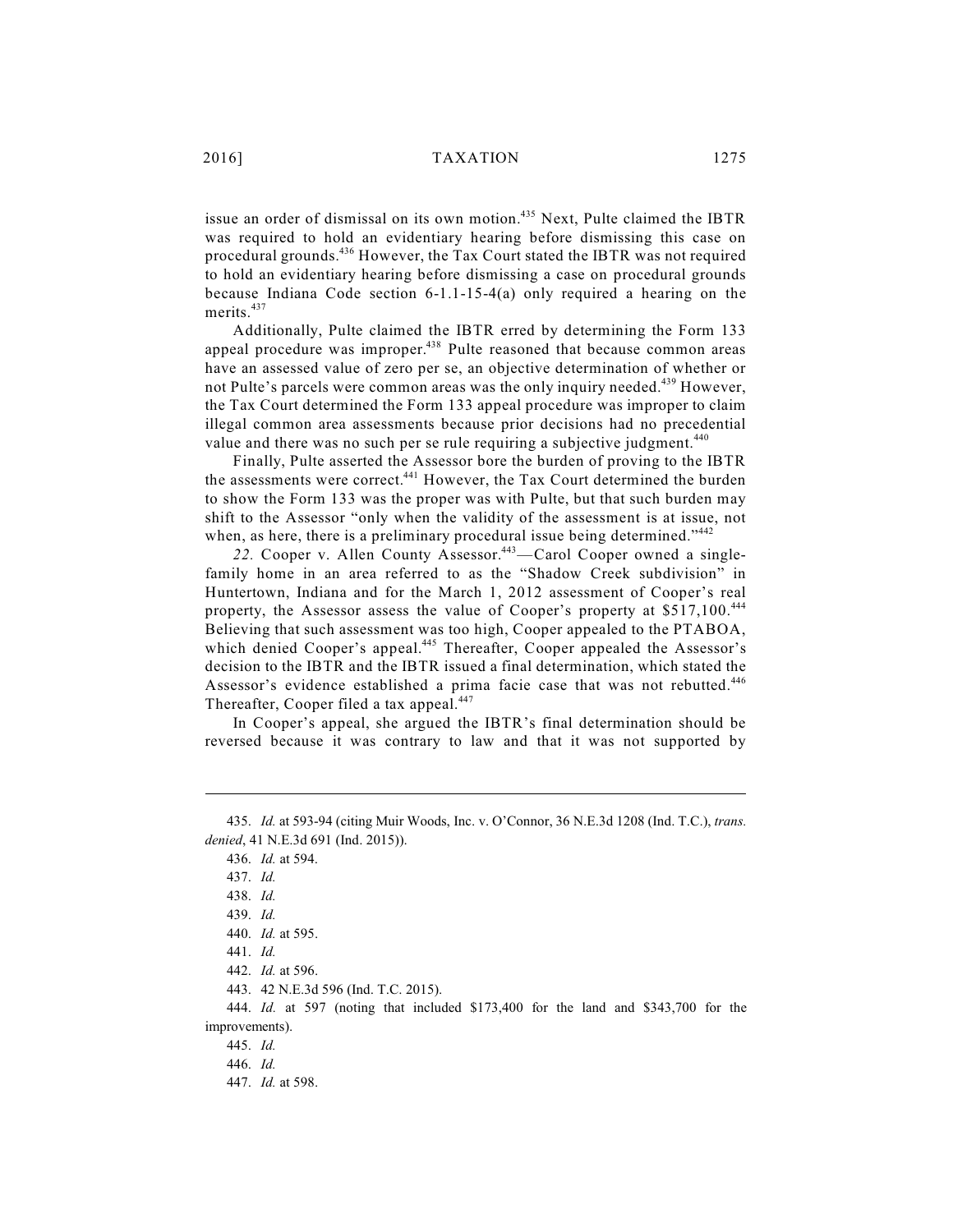issue an order of dismissal on its own motion.[435] Next, Pulte claimed the IBTR was required to hold an evidentiary hearing before dismissing this case on procedural grounds.[436] However, the Tax Court stated the IBTR was not required to hold an evidentiary hearing before dismissing a case on procedural grounds because Indiana Code section 6-1.1-15-4(a) only required a hearing on the merits.[437]

Additionally, Pulte claimed the IBTR erred by determining the Form 133 appeal procedure was improper.[438] Pulte reasoned that because common areas have an assessed value of zero per se, an objective determination of whether or not Pulte's parcels were common areas was the only inquiry needed.[439] However, the Tax Court determined the Form 133 appeal procedure was improper to claim illegal common area assessments because prior decisions had no precedential value and there was no such per se rule requiring a subjective judgment.[440]

Finally, Pulte asserted the Assessor bore the burden of proving to the IBTR the assessments were correct.[441] However, the Tax Court determined the burden to show the Form 133 was the proper was with Pulte, but that such burden may shift to the Assessor "only when the validity of the assessment is at issue, not when, as here, there is a preliminary procedural issue being determined."[442]

*22.* Cooper v. Allen County Assessor.[443]—Carol Cooper owned a single-family home in an area referred to as the "Shadow Creek subdivision" in Huntertown, Indiana and for the March 1, 2012 assessment of Cooper's real property, the Assessor assess the value of Cooper's property at $517,100.[444] Believing that such assessment was too high, Cooper appealed to the PTABOA, which denied Cooper's appeal.[445] Thereafter, Cooper appealed the Assessor's decision to the IBTR and the IBTR issued a final determination, which stated the Assessor's evidence established a prima facie case that was not rebutted.[446] Thereafter, Cooper filed a tax appeal.[447]

In Cooper's appeal, she argued the IBTR's final determination should be reversed because it was contrary to law and that it was not supported by

---

435. *Id.* at 593-94 (citing Muir Woods, Inc. v. O'Connor, 36 N.E.3d 1208 (Ind. T.C.), *trans. denied*, 41 N.E.3d 691 (Ind. 2015)).

436. *Id.* at 594.

437. *Id.*

438. *Id.*

439. *Id.*

440. *Id.* at 595.

441. *Id.*

442. *Id.* at 596.

443. 42 N.E.3d 596 (Ind. T.C. 2015).

444. *Id.* at 597 (noting that included $173,400 for the land and $343,700 for the improvements).

445. *Id.*

446. *Id.*

447. *Id.* at 598.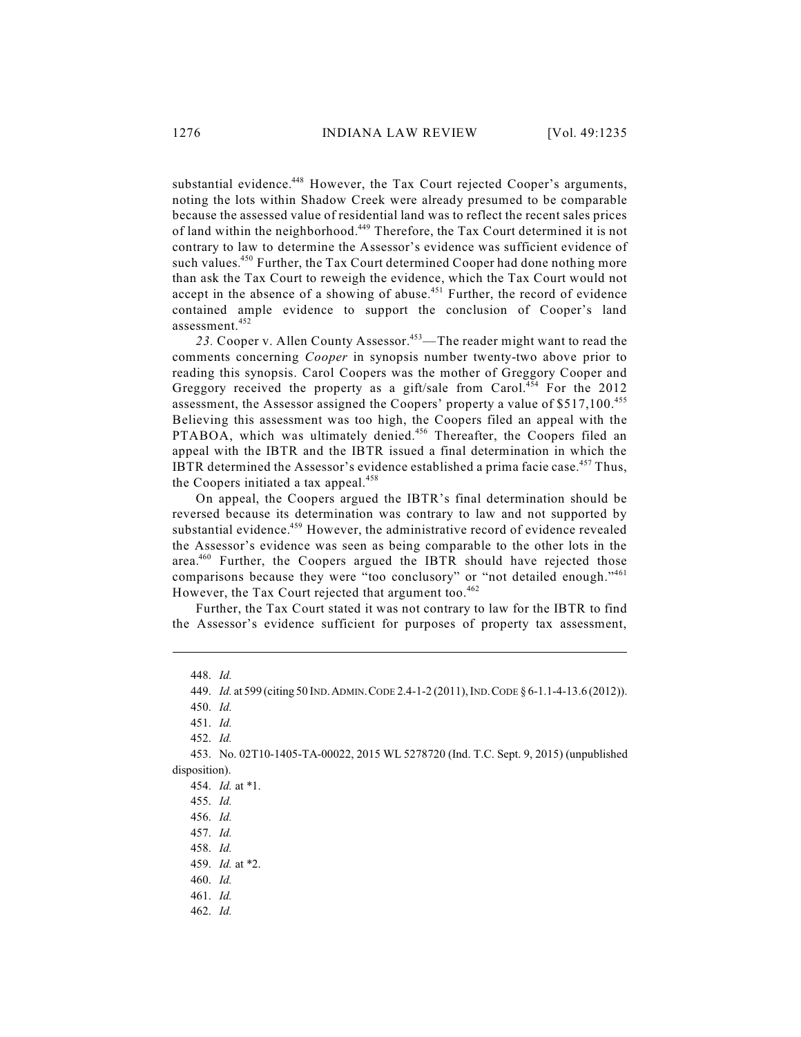substantial evidence.[448] However, the Tax Court rejected Cooper's arguments, noting the lots within Shadow Creek were already presumed to be comparable because the assessed value of residential land was to reflect the recent sales prices of land within the neighborhood.[449] Therefore, the Tax Court determined it is not contrary to law to determine the Assessor's evidence was sufficient evidence of such values.[450] Further, the Tax Court determined Cooper had done nothing more than ask the Tax Court to reweigh the evidence, which the Tax Court would not accept in the absence of a showing of abuse.[451] Further, the record of evidence contained ample evidence to support the conclusion of Cooper's land assessment.[452]

*23.* Cooper v. Allen County Assessor.[453]—The reader might want to read the comments concerning *Cooper* in synopsis number twenty-two above prior to reading this synopsis. Carol Coopers was the mother of Greggory Cooper and Greggory received the property as a gift/sale from Carol.[454] For the 2012 assessment, the Assessor assigned the Coopers' property a value of $517,100.[455] Believing this assessment was too high, the Coopers filed an appeal with the PTABOA, which was ultimately denied.[456] Thereafter, the Coopers filed an appeal with the IBTR and the IBTR issued a final determination in which the IBTR determined the Assessor's evidence established a prima facie case.[457] Thus, the Coopers initiated a tax appeal.[458]

On appeal, the Coopers argued the IBTR's final determination should be reversed because its determination was contrary to law and not supported by substantial evidence.[459] However, the administrative record of evidence revealed the Assessor's evidence was seen as being comparable to the other lots in the area.[460] Further, the Coopers argued the IBTR should have rejected those comparisons because they were "too conclusory" or "not detailed enough."[461] However, the Tax Court rejected that argument too.[462]

Further, the Tax Court stated it was not contrary to law for the IBTR to find the Assessor's evidence sufficient for purposes of property tax assessment,

---

448. *Id.*

449. *Id.* at 599 (citing 50 IND. ADMIN. CODE 2.4-1-2 (2011), IND. CODE § 6-1.1-4-13.6 (2012)).

450. *Id.*

451. *Id.*

452. *Id.*

453. No. 02T10-1405-TA-00022, 2015 WL 5278720 (Ind. T.C. Sept. 9, 2015) (unpublished disposition).

454. *Id.* at *1.

455. *Id.*

456. *Id.*

457. *Id.*

458. *Id.*

459. *Id.* at *2.

460. *Id.*

461. *Id.*

462. *Id.*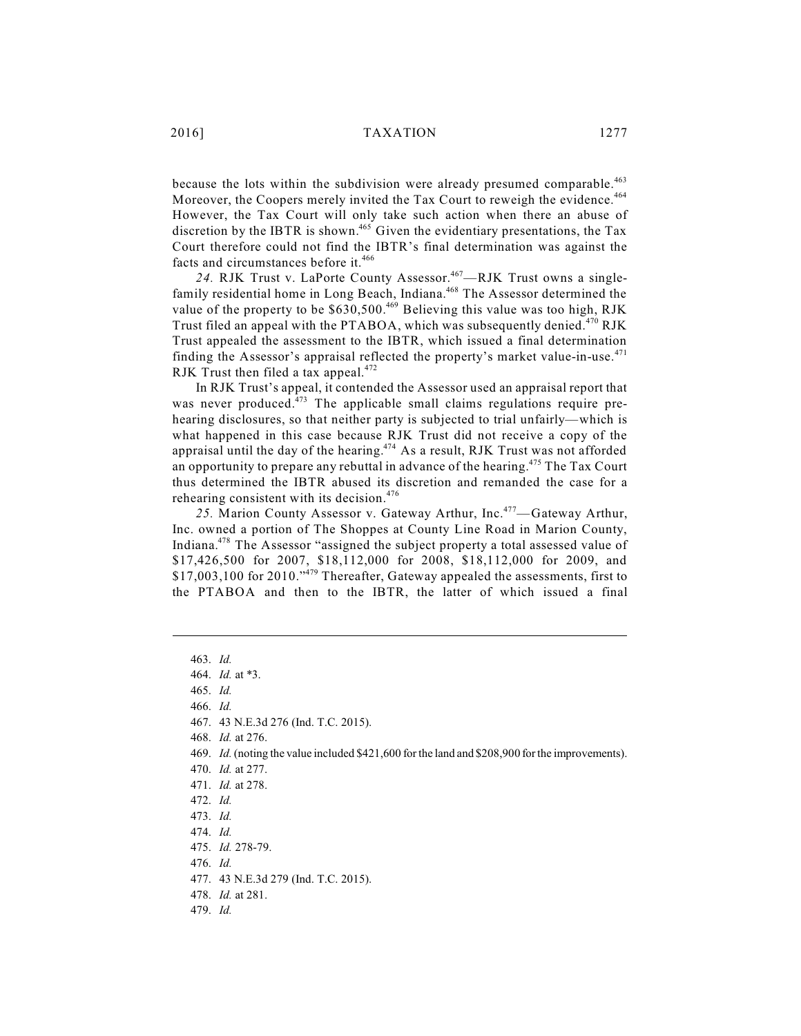because the lots within the subdivision were already presumed comparable.[463] Moreover, the Coopers merely invited the Tax Court to reweigh the evidence.[464] However, the Tax Court will only take such action when there an abuse of discretion by the IBTR is shown.[465] Given the evidentiary presentations, the Tax Court therefore could not find the IBTR's final determination was against the facts and circumstances before it.[466]

*24.* RJK Trust v. LaPorte County Assessor.[467]—RJK Trust owns a single-family residential home in Long Beach, Indiana.[468] The Assessor determined the value of the property to be $630,500.[469] Believing this value was too high, RJK Trust filed an appeal with the PTABOA, which was subsequently denied.[470] RJK Trust appealed the assessment to the IBTR, which issued a final determination finding the Assessor's appraisal reflected the property's market value-in-use.[471] RJK Trust then filed a tax appeal.[472]

In RJK Trust's appeal, it contended the Assessor used an appraisal report that was never produced.[473] The applicable small claims regulations require pre-hearing disclosures, so that neither party is subjected to trial unfairly—which is what happened in this case because RJK Trust did not receive a copy of the appraisal until the day of the hearing.[474] As a result, RJK Trust was not afforded an opportunity to prepare any rebuttal in advance of the hearing.[475] The Tax Court thus determined the IBTR abused its discretion and remanded the case for a rehearing consistent with its decision.[476]

*25.* Marion County Assessor v. Gateway Arthur, Inc.[477]—Gateway Arthur, Inc. owned a portion of The Shoppes at County Line Road in Marion County, Indiana.[478] The Assessor "assigned the subject property a total assessed value of $17,426,500 for 2007, $18,112,000 for 2008, $18,112,000 for 2009, and $17,003,100 for 2010."[479] Thereafter, Gateway appealed the assessments, first to the PTABOA and then to the IBTR, the latter of which issued a final

---

463. *Id.*

464. *Id.* at \*3.

465. *Id.*

466. *Id.*

467. 43 N.E.3d 276 (Ind. T.C. 2015).

468. *Id.* at 276.

469. *Id.* (noting the value included $421,600 for the land and $208,900 for the improvements).

470. *Id.* at 277.

471. *Id.* at 278.

472. *Id.*

473. *Id.*

474. *Id.*

475. *Id.* 278-79.

476. *Id.*

477. 43 N.E.3d 279 (Ind. T.C. 2015).

478. *Id.* at 281.

479. *Id.*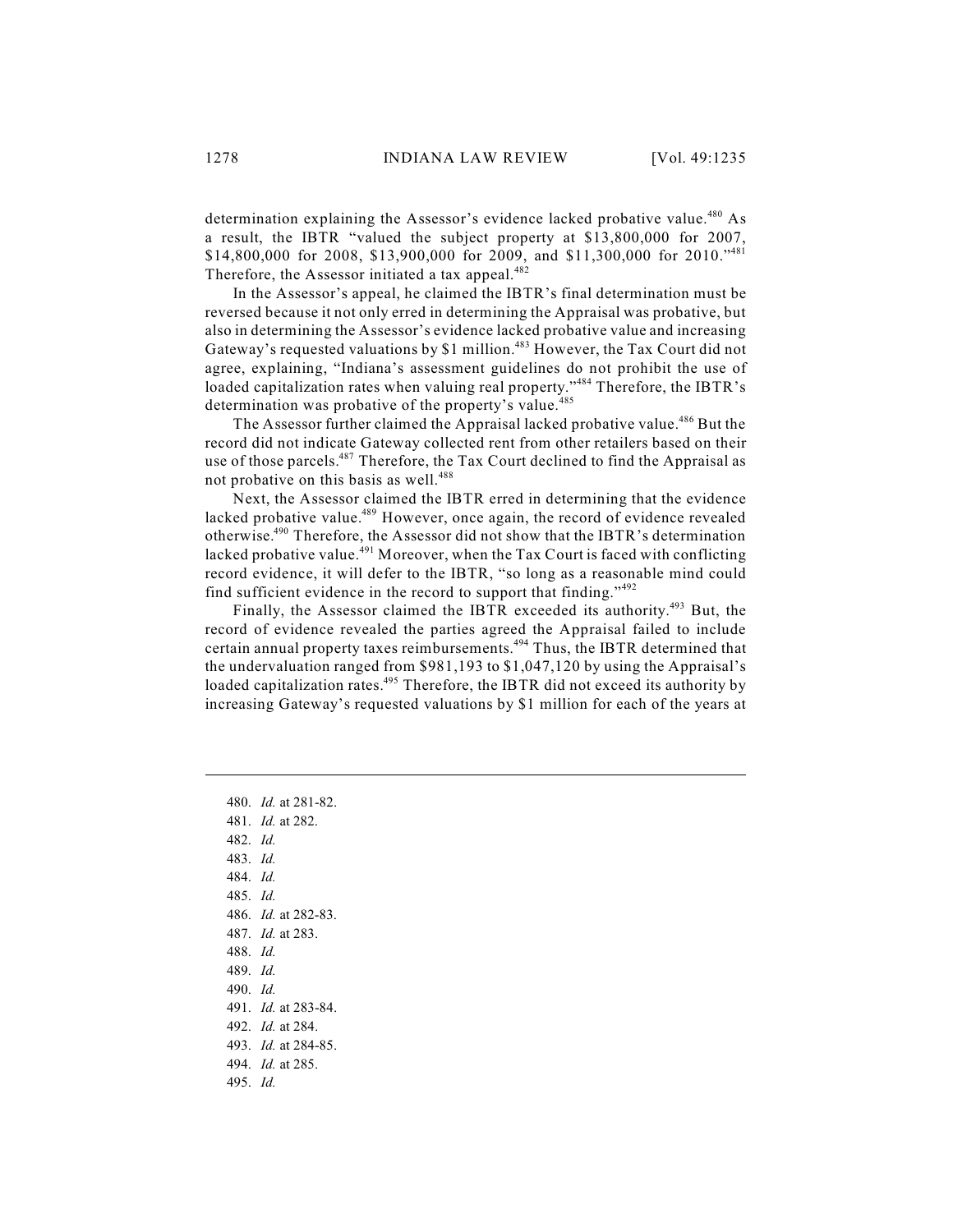determination explaining the Assessor's evidence lacked probative value.[480] As a result, the IBTR "valued the subject property at $13,800,000 for 2007, $14,800,000 for 2008, $13,900,000 for 2009, and $11,300,000 for 2010."[481] Therefore, the Assessor initiated a tax appeal.[482]

In the Assessor's appeal, he claimed the IBTR's final determination must be reversed because it not only erred in determining the Appraisal was probative, but also in determining the Assessor's evidence lacked probative value and increasing Gateway's requested valuations by $1 million.[483] However, the Tax Court did not agree, explaining, "Indiana's assessment guidelines do not prohibit the use of loaded capitalization rates when valuing real property."[484] Therefore, the IBTR's determination was probative of the property's value.[485]

The Assessor further claimed the Appraisal lacked probative value.[486] But the record did not indicate Gateway collected rent from other retailers based on their use of those parcels.[487] Therefore, the Tax Court declined to find the Appraisal as not probative on this basis as well.[488]

Next, the Assessor claimed the IBTR erred in determining that the evidence lacked probative value.[489] However, once again, the record of evidence revealed otherwise.[490] Therefore, the Assessor did not show that the IBTR's determination lacked probative value.[491] Moreover, when the Tax Court is faced with conflicting record evidence, it will defer to the IBTR, "so long as a reasonable mind could find sufficient evidence in the record to support that finding."[492]

Finally, the Assessor claimed the IBTR exceeded its authority.[493] But, the record of evidence revealed the parties agreed the Appraisal failed to include certain annual property taxes reimbursements.[494] Thus, the IBTR determined that the undervaluation ranged from $981,193 to $1,047,120 by using the Appraisal's loaded capitalization rates.[495] Therefore, the IBTR did not exceed its authority by increasing Gateway's requested valuations by $1 million for each of the years at

---

480. *Id.* at 281-82.
481. *Id.* at 282.
482. *Id.*
483. *Id.*
484. *Id.*
485. *Id.*
486. *Id.* at 282-83.
487. *Id.* at 283.
488. *Id.*
489. *Id.*
490. *Id.*
491. *Id.* at 283-84.
492. *Id.* at 284.
493. *Id.* at 284-85.
494. *Id.* at 285.
495. *Id.*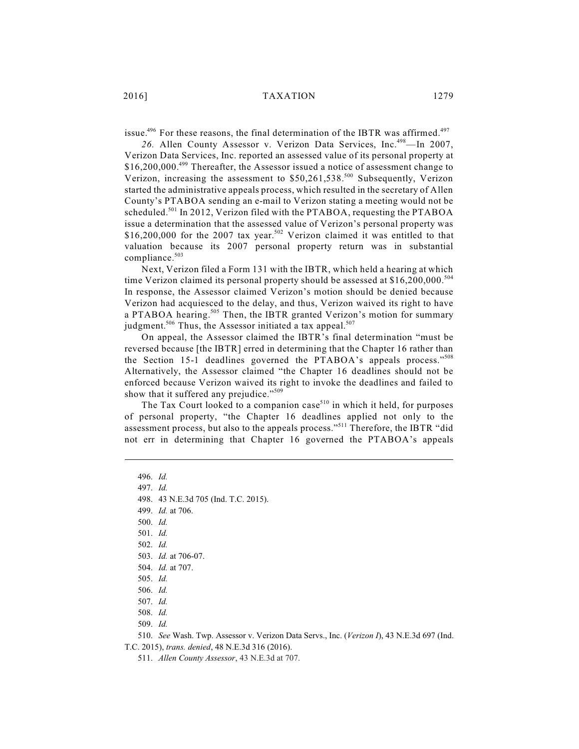issue.[496] For these reasons, the final determination of the IBTR was affirmed.[497]

*26.* Allen County Assessor v. Verizon Data Services, Inc.[498]—In 2007, Verizon Data Services, Inc. reported an assessed value of its personal property at $16,200,000.[499] Thereafter, the Assessor issued a notice of assessment change to Verizon, increasing the assessment to $50,261,538.[500] Subsequently, Verizon started the administrative appeals process, which resulted in the secretary of Allen County's PTABOA sending an e-mail to Verizon stating a meeting would not be scheduled.[501] In 2012, Verizon filed with the PTABOA, requesting the PTABOA issue a determination that the assessed value of Verizon's personal property was $16,200,000 for the 2007 tax year.[502] Verizon claimed it was entitled to that valuation because its 2007 personal property return was in substantial compliance.[503]

Next, Verizon filed a Form 131 with the IBTR, which held a hearing at which time Verizon claimed its personal property should be assessed at $16,200,000.[504] In response, the Assessor claimed Verizon's motion should be denied because Verizon had acquiesced to the delay, and thus, Verizon waived its right to have a PTABOA hearing.[505] Then, the IBTR granted Verizon's motion for summary judgment.[506] Thus, the Assessor initiated a tax appeal.[507]

On appeal, the Assessor claimed the IBTR's final determination "must be reversed because [the IBTR] erred in determining that the Chapter 16 rather than the Section 15-1 deadlines governed the PTABOA's appeals process."[508] Alternatively, the Assessor claimed "the Chapter 16 deadlines should not be enforced because Verizon waived its right to invoke the deadlines and failed to show that it suffered any prejudice."[509]

The Tax Court looked to a companion case[510] in which it held, for purposes of personal property, "the Chapter 16 deadlines applied not only to the assessment process, but also to the appeals process."[511] Therefore, the IBTR "did not err in determining that Chapter 16 governed the PTABOA's appeals

---

496. *Id.*

497. *Id.*

498. 43 N.E.3d 705 (Ind. T.C. 2015).

499. *Id.* at 706.

500. *Id.*

501. *Id.*

502. *Id.*

503. *Id.* at 706-07.

504. *Id.* at 707.

505. *Id.*

506. *Id.*

507. *Id.*

508. *Id.*

509. *Id.*

510. *See* Wash. Twp. Assessor v. Verizon Data Servs., Inc. (*Verizon I*), 43 N.E.3d 697 (Ind. T.C. 2015), *trans. denied*, 48 N.E.3d 316 (2016).

511. *Allen County Assessor*, 43 N.E.3d at 707.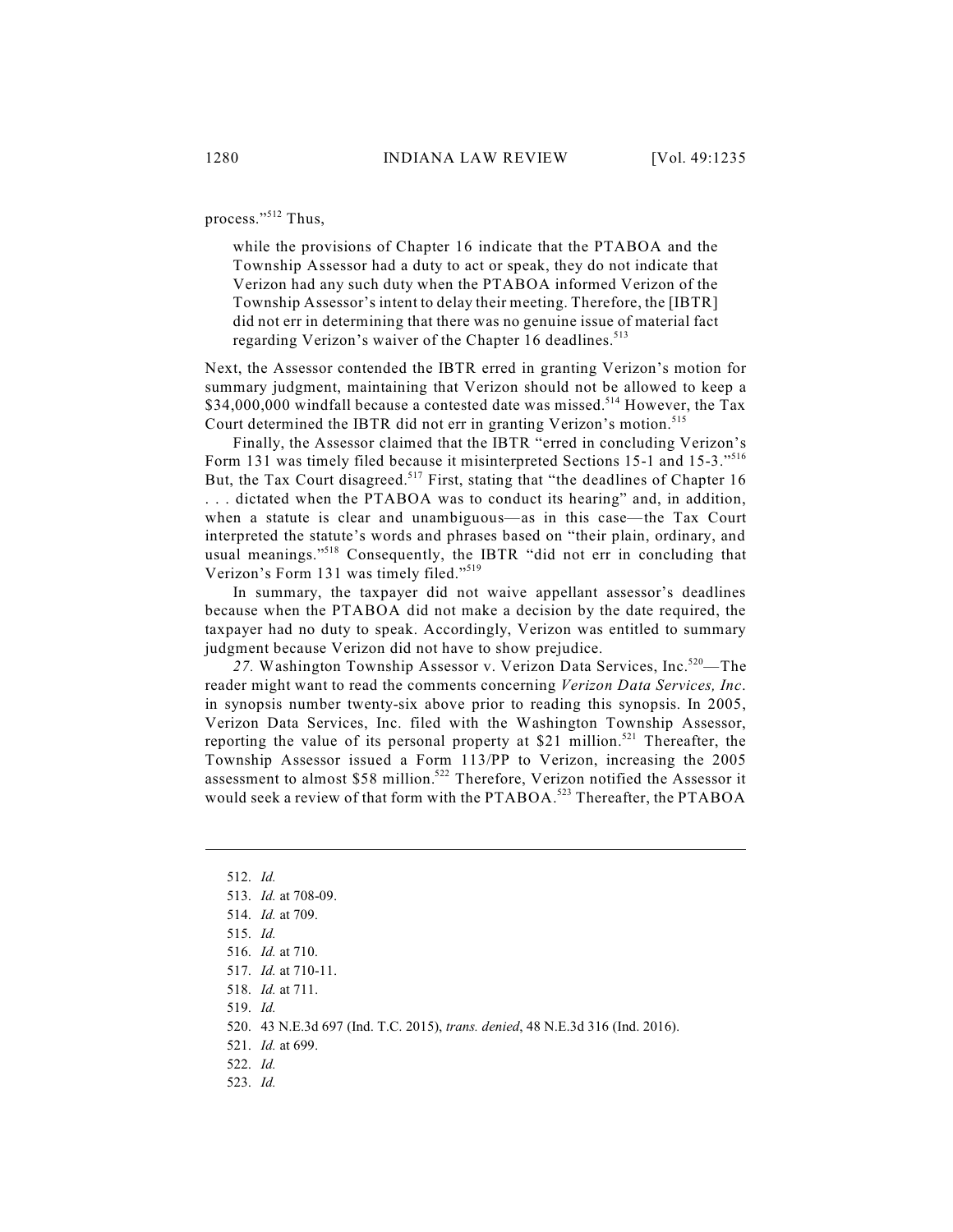process."[512] Thus,

> while the provisions of Chapter 16 indicate that the PTABOA and the Township Assessor had a duty to act or speak, they do not indicate that Verizon had any such duty when the PTABOA informed Verizon of the Township Assessor's intent to delay their meeting. Therefore, the [IBTR] did not err in determining that there was no genuine issue of material fact regarding Verizon's waiver of the Chapter 16 deadlines.[513]

Next, the Assessor contended the IBTR erred in granting Verizon's motion for summary judgment, maintaining that Verizon should not be allowed to keep a $34,000,000 windfall because a contested date was missed.[514] However, the Tax Court determined the IBTR did not err in granting Verizon's motion.[515]

Finally, the Assessor claimed that the IBTR "erred in concluding Verizon's Form 131 was timely filed because it misinterpreted Sections 15-1 and 15-3."[516] But, the Tax Court disagreed.[517] First, stating that "the deadlines of Chapter 16 . . . dictated when the PTABOA was to conduct its hearing" and, in addition, when a statute is clear and unambiguous—as in this case—the Tax Court interpreted the statute's words and phrases based on "their plain, ordinary, and usual meanings."[518] Consequently, the IBTR "did not err in concluding that Verizon's Form 131 was timely filed."[519]

In summary, the taxpayer did not waive appellant assessor's deadlines because when the PTABOA did not make a decision by the date required, the taxpayer had no duty to speak. Accordingly, Verizon was entitled to summary judgment because Verizon did not have to show prejudice.

*27.* Washington Township Assessor v. Verizon Data Services, Inc.[520]—The reader might want to read the comments concerning *Verizon Data Services, Inc*. in synopsis number twenty-six above prior to reading this synopsis. In 2005, Verizon Data Services, Inc. filed with the Washington Township Assessor, reporting the value of its personal property at $21 million.[521] Thereafter, the Township Assessor issued a Form 113/PP to Verizon, increasing the 2005 assessment to almost $58 million.[522] Therefore, Verizon notified the Assessor it would seek a review of that form with the PTABOA.[523] Thereafter, the PTABOA

---

512. *Id.*
513. *Id.* at 708-09.
514. *Id.* at 709.
515. *Id.*
516. *Id.* at 710.
517. *Id.* at 710-11.
518. *Id.* at 711.
519. *Id.*
520. 43 N.E.3d 697 (Ind. T.C. 2015), *trans. denied*, 48 N.E.3d 316 (Ind. 2016).
521. *Id.* at 699.
522. *Id.*
523. *Id.*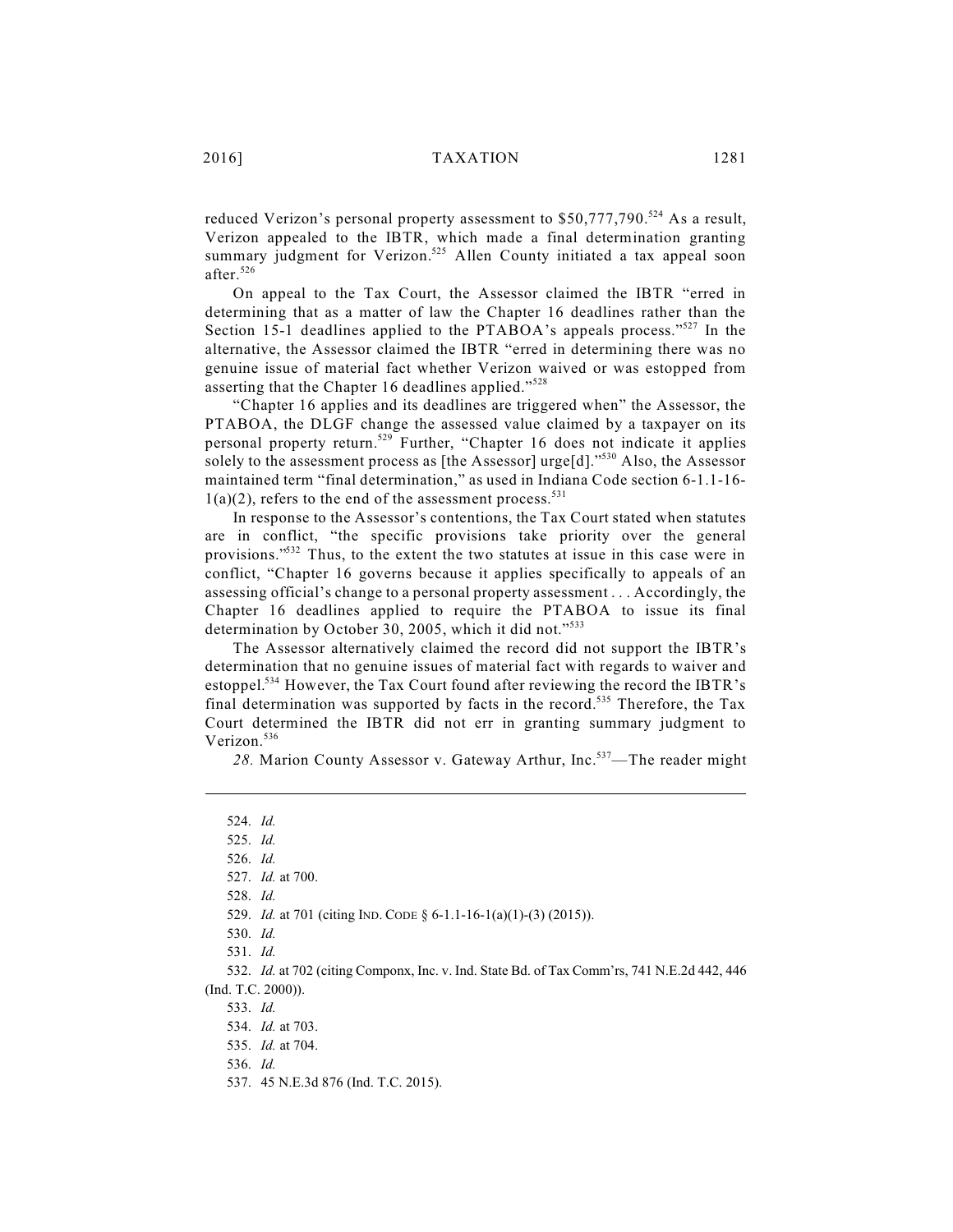reduced Verizon's personal property assessment to $50,777,790.[524] As a result, Verizon appealed to the IBTR, which made a final determination granting summary judgment for Verizon.[525] Allen County initiated a tax appeal soon after.[526]

On appeal to the Tax Court, the Assessor claimed the IBTR "erred in determining that as a matter of law the Chapter 16 deadlines rather than the Section 15-1 deadlines applied to the PTABOA's appeals process."[527] In the alternative, the Assessor claimed the IBTR "erred in determining there was no genuine issue of material fact whether Verizon waived or was estopped from asserting that the Chapter 16 deadlines applied."[528]

"Chapter 16 applies and its deadlines are triggered when" the Assessor, the PTABOA, the DLGF change the assessed value claimed by a taxpayer on its personal property return.[529] Further, "Chapter 16 does not indicate it applies solely to the assessment process as [the Assessor] urge[d]."[530] Also, the Assessor maintained term "final determination," as used in Indiana Code section 6-1.1-16-1(a)(2), refers to the end of the assessment process.[531]

In response to the Assessor's contentions, the Tax Court stated when statutes are in conflict, "the specific provisions take priority over the general provisions."[532] Thus, to the extent the two statutes at issue in this case were in conflict, "Chapter 16 governs because it applies specifically to appeals of an assessing official's change to a personal property assessment . . . Accordingly, the Chapter 16 deadlines applied to require the PTABOA to issue its final determination by October 30, 2005, which it did not."[533]

The Assessor alternatively claimed the record did not support the IBTR's determination that no genuine issues of material fact with regards to waiver and estoppel.[534] However, the Tax Court found after reviewing the record the IBTR's final determination was supported by facts in the record.[535] Therefore, the Tax Court determined the IBTR did not err in granting summary judgment to Verizon.[536]

*28.* Marion County Assessor v. Gateway Arthur, Inc.[537]—The reader might

---

524. *Id.*

525. *Id.*

526. *Id.*

527. *Id.* at 700.

528. *Id.*

529. *Id.* at 701 (citing IND. CODE § 6-1.1-16-1(a)(1)-(3) (2015)).

530. *Id.*

531. *Id.*

532. *Id.* at 702 (citing Componx, Inc. v. Ind. State Bd. of Tax Comm'rs, 741 N.E.2d 442, 446 (Ind. T.C. 2000)).

533. *Id.*

534. *Id.* at 703.

535. *Id.* at 704.

536. *Id.*

537. 45 N.E.3d 876 (Ind. T.C. 2015).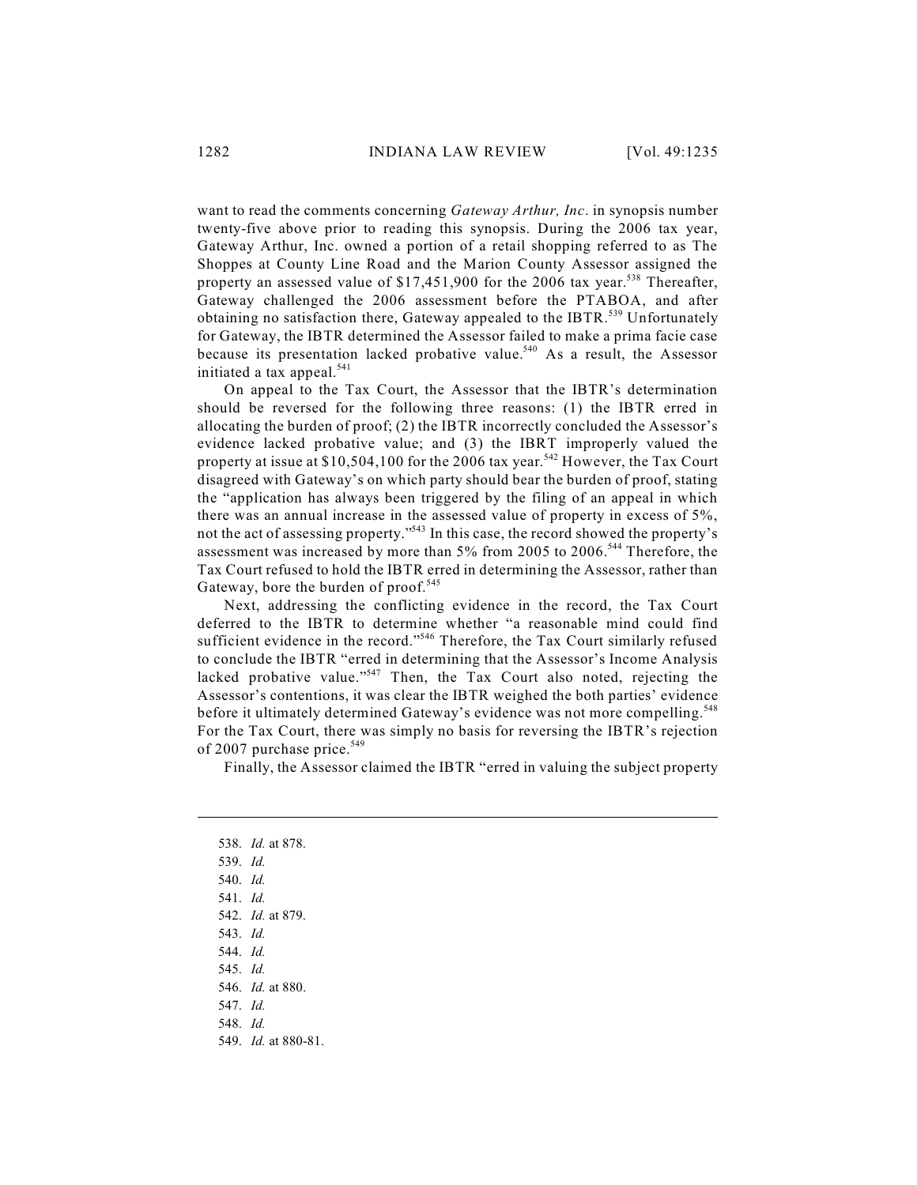want to read the comments concerning *Gateway Arthur, Inc*. in synopsis number twenty-five above prior to reading this synopsis. During the 2006 tax year, Gateway Arthur, Inc. owned a portion of a retail shopping referred to as The Shoppes at County Line Road and the Marion County Assessor assigned the property an assessed value of $17,451,900 for the 2006 tax year.[538] Thereafter, Gateway challenged the 2006 assessment before the PTABOA, and after obtaining no satisfaction there, Gateway appealed to the IBTR.[539] Unfortunately for Gateway, the IBTR determined the Assessor failed to make a prima facie case because its presentation lacked probative value.[540] As a result, the Assessor initiated a tax appeal.[541]

On appeal to the Tax Court, the Assessor that the IBTR's determination should be reversed for the following three reasons: (1) the IBTR erred in allocating the burden of proof; (2) the IBTR incorrectly concluded the Assessor's evidence lacked probative value; and (3) the IBRT improperly valued the property at issue at $10,504,100 for the 2006 tax year.[542] However, the Tax Court disagreed with Gateway's on which party should bear the burden of proof, stating the "application has always been triggered by the filing of an appeal in which there was an annual increase in the assessed value of property in excess of 5%, not the act of assessing property."[543] In this case, the record showed the property's assessment was increased by more than 5% from 2005 to 2006.[544] Therefore, the Tax Court refused to hold the IBTR erred in determining the Assessor, rather than Gateway, bore the burden of proof.[545]

Next, addressing the conflicting evidence in the record, the Tax Court deferred to the IBTR to determine whether "a reasonable mind could find sufficient evidence in the record."[546] Therefore, the Tax Court similarly refused to conclude the IBTR "erred in determining that the Assessor's Income Analysis lacked probative value."[547] Then, the Tax Court also noted, rejecting the Assessor's contentions, it was clear the IBTR weighed the both parties' evidence before it ultimately determined Gateway's evidence was not more compelling.[548] For the Tax Court, there was simply no basis for reversing the IBTR's rejection of 2007 purchase price.[549]

Finally, the Assessor claimed the IBTR "erred in valuing the subject property

---

538. *Id.* at 878.
539. *Id.*
540. *Id.*
541. *Id.*
542. *Id.* at 879.
543. *Id.*
544. *Id.*
545. *Id.*
546. *Id.* at 880.
547. *Id.*
548. *Id.*
549. *Id.* at 880-81.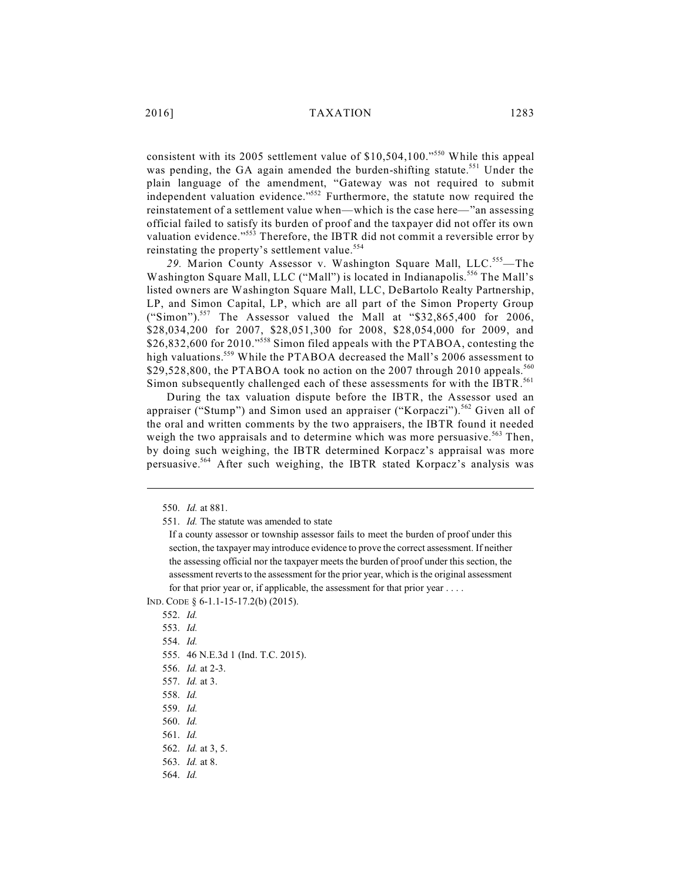consistent with its 2005 settlement value of $10,504,100."[550] While this appeal was pending, the GA again amended the burden-shifting statute.[551] Under the plain language of the amendment, "Gateway was not required to submit independent valuation evidence."[552] Furthermore, the statute now required the reinstatement of a settlement value when—which is the case here—"an assessing official failed to satisfy its burden of proof and the taxpayer did not offer its own valuation evidence."[553] Therefore, the IBTR did not commit a reversible error by reinstating the property's settlement value.[554]

*29.* Marion County Assessor v. Washington Square Mall, LLC.[555]—The Washington Square Mall, LLC ("Mall") is located in Indianapolis.[556] The Mall's listed owners are Washington Square Mall, LLC, DeBartolo Realty Partnership, LP, and Simon Capital, LP, which are all part of the Simon Property Group ("Simon").[557] The Assessor valued the Mall at "$32,865,400 for 2006, $28,034,200 for 2007, $28,051,300 for 2008, $28,054,000 for 2009, and $26,832,600 for 2010."[558] Simon filed appeals with the PTABOA, contesting the high valuations.[559] While the PTABOA decreased the Mall's 2006 assessment to $29,528,800, the PTABOA took no action on the 2007 through 2010 appeals.[560] Simon subsequently challenged each of these assessments for with the IBTR.[561]

During the tax valuation dispute before the IBTR, the Assessor used an appraiser ("Stump") and Simon used an appraiser ("Korpaczi").[562] Given all of the oral and written comments by the two appraisers, the IBTR found it needed weigh the two appraisals and to determine which was more persuasive.[563] Then, by doing such weighing, the IBTR determined Korpacz's appraisal was more persuasive.[564] After such weighing, the IBTR stated Korpacz's analysis was

---

550. *Id.* at 881.

551. *Id.* The statute was amended to state

> If a county assessor or township assessor fails to meet the burden of proof under this section, the taxpayer may introduce evidence to prove the correct assessment. If neither the assessing official nor the taxpayer meets the burden of proof under this section, the assessment reverts to the assessment for the prior year, which is the original assessment for that prior year or, if applicable, the assessment for that prior year . . . .

IND. CODE § 6-1.1-15-17.2(b) (2015).

552. *Id.*

553. *Id.*

554. *Id.*

555. 46 N.E.3d 1 (Ind. T.C. 2015).

556. *Id.* at 2-3.

557. *Id.* at 3.

558. *Id.*

559. *Id.*

560. *Id.*

561. *Id.*

562. *Id.* at 3, 5.

563. *Id.* at 8.

564. *Id.*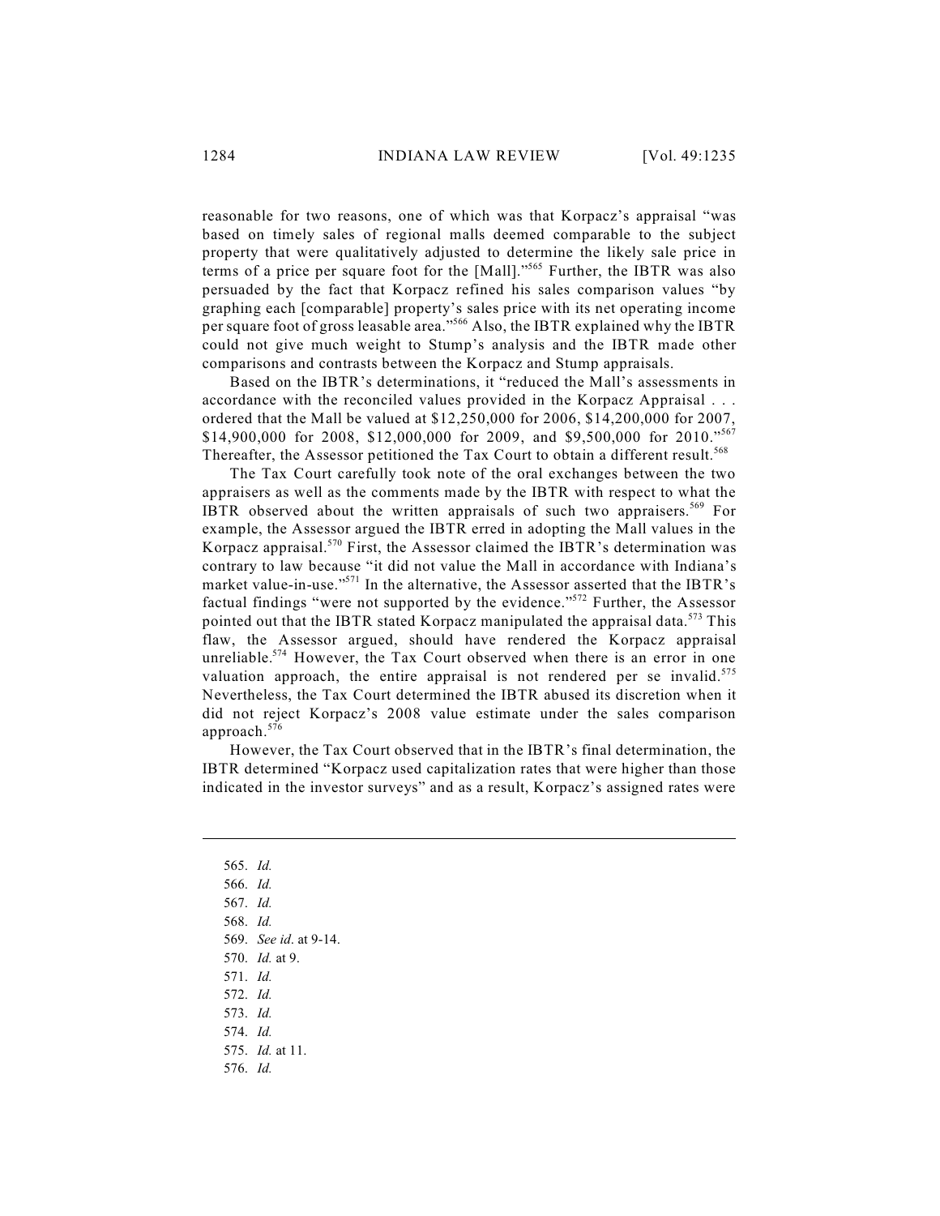reasonable for two reasons, one of which was that Korpacz's appraisal "was based on timely sales of regional malls deemed comparable to the subject property that were qualitatively adjusted to determine the likely sale price in terms of a price per square foot for the [Mall]."[565] Further, the IBTR was also persuaded by the fact that Korpacz refined his sales comparison values "by graphing each [comparable] property's sales price with its net operating income per square foot of gross leasable area."[566] Also, the IBTR explained why the IBTR could not give much weight to Stump's analysis and the IBTR made other comparisons and contrasts between the Korpacz and Stump appraisals.

Based on the IBTR's determinations, it "reduced the Mall's assessments in accordance with the reconciled values provided in the Korpacz Appraisal . . . ordered that the Mall be valued at $12,250,000 for 2006, $14,200,000 for 2007, $14,900,000 for 2008, $12,000,000 for 2009, and $9,500,000 for 2010."[567] Thereafter, the Assessor petitioned the Tax Court to obtain a different result.[568]

The Tax Court carefully took note of the oral exchanges between the two appraisers as well as the comments made by the IBTR with respect to what the IBTR observed about the written appraisals of such two appraisers.[569] For example, the Assessor argued the IBTR erred in adopting the Mall values in the Korpacz appraisal.[570] First, the Assessor claimed the IBTR's determination was contrary to law because "it did not value the Mall in accordance with Indiana's market value-in-use."[571] In the alternative, the Assessor asserted that the IBTR's factual findings "were not supported by the evidence."[572] Further, the Assessor pointed out that the IBTR stated Korpacz manipulated the appraisal data.[573] This flaw, the Assessor argued, should have rendered the Korpacz appraisal unreliable.[574] However, the Tax Court observed when there is an error in one valuation approach, the entire appraisal is not rendered per se invalid.[575] Nevertheless, the Tax Court determined the IBTR abused its discretion when it did not reject Korpacz's 2008 value estimate under the sales comparison approach.[576]

However, the Tax Court observed that in the IBTR's final determination, the IBTR determined "Korpacz used capitalization rates that were higher than those indicated in the investor surveys" and as a result, Korpacz's assigned rates were

---

565. *Id.*
566. *Id.*
567. *Id.*
568. *Id.*
569. *See id*. at 9-14.
570. *Id.* at 9.
571. *Id.*
572. *Id.*
573. *Id.*
574. *Id.*
575. *Id.* at 11.
576. *Id.*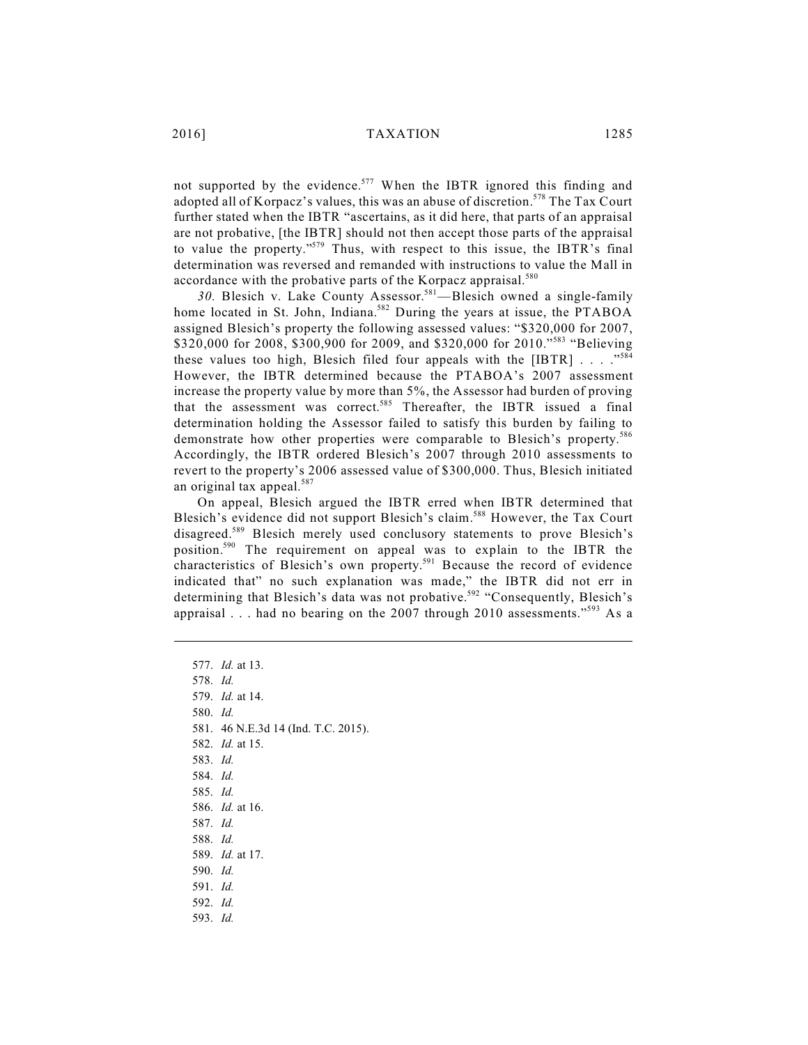not supported by the evidence.[577] When the IBTR ignored this finding and adopted all of Korpacz's values, this was an abuse of discretion.[578] The Tax Court further stated when the IBTR "ascertains, as it did here, that parts of an appraisal are not probative, [the IBTR] should not then accept those parts of the appraisal to value the property."[579] Thus, with respect to this issue, the IBTR's final determination was reversed and remanded with instructions to value the Mall in accordance with the probative parts of the Korpacz appraisal.[580]

*30.* Blesich v. Lake County Assessor.[581]—Blesich owned a single-family home located in St. John, Indiana.[582] During the years at issue, the PTABOA assigned Blesich's property the following assessed values: "$320,000 for 2007, $320,000 for 2008, $300,900 for 2009, and $320,000 for 2010."[583] "Believing these values too high, Blesich filed four appeals with the [IBTR] . . . ."[584] However, the IBTR determined because the PTABOA's 2007 assessment increase the property value by more than 5%, the Assessor had burden of proving that the assessment was correct.[585] Thereafter, the IBTR issued a final determination holding the Assessor failed to satisfy this burden by failing to demonstrate how other properties were comparable to Blesich's property.[586] Accordingly, the IBTR ordered Blesich's 2007 through 2010 assessments to revert to the property's 2006 assessed value of $300,000. Thus, Blesich initiated an original tax appeal.[587]

On appeal, Blesich argued the IBTR erred when IBTR determined that Blesich's evidence did not support Blesich's claim.[588] However, the Tax Court disagreed.[589] Blesich merely used conclusory statements to prove Blesich's position.[590] The requirement on appeal was to explain to the IBTR the characteristics of Blesich's own property.[591] Because the record of evidence indicated that" no such explanation was made," the IBTR did not err in determining that Blesich's data was not probative.[592] "Consequently, Blesich's appraisal . . . had no bearing on the 2007 through 2010 assessments."[593] As a

---

577. *Id.* at 13.
578. *Id.*
579. *Id.* at 14.
580. *Id.*
581. 46 N.E.3d 14 (Ind. T.C. 2015).
582. *Id.* at 15.
583. *Id.*
584. *Id.*
585. *Id.*
586. *Id.* at 16.
587. *Id.*
588. *Id.*
589. *Id.* at 17.
590. *Id.*
591. *Id.*
592. *Id.*
593. *Id.*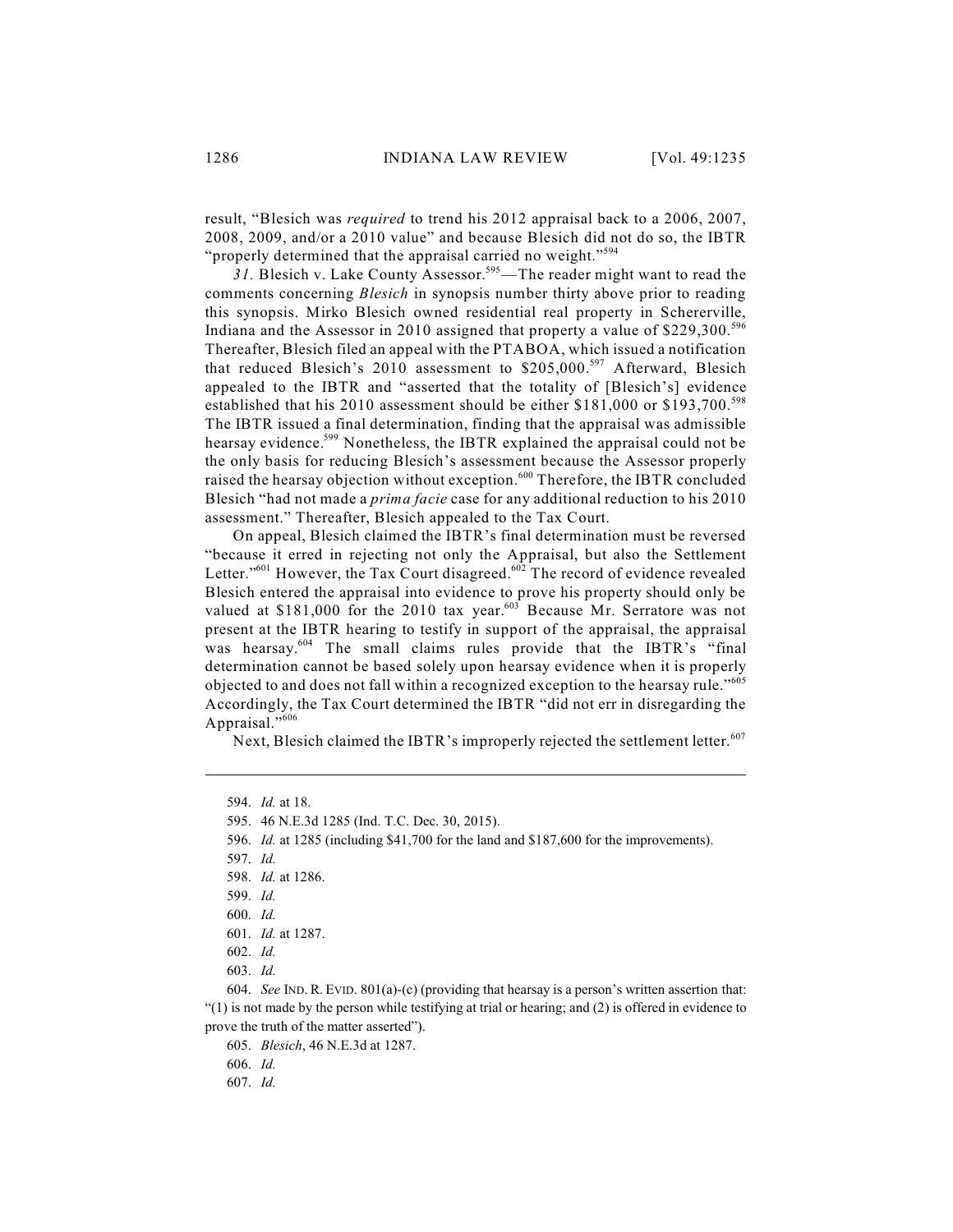result, "Blesich was *required* to trend his 2012 appraisal back to a 2006, 2007, 2008, 2009, and/or a 2010 value" and because Blesich did not do so, the IBTR "properly determined that the appraisal carried no weight."[594]

*31.* Blesich v. Lake County Assessor.[595]—The reader might want to read the comments concerning *Blesich* in synopsis number thirty above prior to reading this synopsis. Mirko Blesich owned residential real property in Schererville, Indiana and the Assessor in 2010 assigned that property a value of $229,300.[596] Thereafter, Blesich filed an appeal with the PTABOA, which issued a notification that reduced Blesich's 2010 assessment to $205,000.[597] Afterward, Blesich appealed to the IBTR and "asserted that the totality of [Blesich's] evidence established that his 2010 assessment should be either $181,000 or $193,700.[598] The IBTR issued a final determination, finding that the appraisal was admissible hearsay evidence.[599] Nonetheless, the IBTR explained the appraisal could not be the only basis for reducing Blesich's assessment because the Assessor properly raised the hearsay objection without exception.[600] Therefore, the IBTR concluded Blesich "had not made a *prima facie* case for any additional reduction to his 2010 assessment." Thereafter, Blesich appealed to the Tax Court.

On appeal, Blesich claimed the IBTR's final determination must be reversed "because it erred in rejecting not only the Appraisal, but also the Settlement Letter."[601] However, the Tax Court disagreed.[602] The record of evidence revealed Blesich entered the appraisal into evidence to prove his property should only be valued at $181,000 for the 2010 tax year.[603] Because Mr. Serratore was not present at the IBTR hearing to testify in support of the appraisal, the appraisal was hearsay.[604] The small claims rules provide that the IBTR's "final determination cannot be based solely upon hearsay evidence when it is properly objected to and does not fall within a recognized exception to the hearsay rule."[605] Accordingly, the Tax Court determined the IBTR "did not err in disregarding the Appraisal."[606]

Next, Blesich claimed the IBTR's improperly rejected the settlement letter.[607]

---

594. *Id.* at 18.

595. 46 N.E.3d 1285 (Ind. T.C. Dec. 30, 2015).

596. *Id.* at 1285 (including $41,700 for the land and $187,600 for the improvements).

597. *Id.*

598. *Id.* at 1286.

599. *Id.*

600. *Id.*

601. *Id.* at 1287.

602. *Id.*

603. *Id.*

604. *See* IND. R. EVID. 801(a)-(c) (providing that hearsay is a person's written assertion that: "(1) is not made by the person while testifying at trial or hearing; and (2) is offered in evidence to prove the truth of the matter asserted").

605. *Blesich*, 46 N.E.3d at 1287.

606. *Id.*

607. *Id.*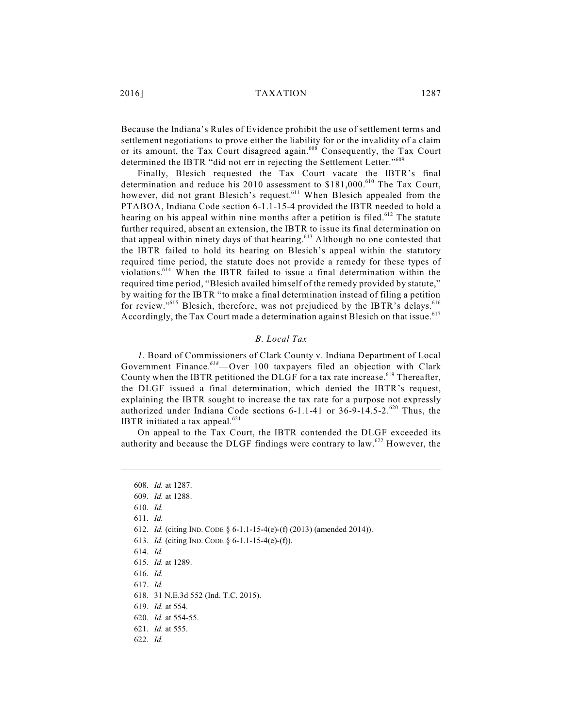Because the Indiana's Rules of Evidence prohibit the use of settlement terms and settlement negotiations to prove either the liability for or the invalidity of a claim or its amount, the Tax Court disagreed again.[608] Consequently, the Tax Court determined the IBTR "did not err in rejecting the Settlement Letter."[609]

Finally, Blesich requested the Tax Court vacate the IBTR's final determination and reduce his 2010 assessment to \$181,000.[610] The Tax Court, however, did not grant Blesich's request.[611] When Blesich appealed from the PTABOA, Indiana Code section 6-1.1-15-4 provided the IBTR needed to hold a hearing on his appeal within nine months after a petition is filed.[612] The statute further required, absent an extension, the IBTR to issue its final determination on that appeal within ninety days of that hearing.[613] Although no one contested that the IBTR failed to hold its hearing on Blesich's appeal within the statutory required time period, the statute does not provide a remedy for these types of violations.[614] When the IBTR failed to issue a final determination within the required time period, "Blesich availed himself of the remedy provided by statute," by waiting for the IBTR "to make a final determination instead of filing a petition for review."[615] Blesich, therefore, was not prejudiced by the IBTR's delays.[616] Accordingly, the Tax Court made a determination against Blesich on that issue.[617]

### *B. Local Tax*

*1.* Board of Commissioners of Clark County v. Indiana Department of Local Government Finance.[618]—Over 100 taxpayers filed an objection with Clark County when the IBTR petitioned the DLGF for a tax rate increase.[619] Thereafter, the DLGF issued a final determination, which denied the IBTR's request, explaining the IBTR sought to increase the tax rate for a purpose not expressly authorized under Indiana Code sections 6-1.1-41 or 36-9-14.5-2.[620] Thus, the IBTR initiated a tax appeal.[621]

On appeal to the Tax Court, the IBTR contended the DLGF exceeded its authority and because the DLGF findings were contrary to law.[622] However, the

---

608. *Id.* at 1287.
609. *Id.* at 1288.
610. *Id.*
611. *Id.*
612. *Id.* (citing IND. CODE § 6-1.1-15-4(e)-(f) (2013) (amended 2014)).
613. *Id.* (citing IND. CODE § 6-1.1-15-4(e)-(f)).
614. *Id.*
615. *Id.* at 1289.
616. *Id.*
617. *Id.*
618. 31 N.E.3d 552 (Ind. T.C. 2015).
619. *Id.* at 554.
620. *Id.* at 554-55.
621. *Id.* at 555.
622. *Id.*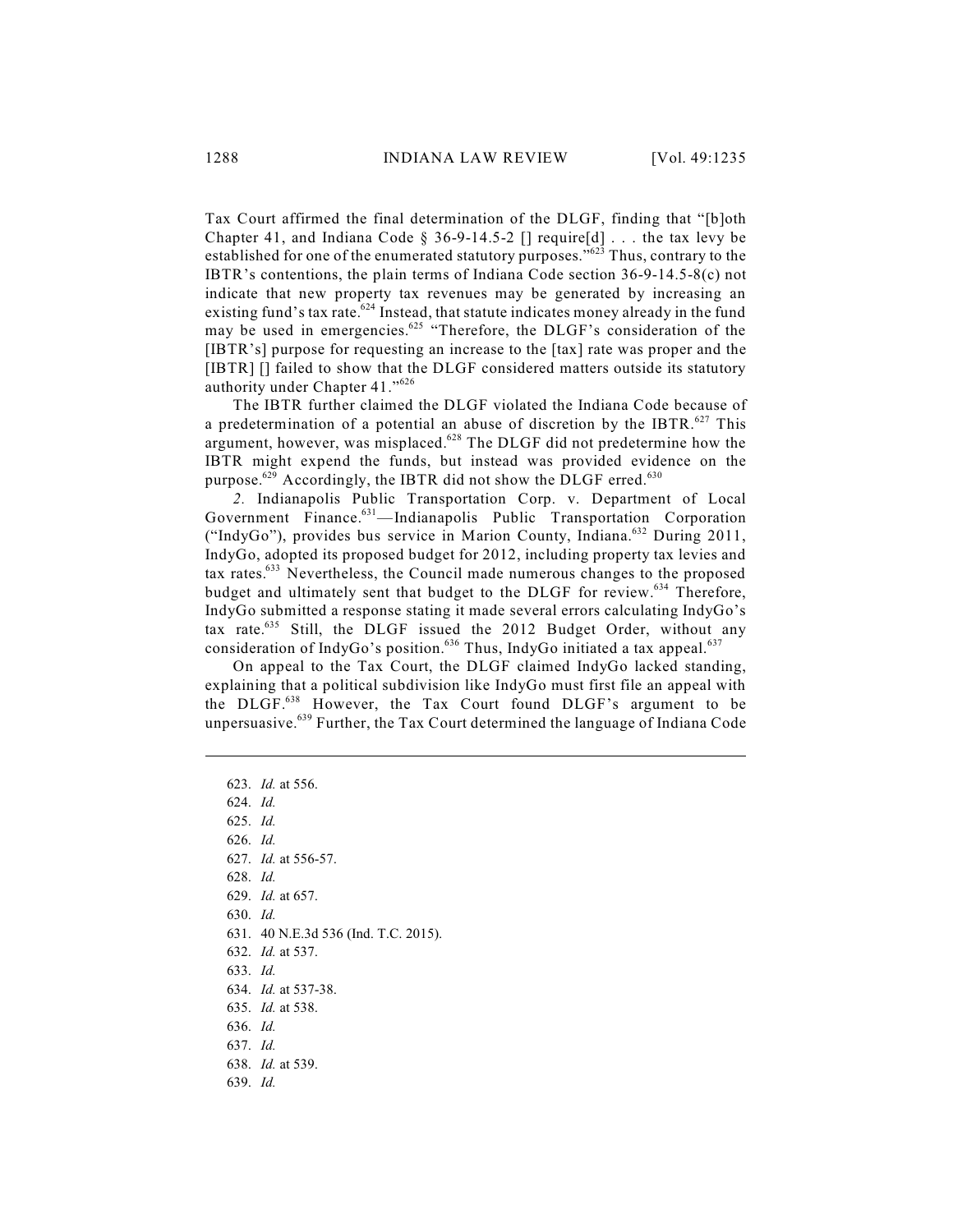Tax Court affirmed the final determination of the DLGF, finding that "[b]oth Chapter 41, and Indiana Code § 36-9-14.5-2 [] require[d] . . . the tax levy be established for one of the enumerated statutory purposes."[623] Thus, contrary to the IBTR's contentions, the plain terms of Indiana Code section 36-9-14.5-8(c) not indicate that new property tax revenues may be generated by increasing an existing fund's tax rate.[624] Instead, that statute indicates money already in the fund may be used in emergencies.[625] "Therefore, the DLGF's consideration of the [IBTR's] purpose for requesting an increase to the [tax] rate was proper and the [IBTR] [] failed to show that the DLGF considered matters outside its statutory authority under Chapter 41."[626]

The IBTR further claimed the DLGF violated the Indiana Code because of a predetermination of a potential an abuse of discretion by the IBTR.[627] This argument, however, was misplaced.[628] The DLGF did not predetermine how the IBTR might expend the funds, but instead was provided evidence on the purpose.[629] Accordingly, the IBTR did not show the DLGF erred.[630]

*2.* Indianapolis Public Transportation Corp. v. Department of Local Government Finance.[631]—Indianapolis Public Transportation Corporation ("IndyGo"), provides bus service in Marion County, Indiana.[632] During 2011, IndyGo, adopted its proposed budget for 2012, including property tax levies and tax rates.[633] Nevertheless, the Council made numerous changes to the proposed budget and ultimately sent that budget to the DLGF for review.[634] Therefore, IndyGo submitted a response stating it made several errors calculating IndyGo's tax rate.[635] Still, the DLGF issued the 2012 Budget Order, without any consideration of IndyGo's position.[636] Thus, IndyGo initiated a tax appeal.[637]

On appeal to the Tax Court, the DLGF claimed IndyGo lacked standing, explaining that a political subdivision like IndyGo must first file an appeal with the DLGF.[638] However, the Tax Court found DLGF's argument to be unpersuasive.[639] Further, the Tax Court determined the language of Indiana Code

---

623. *Id.* at 556.
624. *Id.*
625. *Id.*
626. *Id.*
627. *Id.* at 556-57.
628. *Id.*
629. *Id.* at 657.
630. *Id.*
631. 40 N.E.3d 536 (Ind. T.C. 2015).
632. *Id.* at 537.
633. *Id.*
634. *Id.* at 537-38.
635. *Id.* at 538.
636. *Id.*
637. *Id.*
638. *Id.* at 539.
639. *Id.*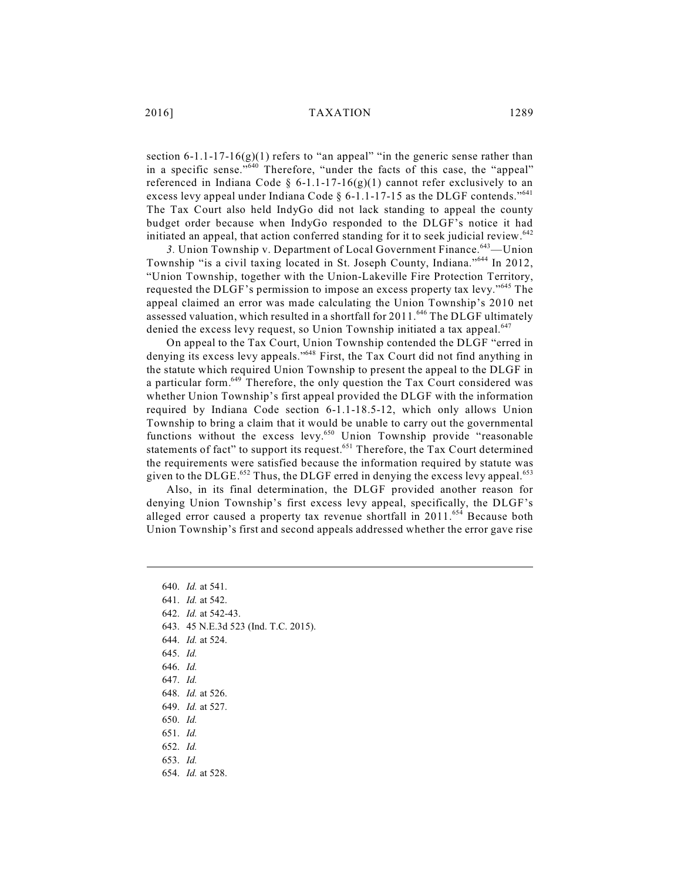section 6-1.1-17-16(g)(1) refers to "an appeal" "in the generic sense rather than in a specific sense."[640] Therefore, "under the facts of this case, the "appeal" referenced in Indiana Code § 6-1.1-17-16(g)(1) cannot refer exclusively to an excess levy appeal under Indiana Code § 6-1.1-17-15 as the DLGF contends."[641] The Tax Court also held IndyGo did not lack standing to appeal the county budget order because when IndyGo responded to the DLGF's notice it had initiated an appeal, that action conferred standing for it to seek judicial review.[642]

*3.* Union Township v. Department of Local Government Finance.[643]—Union Township "is a civil taxing located in St. Joseph County, Indiana."[644] In 2012, "Union Township, together with the Union-Lakeville Fire Protection Territory, requested the DLGF's permission to impose an excess property tax levy."[645] The appeal claimed an error was made calculating the Union Township's 2010 net assessed valuation, which resulted in a shortfall for 2011.[646] The DLGF ultimately denied the excess levy request, so Union Township initiated a tax appeal.[647]

On appeal to the Tax Court, Union Township contended the DLGF "erred in denying its excess levy appeals."[648] First, the Tax Court did not find anything in the statute which required Union Township to present the appeal to the DLGF in a particular form.[649] Therefore, the only question the Tax Court considered was whether Union Township's first appeal provided the DLGF with the information required by Indiana Code section 6-1.1-18.5-12, which only allows Union Township to bring a claim that it would be unable to carry out the governmental functions without the excess levy.[650] Union Township provide "reasonable statements of fact" to support its request.[651] Therefore, the Tax Court determined the requirements were satisfied because the information required by statute was given to the DLGE.[652] Thus, the DLGF erred in denying the excess levy appeal.[653]

Also, in its final determination, the DLGF provided another reason for denying Union Township's first excess levy appeal, specifically, the DLGF's alleged error caused a property tax revenue shortfall in 2011.[654] Because both Union Township's first and second appeals addressed whether the error gave rise

---

640. *Id.* at 541.
641. *Id.* at 542.
642. *Id.* at 542-43.
643. 45 N.E.3d 523 (Ind. T.C. 2015).
644. *Id.* at 524.
645. *Id.*
646. *Id.*
647. *Id.*
648. *Id.* at 526.
649. *Id.* at 527.
650. *Id.*
651. *Id.*
652. *Id.*
653. *Id.*
654. *Id.* at 528.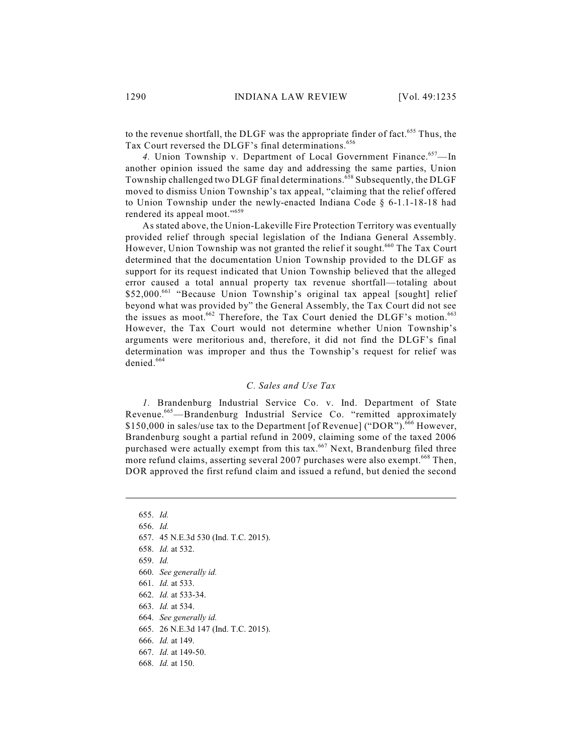to the revenue shortfall, the DLGF was the appropriate finder of fact.[655] Thus, the Tax Court reversed the DLGF's final determinations.[656]

*4.* Union Township v. Department of Local Government Finance.[657]—In another opinion issued the same day and addressing the same parties, Union Township challenged two DLGF final determinations.[658] Subsequently, the DLGF moved to dismiss Union Township's tax appeal, "claiming that the relief offered to Union Township under the newly-enacted Indiana Code § 6-1.1-18-18 had rendered its appeal moot."[659]

As stated above, the Union-Lakeville Fire Protection Territory was eventually provided relief through special legislation of the Indiana General Assembly. However, Union Township was not granted the relief it sought.[660] The Tax Court determined that the documentation Union Township provided to the DLGF as support for its request indicated that Union Township believed that the alleged error caused a total annual property tax revenue shortfall—totaling about $52,000.[661] "Because Union Township's original tax appeal [sought] relief beyond what was provided by" the General Assembly, the Tax Court did not see the issues as moot.[662] Therefore, the Tax Court denied the DLGF's motion.[663] However, the Tax Court would not determine whether Union Township's arguments were meritorious and, therefore, it did not find the DLGF's final determination was improper and thus the Township's request for relief was denied.[664]

### *C. Sales and Use Tax*

*1.* Brandenburg Industrial Service Co. v. Ind. Department of State Revenue.[665]—Brandenburg Industrial Service Co. "remitted approximately $150,000 in sales/use tax to the Department [of Revenue] ("DOR")."[666] However, Brandenburg sought a partial refund in 2009, claiming some of the taxed 2006 purchased were actually exempt from this tax.[667] Next, Brandenburg filed three more refund claims, asserting several 2007 purchases were also exempt.[668] Then, DOR approved the first refund claim and issued a refund, but denied the second

---

655. *Id.*
656. *Id.*
657. 45 N.E.3d 530 (Ind. T.C. 2015).
658. *Id.* at 532.
659. *Id.*
660. *See generally id.*
661. *Id.* at 533.
662. *Id.* at 533-34.
663. *Id.* at 534.
664. *See generally id.*
665. 26 N.E.3d 147 (Ind. T.C. 2015).
666. *Id.* at 149.
667. *Id.* at 149-50.
668. *Id.* at 150.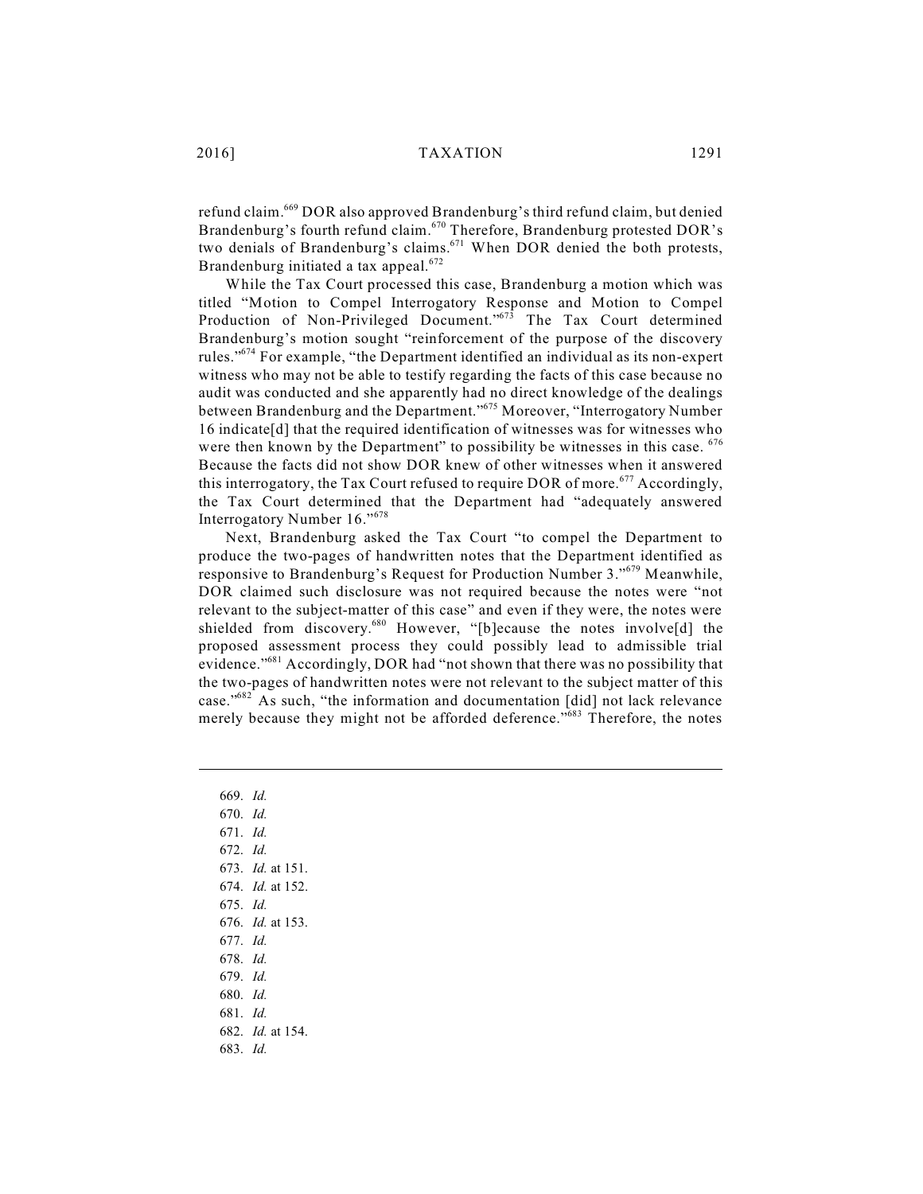refund claim.[669] DOR also approved Brandenburg's third refund claim, but denied Brandenburg's fourth refund claim.[670] Therefore, Brandenburg protested DOR's two denials of Brandenburg's claims.[671] When DOR denied the both protests, Brandenburg initiated a tax appeal.[672]

While the Tax Court processed this case, Brandenburg a motion which was titled "Motion to Compel Interrogatory Response and Motion to Compel Production of Non-Privileged Document."[673] The Tax Court determined Brandenburg's motion sought "reinforcement of the purpose of the discovery rules."[674] For example, "the Department identified an individual as its non-expert witness who may not be able to testify regarding the facts of this case because no audit was conducted and she apparently had no direct knowledge of the dealings between Brandenburg and the Department."[675] Moreover, "Interrogatory Number 16 indicate[d] that the required identification of witnesses was for witnesses who were then known by the Department" to possibility be witnesses in this case.[676] Because the facts did not show DOR knew of other witnesses when it answered this interrogatory, the Tax Court refused to require DOR of more.[677] Accordingly, the Tax Court determined that the Department had "adequately answered Interrogatory Number 16."[678]

Next, Brandenburg asked the Tax Court "to compel the Department to produce the two-pages of handwritten notes that the Department identified as responsive to Brandenburg's Request for Production Number 3."[679] Meanwhile, DOR claimed such disclosure was not required because the notes were "not relevant to the subject-matter of this case" and even if they were, the notes were shielded from discovery.[680] However, "[b]ecause the notes involve[d] the proposed assessment process they could possibly lead to admissible trial evidence."[681] Accordingly, DOR had "not shown that there was no possibility that the two-pages of handwritten notes were not relevant to the subject matter of this case."[682] As such, "the information and documentation [did] not lack relevance merely because they might not be afforded deference."[683] Therefore, the notes

---

669. *Id.*
670. *Id.*
671. *Id.*
672. *Id.*
673. *Id.* at 151.
674. *Id.* at 152.
675. *Id.*
676. *Id.* at 153.
677. *Id.*
678. *Id.*
679. *Id.*
680. *Id.*
681. *Id.*
682. *Id.* at 154.
683. *Id.*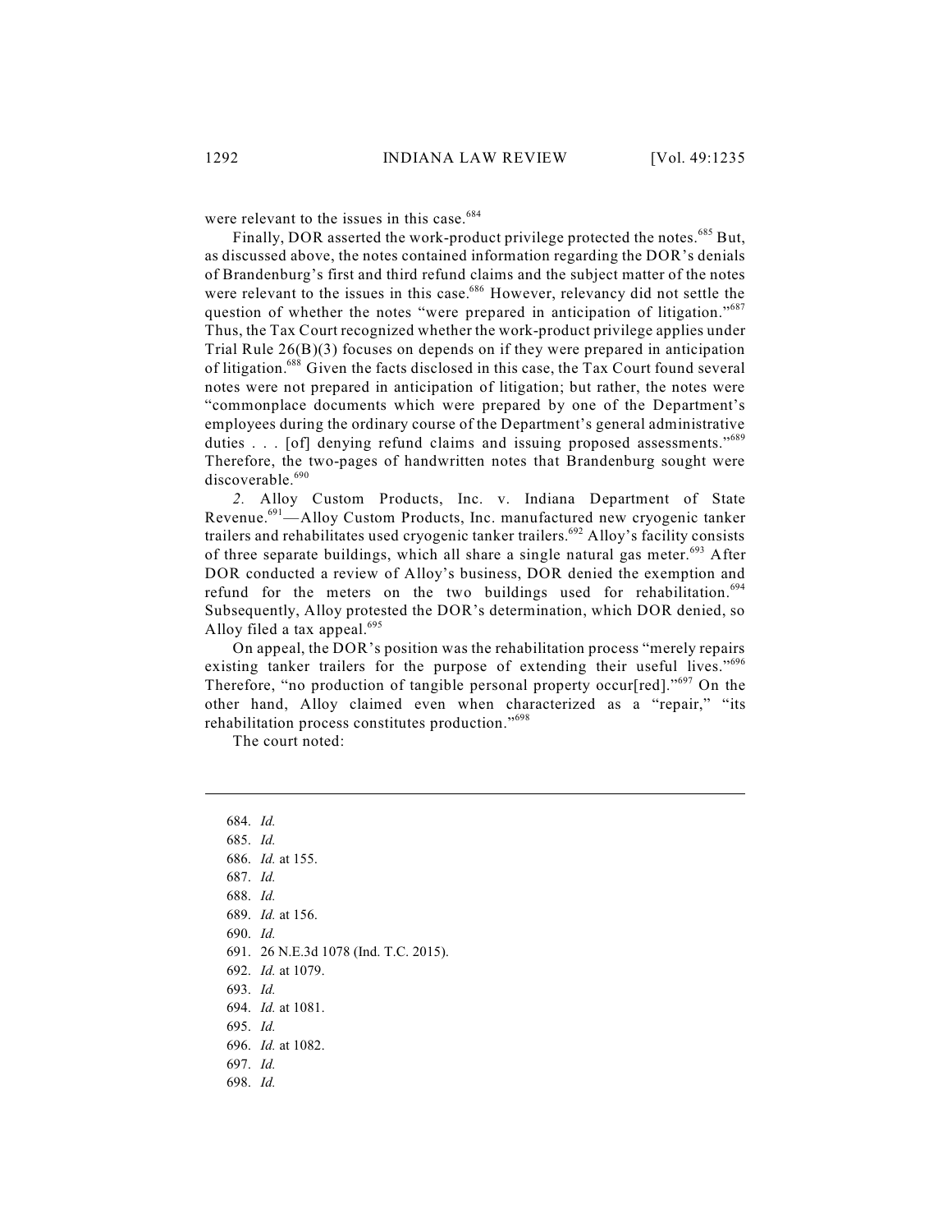were relevant to the issues in this case.[684]

Finally, DOR asserted the work-product privilege protected the notes.[685] But, as discussed above, the notes contained information regarding the DOR's denials of Brandenburg's first and third refund claims and the subject matter of the notes were relevant to the issues in this case.[686] However, relevancy did not settle the question of whether the notes "were prepared in anticipation of litigation."[687] Thus, the Tax Court recognized whether the work-product privilege applies under Trial Rule 26(B)(3) focuses on depends on if they were prepared in anticipation of litigation.[688] Given the facts disclosed in this case, the Tax Court found several notes were not prepared in anticipation of litigation; but rather, the notes were "commonplace documents which were prepared by one of the Department's employees during the ordinary course of the Department's general administrative duties . . . [of] denying refund claims and issuing proposed assessments."[689] Therefore, the two-pages of handwritten notes that Brandenburg sought were discoverable.[690]

*2.* Alloy Custom Products, Inc. v. Indiana Department of State Revenue.[691]—Alloy Custom Products, Inc. manufactured new cryogenic tanker trailers and rehabilitates used cryogenic tanker trailers.[692] Alloy's facility consists of three separate buildings, which all share a single natural gas meter.[693] After DOR conducted a review of Alloy's business, DOR denied the exemption and refund for the meters on the two buildings used for rehabilitation.[694] Subsequently, Alloy protested the DOR's determination, which DOR denied, so Alloy filed a tax appeal.[695]

On appeal, the DOR's position was the rehabilitation process "merely repairs existing tanker trailers for the purpose of extending their useful lives."[696] Therefore, "no production of tangible personal property occur[red]."[697] On the other hand, Alloy claimed even when characterized as a "repair," "its rehabilitation process constitutes production."[698]

The court noted:

---

684. *Id.*
685. *Id.*
686. *Id.* at 155.
687. *Id.*
688. *Id.*
689. *Id.* at 156.
690. *Id.*
691. 26 N.E.3d 1078 (Ind. T.C. 2015).
692. *Id.* at 1079.
693. *Id.*
694. *Id.* at 1081.
695. *Id.*
696. *Id.* at 1082.
697. *Id.*
698. *Id.*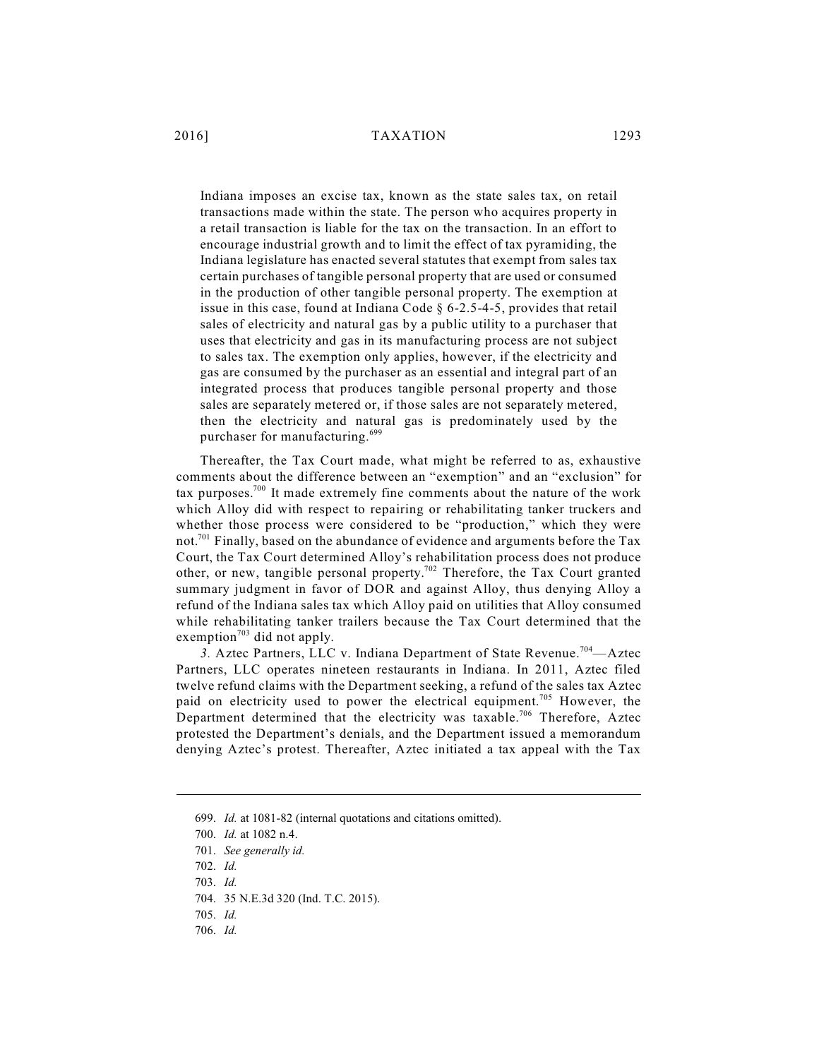> Indiana imposes an excise tax, known as the state sales tax, on retail transactions made within the state. The person who acquires property in a retail transaction is liable for the tax on the transaction. In an effort to encourage industrial growth and to limit the effect of tax pyramiding, the Indiana legislature has enacted several statutes that exempt from sales tax certain purchases of tangible personal property that are used or consumed in the production of other tangible personal property. The exemption at issue in this case, found at Indiana Code § 6-2.5-4-5, provides that retail sales of electricity and natural gas by a public utility to a purchaser that uses that electricity and gas in its manufacturing process are not subject to sales tax. The exemption only applies, however, if the electricity and gas are consumed by the purchaser as an essential and integral part of an integrated process that produces tangible personal property and those sales are separately metered or, if those sales are not separately metered, then the electricity and natural gas is predominately used by the purchaser for manufacturing.[699]

Thereafter, the Tax Court made, what might be referred to as, exhaustive comments about the difference between an "exemption" and an "exclusion" for tax purposes.[700] It made extremely fine comments about the nature of the work which Alloy did with respect to repairing or rehabilitating tanker truckers and whether those process were considered to be "production," which they were not.[701] Finally, based on the abundance of evidence and arguments before the Tax Court, the Tax Court determined Alloy's rehabilitation process does not produce other, or new, tangible personal property.[702] Therefore, the Tax Court granted summary judgment in favor of DOR and against Alloy, thus denying Alloy a refund of the Indiana sales tax which Alloy paid on utilities that Alloy consumed while rehabilitating tanker trailers because the Tax Court determined that the exemption[703] did not apply.

*3.* Aztec Partners, LLC v. Indiana Department of State Revenue.[704]—Aztec Partners, LLC operates nineteen restaurants in Indiana. In 2011, Aztec filed twelve refund claims with the Department seeking, a refund of the sales tax Aztec paid on electricity used to power the electrical equipment.[705] However, the Department determined that the electricity was taxable.[706] Therefore, Aztec protested the Department's denials, and the Department issued a memorandum denying Aztec's protest. Thereafter, Aztec initiated a tax appeal with the Tax

---

699. *Id.* at 1081-82 (internal quotations and citations omitted).

700. *Id.* at 1082 n.4.

701. *See generally id.*

702. *Id.*

703. *Id.*

704. 35 N.E.3d 320 (Ind. T.C. 2015).

705. *Id.*

706. *Id.*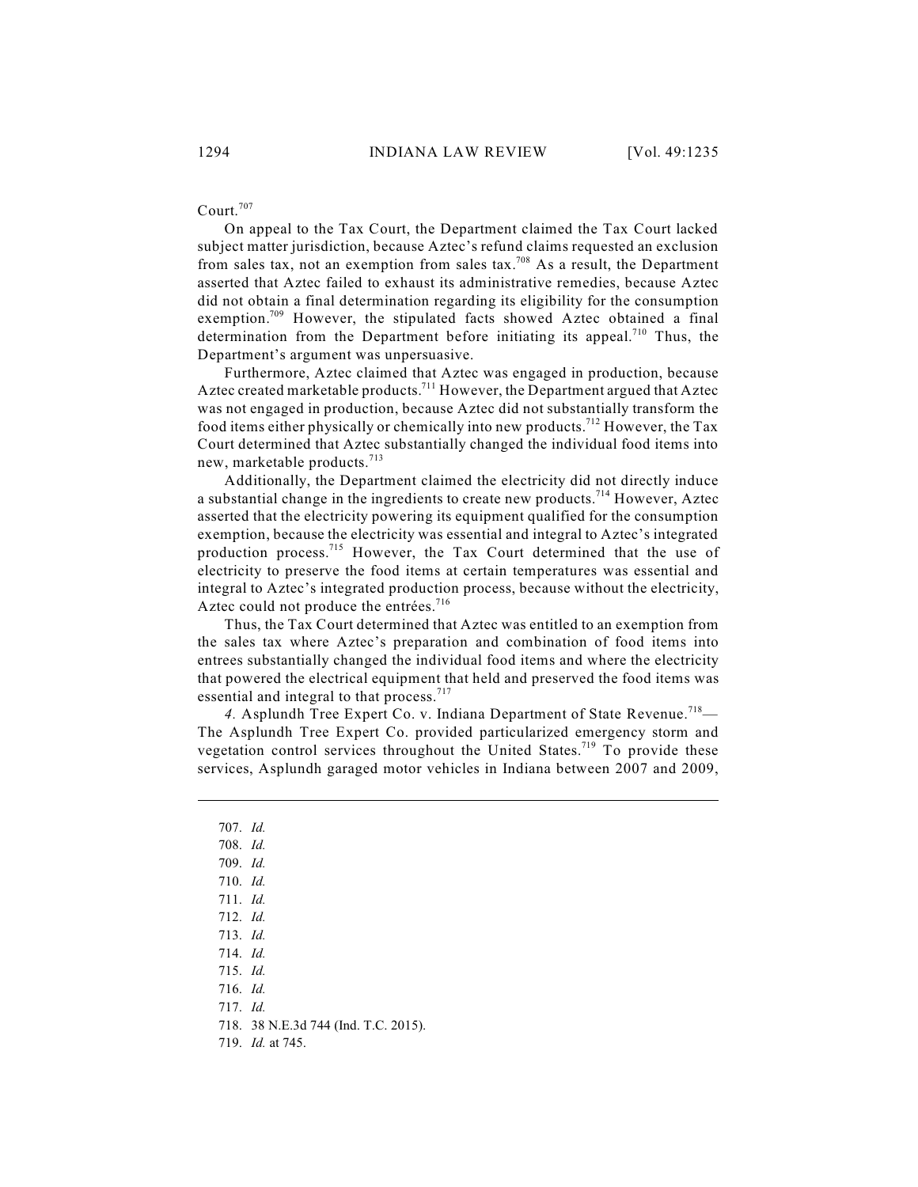Court.[707]

On appeal to the Tax Court, the Department claimed the Tax Court lacked subject matter jurisdiction, because Aztec's refund claims requested an exclusion from sales tax, not an exemption from sales tax.[708] As a result, the Department asserted that Aztec failed to exhaust its administrative remedies, because Aztec did not obtain a final determination regarding its eligibility for the consumption exemption.[709] However, the stipulated facts showed Aztec obtained a final determination from the Department before initiating its appeal.[710] Thus, the Department's argument was unpersuasive.

Furthermore, Aztec claimed that Aztec was engaged in production, because Aztec created marketable products.[711] However, the Department argued that Aztec was not engaged in production, because Aztec did not substantially transform the food items either physically or chemically into new products.[712] However, the Tax Court determined that Aztec substantially changed the individual food items into new, marketable products.[713]

Additionally, the Department claimed the electricity did not directly induce a substantial change in the ingredients to create new products.[714] However, Aztec asserted that the electricity powering its equipment qualified for the consumption exemption, because the electricity was essential and integral to Aztec's integrated production process.[715] However, the Tax Court determined that the use of electricity to preserve the food items at certain temperatures was essential and integral to Aztec's integrated production process, because without the electricity, Aztec could not produce the entrées.[716]

Thus, the Tax Court determined that Aztec was entitled to an exemption from the sales tax where Aztec's preparation and combination of food items into entrees substantially changed the individual food items and where the electricity that powered the electrical equipment that held and preserved the food items was essential and integral to that process.[717]

*4.* Asplundh Tree Expert Co. v. Indiana Department of State Revenue.[718]— The Asplundh Tree Expert Co. provided particularized emergency storm and vegetation control services throughout the United States.[719] To provide these services, Asplundh garaged motor vehicles in Indiana between 2007 and 2009,

---

707. *Id.*
708. *Id.*
709. *Id.*
710. *Id.*
711. *Id.*
712. *Id.*
713. *Id.*
714. *Id.*
715. *Id.*
716. *Id.*
717. *Id.*
718. 38 N.E.3d 744 (Ind. T.C. 2015).
719. *Id.* at 745.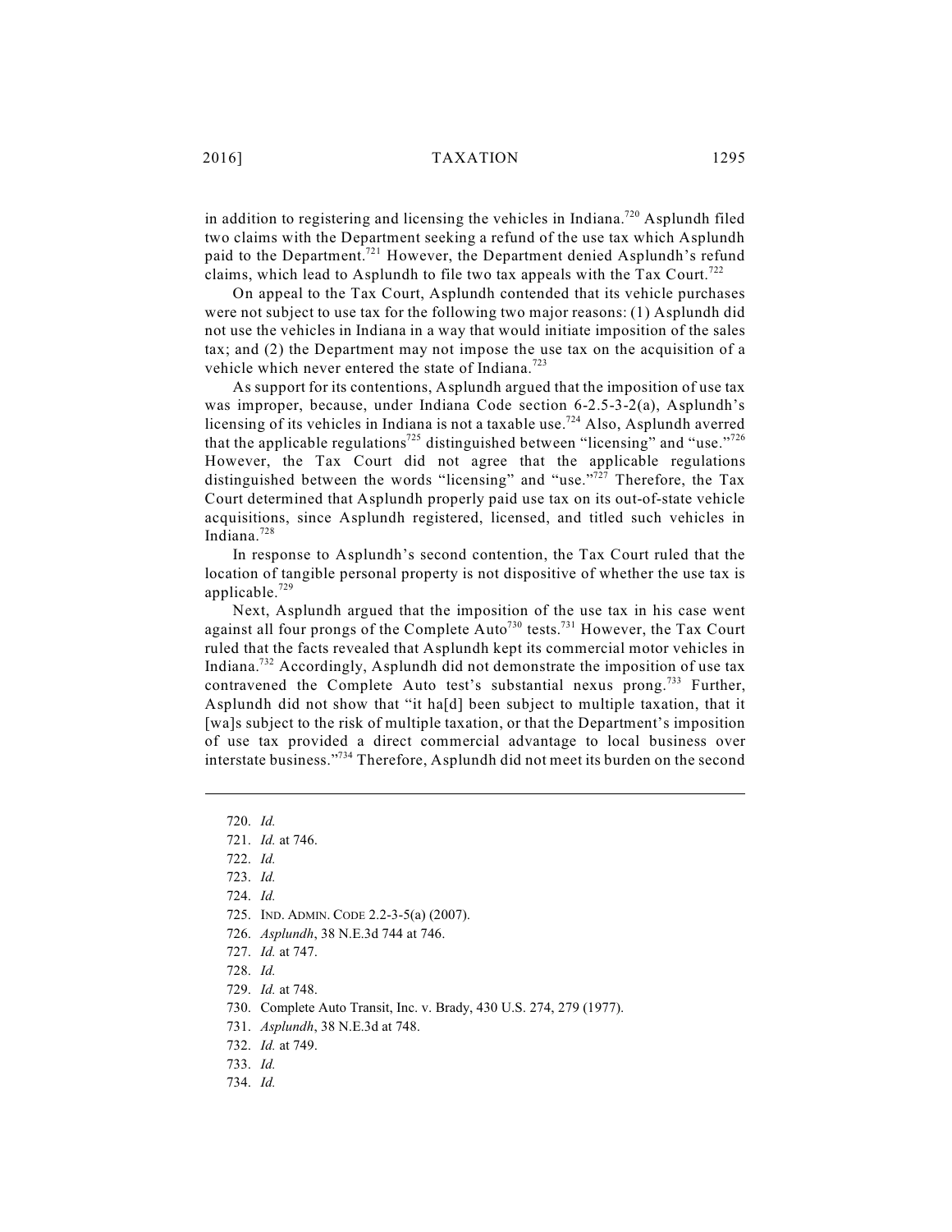in addition to registering and licensing the vehicles in Indiana.[720] Asplundh filed two claims with the Department seeking a refund of the use tax which Asplundh paid to the Department.[721] However, the Department denied Asplundh's refund claims, which lead to Asplundh to file two tax appeals with the Tax Court.[722]

On appeal to the Tax Court, Asplundh contended that its vehicle purchases were not subject to use tax for the following two major reasons: (1) Asplundh did not use the vehicles in Indiana in a way that would initiate imposition of the sales tax; and (2) the Department may not impose the use tax on the acquisition of a vehicle which never entered the state of Indiana.[723]

As support for its contentions, Asplundh argued that the imposition of use tax was improper, because, under Indiana Code section 6-2.5-3-2(a), Asplundh's licensing of its vehicles in Indiana is not a taxable use.[724] Also, Asplundh averred that the applicable regulations[725] distinguished between "licensing" and "use."[726] However, the Tax Court did not agree that the applicable regulations distinguished between the words "licensing" and "use."[727] Therefore, the Tax Court determined that Asplundh properly paid use tax on its out-of-state vehicle acquisitions, since Asplundh registered, licensed, and titled such vehicles in Indiana.[728]

In response to Asplundh's second contention, the Tax Court ruled that the location of tangible personal property is not dispositive of whether the use tax is applicable.[729]

Next, Asplundh argued that the imposition of the use tax in his case went against all four prongs of the Complete Auto[730] tests.[731] However, the Tax Court ruled that the facts revealed that Asplundh kept its commercial motor vehicles in Indiana.[732] Accordingly, Asplundh did not demonstrate the imposition of use tax contravened the Complete Auto test's substantial nexus prong.[733] Further, Asplundh did not show that "it ha[d] been subject to multiple taxation, that it [wa]s subject to the risk of multiple taxation, or that the Department's imposition of use tax provided a direct commercial advantage to local business over interstate business."[734] Therefore, Asplundh did not meet its burden on the second

---

720. *Id.*
721. *Id.* at 746.
722. *Id.*
723. *Id.*
724. *Id.*
725. IND. ADMIN. CODE 2.2-3-5(a) (2007).
726. *Asplundh*, 38 N.E.3d 744 at 746.
727. *Id.* at 747.
728. *Id.*
729. *Id.* at 748.
730. Complete Auto Transit, Inc. v. Brady, 430 U.S. 274, 279 (1977).
731. *Asplundh*, 38 N.E.3d at 748.
732. *Id.* at 749.
733. *Id.*
734. *Id.*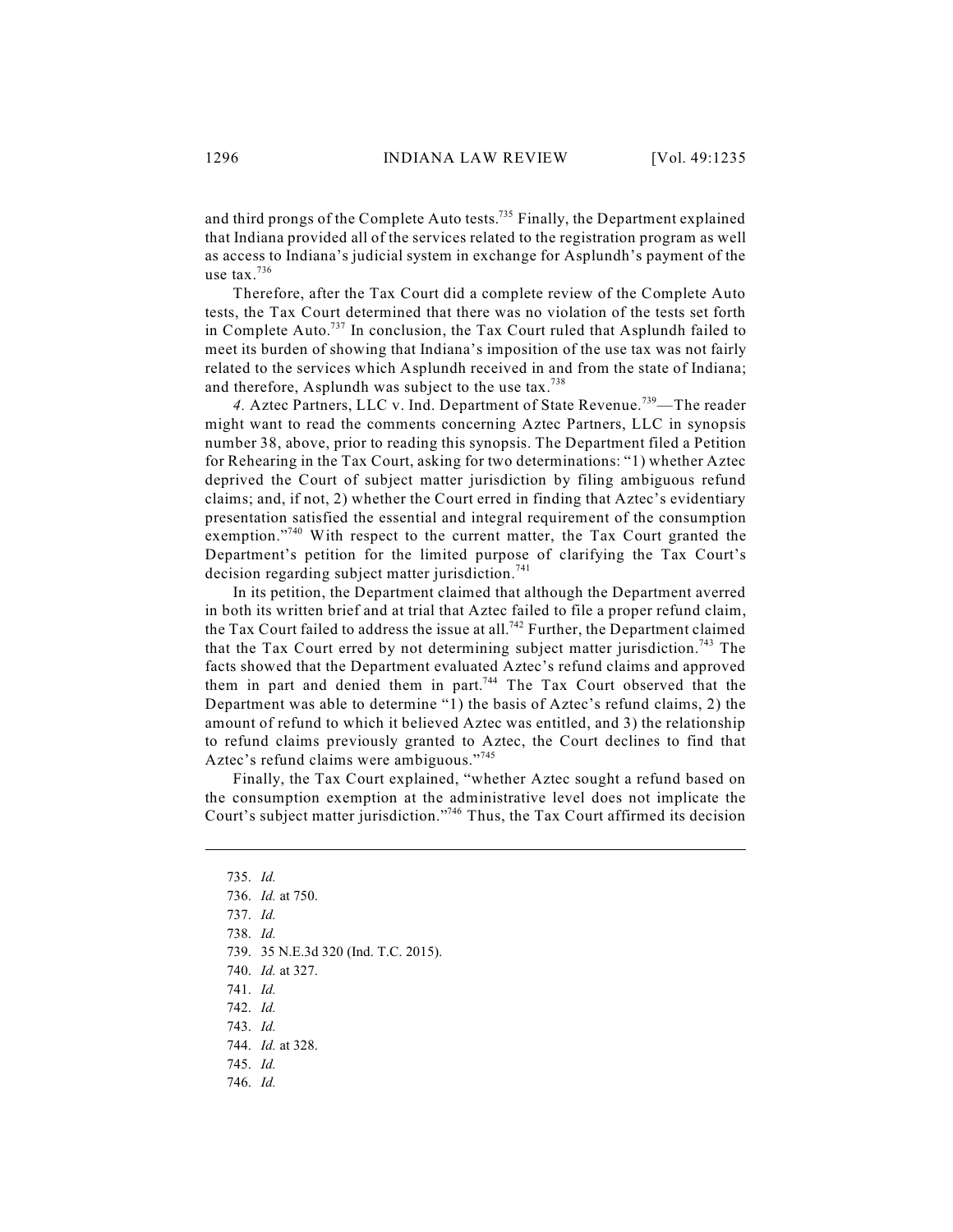and third prongs of the Complete Auto tests.[735] Finally, the Department explained that Indiana provided all of the services related to the registration program as well as access to Indiana's judicial system in exchange for Asplundh's payment of the use tax.[736]

Therefore, after the Tax Court did a complete review of the Complete Auto tests, the Tax Court determined that there was no violation of the tests set forth in Complete Auto.[737] In conclusion, the Tax Court ruled that Asplundh failed to meet its burden of showing that Indiana's imposition of the use tax was not fairly related to the services which Asplundh received in and from the state of Indiana; and therefore, Asplundh was subject to the use tax.[738]

*4.* Aztec Partners, LLC v. Ind. Department of State Revenue.[739]—The reader might want to read the comments concerning Aztec Partners, LLC in synopsis number 38, above, prior to reading this synopsis. The Department filed a Petition for Rehearing in the Tax Court, asking for two determinations: "1) whether Aztec deprived the Court of subject matter jurisdiction by filing ambiguous refund claims; and, if not, 2) whether the Court erred in finding that Aztec's evidentiary presentation satisfied the essential and integral requirement of the consumption exemption."[740] With respect to the current matter, the Tax Court granted the Department's petition for the limited purpose of clarifying the Tax Court's decision regarding subject matter jurisdiction.[741]

In its petition, the Department claimed that although the Department averred in both its written brief and at trial that Aztec failed to file a proper refund claim, the Tax Court failed to address the issue at all.[742] Further, the Department claimed that the Tax Court erred by not determining subject matter jurisdiction.[743] The facts showed that the Department evaluated Aztec's refund claims and approved them in part and denied them in part.[744] The Tax Court observed that the Department was able to determine "1) the basis of Aztec's refund claims, 2) the amount of refund to which it believed Aztec was entitled, and 3) the relationship to refund claims previously granted to Aztec, the Court declines to find that Aztec's refund claims were ambiguous."[745]

Finally, the Tax Court explained, "whether Aztec sought a refund based on the consumption exemption at the administrative level does not implicate the Court's subject matter jurisdiction."[746] Thus, the Tax Court affirmed its decision

---

735. *Id.*
736. *Id.* at 750.
737. *Id.*
738. *Id.*
739. 35 N.E.3d 320 (Ind. T.C. 2015).
740. *Id.* at 327.
741. *Id.*
742. *Id.*
743. *Id.*
744. *Id.* at 328.
745. *Id.*
746. *Id.*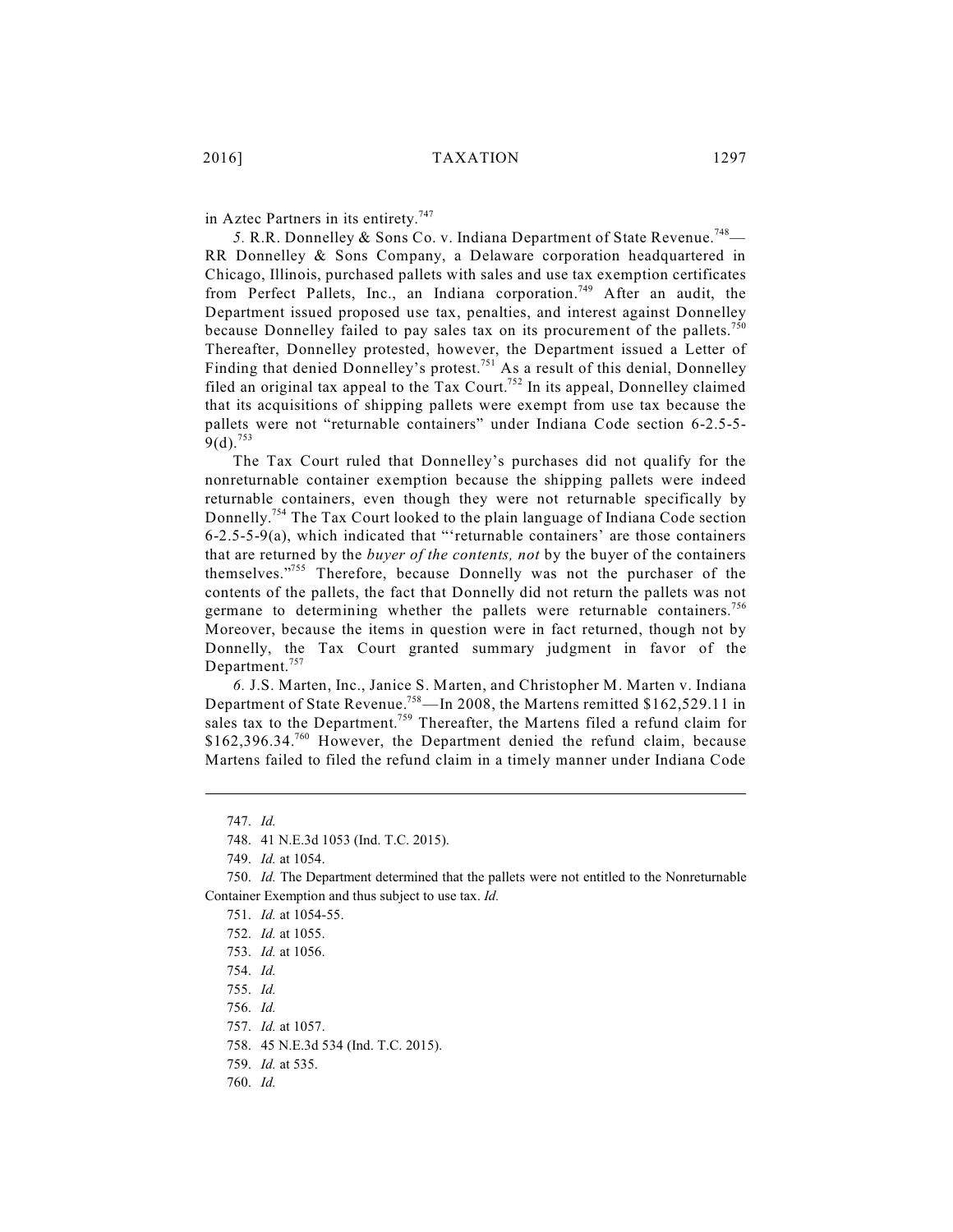in Aztec Partners in its entirety.[747]

*5.* R.R. Donnelley & Sons Co. v. Indiana Department of State Revenue.[748]—RR Donnelley & Sons Company, a Delaware corporation headquartered in Chicago, Illinois, purchased pallets with sales and use tax exemption certificates from Perfect Pallets, Inc., an Indiana corporation.[749] After an audit, the Department issued proposed use tax, penalties, and interest against Donnelley because Donnelley failed to pay sales tax on its procurement of the pallets.[750] Thereafter, Donnelley protested, however, the Department issued a Letter of Finding that denied Donnelley's protest.[751] As a result of this denial, Donnelley filed an original tax appeal to the Tax Court.[752] In its appeal, Donnelley claimed that its acquisitions of shipping pallets were exempt from use tax because the pallets were not "returnable containers" under Indiana Code section 6-2.5-5-9(d).[753]

The Tax Court ruled that Donnelley's purchases did not qualify for the nonreturnable container exemption because the shipping pallets were indeed returnable containers, even though they were not returnable specifically by Donnelly.[754] The Tax Court looked to the plain language of Indiana Code section 6-2.5-5-9(a), which indicated that "'returnable containers' are those containers that are returned by the *buyer of the contents, not* by the buyer of the containers themselves."[755] Therefore, because Donnelly was not the purchaser of the contents of the pallets, the fact that Donnelly did not return the pallets was not germane to determining whether the pallets were returnable containers.[756] Moreover, because the items in question were in fact returned, though not by Donnelly, the Tax Court granted summary judgment in favor of the Department.[757]

*6.* J.S. Marten, Inc., Janice S. Marten, and Christopher M. Marten v. Indiana Department of State Revenue.[758]—In 2008, the Martens remitted $162,529.11 in sales tax to the Department.[759] Thereafter, the Martens filed a refund claim for $162,396.34.[760] However, the Department denied the refund claim, because Martens failed to filed the refund claim in a timely manner under Indiana Code

---

747. *Id.*

748. 41 N.E.3d 1053 (Ind. T.C. 2015).

749. *Id.* at 1054.

750. *Id.* The Department determined that the pallets were not entitled to the Nonreturnable Container Exemption and thus subject to use tax. *Id.*

751. *Id.* at 1054-55.

752. *Id.* at 1055.

753. *Id.* at 1056.

754. *Id.*

755. *Id.*

756. *Id.*

757. *Id.* at 1057.

758. 45 N.E.3d 534 (Ind. T.C. 2015).

759. *Id.* at 535.

760. *Id.*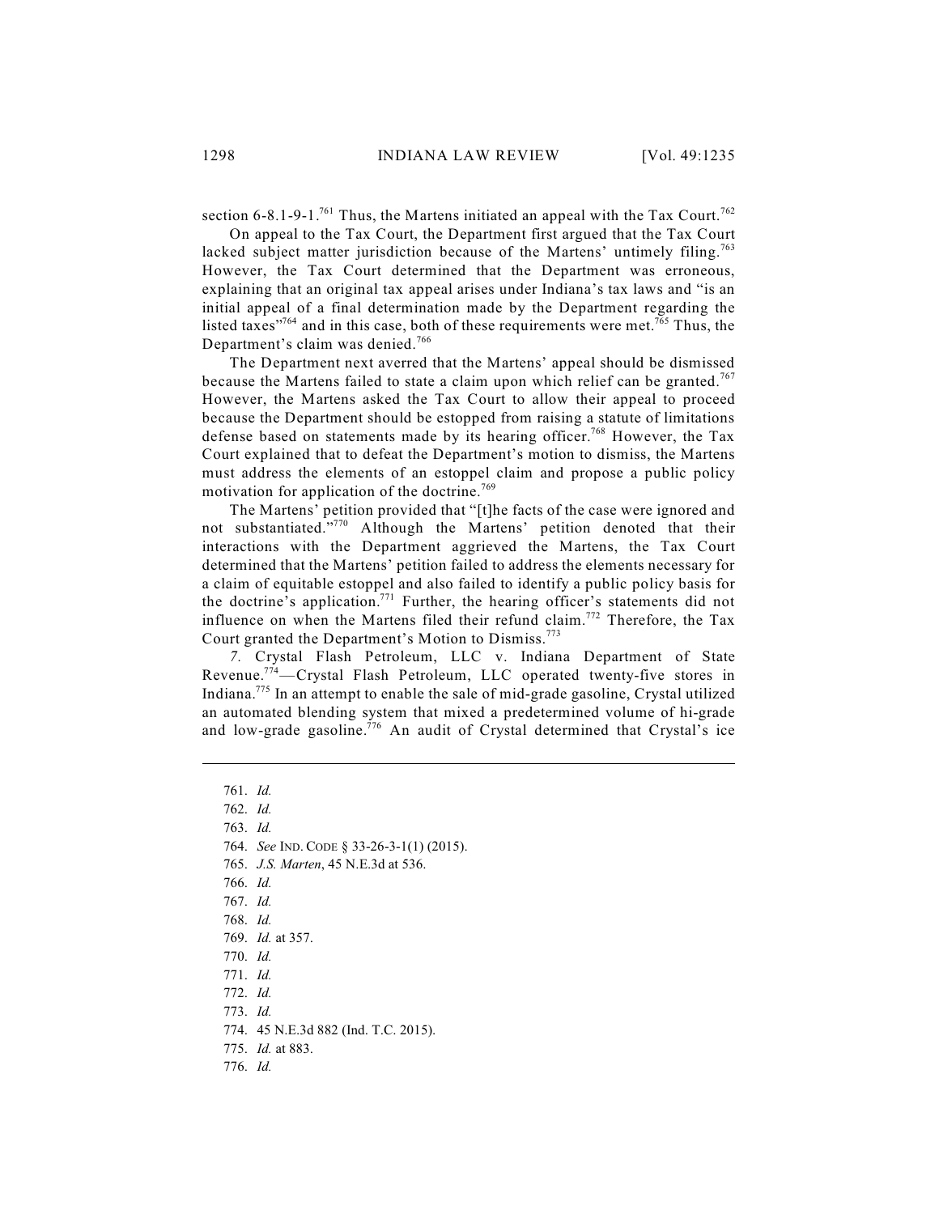section 6-8.1-9-1.[761] Thus, the Martens initiated an appeal with the Tax Court.[762]

On appeal to the Tax Court, the Department first argued that the Tax Court lacked subject matter jurisdiction because of the Martens' untimely filing.[763] However, the Tax Court determined that the Department was erroneous, explaining that an original tax appeal arises under Indiana's tax laws and "is an initial appeal of a final determination made by the Department regarding the listed taxes"[764] and in this case, both of these requirements were met.[765] Thus, the Department's claim was denied.[766]

The Department next averred that the Martens' appeal should be dismissed because the Martens failed to state a claim upon which relief can be granted.[767] However, the Martens asked the Tax Court to allow their appeal to proceed because the Department should be estopped from raising a statute of limitations defense based on statements made by its hearing officer.[768] However, the Tax Court explained that to defeat the Department's motion to dismiss, the Martens must address the elements of an estoppel claim and propose a public policy motivation for application of the doctrine.[769]

The Martens' petition provided that "[t]he facts of the case were ignored and not substantiated."[770] Although the Martens' petition denoted that their interactions with the Department aggrieved the Martens, the Tax Court determined that the Martens' petition failed to address the elements necessary for a claim of equitable estoppel and also failed to identify a public policy basis for the doctrine's application.[771] Further, the hearing officer's statements did not influence on when the Martens filed their refund claim.[772] Therefore, the Tax Court granted the Department's Motion to Dismiss.[773]

*7.* Crystal Flash Petroleum, LLC v. Indiana Department of State Revenue.[774]—Crystal Flash Petroleum, LLC operated twenty-five stores in Indiana.[775] In an attempt to enable the sale of mid-grade gasoline, Crystal utilized an automated blending system that mixed a predetermined volume of hi-grade and low-grade gasoline.[776] An audit of Crystal determined that Crystal's ice

---

761. *Id.*
762. *Id.*
763. *Id.*
764. *See* IND. CODE § 33-26-3-1(1) (2015).
765. *J.S. Marten*, 45 N.E.3d at 536.
766. *Id.*
767. *Id.*
768. *Id.*
769. *Id.* at 357.
770. *Id.*
771. *Id.*
772. *Id.*
773. *Id.*
774. 45 N.E.3d 882 (Ind. T.C. 2015).
775. *Id.* at 883.
776. *Id.*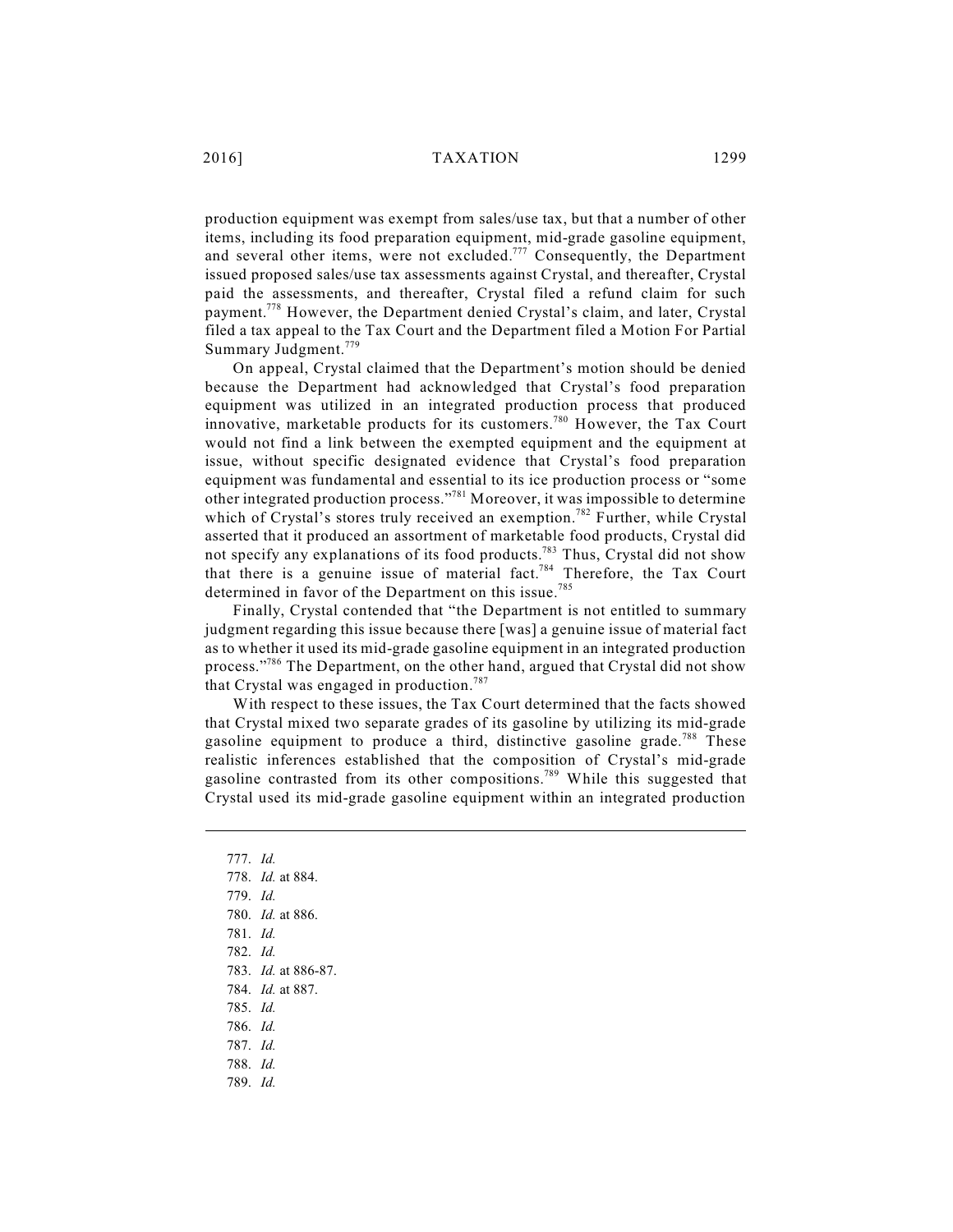production equipment was exempt from sales/use tax, but that a number of other items, including its food preparation equipment, mid-grade gasoline equipment, and several other items, were not excluded.[777] Consequently, the Department issued proposed sales/use tax assessments against Crystal, and thereafter, Crystal paid the assessments, and thereafter, Crystal filed a refund claim for such payment.[778] However, the Department denied Crystal's claim, and later, Crystal filed a tax appeal to the Tax Court and the Department filed a Motion For Partial Summary Judgment.[779]

On appeal, Crystal claimed that the Department's motion should be denied because the Department had acknowledged that Crystal's food preparation equipment was utilized in an integrated production process that produced innovative, marketable products for its customers.[780] However, the Tax Court would not find a link between the exempted equipment and the equipment at issue, without specific designated evidence that Crystal's food preparation equipment was fundamental and essential to its ice production process or "some other integrated production process."[781] Moreover, it was impossible to determine which of Crystal's stores truly received an exemption.[782] Further, while Crystal asserted that it produced an assortment of marketable food products, Crystal did not specify any explanations of its food products.[783] Thus, Crystal did not show that there is a genuine issue of material fact.[784] Therefore, the Tax Court determined in favor of the Department on this issue.[785]

Finally, Crystal contended that "the Department is not entitled to summary judgment regarding this issue because there [was] a genuine issue of material fact as to whether it used its mid-grade gasoline equipment in an integrated production process."[786] The Department, on the other hand, argued that Crystal did not show that Crystal was engaged in production.[787]

With respect to these issues, the Tax Court determined that the facts showed that Crystal mixed two separate grades of its gasoline by utilizing its mid-grade gasoline equipment to produce a third, distinctive gasoline grade.[788] These realistic inferences established that the composition of Crystal's mid-grade gasoline contrasted from its other compositions.[789] While this suggested that Crystal used its mid-grade gasoline equipment within an integrated production

---

777. *Id.*
778. *Id.* at 884.
779. *Id.*
780. *Id.* at 886.
781. *Id.*
782. *Id.*
783. *Id.* at 886-87.
784. *Id.* at 887.
785. *Id.*
786. *Id.*
787. *Id.*
788. *Id.*
789. *Id.*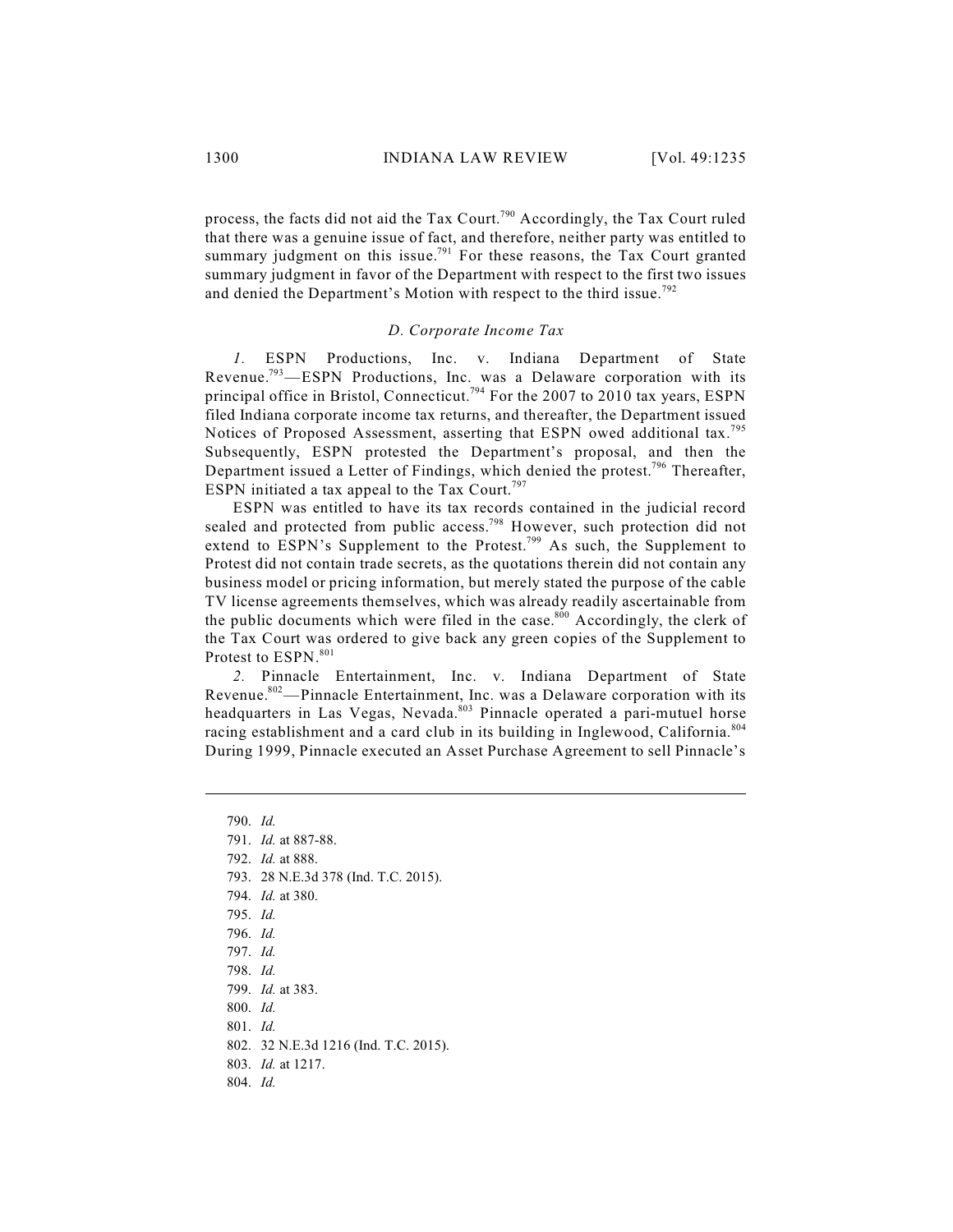process, the facts did not aid the Tax Court.[790] Accordingly, the Tax Court ruled that there was a genuine issue of fact, and therefore, neither party was entitled to summary judgment on this issue.[791] For these reasons, the Tax Court granted summary judgment in favor of the Department with respect to the first two issues and denied the Department's Motion with respect to the third issue.[792]

### *D. Corporate Income Tax*

*1.* ESPN Productions, Inc. v. Indiana Department of State Revenue.[793]—ESPN Productions, Inc. was a Delaware corporation with its principal office in Bristol, Connecticut.[794] For the 2007 to 2010 tax years, ESPN filed Indiana corporate income tax returns, and thereafter, the Department issued Notices of Proposed Assessment, asserting that ESPN owed additional tax.[795] Subsequently, ESPN protested the Department's proposal, and then the Department issued a Letter of Findings, which denied the protest.[796] Thereafter, ESPN initiated a tax appeal to the Tax Court.[797]

ESPN was entitled to have its tax records contained in the judicial record sealed and protected from public access.[798] However, such protection did not extend to ESPN's Supplement to the Protest.[799] As such, the Supplement to Protest did not contain trade secrets, as the quotations therein did not contain any business model or pricing information, but merely stated the purpose of the cable TV license agreements themselves, which was already readily ascertainable from the public documents which were filed in the case.[800] Accordingly, the clerk of the Tax Court was ordered to give back any green copies of the Supplement to Protest to ESPN.[801]

*2.* Pinnacle Entertainment, Inc. v. Indiana Department of State Revenue.[802]—Pinnacle Entertainment, Inc. was a Delaware corporation with its headquarters in Las Vegas, Nevada.[803] Pinnacle operated a pari-mutuel horse racing establishment and a card club in its building in Inglewood, California.[804] During 1999, Pinnacle executed an Asset Purchase Agreement to sell Pinnacle's

---

790. *Id.*
791. *Id.* at 887-88.
792. *Id.* at 888.
793. 28 N.E.3d 378 (Ind. T.C. 2015).
794. *Id.* at 380.
795. *Id.*
796. *Id.*
797. *Id.*
798. *Id.*
799. *Id.* at 383.
800. *Id.*
801. *Id.*
802. 32 N.E.3d 1216 (Ind. T.C. 2015).
803. *Id.* at 1217.
804. *Id.*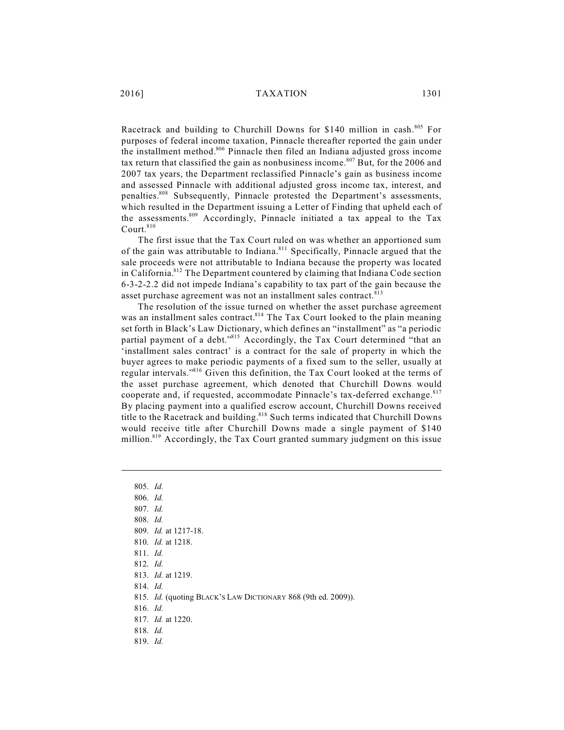Racetrack and building to Churchill Downs for $140 million in cash.[805] For purposes of federal income taxation, Pinnacle thereafter reported the gain under the installment method.[806] Pinnacle then filed an Indiana adjusted gross income tax return that classified the gain as nonbusiness income.[807] But, for the 2006 and 2007 tax years, the Department reclassified Pinnacle's gain as business income and assessed Pinnacle with additional adjusted gross income tax, interest, and penalties.[808] Subsequently, Pinnacle protested the Department's assessments, which resulted in the Department issuing a Letter of Finding that upheld each of the assessments.[809] Accordingly, Pinnacle initiated a tax appeal to the Tax Court.[810]

The first issue that the Tax Court ruled on was whether an apportioned sum of the gain was attributable to Indiana.[811] Specifically, Pinnacle argued that the sale proceeds were not attributable to Indiana because the property was located in California.[812] The Department countered by claiming that Indiana Code section 6-3-2-2.2 did not impede Indiana's capability to tax part of the gain because the asset purchase agreement was not an installment sales contract.[813]

The resolution of the issue turned on whether the asset purchase agreement was an installment sales contract.[814] The Tax Court looked to the plain meaning set forth in Black's Law Dictionary, which defines an "installment" as "a periodic partial payment of a debt."[815] Accordingly, the Tax Court determined "that an 'installment sales contract' is a contract for the sale of property in which the buyer agrees to make periodic payments of a fixed sum to the seller, usually at regular intervals."[816] Given this definition, the Tax Court looked at the terms of the asset purchase agreement, which denoted that Churchill Downs would cooperate and, if requested, accommodate Pinnacle's tax-deferred exchange.[817] By placing payment into a qualified escrow account, Churchill Downs received title to the Racetrack and building.[818] Such terms indicated that Churchill Downs would receive title after Churchill Downs made a single payment of $140 million.[819] Accordingly, the Tax Court granted summary judgment on this issue

---

805. *Id.*
806. *Id.*
807. *Id.*
808. *Id.*
809. *Id.* at 1217-18.
810. *Id.* at 1218.
811. *Id.*
812. *Id.*
813. *Id.* at 1219.
814. *Id.*
815. *Id.* (quoting BLACK'S LAW DICTIONARY 868 (9th ed. 2009)).
816. *Id.*
817. *Id.* at 1220.
818. *Id.*
819. *Id.*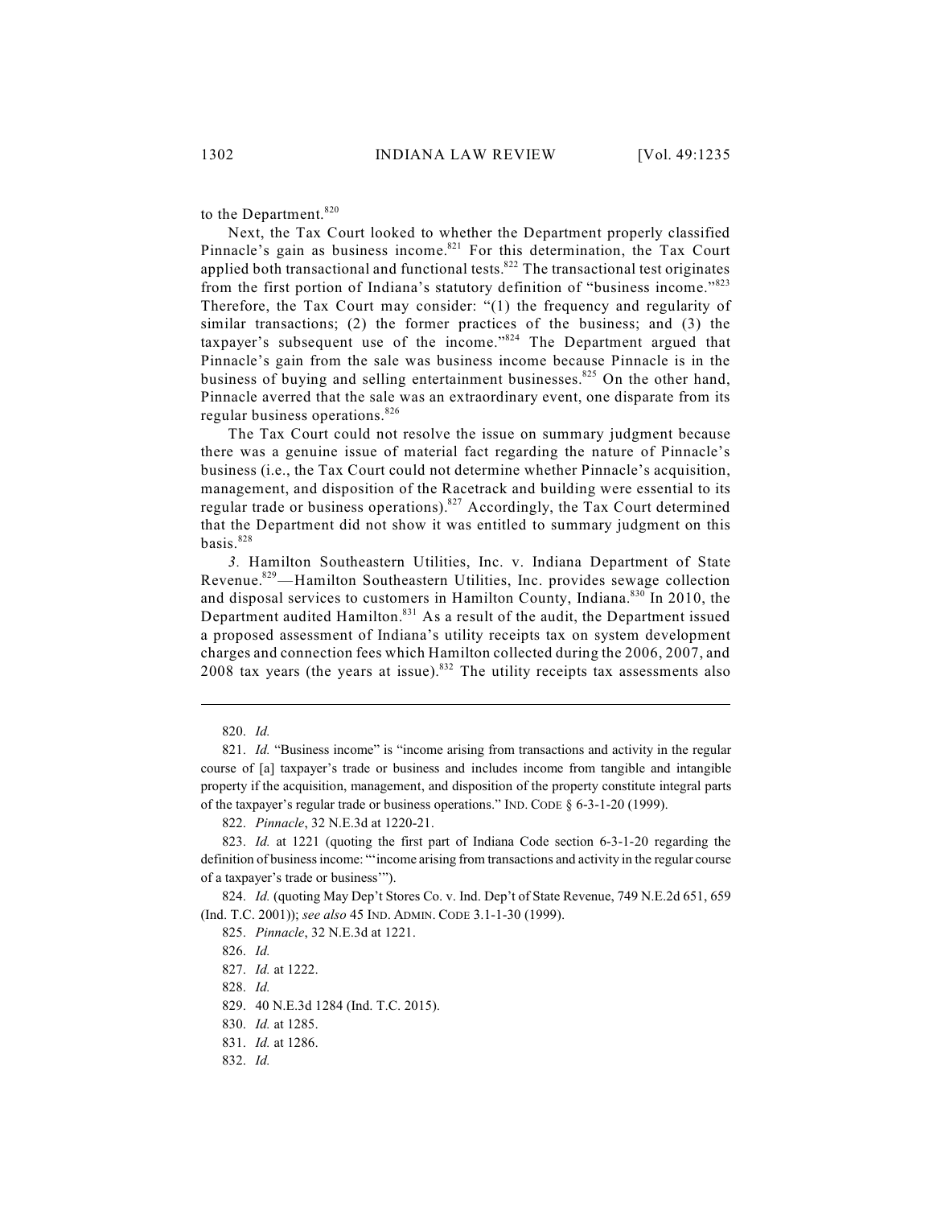to the Department.[820]

Next, the Tax Court looked to whether the Department properly classified Pinnacle's gain as business income.[821] For this determination, the Tax Court applied both transactional and functional tests.[822] The transactional test originates from the first portion of Indiana's statutory definition of "business income."[823] Therefore, the Tax Court may consider: "(1) the frequency and regularity of similar transactions; (2) the former practices of the business; and (3) the taxpayer's subsequent use of the income."[824] The Department argued that Pinnacle's gain from the sale was business income because Pinnacle is in the business of buying and selling entertainment businesses.[825] On the other hand, Pinnacle averred that the sale was an extraordinary event, one disparate from its regular business operations.[826]

The Tax Court could not resolve the issue on summary judgment because there was a genuine issue of material fact regarding the nature of Pinnacle's business (i.e., the Tax Court could not determine whether Pinnacle's acquisition, management, and disposition of the Racetrack and building were essential to its regular trade or business operations).[827] Accordingly, the Tax Court determined that the Department did not show it was entitled to summary judgment on this basis.[828]

*3.* Hamilton Southeastern Utilities, Inc. v. Indiana Department of State Revenue.[829]—Hamilton Southeastern Utilities, Inc. provides sewage collection and disposal services to customers in Hamilton County, Indiana.[830] In 2010, the Department audited Hamilton.[831] As a result of the audit, the Department issued a proposed assessment of Indiana's utility receipts tax on system development charges and connection fees which Hamilton collected during the 2006, 2007, and 2008 tax years (the years at issue).[832] The utility receipts tax assessments also

---

820. *Id.*

821. *Id.* "Business income" is "income arising from transactions and activity in the regular course of [a] taxpayer's trade or business and includes income from tangible and intangible property if the acquisition, management, and disposition of the property constitute integral parts of the taxpayer's regular trade or business operations." IND. CODE § 6-3-1-20 (1999).

822. *Pinnacle*, 32 N.E.3d at 1220-21.

823. *Id.* at 1221 (quoting the first part of Indiana Code section 6-3-1-20 regarding the definition of business income: "'income arising from transactions and activity in the regular course of a taxpayer's trade or business'").

824. *Id.* (quoting May Dep't Stores Co. v. Ind. Dep't of State Revenue, 749 N.E.2d 651, 659 (Ind. T.C. 2001)); *see also* 45 IND. ADMIN. CODE 3.1-1-30 (1999).

825. *Pinnacle*, 32 N.E.3d at 1221.

826. *Id.*

827. *Id.* at 1222.

828. *Id.*

829. 40 N.E.3d 1284 (Ind. T.C. 2015).

830. *Id.* at 1285.

831. *Id.* at 1286.

832. *Id.*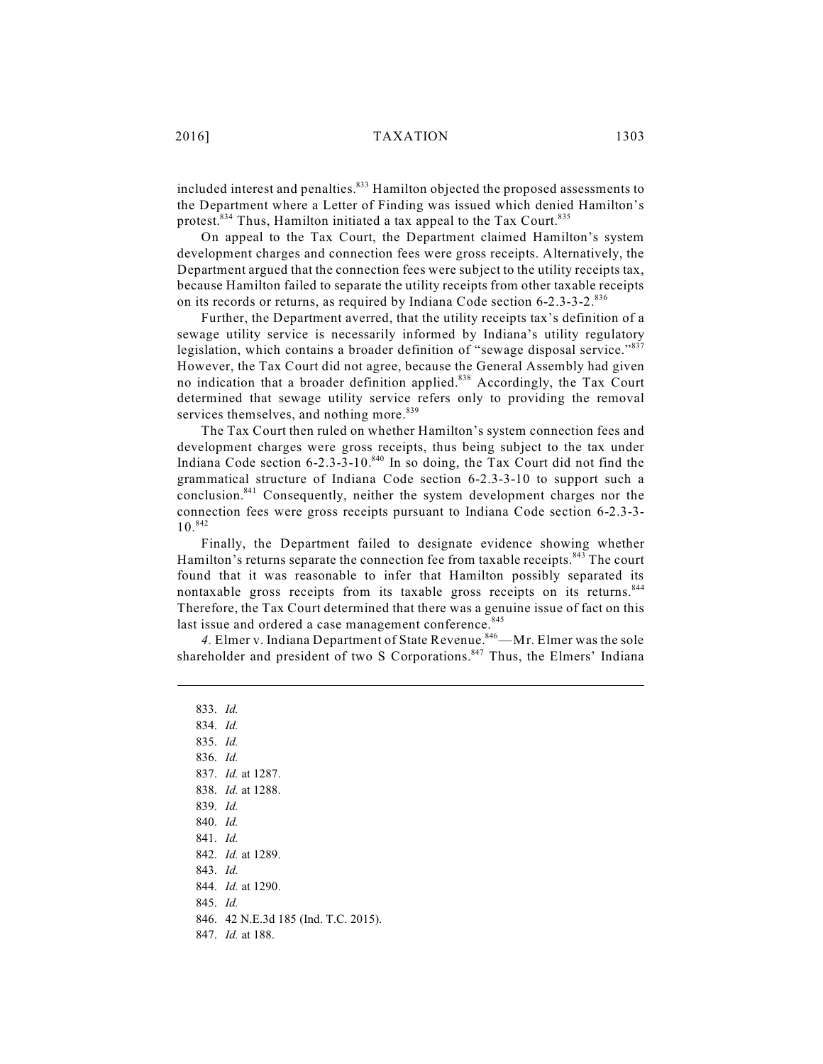included interest and penalties.[833] Hamilton objected the proposed assessments to the Department where a Letter of Finding was issued which denied Hamilton's protest.[834] Thus, Hamilton initiated a tax appeal to the Tax Court.[835]

On appeal to the Tax Court, the Department claimed Hamilton's system development charges and connection fees were gross receipts. Alternatively, the Department argued that the connection fees were subject to the utility receipts tax, because Hamilton failed to separate the utility receipts from other taxable receipts on its records or returns, as required by Indiana Code section 6-2.3-3-2.[836]

Further, the Department averred, that the utility receipts tax's definition of a sewage utility service is necessarily informed by Indiana's utility regulatory legislation, which contains a broader definition of "sewage disposal service."[837] However, the Tax Court did not agree, because the General Assembly had given no indication that a broader definition applied.[838] Accordingly, the Tax Court determined that sewage utility service refers only to providing the removal services themselves, and nothing more.[839]

The Tax Court then ruled on whether Hamilton's system connection fees and development charges were gross receipts, thus being subject to the tax under Indiana Code section 6-2.3-3-10.[840] In so doing, the Tax Court did not find the grammatical structure of Indiana Code section 6-2.3-3-10 to support such a conclusion.[841] Consequently, neither the system development charges nor the connection fees were gross receipts pursuant to Indiana Code section 6-2.3-3-10.[842]

Finally, the Department failed to designate evidence showing whether Hamilton's returns separate the connection fee from taxable receipts.[843] The court found that it was reasonable to infer that Hamilton possibly separated its nontaxable gross receipts from its taxable gross receipts on its returns.[844] Therefore, the Tax Court determined that there was a genuine issue of fact on this last issue and ordered a case management conference.[845]

*4.* Elmer v. Indiana Department of State Revenue.[846]—Mr. Elmer was the sole shareholder and president of two S Corporations.[847] Thus, the Elmers' Indiana

---

833. *Id.*
834. *Id.*
835. *Id.*
836. *Id.*
837. *Id.* at 1287.
838. *Id.* at 1288.
839. *Id.*
840. *Id.*
841. *Id.*
842. *Id.* at 1289.
843. *Id.*
844. *Id.* at 1290.
845. *Id.*
846. 42 N.E.3d 185 (Ind. T.C. 2015).
847. *Id.* at 188.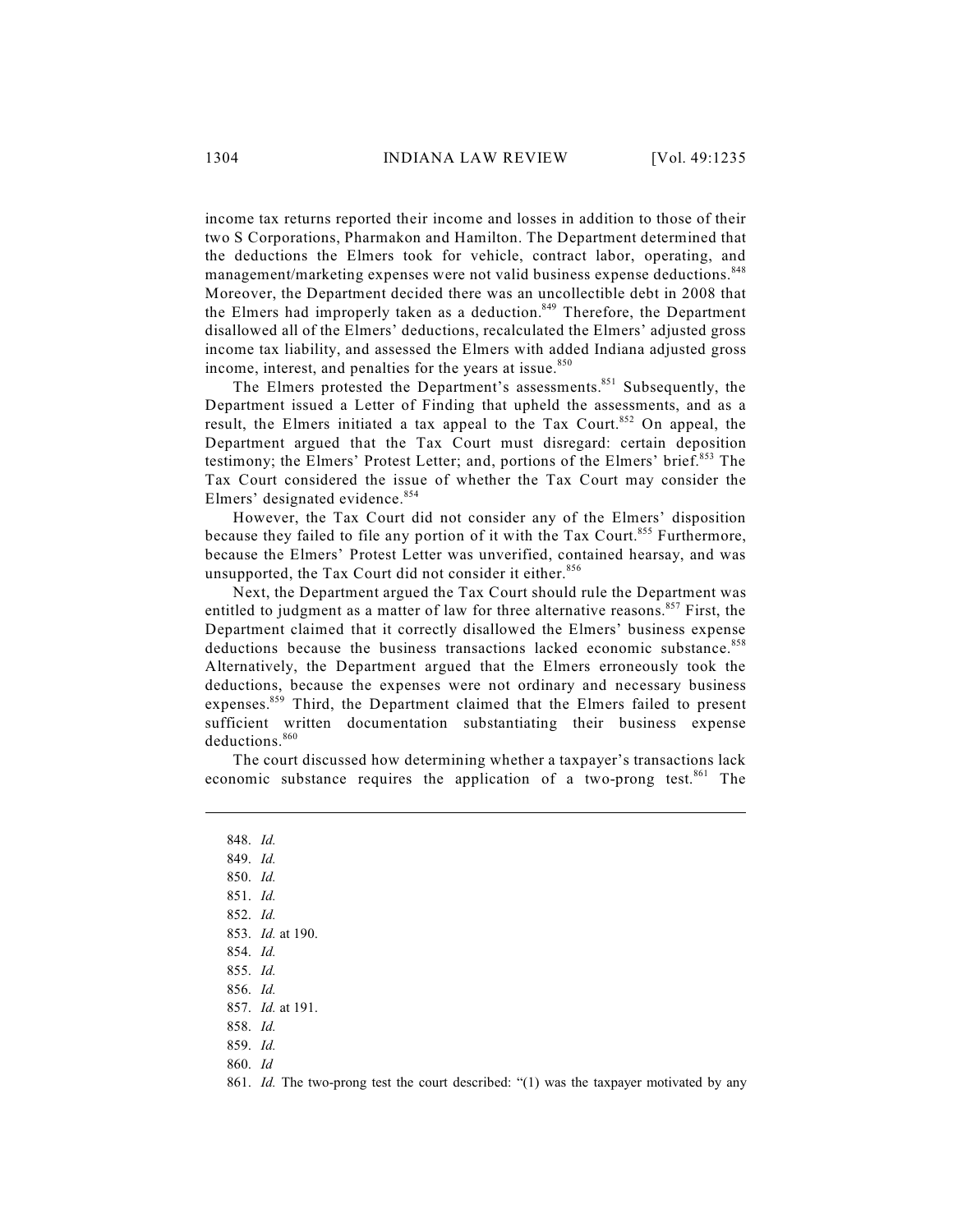income tax returns reported their income and losses in addition to those of their two S Corporations, Pharmakon and Hamilton. The Department determined that the deductions the Elmers took for vehicle, contract labor, operating, and management/marketing expenses were not valid business expense deductions.[848] Moreover, the Department decided there was an uncollectible debt in 2008 that the Elmers had improperly taken as a deduction.[849] Therefore, the Department disallowed all of the Elmers' deductions, recalculated the Elmers' adjusted gross income tax liability, and assessed the Elmers with added Indiana adjusted gross income, interest, and penalties for the years at issue.[850]

The Elmers protested the Department's assessments.[851] Subsequently, the Department issued a Letter of Finding that upheld the assessments, and as a result, the Elmers initiated a tax appeal to the Tax Court.[852] On appeal, the Department argued that the Tax Court must disregard: certain deposition testimony; the Elmers' Protest Letter; and, portions of the Elmers' brief.[853] The Tax Court considered the issue of whether the Tax Court may consider the Elmers' designated evidence.[854]

However, the Tax Court did not consider any of the Elmers' disposition because they failed to file any portion of it with the Tax Court.[855] Furthermore, because the Elmers' Protest Letter was unverified, contained hearsay, and was unsupported, the Tax Court did not consider it either.[856]

Next, the Department argued the Tax Court should rule the Department was entitled to judgment as a matter of law for three alternative reasons.[857] First, the Department claimed that it correctly disallowed the Elmers' business expense deductions because the business transactions lacked economic substance.[858] Alternatively, the Department argued that the Elmers erroneously took the deductions, because the expenses were not ordinary and necessary business expenses.[859] Third, the Department claimed that the Elmers failed to present sufficient written documentation substantiating their business expense deductions.[860]

The court discussed how determining whether a taxpayer's transactions lack economic substance requires the application of a two-prong test.[861] The

---

848. *Id.*
849. *Id.*
850. *Id.*
851. *Id.*
852. *Id.*
853. *Id.* at 190.
854. *Id.*
855. *Id.*
856. *Id.*
857. *Id.* at 191.
858. *Id.*
859. *Id.*
860. *Id*
861. *Id.* The two-prong test the court described: "(1) was the taxpayer motivated by any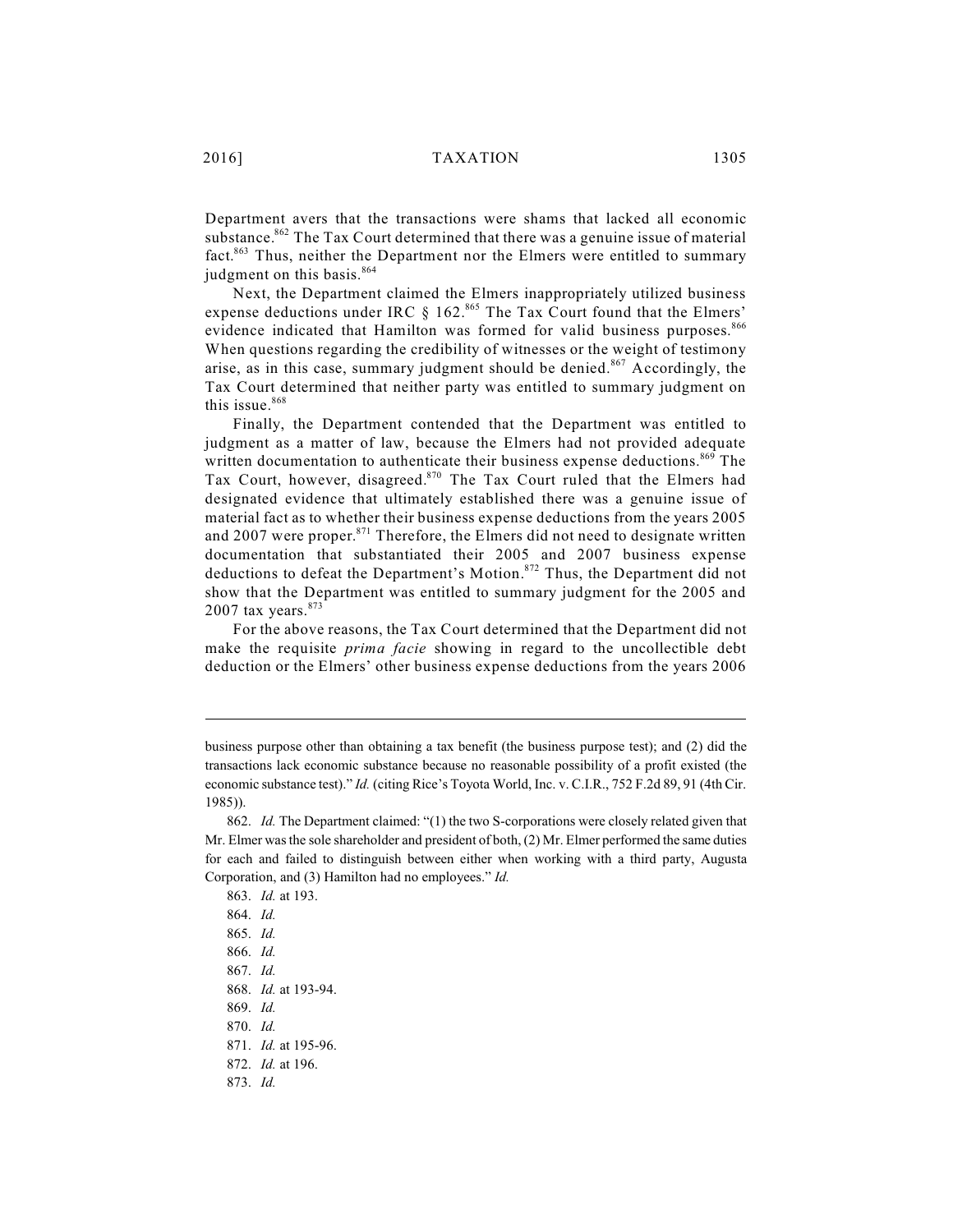Department avers that the transactions were shams that lacked all economic substance.[862] The Tax Court determined that there was a genuine issue of material fact.[863] Thus, neither the Department nor the Elmers were entitled to summary judgment on this basis.[864]

Next, the Department claimed the Elmers inappropriately utilized business expense deductions under IRC § 162.[865] The Tax Court found that the Elmers' evidence indicated that Hamilton was formed for valid business purposes.[866] When questions regarding the credibility of witnesses or the weight of testimony arise, as in this case, summary judgment should be denied.[867] Accordingly, the Tax Court determined that neither party was entitled to summary judgment on this issue.[868]

Finally, the Department contended that the Department was entitled to judgment as a matter of law, because the Elmers had not provided adequate written documentation to authenticate their business expense deductions.[869] The Tax Court, however, disagreed.[870] The Tax Court ruled that the Elmers had designated evidence that ultimately established there was a genuine issue of material fact as to whether their business expense deductions from the years 2005 and 2007 were proper.[871] Therefore, the Elmers did not need to designate written documentation that substantiated their 2005 and 2007 business expense deductions to defeat the Department's Motion.[872] Thus, the Department did not show that the Department was entitled to summary judgment for the 2005 and 2007 tax years.[873]

For the above reasons, the Tax Court determined that the Department did not make the requisite *prima facie* showing in regard to the uncollectible debt deduction or the Elmers' other business expense deductions from the years 2006

---

business purpose other than obtaining a tax benefit (the business purpose test); and (2) did the transactions lack economic substance because no reasonable possibility of a profit existed (the economic substance test)." *Id.* (citing Rice's Toyota World, Inc. v. C.I.R., 752 F.2d 89, 91 (4th Cir. 1985)).

862. *Id.* The Department claimed: "(1) the two S-corporations were closely related given that Mr. Elmer was the sole shareholder and president of both, (2) Mr. Elmer performed the same duties for each and failed to distinguish between either when working with a third party, Augusta Corporation, and (3) Hamilton had no employees." *Id.*

863. *Id.* at 193.

864. *Id.*

865. *Id.*

866. *Id.*

867. *Id.*

868. *Id.* at 193-94.

869. *Id.*

870. *Id.*

871. *Id.* at 195-96.

872. *Id.* at 196.

873. *Id.*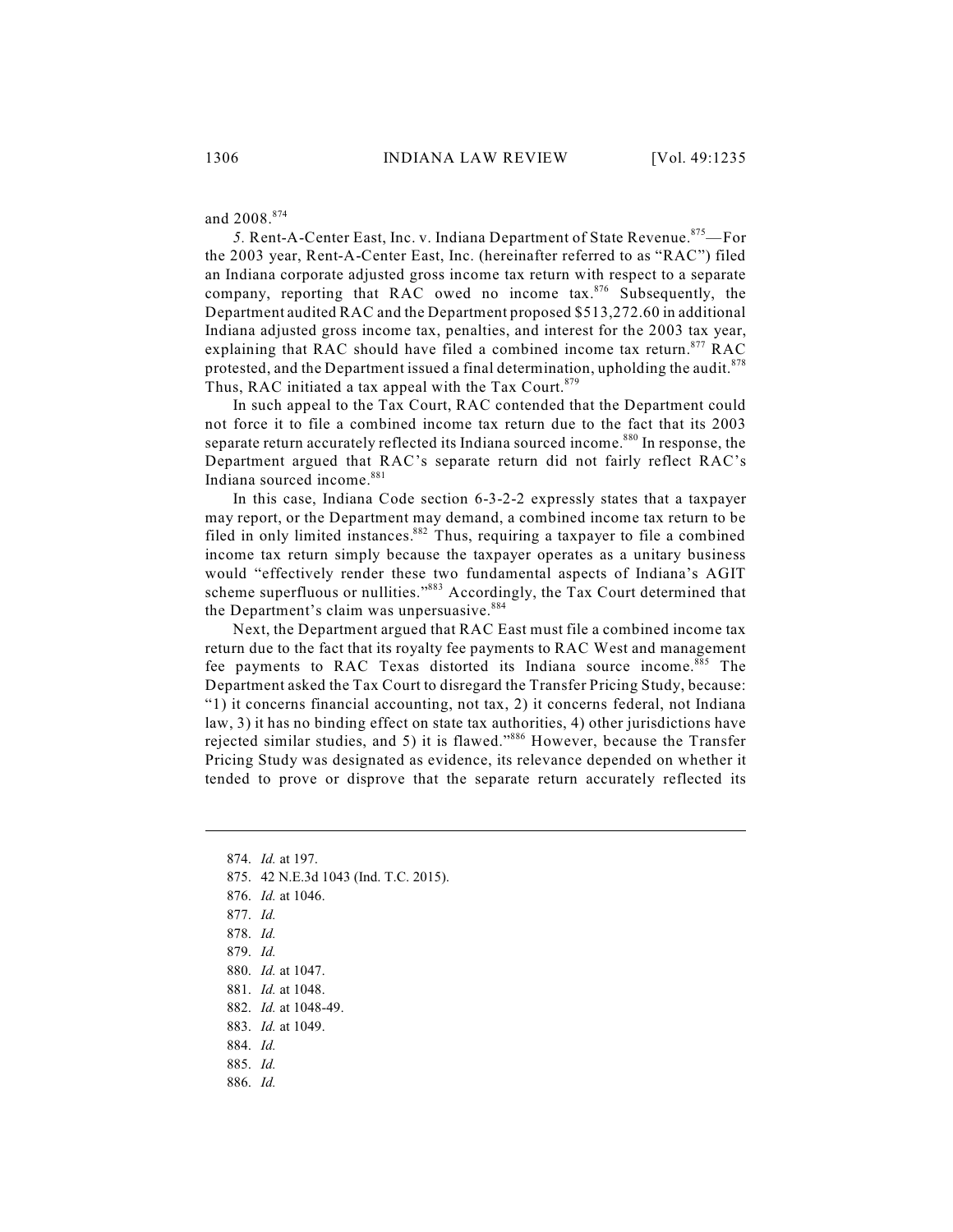and 2008.[874]

5. Rent-A-Center East, Inc. v. Indiana Department of State Revenue.[875]—For the 2003 year, Rent-A-Center East, Inc. (hereinafter referred to as "RAC") filed an Indiana corporate adjusted gross income tax return with respect to a separate company, reporting that RAC owed no income tax.[876] Subsequently, the Department audited RAC and the Department proposed $513,272.60 in additional Indiana adjusted gross income tax, penalties, and interest for the 2003 tax year, explaining that RAC should have filed a combined income tax return.[877] RAC protested, and the Department issued a final determination, upholding the audit.[878] Thus, RAC initiated a tax appeal with the Tax Court.[879]

In such appeal to the Tax Court, RAC contended that the Department could not force it to file a combined income tax return due to the fact that its 2003 separate return accurately reflected its Indiana sourced income.[880] In response, the Department argued that RAC's separate return did not fairly reflect RAC's Indiana sourced income.[881]

In this case, Indiana Code section 6-3-2-2 expressly states that a taxpayer may report, or the Department may demand, a combined income tax return to be filed in only limited instances.[882] Thus, requiring a taxpayer to file a combined income tax return simply because the taxpayer operates as a unitary business would "effectively render these two fundamental aspects of Indiana's AGIT scheme superfluous or nullities."[883] Accordingly, the Tax Court determined that the Department's claim was unpersuasive.[884]

Next, the Department argued that RAC East must file a combined income tax return due to the fact that its royalty fee payments to RAC West and management fee payments to RAC Texas distorted its Indiana source income.[885] The Department asked the Tax Court to disregard the Transfer Pricing Study, because: "1) it concerns financial accounting, not tax, 2) it concerns federal, not Indiana law, 3) it has no binding effect on state tax authorities, 4) other jurisdictions have rejected similar studies, and 5) it is flawed."[886] However, because the Transfer Pricing Study was designated as evidence, its relevance depended on whether it tended to prove or disprove that the separate return accurately reflected its

---

874. *Id.* at 197.
875. 42 N.E.3d 1043 (Ind. T.C. 2015).
876. *Id.* at 1046.
877. *Id.*
878. *Id.*
879. *Id.*
880. *Id.* at 1047.
881. *Id.* at 1048.
882. *Id.* at 1048-49.
883. *Id.* at 1049.
884. *Id.*
885. *Id.*
886. *Id.*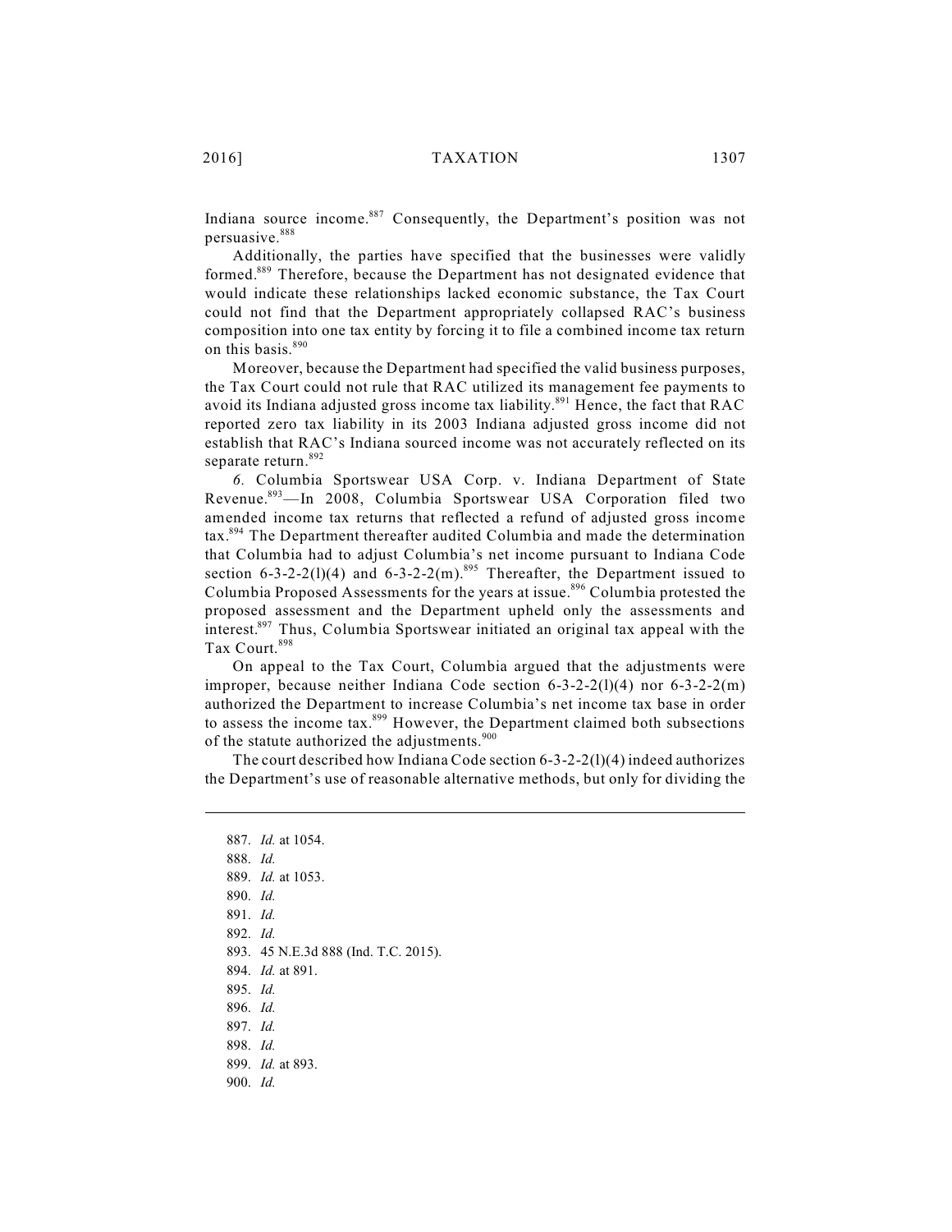Indiana source income.[887] Consequently, the Department's position was not persuasive.[888]

Additionally, the parties have specified that the businesses were validly formed.[889] Therefore, because the Department has not designated evidence that would indicate these relationships lacked economic substance, the Tax Court could not find that the Department appropriately collapsed RAC's business composition into one tax entity by forcing it to file a combined income tax return on this basis.[890]

Moreover, because the Department had specified the valid business purposes, the Tax Court could not rule that RAC utilized its management fee payments to avoid its Indiana adjusted gross income tax liability.[891] Hence, the fact that RAC reported zero tax liability in its 2003 Indiana adjusted gross income did not establish that RAC's Indiana sourced income was not accurately reflected on its separate return.[892]

*6.* Columbia Sportswear USA Corp. v. Indiana Department of State Revenue.[893]—In 2008, Columbia Sportswear USA Corporation filed two amended income tax returns that reflected a refund of adjusted gross income tax.[894] The Department thereafter audited Columbia and made the determination that Columbia had to adjust Columbia's net income pursuant to Indiana Code section 6-3-2-2(l)(4) and 6-3-2-2(m).[895] Thereafter, the Department issued to Columbia Proposed Assessments for the years at issue.[896] Columbia protested the proposed assessment and the Department upheld only the assessments and interest.[897] Thus, Columbia Sportswear initiated an original tax appeal with the Tax Court.[898]

On appeal to the Tax Court, Columbia argued that the adjustments were improper, because neither Indiana Code section 6-3-2-2(l)(4) nor 6-3-2-2(m) authorized the Department to increase Columbia's net income tax base in order to assess the income tax.[899] However, the Department claimed both subsections of the statute authorized the adjustments.[900]

The court described how Indiana Code section 6-3-2-2(l)(4) indeed authorizes the Department's use of reasonable alternative methods, but only for dividing the

---

887. *Id.* at 1054.
888. *Id.*
889. *Id.* at 1053.
890. *Id.*
891. *Id.*
892. *Id.*
893. 45 N.E.3d 888 (Ind. T.C. 2015).
894. *Id.* at 891.
895. *Id.*
896. *Id.*
897. *Id.*
898. *Id.*
899. *Id.* at 893.
900. *Id.*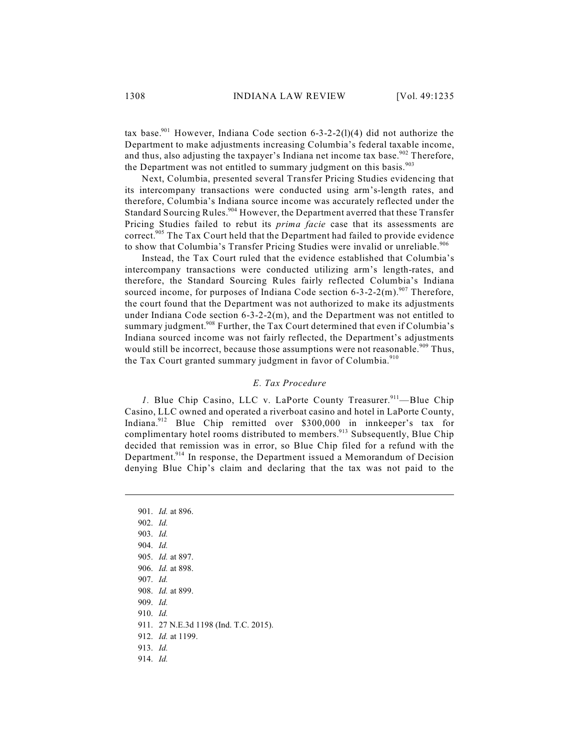tax base.[901] However, Indiana Code section 6-3-2-2(l)(4) did not authorize the Department to make adjustments increasing Columbia's federal taxable income, and thus, also adjusting the taxpayer's Indiana net income tax base.[902] Therefore, the Department was not entitled to summary judgment on this basis.[903]

Next, Columbia, presented several Transfer Pricing Studies evidencing that its intercompany transactions were conducted using arm's-length rates, and therefore, Columbia's Indiana source income was accurately reflected under the Standard Sourcing Rules.[904] However, the Department averred that these Transfer Pricing Studies failed to rebut its *prima facie* case that its assessments are correct.[905] The Tax Court held that the Department had failed to provide evidence to show that Columbia's Transfer Pricing Studies were invalid or unreliable.[906]

Instead, the Tax Court ruled that the evidence established that Columbia's intercompany transactions were conducted utilizing arm's length-rates, and therefore, the Standard Sourcing Rules fairly reflected Columbia's Indiana sourced income, for purposes of Indiana Code section 6-3-2-2(m).[907] Therefore, the court found that the Department was not authorized to make its adjustments under Indiana Code section 6-3-2-2(m), and the Department was not entitled to summary judgment.[908] Further, the Tax Court determined that even if Columbia's Indiana sourced income was not fairly reflected, the Department's adjustments would still be incorrect, because those assumptions were not reasonable.[909] Thus, the Tax Court granted summary judgment in favor of Columbia.[910]

### *E. Tax Procedure*

*1.* Blue Chip Casino, LLC v. LaPorte County Treasurer.[911]—Blue Chip Casino, LLC owned and operated a riverboat casino and hotel in LaPorte County, Indiana.[912] Blue Chip remitted over $300,000 in innkeeper's tax for complimentary hotel rooms distributed to members.[913] Subsequently, Blue Chip decided that remission was in error, so Blue Chip filed for a refund with the Department.[914] In response, the Department issued a Memorandum of Decision denying Blue Chip's claim and declaring that the tax was not paid to the

---

901. *Id.* at 896.
902. *Id.*
903. *Id.*
904. *Id.*
905. *Id.* at 897.
906. *Id.* at 898.
907. *Id.*
908. *Id.* at 899.
909. *Id.*
910. *Id.*
911. 27 N.E.3d 1198 (Ind. T.C. 2015).
912. *Id.* at 1199.
913. *Id.*
914. *Id.*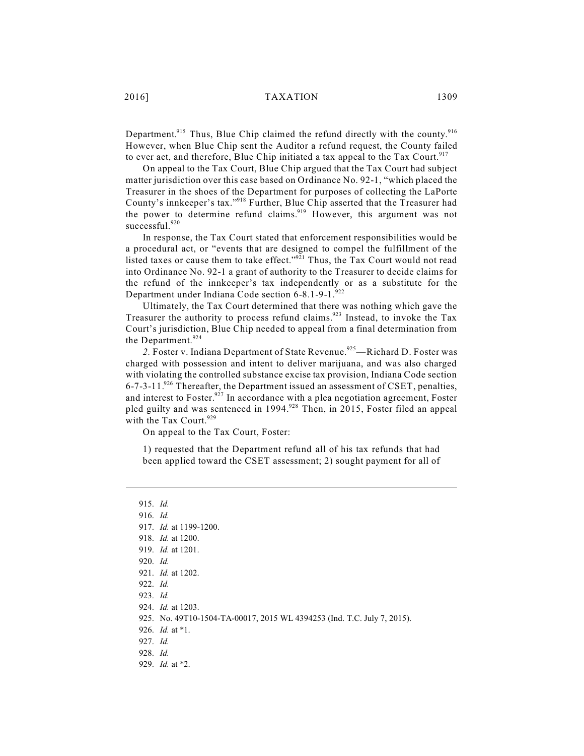Department.[915] Thus, Blue Chip claimed the refund directly with the county.[916] However, when Blue Chip sent the Auditor a refund request, the County failed to ever act, and therefore, Blue Chip initiated a tax appeal to the Tax Court.[917]

On appeal to the Tax Court, Blue Chip argued that the Tax Court had subject matter jurisdiction over this case based on Ordinance No. 92-1, "which placed the Treasurer in the shoes of the Department for purposes of collecting the LaPorte County's innkeeper's tax."[918] Further, Blue Chip asserted that the Treasurer had the power to determine refund claims.[919] However, this argument was not successful.[920]

In response, the Tax Court stated that enforcement responsibilities would be a procedural act, or "events that are designed to compel the fulfillment of the listed taxes or cause them to take effect."[921] Thus, the Tax Court would not read into Ordinance No. 92-1 a grant of authority to the Treasurer to decide claims for the refund of the innkeeper's tax independently or as a substitute for the Department under Indiana Code section 6-8.1-9-1.[922]

Ultimately, the Tax Court determined that there was nothing which gave the Treasurer the authority to process refund claims.[923] Instead, to invoke the Tax Court's jurisdiction, Blue Chip needed to appeal from a final determination from the Department.[924]

*2.* Foster v. Indiana Department of State Revenue.[925]—Richard D. Foster was charged with possession and intent to deliver marijuana, and was also charged with violating the controlled substance excise tax provision, Indiana Code section 6-7-3-11.[926] Thereafter, the Department issued an assessment of CSET, penalties, and interest to Foster.[927] In accordance with a plea negotiation agreement, Foster pled guilty and was sentenced in 1994.[928] Then, in 2015, Foster filed an appeal with the Tax Court.[929]

On appeal to the Tax Court, Foster:

> 1) requested that the Department refund all of his tax refunds that had been applied toward the CSET assessment; 2) sought payment for all of

---

915. *Id.*
916. *Id.*
917. *Id.* at 1199-1200.
918. *Id.* at 1200.
919. *Id.* at 1201.
920. *Id.*
921. *Id.* at 1202.
922. *Id.*
923. *Id.*
924. *Id.* at 1203.
925. No. 49T10-1504-TA-00017, 2015 WL 4394253 (Ind. T.C. July 7, 2015).
926. *Id.* at *1.
927. *Id.*
928. *Id.*
929. *Id.* at *2.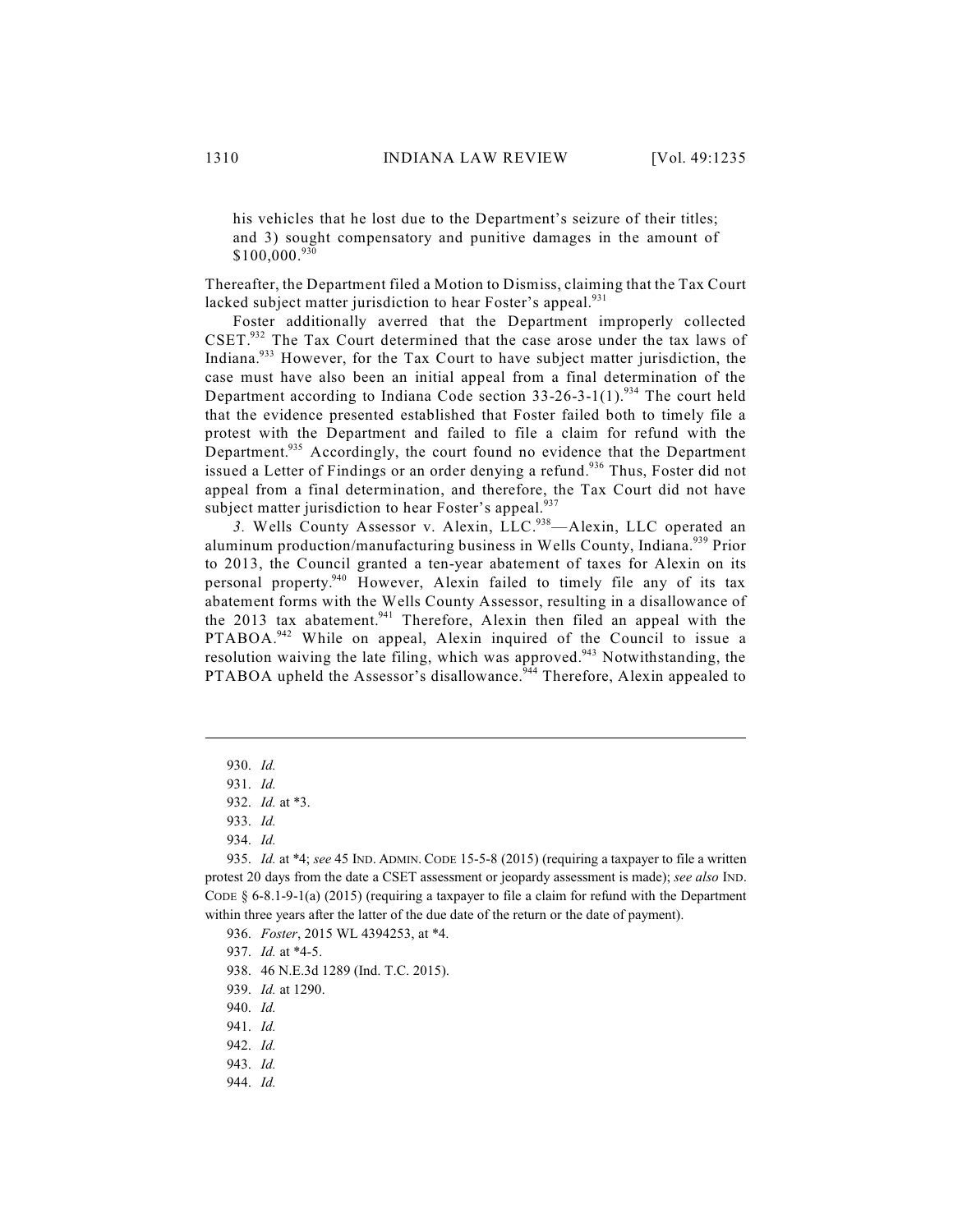his vehicles that he lost due to the Department's seizure of their titles; and 3) sought compensatory and punitive damages in the amount of $100,000.[930]

Thereafter, the Department filed a Motion to Dismiss, claiming that the Tax Court lacked subject matter jurisdiction to hear Foster's appeal.[931]

Foster additionally averred that the Department improperly collected CSET.[932] The Tax Court determined that the case arose under the tax laws of Indiana.[933] However, for the Tax Court to have subject matter jurisdiction, the case must have also been an initial appeal from a final determination of the Department according to Indiana Code section 33-26-3-1(1).[934] The court held that the evidence presented established that Foster failed both to timely file a protest with the Department and failed to file a claim for refund with the Department.[935] Accordingly, the court found no evidence that the Department issued a Letter of Findings or an order denying a refund.[936] Thus, Foster did not appeal from a final determination, and therefore, the Tax Court did not have subject matter jurisdiction to hear Foster's appeal.[937]

*3.* Wells County Assessor v. Alexin, LLC.[938]—Alexin, LLC operated an aluminum production/manufacturing business in Wells County, Indiana.[939] Prior to 2013, the Council granted a ten-year abatement of taxes for Alexin on its personal property.[940] However, Alexin failed to timely file any of its tax abatement forms with the Wells County Assessor, resulting in a disallowance of the 2013 tax abatement.[941] Therefore, Alexin then filed an appeal with the PTABOA.[942] While on appeal, Alexin inquired of the Council to issue a resolution waiving the late filing, which was approved.[943] Notwithstanding, the PTABOA upheld the Assessor's disallowance.[944] Therefore, Alexin appealed to

---

930. *Id.*

931. *Id.*

932. *Id.* at *3.

933. *Id.*

934. *Id.*

935. *Id.* at *4; *see* 45 IND. ADMIN. CODE 15-5-8 (2015) (requiring a taxpayer to file a written protest 20 days from the date a CSET assessment or jeopardy assessment is made); *see also* IND. CODE § 6-8.1-9-1(a) (2015) (requiring a taxpayer to file a claim for refund with the Department within three years after the latter of the due date of the return or the date of payment).

936. *Foster*, 2015 WL 4394253, at *4.

937. *Id.* at *4-5.

938. 46 N.E.3d 1289 (Ind. T.C. 2015).

939. *Id.* at 1290.

940. *Id.*

941. *Id.*

942. *Id.*

943. *Id.*

944. *Id.*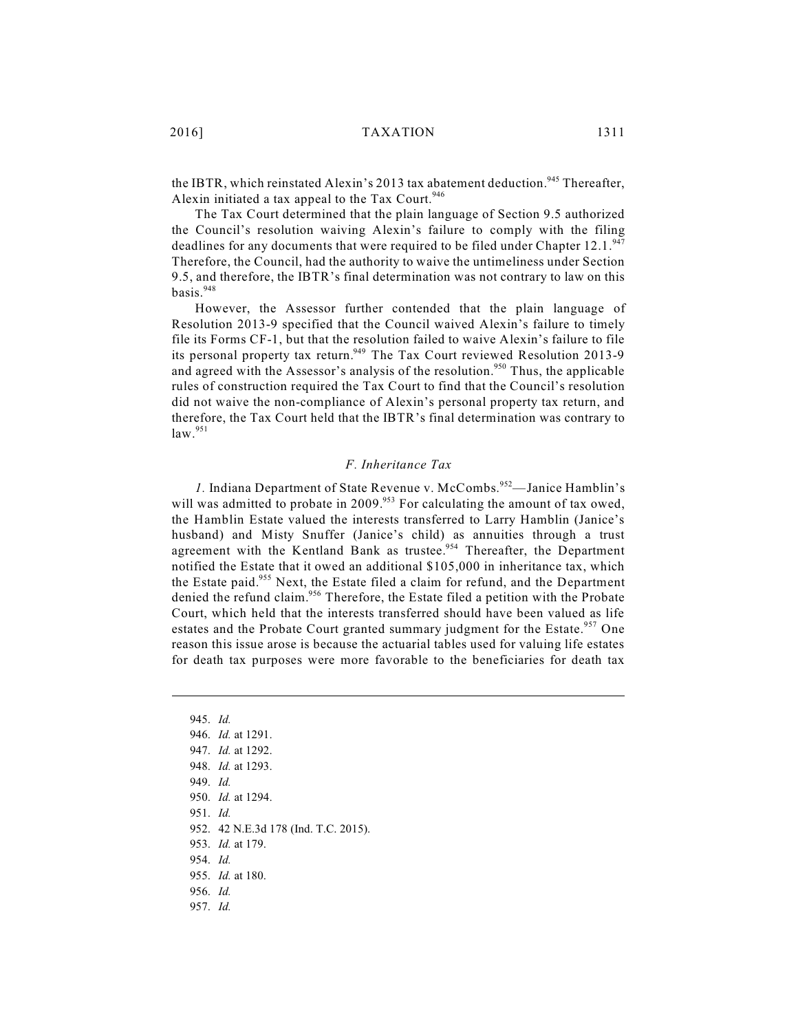the IBTR, which reinstated Alexin's 2013 tax abatement deduction.[945] Thereafter, Alexin initiated a tax appeal to the Tax Court.[946]

The Tax Court determined that the plain language of Section 9.5 authorized the Council's resolution waiving Alexin's failure to comply with the filing deadlines for any documents that were required to be filed under Chapter 12.1.[947] Therefore, the Council, had the authority to waive the untimeliness under Section 9.5, and therefore, the IBTR's final determination was not contrary to law on this basis.[948]

However, the Assessor further contended that the plain language of Resolution 2013-9 specified that the Council waived Alexin's failure to timely file its Forms CF-1, but that the resolution failed to waive Alexin's failure to file its personal property tax return.[949] The Tax Court reviewed Resolution 2013-9 and agreed with the Assessor's analysis of the resolution.[950] Thus, the applicable rules of construction required the Tax Court to find that the Council's resolution did not waive the non-compliance of Alexin's personal property tax return, and therefore, the Tax Court held that the IBTR's final determination was contrary to law.[951]

### *F. Inheritance Tax*

*1.* Indiana Department of State Revenue v. McCombs.[952]—Janice Hamblin's will was admitted to probate in 2009.[953] For calculating the amount of tax owed, the Hamblin Estate valued the interests transferred to Larry Hamblin (Janice's husband) and Misty Snuffer (Janice's child) as annuities through a trust agreement with the Kentland Bank as trustee.[954] Thereafter, the Department notified the Estate that it owed an additional $105,000 in inheritance tax, which the Estate paid.[955] Next, the Estate filed a claim for refund, and the Department denied the refund claim.[956] Therefore, the Estate filed a petition with the Probate Court, which held that the interests transferred should have been valued as life estates and the Probate Court granted summary judgment for the Estate.[957] One reason this issue arose is because the actuarial tables used for valuing life estates for death tax purposes were more favorable to the beneficiaries for death tax

---

945. *Id.*
946. *Id.* at 1291.
947. *Id.* at 1292.
948. *Id.* at 1293.
949. *Id.*
950. *Id.* at 1294.
951. *Id.*
952. 42 N.E.3d 178 (Ind. T.C. 2015).
953. *Id.* at 179.
954. *Id.*
955. *Id.* at 180.
956. *Id.*
957. *Id.*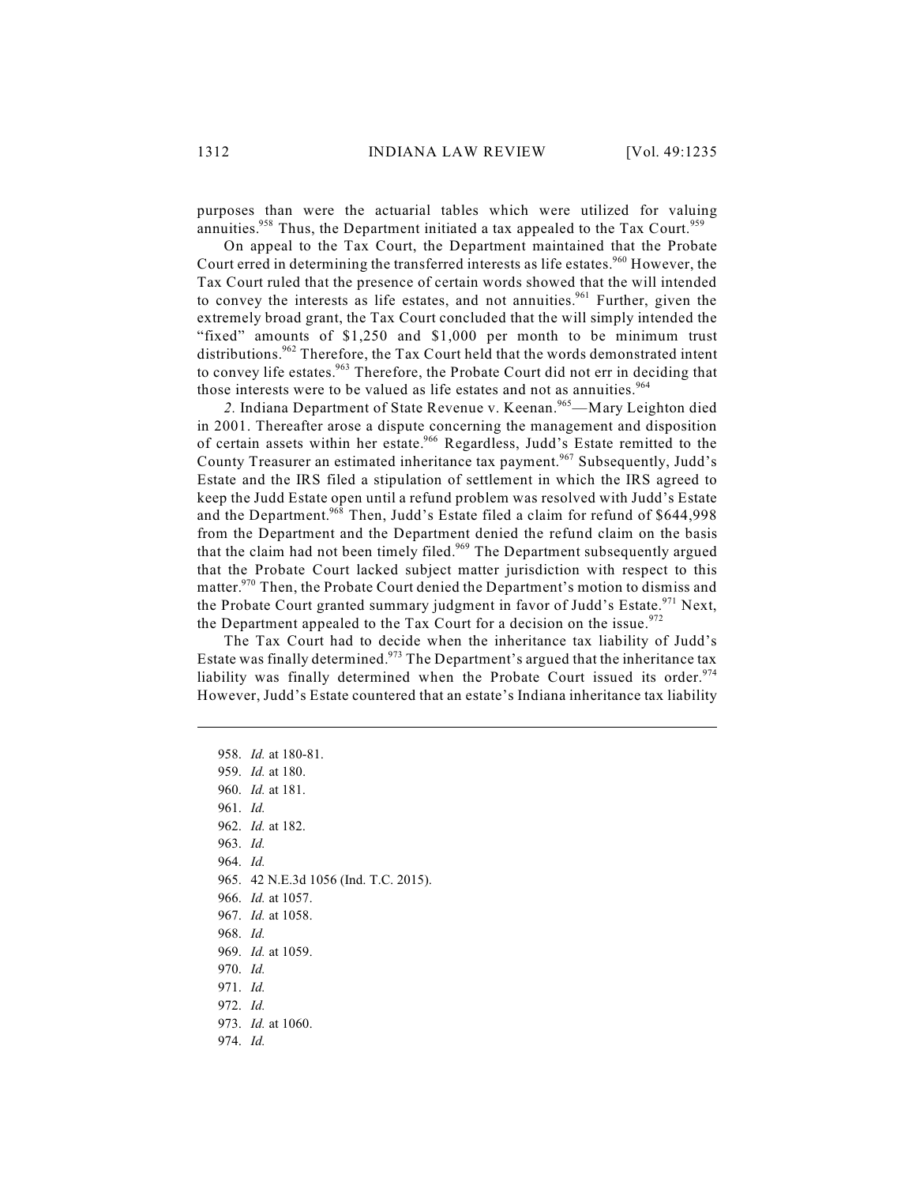purposes than were the actuarial tables which were utilized for valuing annuities.[958] Thus, the Department initiated a tax appealed to the Tax Court.[959]

On appeal to the Tax Court, the Department maintained that the Probate Court erred in determining the transferred interests as life estates.[960] However, the Tax Court ruled that the presence of certain words showed that the will intended to convey the interests as life estates, and not annuities.[961] Further, given the extremely broad grant, the Tax Court concluded that the will simply intended the "fixed" amounts of $1,250 and $1,000 per month to be minimum trust distributions.[962] Therefore, the Tax Court held that the words demonstrated intent to convey life estates.[963] Therefore, the Probate Court did not err in deciding that those interests were to be valued as life estates and not as annuities.[964]

*2.* Indiana Department of State Revenue v. Keenan.[965]—Mary Leighton died in 2001. Thereafter arose a dispute concerning the management and disposition of certain assets within her estate.[966] Regardless, Judd's Estate remitted to the County Treasurer an estimated inheritance tax payment.[967] Subsequently, Judd's Estate and the IRS filed a stipulation of settlement in which the IRS agreed to keep the Judd Estate open until a refund problem was resolved with Judd's Estate and the Department.[968] Then, Judd's Estate filed a claim for refund of $644,998 from the Department and the Department denied the refund claim on the basis that the claim had not been timely filed.[969] The Department subsequently argued that the Probate Court lacked subject matter jurisdiction with respect to this matter.[970] Then, the Probate Court denied the Department's motion to dismiss and the Probate Court granted summary judgment in favor of Judd's Estate.[971] Next, the Department appealed to the Tax Court for a decision on the issue.[972]

The Tax Court had to decide when the inheritance tax liability of Judd's Estate was finally determined.[973] The Department's argued that the inheritance tax liability was finally determined when the Probate Court issued its order.[974] However, Judd's Estate countered that an estate's Indiana inheritance tax liability

---

958. *Id.* at 180-81.
959. *Id.* at 180.
960. *Id.* at 181.
961. *Id.*
962. *Id.* at 182.
963. *Id.*
964. *Id.*
965. 42 N.E.3d 1056 (Ind. T.C. 2015).
966. *Id.* at 1057.
967. *Id.* at 1058.
968. *Id.*
969. *Id.* at 1059.
970. *Id.*
971. *Id.*
972. *Id.*
973. *Id.* at 1060.
974. *Id.*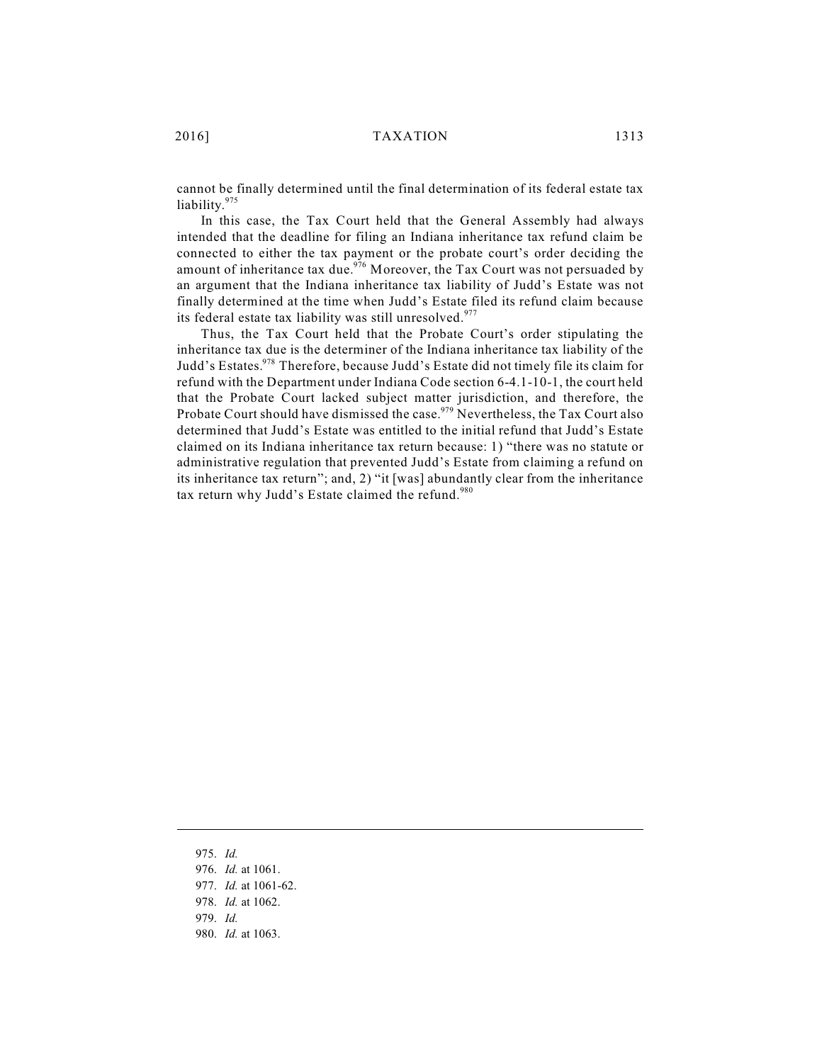cannot be finally determined until the final determination of its federal estate tax liability.[975]

In this case, the Tax Court held that the General Assembly had always intended that the deadline for filing an Indiana inheritance tax refund claim be connected to either the tax payment or the probate court's order deciding the amount of inheritance tax due.[976] Moreover, the Tax Court was not persuaded by an argument that the Indiana inheritance tax liability of Judd's Estate was not finally determined at the time when Judd's Estate filed its refund claim because its federal estate tax liability was still unresolved.[977]

Thus, the Tax Court held that the Probate Court's order stipulating the inheritance tax due is the determiner of the Indiana inheritance tax liability of the Judd's Estates.[978] Therefore, because Judd's Estate did not timely file its claim for refund with the Department under Indiana Code section 6-4.1-10-1, the court held that the Probate Court lacked subject matter jurisdiction, and therefore, the Probate Court should have dismissed the case.[979] Nevertheless, the Tax Court also determined that Judd's Estate was entitled to the initial refund that Judd's Estate claimed on its Indiana inheritance tax return because: 1) "there was no statute or administrative regulation that prevented Judd's Estate from claiming a refund on its inheritance tax return"; and, 2) "it [was] abundantly clear from the inheritance tax return why Judd's Estate claimed the refund.[980]

---

975. *Id.*
976. *Id.* at 1061.
977. *Id.* at 1061-62.
978. *Id.* at 1062.
979. *Id.*
980. *Id.* at 1063.